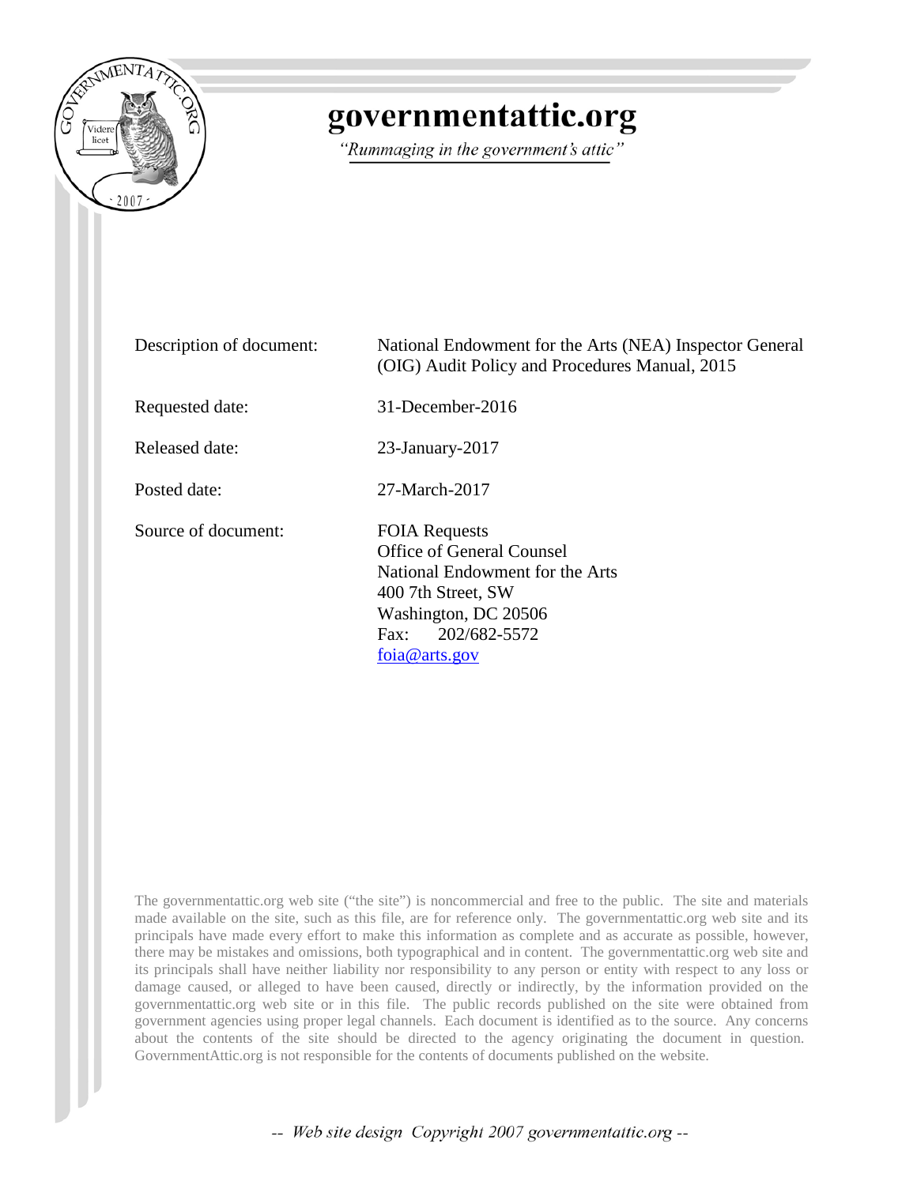# governmentattic.org

*"Rummaging in the government's attic"*

| | |
|---|---|
| Description of document: | National Endowment for the Arts (NEA) Inspector General (OIG) Audit Policy and Procedures Manual, 2015 |
| Requested date: | 31-December-2016 |
| Released date: | 23-January-2017 |
| Posted date: | 27-March-2017 |
| Source of document: | FOIA Requests<br>Office of General Counsel<br>National Endowment for the Arts<br>400 7th Street, SW<br>Washington, DC 20506<br>Fax: 202/682-5572<br>[foia@arts.gov](mailto:foia@arts.gov) |

The governmentattic.org web site ("the site") is noncommercial and free to the public. The site and materials made available on the site, such as this file, are for reference only. The governmentattic.org web site and its principals have made every effort to make this information as complete and as accurate as possible, however, there may be mistakes and omissions, both typographical and in content. The governmentattic.org web site and its principals shall have neither liability nor responsibility to any person or entity with respect to any loss or damage caused, or alleged to have been caused, directly or indirectly, by the information provided on the governmentattic.org web site or in this file. The public records published on the site were obtained from government agencies using proper legal channels. Each document is identified as to the source. Any concerns about the contents of the site should be directed to the agency originating the document in question. GovernmentAttic.org is not responsible for the contents of documents published on the website.

*-- Web site design Copyright 2007 governmentattic.org --*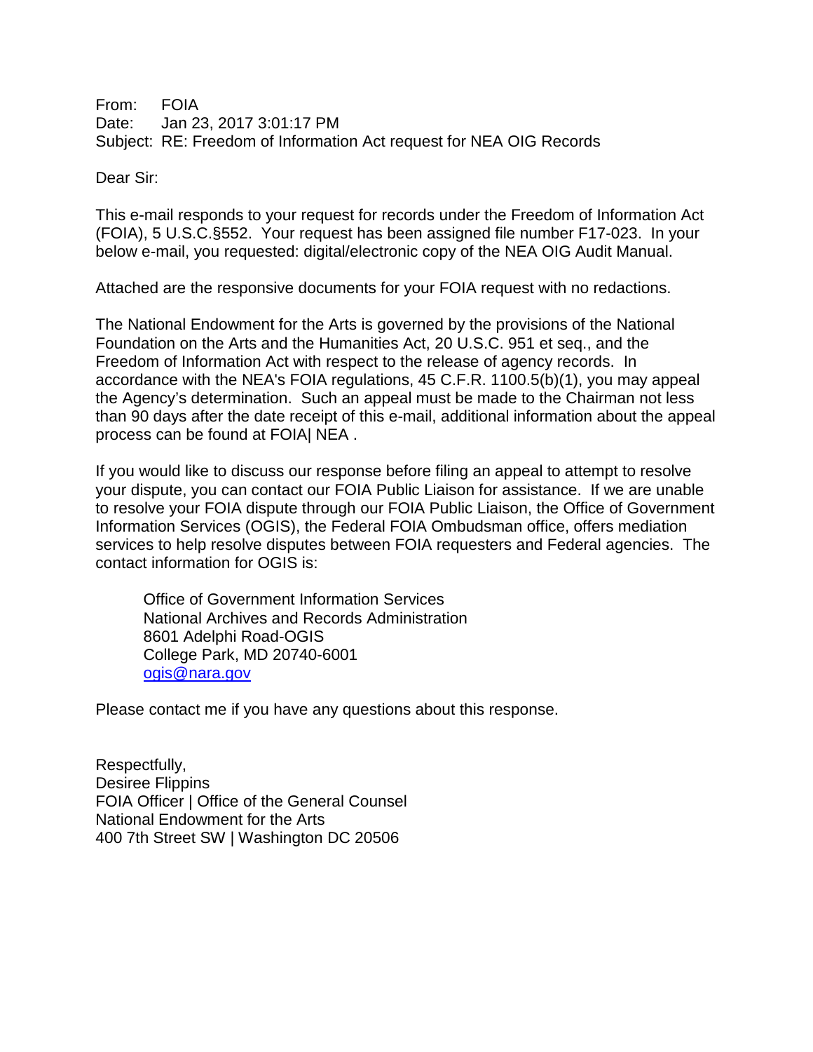From: FOIA  
Date: Jan 23, 2017 3:01:17 PM  
Subject: RE: Freedom of Information Act request for NEA OIG Records

Dear Sir:

This e-mail responds to your request for records under the Freedom of Information Act (FOIA), 5 U.S.C.§552. Your request has been assigned file number F17-023. In your below e-mail, you requested: digital/electronic copy of the NEA OIG Audit Manual.

Attached are the responsive documents for your FOIA request with no redactions.

The National Endowment for the Arts is governed by the provisions of the National Foundation on the Arts and the Humanities Act, 20 U.S.C. 951 et seq., and the Freedom of Information Act with respect to the release of agency records. In accordance with the NEA's FOIA regulations, 45 C.F.R. 1100.5(b)(1), you may appeal the Agency's determination. Such an appeal must be made to the Chairman not less than 90 days after the date receipt of this e-mail, additional information about the appeal process can be found at FOIA| NEA .

If you would like to discuss our response before filing an appeal to attempt to resolve your dispute, you can contact our FOIA Public Liaison for assistance. If we are unable to resolve your FOIA dispute through our FOIA Public Liaison, the Office of Government Information Services (OGIS), the Federal FOIA Ombudsman office, offers mediation services to help resolve disputes between FOIA requesters and Federal agencies. The contact information for OGIS is:

> Office of Government Information Services  
> National Archives and Records Administration  
> 8601 Adelphi Road-OGIS  
> College Park, MD 20740-6001  
> ogis@nara.gov

Please contact me if you have any questions about this response.

Respectfully,  
Desiree Flippins  
FOIA Officer | Office of the General Counsel  
National Endowment for the Arts  
400 7th Street SW | Washington DC 20506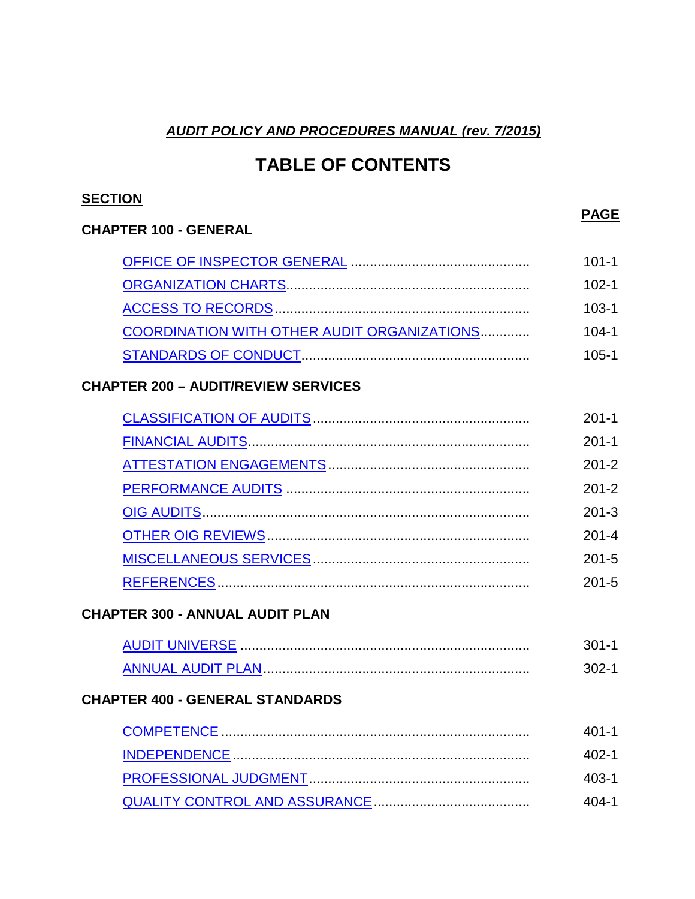***AUDIT POLICY AND PROCEDURES MANUAL (rev. 7/2015)***

# TABLE OF CONTENTS

| SECTION | PAGE |
| --- | --- |
| **CHAPTER 100 - GENERAL** | |
| OFFICE OF INSPECTOR GENERAL | 101-1 |
| ORGANIZATION CHARTS | 102-1 |
| ACCESS TO RECORDS | 103-1 |
| COORDINATION WITH OTHER AUDIT ORGANIZATIONS | 104-1 |
| STANDARDS OF CONDUCT | 105-1 |
| **CHAPTER 200 – AUDIT/REVIEW SERVICES** | |
| CLASSIFICATION OF AUDITS | 201-1 |
| FINANCIAL AUDITS | 201-1 |
| ATTESTATION ENGAGEMENTS | 201-2 |
| PERFORMANCE AUDITS | 201-2 |
| OIG AUDITS | 201-3 |
| OTHER OIG REVIEWS | 201-4 |
| MISCELLANEOUS SERVICES | 201-5 |
| REFERENCES | 201-5 |
| **CHAPTER 300 - ANNUAL AUDIT PLAN** | |
| AUDIT UNIVERSE | 301-1 |
| ANNUAL AUDIT PLAN | 302-1 |
| **CHAPTER 400 - GENERAL STANDARDS** | |
| COMPETENCE | 401-1 |
| INDEPENDENCE | 402-1 |
| PROFESSIONAL JUDGMENT | 403-1 |
| QUALITY CONTROL AND ASSURANCE | 404-1 |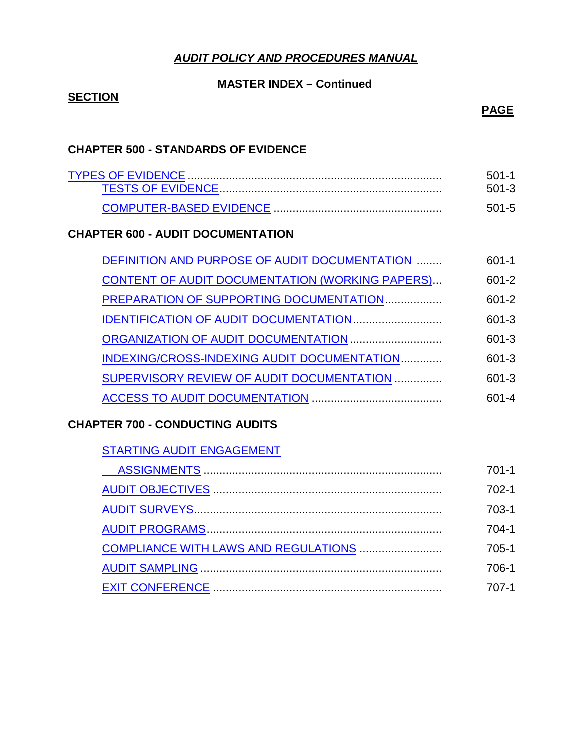# *AUDIT POLICY AND PROCEDURES MANUAL*

**MASTER INDEX – Continued**

| SECTION | PAGE |
|---|---|
| **CHAPTER 500 - STANDARDS OF EVIDENCE** | |
| TYPES OF EVIDENCE | 501-1 |
| TESTS OF EVIDENCE | 501-3 |
| COMPUTER-BASED EVIDENCE | 501-5 |
| **CHAPTER 600 - AUDIT DOCUMENTATION** | |
| DEFINITION AND PURPOSE OF AUDIT DOCUMENTATION | 601-1 |
| CONTENT OF AUDIT DOCUMENTATION (WORKING PAPERS) | 601-2 |
| PREPARATION OF SUPPORTING DOCUMENTATION | 601-2 |
| IDENTIFICATION OF AUDIT DOCUMENTATION | 601-3 |
| ORGANIZATION OF AUDIT DOCUMENTATION | 601-3 |
| INDEXING/CROSS-INDEXING AUDIT DOCUMENTATION | 601-3 |
| SUPERVISORY REVIEW OF AUDIT DOCUMENTATION | 601-3 |
| ACCESS TO AUDIT DOCUMENTATION | 601-4 |
| **CHAPTER 700 - CONDUCTING AUDITS** | |
| STARTING AUDIT ENGAGEMENT ASSIGNMENTS | 701-1 |
| AUDIT OBJECTIVES | 702-1 |
| AUDIT SURVEYS | 703-1 |
| AUDIT PROGRAMS | 704-1 |
| COMPLIANCE WITH LAWS AND REGULATIONS | 705-1 |
| AUDIT SAMPLING | 706-1 |
| EXIT CONFERENCE | 707-1 |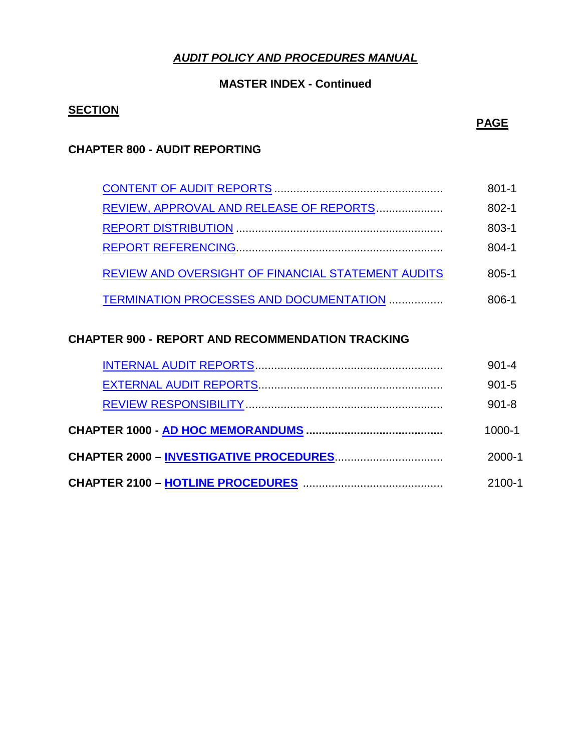***AUDIT POLICY AND PROCEDURES MANUAL***

**MASTER INDEX - Continued**

| **SECTION** | **PAGE** |
|---|---|
| **CHAPTER 800 - AUDIT REPORTING** | |
| CONTENT OF AUDIT REPORTS | 801-1 |
| REVIEW, APPROVAL AND RELEASE OF REPORTS | 802-1 |
| REPORT DISTRIBUTION | 803-1 |
| REPORT REFERENCING | 804-1 |
| REVIEW AND OVERSIGHT OF FINANCIAL STATEMENT AUDITS | 805-1 |
| TERMINATION PROCESSES AND DOCUMENTATION | 806-1 |
| **CHAPTER 900 - REPORT AND RECOMMENDATION TRACKING** | |
| INTERNAL AUDIT REPORTS | 901-4 |
| EXTERNAL AUDIT REPORTS | 901-5 |
| REVIEW RESPONSIBILITY | 901-8 |
| **CHAPTER 1000 - AD HOC MEMORANDUMS** | 1000-1 |
| **CHAPTER 2000 – INVESTIGATIVE PROCEDURES** | 2000-1 |
| **CHAPTER 2100 – HOTLINE PROCEDURES** | 2100-1 |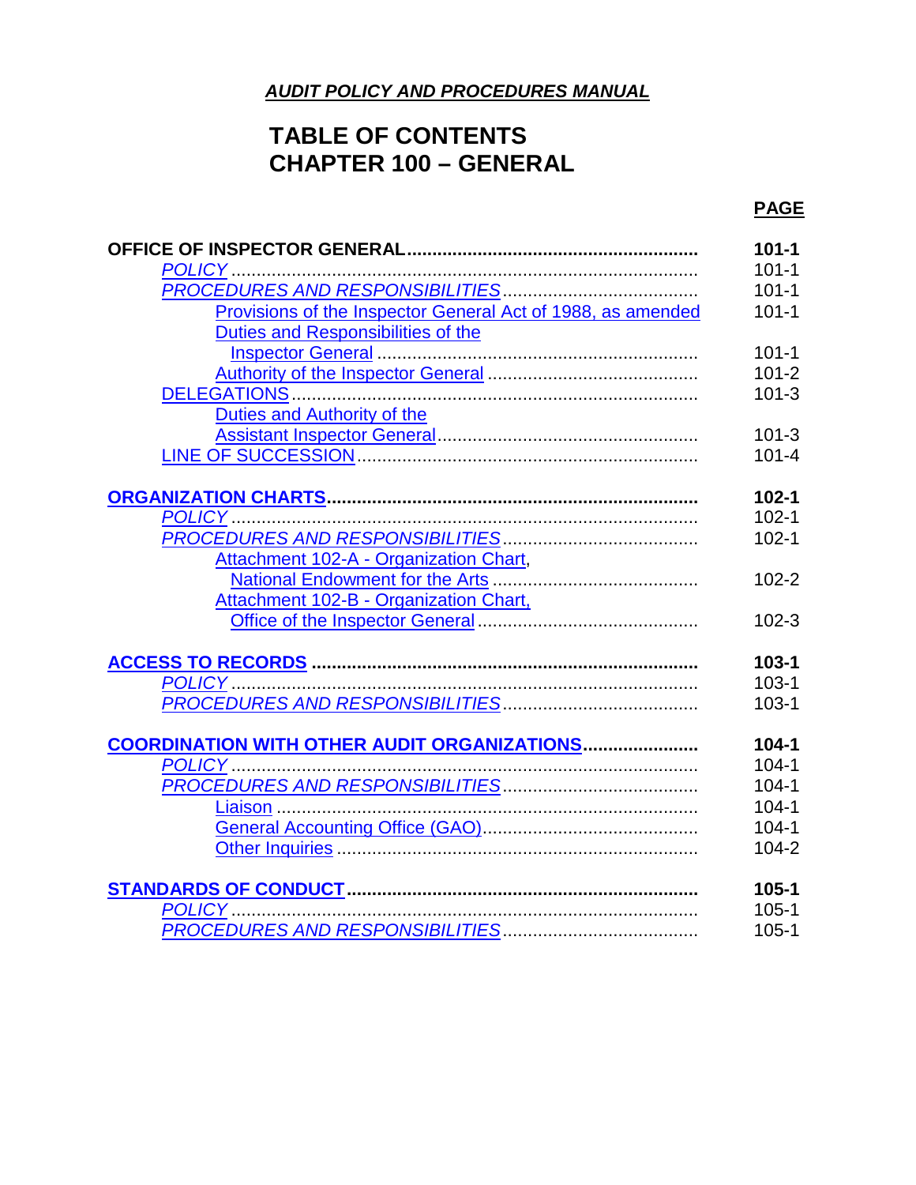***AUDIT POLICY AND PROCEDURES MANUAL***

# TABLE OF CONTENTS
# CHAPTER 100 – GENERAL

| | **PAGE** |
|---|---|
| **OFFICE OF INSPECTOR GENERAL** | **101-1** |
| *POLICY* | 101-1 |
| *PROCEDURES AND RESPONSIBILITIES* | 101-1 |
| Provisions of the Inspector General Act of 1988, as amended | 101-1 |
| Duties and Responsibilities of the Inspector General | 101-1 |
| Authority of the Inspector General | 101-2 |
| DELEGATIONS | 101-3 |
| Duties and Authority of the Assistant Inspector General | 101-3 |
| LINE OF SUCCESSION | 101-4 |
| **ORGANIZATION CHARTS** | **102-1** |
| *POLICY* | 102-1 |
| *PROCEDURES AND RESPONSIBILITIES* | 102-1 |
| Attachment 102-A - Organization Chart, National Endowment for the Arts | 102-2 |
| Attachment 102-B - Organization Chart, Office of the Inspector General | 102-3 |
| **ACCESS TO RECORDS** | **103-1** |
| *POLICY* | 103-1 |
| *PROCEDURES AND RESPONSIBILITIES* | 103-1 |
| **COORDINATION WITH OTHER AUDIT ORGANIZATIONS** | **104-1** |
| *POLICY* | 104-1 |
| *PROCEDURES AND RESPONSIBILITIES* | 104-1 |
| Liaison | 104-1 |
| General Accounting Office (GAO) | 104-1 |
| Other Inquiries | 104-2 |
| **STANDARDS OF CONDUCT** | **105-1** |
| *POLICY* | 105-1 |
| *PROCEDURES AND RESPONSIBILITIES* | 105-1 |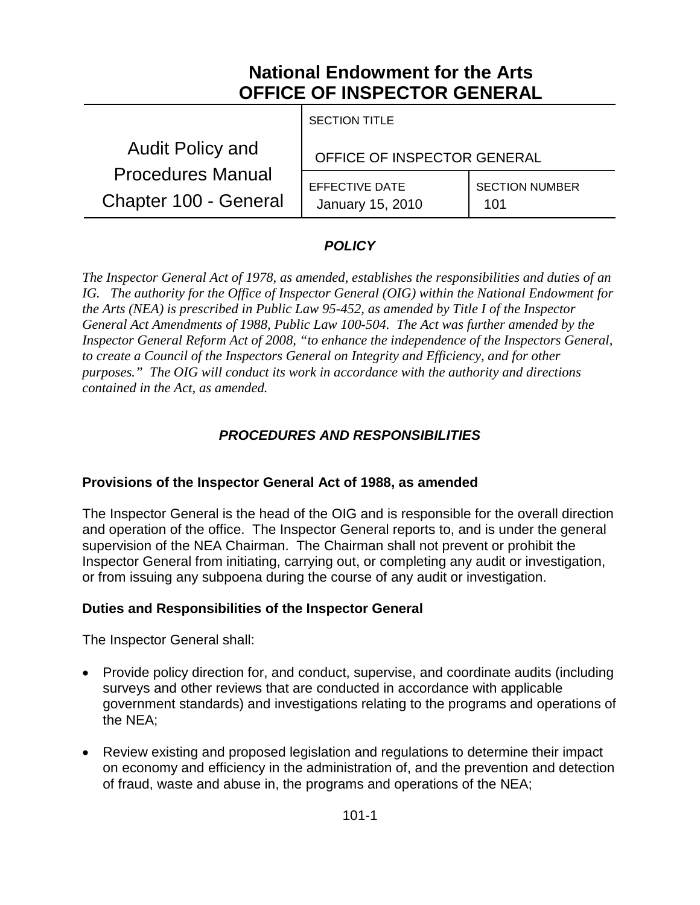# National Endowment for the Arts
# OFFICE OF INSPECTOR GENERAL

| Audit Policy and Procedures Manual Chapter 100 - General | SECTION TITLE OFFICE OF INSPECTOR GENERAL | |
|---|---|---|
| | EFFECTIVE DATE January 15, 2010 | SECTION NUMBER 101 |

## *POLICY*

*The Inspector General Act of 1978, as amended, establishes the responsibilities and duties of an IG. The authority for the Office of Inspector General (OIG) within the National Endowment for the Arts (NEA) is prescribed in Public Law 95-452, as amended by Title I of the Inspector General Act Amendments of 1988, Public Law 100-504. The Act was further amended by the Inspector General Reform Act of 2008, "to enhance the independence of the Inspectors General, to create a Council of the Inspectors General on Integrity and Efficiency, and for other purposes." The OIG will conduct its work in accordance with the authority and directions contained in the Act, as amended.*

## *PROCEDURES AND RESPONSIBILITIES*

### Provisions of the Inspector General Act of 1988, as amended

The Inspector General is the head of the OIG and is responsible for the overall direction and operation of the office. The Inspector General reports to, and is under the general supervision of the NEA Chairman. The Chairman shall not prevent or prohibit the Inspector General from initiating, carrying out, or completing any audit or investigation, or from issuing any subpoena during the course of any audit or investigation.

### Duties and Responsibilities of the Inspector General

The Inspector General shall:

- Provide policy direction for, and conduct, supervise, and coordinate audits (including surveys and other reviews that are conducted in accordance with applicable government standards) and investigations relating to the programs and operations of the NEA;

- Review existing and proposed legislation and regulations to determine their impact on economy and efficiency in the administration of, and the prevention and detection of fraud, waste and abuse in, the programs and operations of the NEA;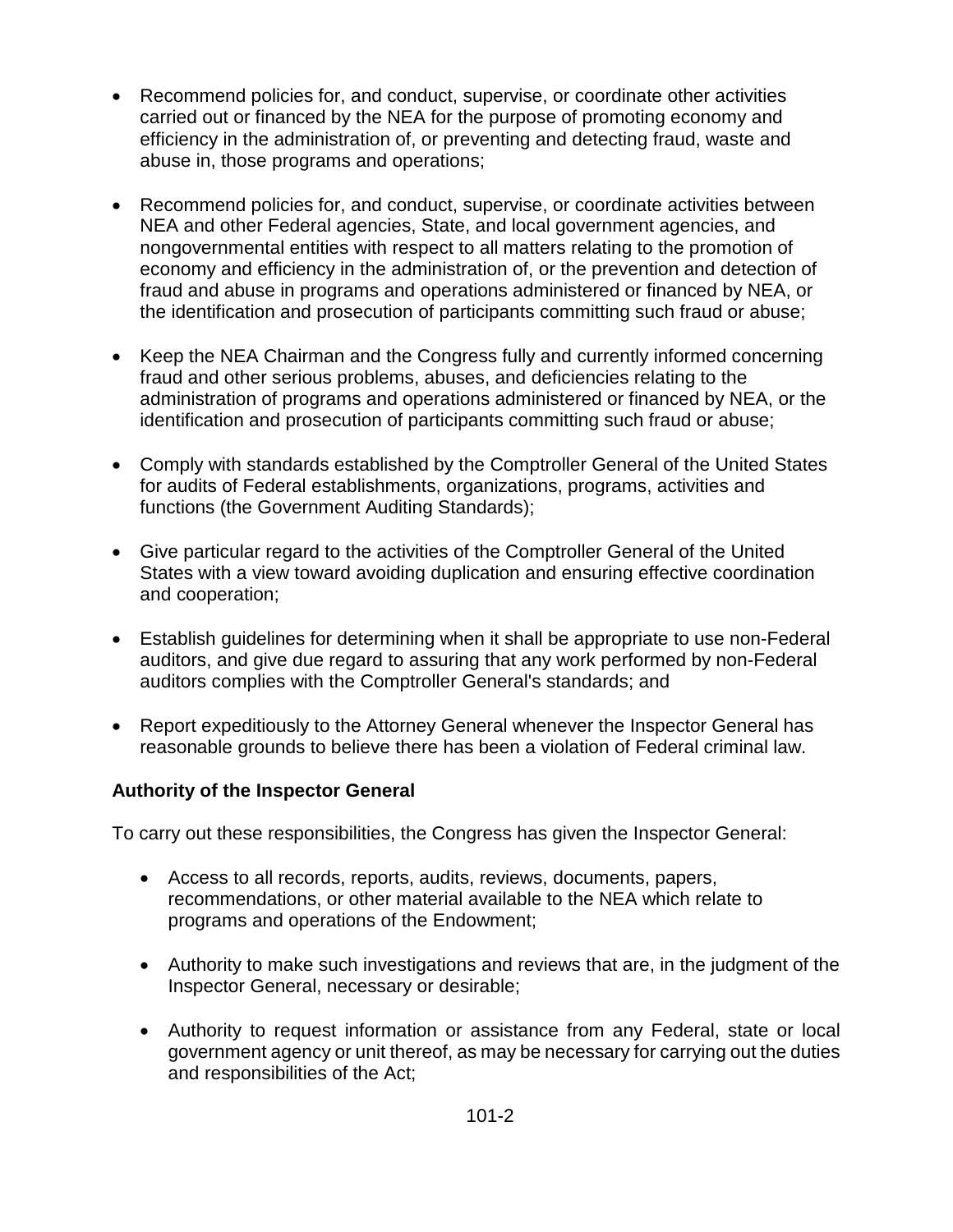- Recommend policies for, and conduct, supervise, or coordinate other activities carried out or financed by the NEA for the purpose of promoting economy and efficiency in the administration of, or preventing and detecting fraud, waste and abuse in, those programs and operations;

- Recommend policies for, and conduct, supervise, or coordinate activities between NEA and other Federal agencies, State, and local government agencies, and nongovernmental entities with respect to all matters relating to the promotion of economy and efficiency in the administration of, or the prevention and detection of fraud and abuse in programs and operations administered or financed by NEA, or the identification and prosecution of participants committing such fraud or abuse;

- Keep the NEA Chairman and the Congress fully and currently informed concerning fraud and other serious problems, abuses, and deficiencies relating to the administration of programs and operations administered or financed by NEA, or the identification and prosecution of participants committing such fraud or abuse;

- Comply with standards established by the Comptroller General of the United States for audits of Federal establishments, organizations, programs, activities and functions (the Government Auditing Standards);

- Give particular regard to the activities of the Comptroller General of the United States with a view toward avoiding duplication and ensuring effective coordination and cooperation;

- Establish guidelines for determining when it shall be appropriate to use non-Federal auditors, and give due regard to assuring that any work performed by non-Federal auditors complies with the Comptroller General's standards; and

- Report expeditiously to the Attorney General whenever the Inspector General has reasonable grounds to believe there has been a violation of Federal criminal law.

**Authority of the Inspector General**

To carry out these responsibilities, the Congress has given the Inspector General:

- Access to all records, reports, audits, reviews, documents, papers, recommendations, or other material available to the NEA which relate to programs and operations of the Endowment;

- Authority to make such investigations and reviews that are, in the judgment of the Inspector General, necessary or desirable;

- Authority to request information or assistance from any Federal, state or local government agency or unit thereof, as may be necessary for carrying out the duties and responsibilities of the Act;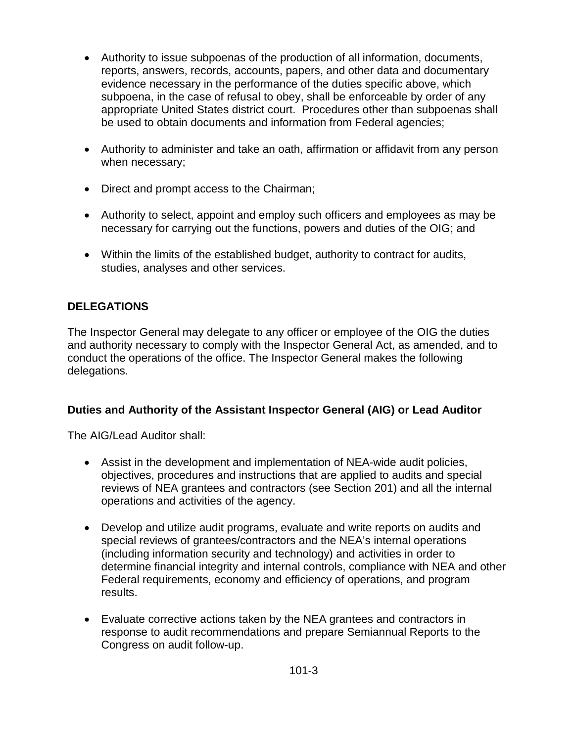- Authority to issue subpoenas of the production of all information, documents, reports, answers, records, accounts, papers, and other data and documentary evidence necessary in the performance of the duties specific above, which subpoena, in the case of refusal to obey, shall be enforceable by order of any appropriate United States district court. Procedures other than subpoenas shall be used to obtain documents and information from Federal agencies;

- Authority to administer and take an oath, affirmation or affidavit from any person when necessary;

- Direct and prompt access to the Chairman;

- Authority to select, appoint and employ such officers and employees as may be necessary for carrying out the functions, powers and duties of the OIG; and

- Within the limits of the established budget, authority to contract for audits, studies, analyses and other services.

## DELEGATIONS

The Inspector General may delegate to any officer or employee of the OIG the duties and authority necessary to comply with the Inspector General Act, as amended, and to conduct the operations of the office. The Inspector General makes the following delegations.

### Duties and Authority of the Assistant Inspector General (AIG) or Lead Auditor

The AIG/Lead Auditor shall:

- Assist in the development and implementation of NEA-wide audit policies, objectives, procedures and instructions that are applied to audits and special reviews of NEA grantees and contractors (see Section 201) and all the internal operations and activities of the agency.

- Develop and utilize audit programs, evaluate and write reports on audits and special reviews of grantees/contractors and the NEA's internal operations (including information security and technology) and activities in order to determine financial integrity and internal controls, compliance with NEA and other Federal requirements, economy and efficiency of operations, and program results.

- Evaluate corrective actions taken by the NEA grantees and contractors in response to audit recommendations and prepare Semiannual Reports to the Congress on audit follow-up.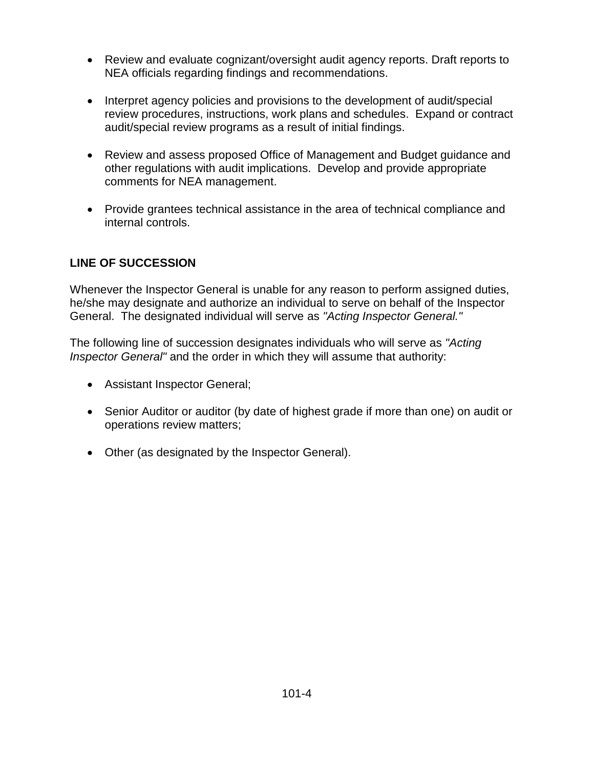- Review and evaluate cognizant/oversight audit agency reports. Draft reports to NEA officials regarding findings and recommendations.

- Interpret agency policies and provisions to the development of audit/special review procedures, instructions, work plans and schedules. Expand or contract audit/special review programs as a result of initial findings.

- Review and assess proposed Office of Management and Budget guidance and other regulations with audit implications. Develop and provide appropriate comments for NEA management.

- Provide grantees technical assistance in the area of technical compliance and internal controls.

**LINE OF SUCCESSION**

Whenever the Inspector General is unable for any reason to perform assigned duties, he/she may designate and authorize an individual to serve on behalf of the Inspector General. The designated individual will serve as *"Acting Inspector General."*

The following line of succession designates individuals who will serve as *"Acting Inspector General"* and the order in which they will assume that authority:

- Assistant Inspector General;

- Senior Auditor or auditor (by date of highest grade if more than one) on audit or operations review matters;

- Other (as designated by the Inspector General).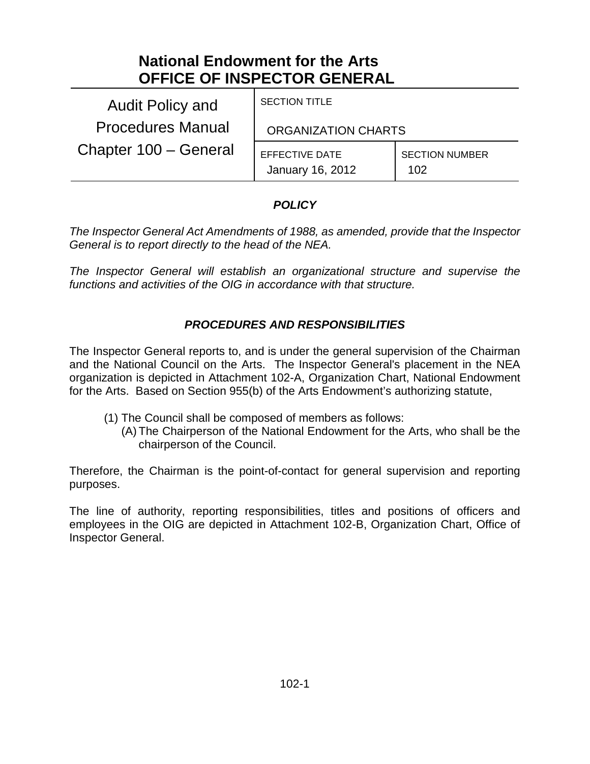# National Endowment for the Arts
# OFFICE OF INSPECTOR GENERAL

| Audit Policy and Procedures Manual Chapter 100 – General | SECTION TITLE<br>ORGANIZATION CHARTS | |
|---|---|---|
| | EFFECTIVE DATE<br>January 16, 2012 | SECTION NUMBER<br>102 |

### *POLICY*

*The Inspector General Act Amendments of 1988, as amended, provide that the Inspector General is to report directly to the head of the NEA.*

*The Inspector General will establish an organizational structure and supervise the functions and activities of the OIG in accordance with that structure.*

### *PROCEDURES AND RESPONSIBILITIES*

The Inspector General reports to, and is under the general supervision of the Chairman and the National Council on the Arts. The Inspector General's placement in the NEA organization is depicted in Attachment 102-A, Organization Chart, National Endowment for the Arts. Based on Section 955(b) of the Arts Endowment's authorizing statute,

(1) The Council shall be composed of members as follows:
  (A) The Chairperson of the National Endowment for the Arts, who shall be the chairperson of the Council.

Therefore, the Chairman is the point-of-contact for general supervision and reporting purposes.

The line of authority, reporting responsibilities, titles and positions of officers and employees in the OIG are depicted in Attachment 102-B, Organization Chart, Office of Inspector General.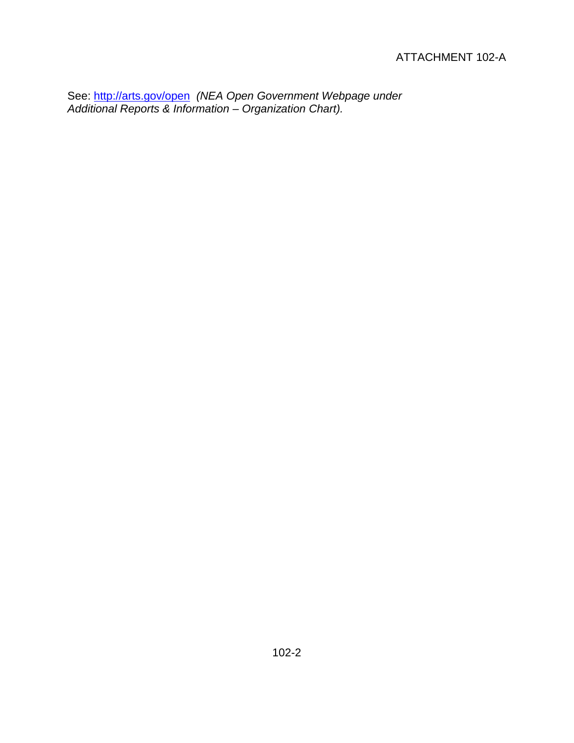# ATTACHMENT 102-A

See: [http://arts.gov/open](http://arts.gov/open) *(NEA Open Government Webpage under Additional Reports & Information – Organization Chart).*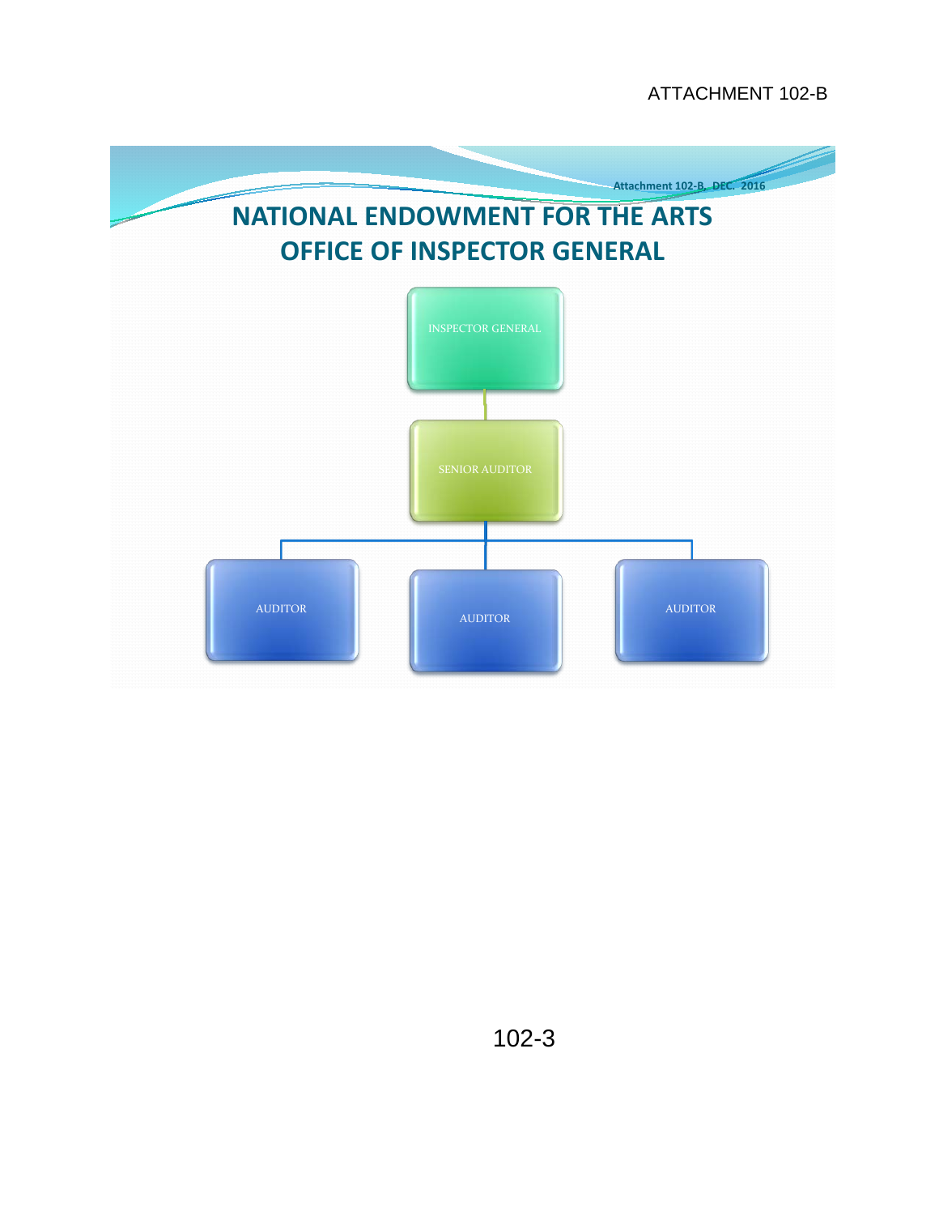ATTACHMENT 102-B

Attachment 102-B, DEC. 2016

# NATIONAL ENDOWMENT FOR THE ARTS
# OFFICE OF INSPECTOR GENERAL

INSPECTOR GENERAL

SENIOR AUDITOR

AUDITOR

AUDITOR

AUDITOR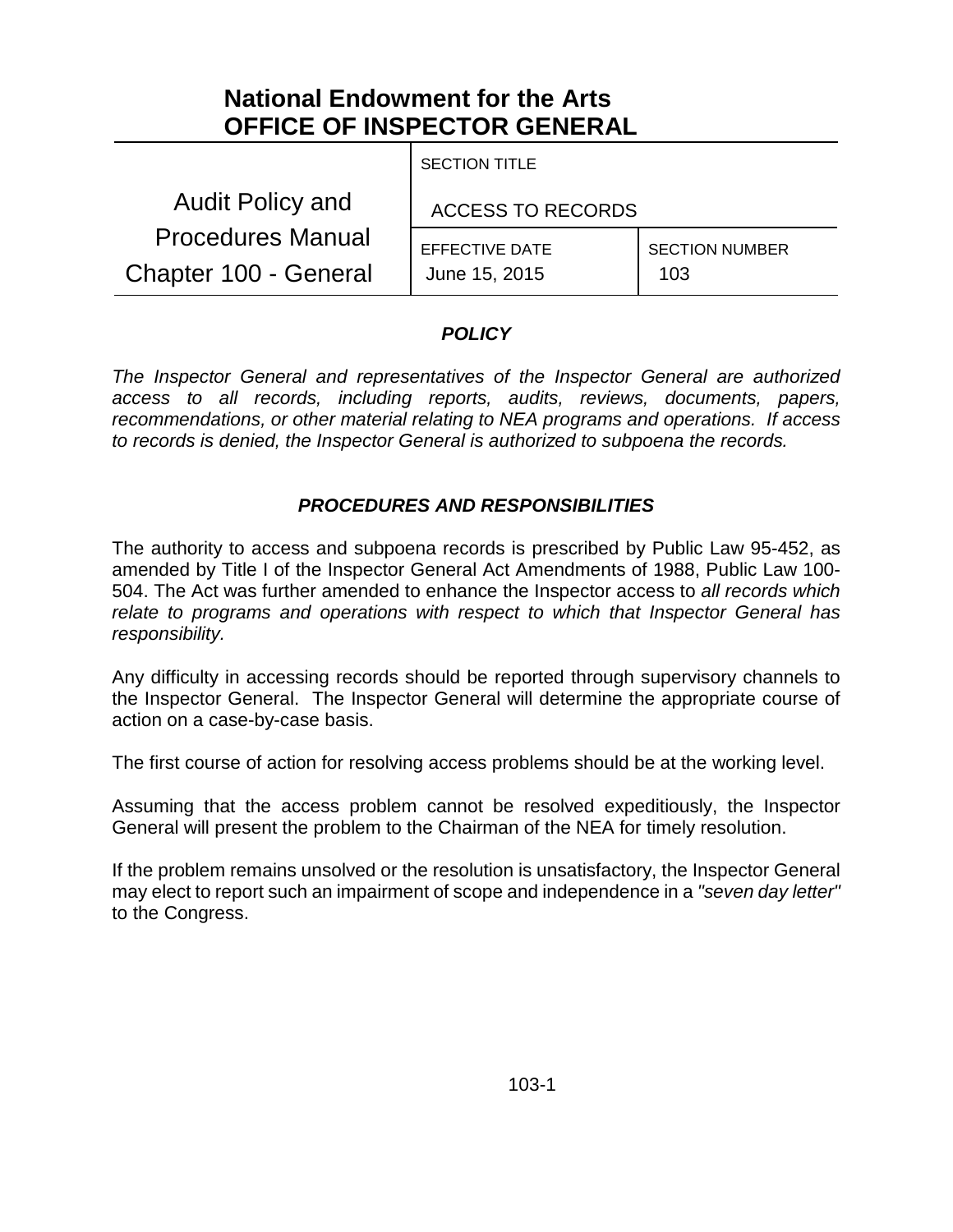# National Endowment for the Arts
# OFFICE OF INSPECTOR GENERAL

| Audit Policy and Procedures Manual Chapter 100 - General | SECTION TITLE | |
|---|---|---|
| | ACCESS TO RECORDS | |
| | EFFECTIVE DATE | SECTION NUMBER |
| | June 15, 2015 | 103 |

## *POLICY*

*The Inspector General and representatives of the Inspector General are authorized access to all records, including reports, audits, reviews, documents, papers, recommendations, or other material relating to NEA programs and operations. If access to records is denied, the Inspector General is authorized to subpoena the records.*

## *PROCEDURES AND RESPONSIBILITIES*

The authority to access and subpoena records is prescribed by Public Law 95-452, as amended by Title I of the Inspector General Act Amendments of 1988, Public Law 100-504. The Act was further amended to enhance the Inspector access to *all records which relate to programs and operations with respect to which that Inspector General has responsibility.*

Any difficulty in accessing records should be reported through supervisory channels to the Inspector General. The Inspector General will determine the appropriate course of action on a case-by-case basis.

The first course of action for resolving access problems should be at the working level.

Assuming that the access problem cannot be resolved expeditiously, the Inspector General will present the problem to the Chairman of the NEA for timely resolution.

If the problem remains unsolved or the resolution is unsatisfactory, the Inspector General may elect to report such an impairment of scope and independence in a *"seven day letter"* to the Congress.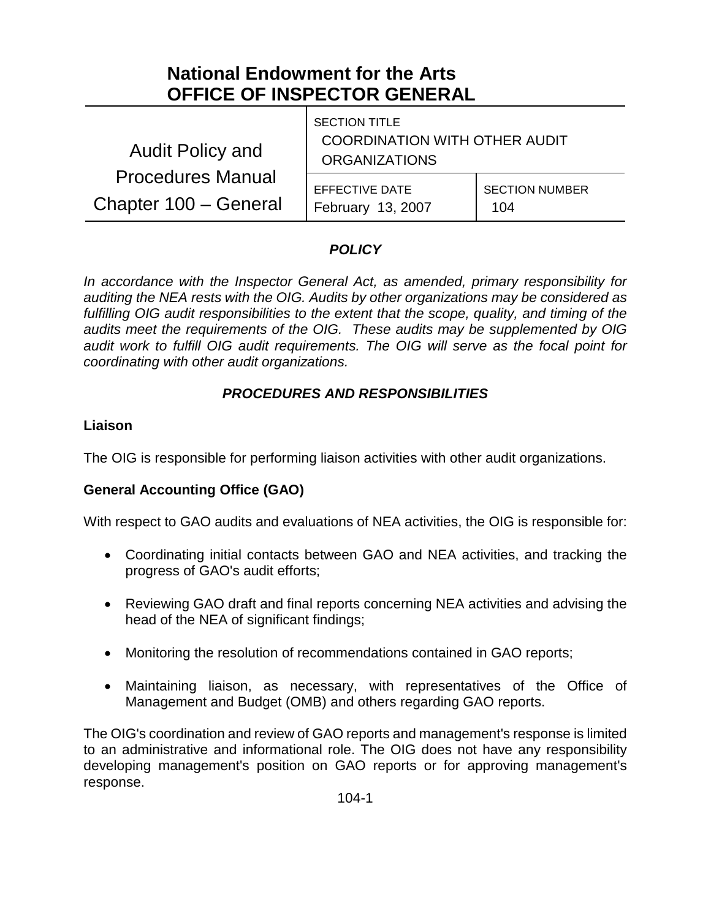# National Endowment for the Arts
# OFFICE OF INSPECTOR GENERAL

| Audit Policy and Procedures Manual Chapter 100 – General | SECTION TITLE COORDINATION WITH OTHER AUDIT ORGANIZATIONS | |
|---|---|---|
| | EFFECTIVE DATE February 13, 2007 | SECTION NUMBER 104 |

## *POLICY*

*In accordance with the Inspector General Act, as amended, primary responsibility for auditing the NEA rests with the OIG. Audits by other organizations may be considered as fulfilling OIG audit responsibilities to the extent that the scope, quality, and timing of the audits meet the requirements of the OIG. These audits may be supplemented by OIG audit work to fulfill OIG audit requirements. The OIG will serve as the focal point for coordinating with other audit organizations.*

## *PROCEDURES AND RESPONSIBILITIES*

### Liaison

The OIG is responsible for performing liaison activities with other audit organizations.

### General Accounting Office (GAO)

With respect to GAO audits and evaluations of NEA activities, the OIG is responsible for:

- Coordinating initial contacts between GAO and NEA activities, and tracking the progress of GAO's audit efforts;
- Reviewing GAO draft and final reports concerning NEA activities and advising the head of the NEA of significant findings;
- Monitoring the resolution of recommendations contained in GAO reports;
- Maintaining liaison, as necessary, with representatives of the Office of Management and Budget (OMB) and others regarding GAO reports.

The OIG's coordination and review of GAO reports and management's response is limited to an administrative and informational role. The OIG does not have any responsibility developing management's position on GAO reports or for approving management's response.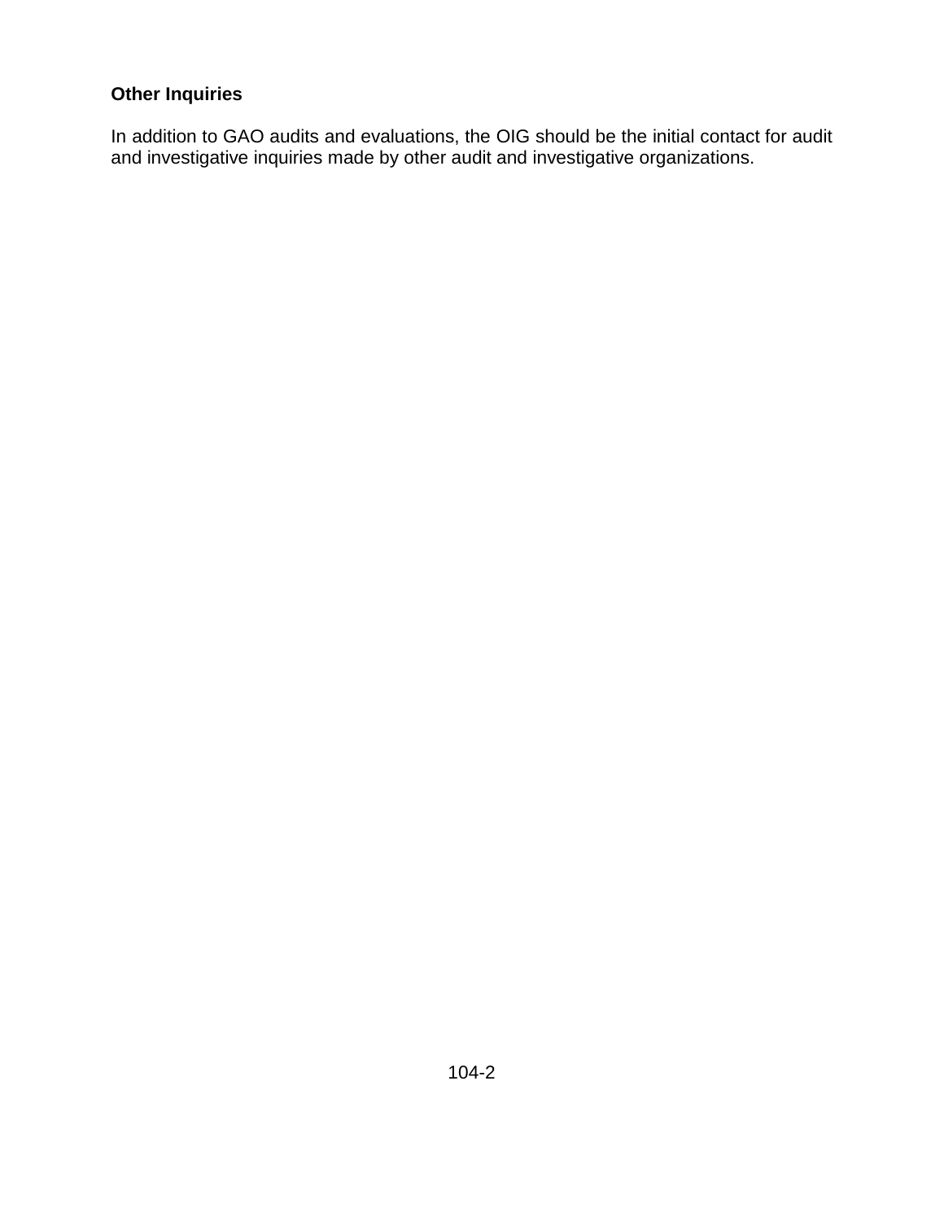**Other Inquiries**

In addition to GAO audits and evaluations, the OIG should be the initial contact for audit and investigative inquiries made by other audit and investigative organizations.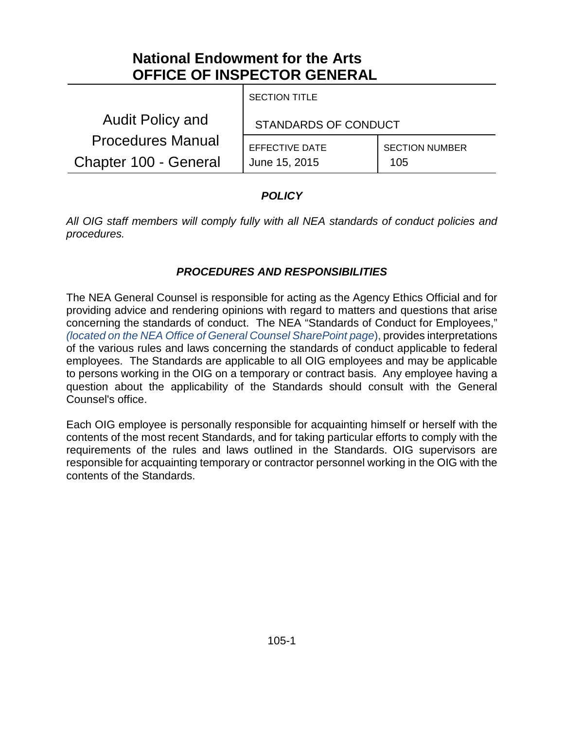# National Endowment for the Arts
# OFFICE OF INSPECTOR GENERAL

| Audit Policy and Procedures Manual Chapter 100 - General | SECTION TITLE STANDARDS OF CONDUCT | |
| --- | --- | --- |
| | EFFECTIVE DATE June 15, 2015 | SECTION NUMBER 105 |

## *POLICY*

*All OIG staff members will comply fully with all NEA standards of conduct policies and procedures.*

## *PROCEDURES AND RESPONSIBILITIES*

The NEA General Counsel is responsible for acting as the Agency Ethics Official and for providing advice and rendering opinions with regard to matters and questions that arise concerning the standards of conduct. The NEA "Standards of Conduct for Employees," *(located on the NEA Office of General Counsel SharePoint page*), provides interpretations of the various rules and laws concerning the standards of conduct applicable to federal employees. The Standards are applicable to all OIG employees and may be applicable to persons working in the OIG on a temporary or contract basis. Any employee having a question about the applicability of the Standards should consult with the General Counsel's office.

Each OIG employee is personally responsible for acquainting himself or herself with the contents of the most recent Standards, and for taking particular efforts to comply with the requirements of the rules and laws outlined in the Standards. OIG supervisors are responsible for acquainting temporary or contractor personnel working in the OIG with the contents of the Standards.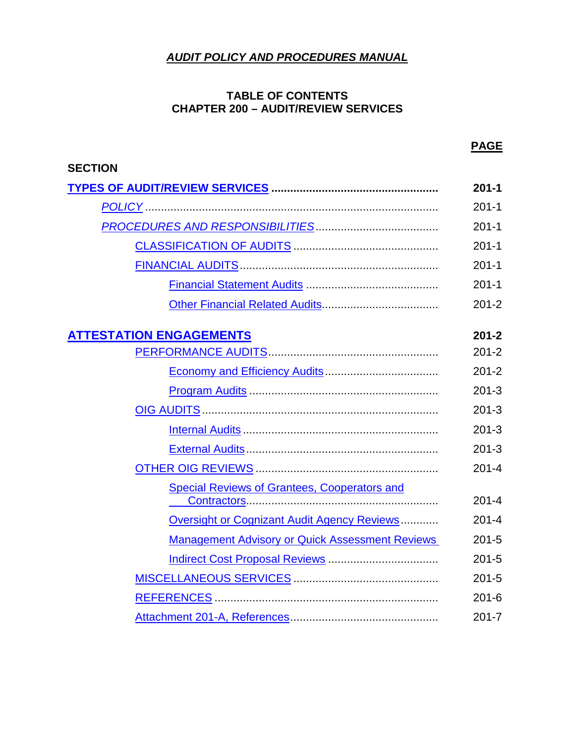# *AUDIT POLICY AND PROCEDURES MANUAL*

## TABLE OF CONTENTS
## CHAPTER 200 – AUDIT/REVIEW SERVICES

| SECTION | PAGE |
|---|---|
| **TYPES OF AUDIT/REVIEW SERVICES** | **201-1** |
| *POLICY* | 201-1 |
| *PROCEDURES AND RESPONSIBILITIES* | 201-1 |
| CLASSIFICATION OF AUDITS | 201-1 |
| FINANCIAL AUDITS | 201-1 |
| Financial Statement Audits | 201-1 |
| Other Financial Related Audits | 201-2 |
| **ATTESTATION ENGAGEMENTS** | **201-2** |
| PERFORMANCE AUDITS | 201-2 |
| Economy and Efficiency Audits | 201-2 |
| Program Audits | 201-3 |
| OIG AUDITS | 201-3 |
| Internal Audits | 201-3 |
| External Audits | 201-3 |
| OTHER OIG REVIEWS | 201-4 |
| Special Reviews of Grantees, Cooperators and Contractors | 201-4 |
| Oversight or Cognizant Audit Agency Reviews | 201-4 |
| Management Advisory or Quick Assessment Reviews | 201-5 |
| Indirect Cost Proposal Reviews | 201-5 |
| MISCELLANEOUS SERVICES | 201-5 |
| REFERENCES | 201-6 |
| Attachment 201-A, References | 201-7 |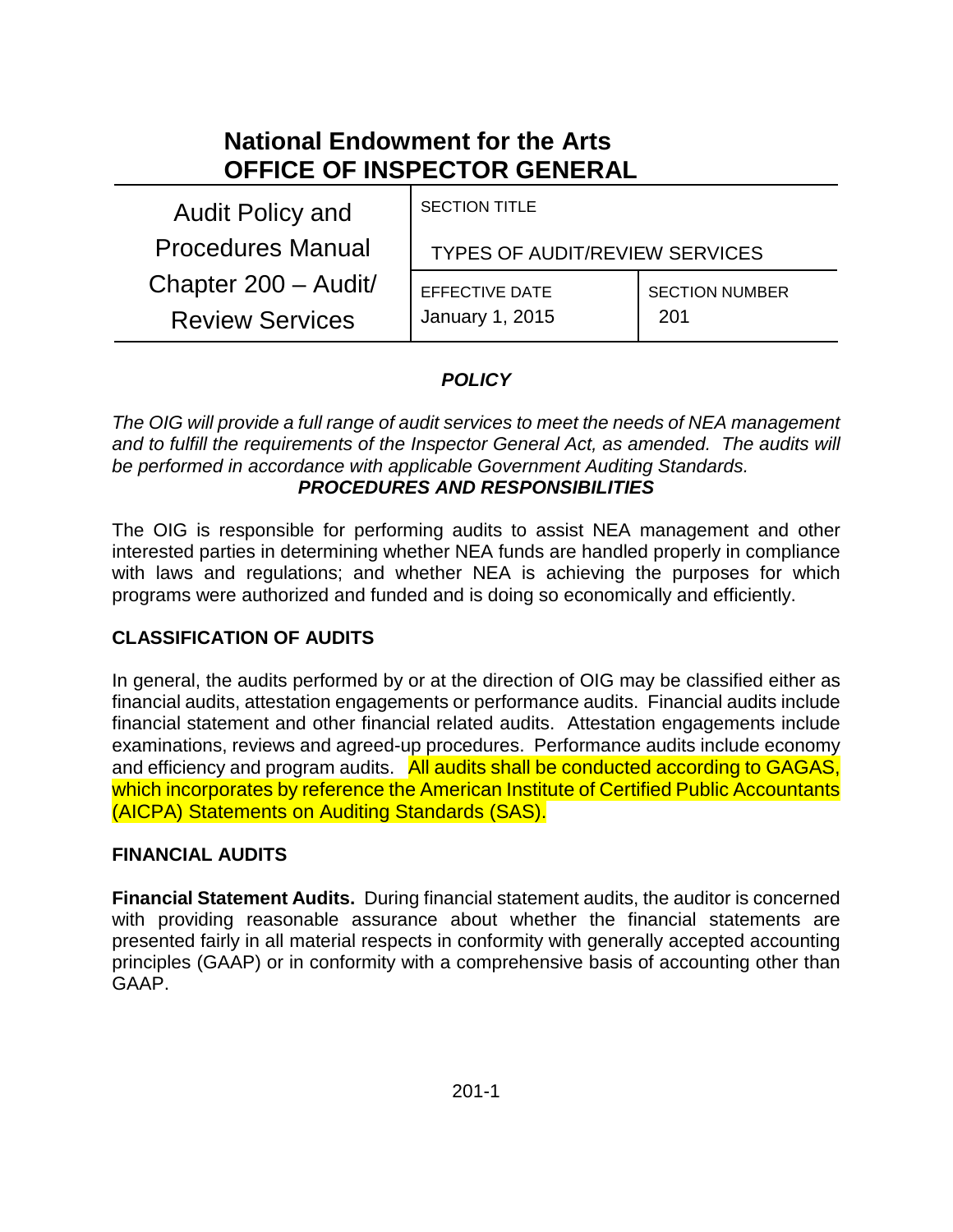# National Endowment for the Arts
# OFFICE OF INSPECTOR GENERAL

| Audit Policy and Procedures Manual Chapter 200 – Audit/ Review Services | SECTION TITLE TYPES OF AUDIT/REVIEW SERVICES | |
|---|---|---|
| | EFFECTIVE DATE January 1, 2015 | SECTION NUMBER 201 |

## *POLICY*

*The OIG will provide a full range of audit services to meet the needs of NEA management and to fulfill the requirements of the Inspector General Act, as amended. The audits will be performed in accordance with applicable Government Auditing Standards.*

## *PROCEDURES AND RESPONSIBILITIES*

The OIG is responsible for performing audits to assist NEA management and other interested parties in determining whether NEA funds are handled properly in compliance with laws and regulations; and whether NEA is achieving the purposes for which programs were authorized and funded and is doing so economically and efficiently.

### CLASSIFICATION OF AUDITS

In general, the audits performed by or at the direction of OIG may be classified either as financial audits, attestation engagements or performance audits. Financial audits include financial statement and other financial related audits. Attestation engagements include examinations, reviews and agreed-up procedures. Performance audits include economy and efficiency and program audits. All audits shall be conducted according to GAGAS, which incorporates by reference the American Institute of Certified Public Accountants (AICPA) Statements on Auditing Standards (SAS).

### FINANCIAL AUDITS

**Financial Statement Audits.** During financial statement audits, the auditor is concerned with providing reasonable assurance about whether the financial statements are presented fairly in all material respects in conformity with generally accepted accounting principles (GAAP) or in conformity with a comprehensive basis of accounting other than GAAP.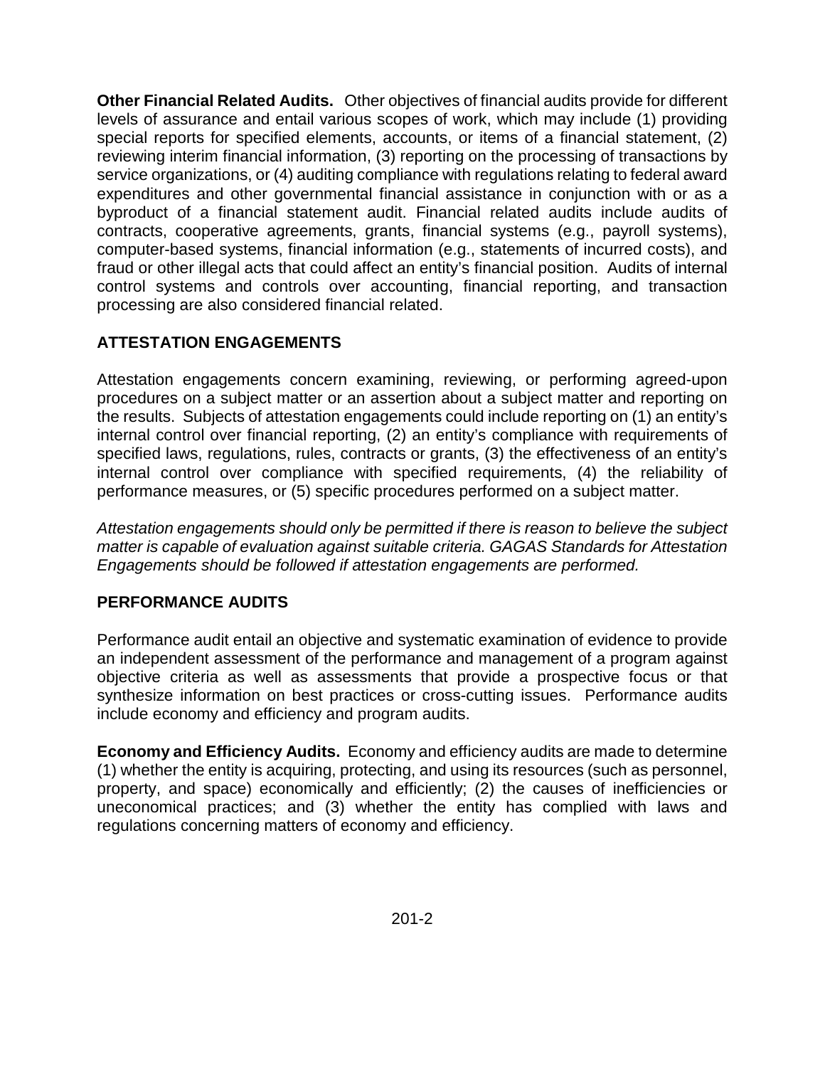**Other Financial Related Audits.** Other objectives of financial audits provide for different levels of assurance and entail various scopes of work, which may include (1) providing special reports for specified elements, accounts, or items of a financial statement, (2) reviewing interim financial information, (3) reporting on the processing of transactions by service organizations, or (4) auditing compliance with regulations relating to federal award expenditures and other governmental financial assistance in conjunction with or as a byproduct of a financial statement audit. Financial related audits include audits of contracts, cooperative agreements, grants, financial systems (e.g., payroll systems), computer-based systems, financial information (e.g., statements of incurred costs), and fraud or other illegal acts that could affect an entity's financial position. Audits of internal control systems and controls over accounting, financial reporting, and transaction processing are also considered financial related.

## ATTESTATION ENGAGEMENTS

Attestation engagements concern examining, reviewing, or performing agreed-upon procedures on a subject matter or an assertion about a subject matter and reporting on the results. Subjects of attestation engagements could include reporting on (1) an entity's internal control over financial reporting, (2) an entity's compliance with requirements of specified laws, regulations, rules, contracts or grants, (3) the effectiveness of an entity's internal control over compliance with specified requirements, (4) the reliability of performance measures, or (5) specific procedures performed on a subject matter.

*Attestation engagements should only be permitted if there is reason to believe the subject matter is capable of evaluation against suitable criteria. GAGAS Standards for Attestation Engagements should be followed if attestation engagements are performed.*

## PERFORMANCE AUDITS

Performance audit entail an objective and systematic examination of evidence to provide an independent assessment of the performance and management of a program against objective criteria as well as assessments that provide a prospective focus or that synthesize information on best practices or cross-cutting issues. Performance audits include economy and efficiency and program audits.

**Economy and Efficiency Audits.** Economy and efficiency audits are made to determine (1) whether the entity is acquiring, protecting, and using its resources (such as personnel, property, and space) economically and efficiently; (2) the causes of inefficiencies or uneconomical practices; and (3) whether the entity has complied with laws and regulations concerning matters of economy and efficiency.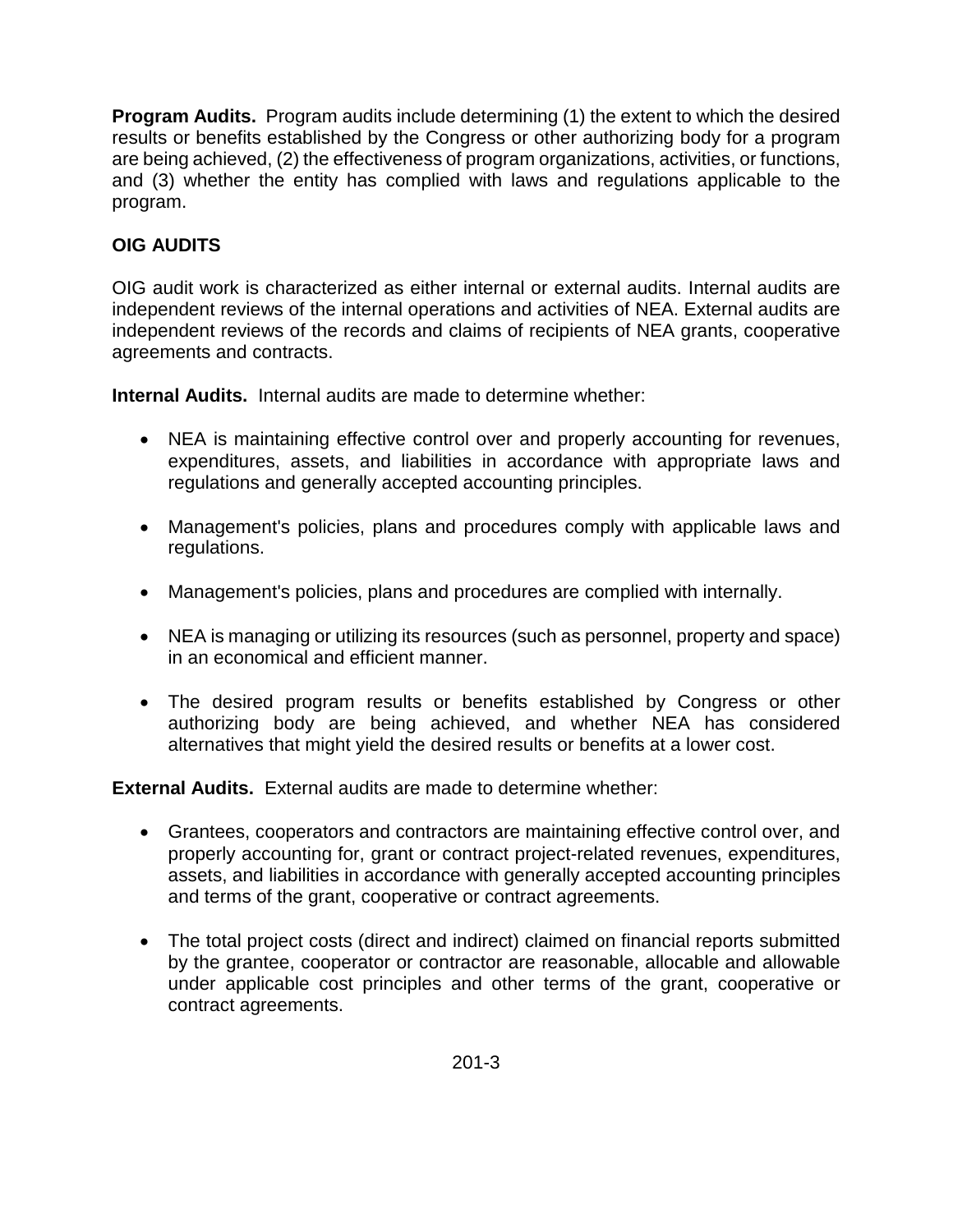**Program Audits.** Program audits include determining (1) the extent to which the desired results or benefits established by the Congress or other authorizing body for a program are being achieved, (2) the effectiveness of program organizations, activities, or functions, and (3) whether the entity has complied with laws and regulations applicable to the program.

## OIG AUDITS

OIG audit work is characterized as either internal or external audits. Internal audits are independent reviews of the internal operations and activities of NEA. External audits are independent reviews of the records and claims of recipients of NEA grants, cooperative agreements and contracts.

**Internal Audits.** Internal audits are made to determine whether:

- NEA is maintaining effective control over and properly accounting for revenues, expenditures, assets, and liabilities in accordance with appropriate laws and regulations and generally accepted accounting principles.
- Management's policies, plans and procedures comply with applicable laws and regulations.
- Management's policies, plans and procedures are complied with internally.
- NEA is managing or utilizing its resources (such as personnel, property and space) in an economical and efficient manner.
- The desired program results or benefits established by Congress or other authorizing body are being achieved, and whether NEA has considered alternatives that might yield the desired results or benefits at a lower cost.

**External Audits.** External audits are made to determine whether:

- Grantees, cooperators and contractors are maintaining effective control over, and properly accounting for, grant or contract project-related revenues, expenditures, assets, and liabilities in accordance with generally accepted accounting principles and terms of the grant, cooperative or contract agreements.
- The total project costs (direct and indirect) claimed on financial reports submitted by the grantee, cooperator or contractor are reasonable, allocable and allowable under applicable cost principles and other terms of the grant, cooperative or contract agreements.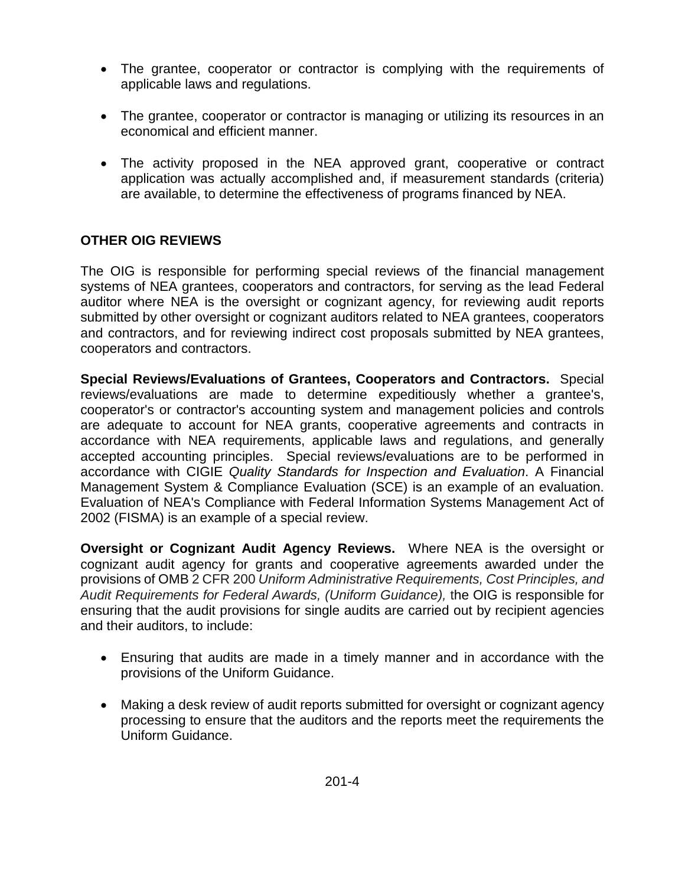- The grantee, cooperator or contractor is complying with the requirements of applicable laws and regulations.

- The grantee, cooperator or contractor is managing or utilizing its resources in an economical and efficient manner.

- The activity proposed in the NEA approved grant, cooperative or contract application was actually accomplished and, if measurement standards (criteria) are available, to determine the effectiveness of programs financed by NEA.

## OTHER OIG REVIEWS

The OIG is responsible for performing special reviews of the financial management systems of NEA grantees, cooperators and contractors, for serving as the lead Federal auditor where NEA is the oversight or cognizant agency, for reviewing audit reports submitted by other oversight or cognizant auditors related to NEA grantees, cooperators and contractors, and for reviewing indirect cost proposals submitted by NEA grantees, cooperators and contractors.

**Special Reviews/Evaluations of Grantees, Cooperators and Contractors.** Special reviews/evaluations are made to determine expeditiously whether a grantee's, cooperator's or contractor's accounting system and management policies and controls are adequate to account for NEA grants, cooperative agreements and contracts in accordance with NEA requirements, applicable laws and regulations, and generally accepted accounting principles. Special reviews/evaluations are to be performed in accordance with CIGIE *Quality Standards for Inspection and Evaluation*. A Financial Management System & Compliance Evaluation (SCE) is an example of an evaluation. Evaluation of NEA's Compliance with Federal Information Systems Management Act of 2002 (FISMA) is an example of a special review.

**Oversight or Cognizant Audit Agency Reviews.** Where NEA is the oversight or cognizant audit agency for grants and cooperative agreements awarded under the provisions of OMB 2 CFR 200 *Uniform Administrative Requirements, Cost Principles, and Audit Requirements for Federal Awards, (Uniform Guidance),* the OIG is responsible for ensuring that the audit provisions for single audits are carried out by recipient agencies and their auditors, to include:

- Ensuring that audits are made in a timely manner and in accordance with the provisions of the Uniform Guidance.

- Making a desk review of audit reports submitted for oversight or cognizant agency processing to ensure that the auditors and the reports meet the requirements the Uniform Guidance.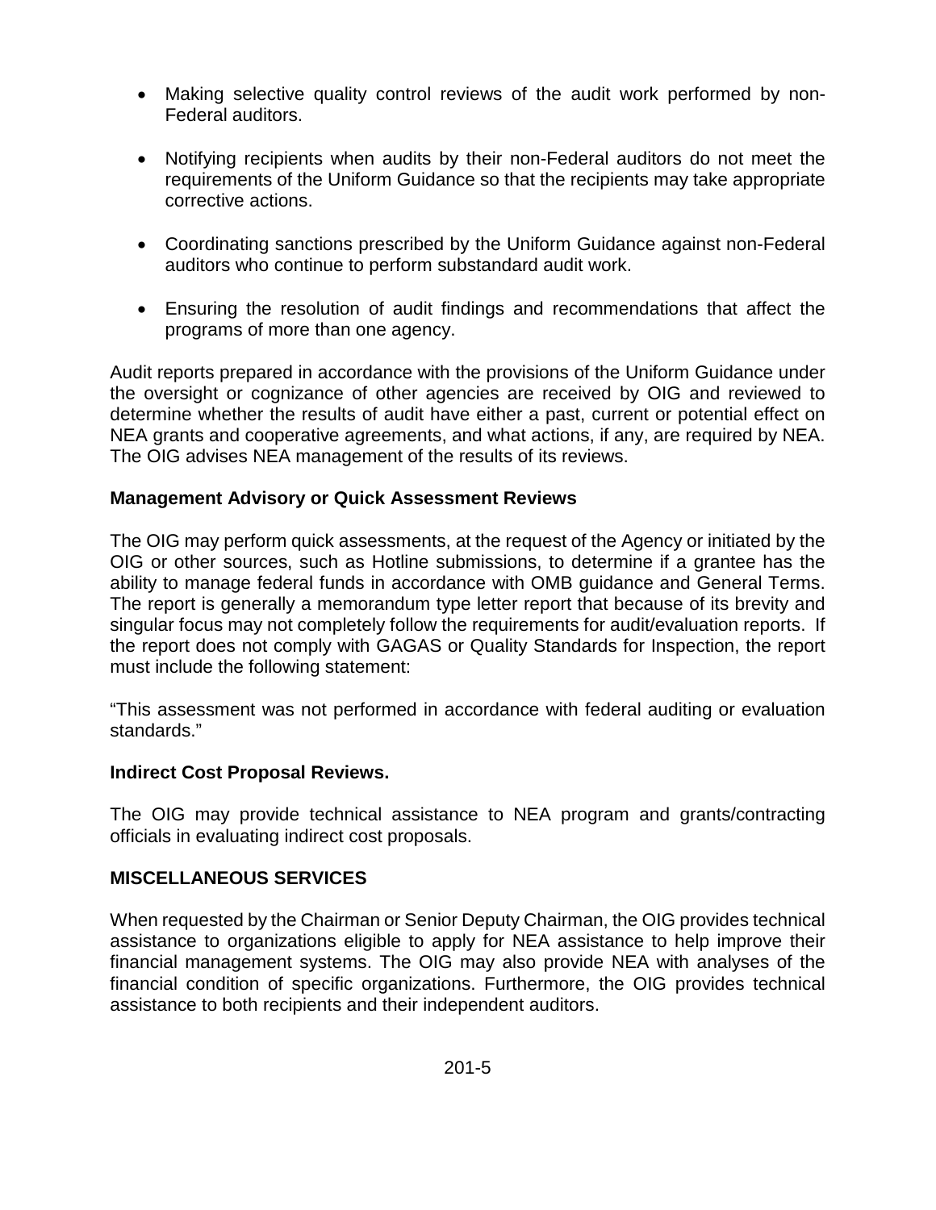- Making selective quality control reviews of the audit work performed by non-Federal auditors.

- Notifying recipients when audits by their non-Federal auditors do not meet the requirements of the Uniform Guidance so that the recipients may take appropriate corrective actions.

- Coordinating sanctions prescribed by the Uniform Guidance against non-Federal auditors who continue to perform substandard audit work.

- Ensuring the resolution of audit findings and recommendations that affect the programs of more than one agency.

Audit reports prepared in accordance with the provisions of the Uniform Guidance under the oversight or cognizance of other agencies are received by OIG and reviewed to determine whether the results of audit have either a past, current or potential effect on NEA grants and cooperative agreements, and what actions, if any, are required by NEA. The OIG advises NEA management of the results of its reviews.

**Management Advisory or Quick Assessment Reviews**

The OIG may perform quick assessments, at the request of the Agency or initiated by the OIG or other sources, such as Hotline submissions, to determine if a grantee has the ability to manage federal funds in accordance with OMB guidance and General Terms. The report is generally a memorandum type letter report that because of its brevity and singular focus may not completely follow the requirements for audit/evaluation reports. If the report does not comply with GAGAS or Quality Standards for Inspection, the report must include the following statement:

"This assessment was not performed in accordance with federal auditing or evaluation standards."

**Indirect Cost Proposal Reviews.**

The OIG may provide technical assistance to NEA program and grants/contracting officials in evaluating indirect cost proposals.

**MISCELLANEOUS SERVICES**

When requested by the Chairman or Senior Deputy Chairman, the OIG provides technical assistance to organizations eligible to apply for NEA assistance to help improve their financial management systems. The OIG may also provide NEA with analyses of the financial condition of specific organizations. Furthermore, the OIG provides technical assistance to both recipients and their independent auditors.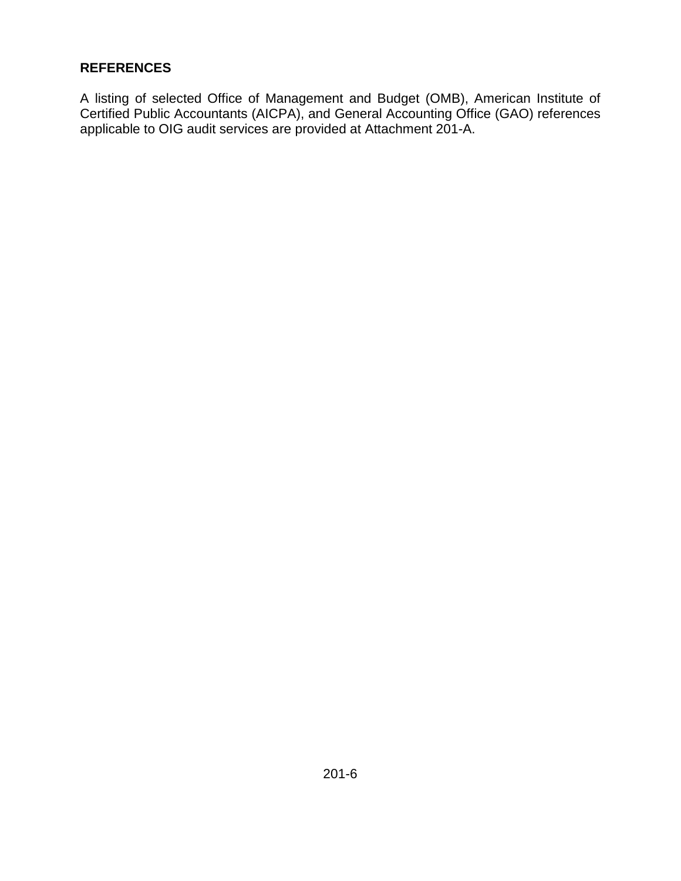## REFERENCES

A listing of selected Office of Management and Budget (OMB), American Institute of Certified Public Accountants (AICPA), and General Accounting Office (GAO) references applicable to OIG audit services are provided at Attachment 201-A.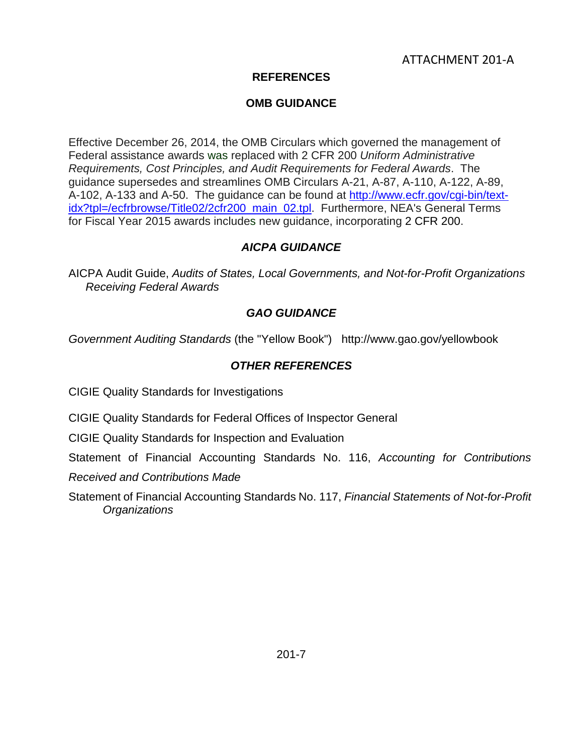ATTACHMENT 201-A

# REFERENCES

## OMB GUIDANCE

Effective December 26, 2014, the OMB Circulars which governed the management of Federal assistance awards was replaced with 2 CFR 200 *Uniform Administrative Requirements, Cost Principles, and Audit Requirements for Federal Awards*. The guidance supersedes and streamlines OMB Circulars A-21, A-87, A-110, A-122, A-89, A-102, A-133 and A-50. The guidance can be found at [http://www.ecfr.gov/cgi-bin/text-idx?tpl=/ecfrbrowse/Title02/2cfr200_main_02.tpl](http://www.ecfr.gov/cgi-bin/text-idx?tpl=/ecfrbrowse/Title02/2cfr200_main_02.tpl). Furthermore, NEA's General Terms for Fiscal Year 2015 awards includes new guidance, incorporating 2 CFR 200.

## *AICPA GUIDANCE*

AICPA Audit Guide, *Audits of States, Local Governments, and Not-for-Profit Organizations Receiving Federal Awards*

## *GAO GUIDANCE*

*Government Auditing Standards* (the "Yellow Book") http://www.gao.gov/yellowbook

## *OTHER REFERENCES*

CIGIE Quality Standards for Investigations

CIGIE Quality Standards for Federal Offices of Inspector General

CIGIE Quality Standards for Inspection and Evaluation

Statement of Financial Accounting Standards No. 116, *Accounting for Contributions Received and Contributions Made*

Statement of Financial Accounting Standards No. 117, *Financial Statements of Not-for-Profit Organizations*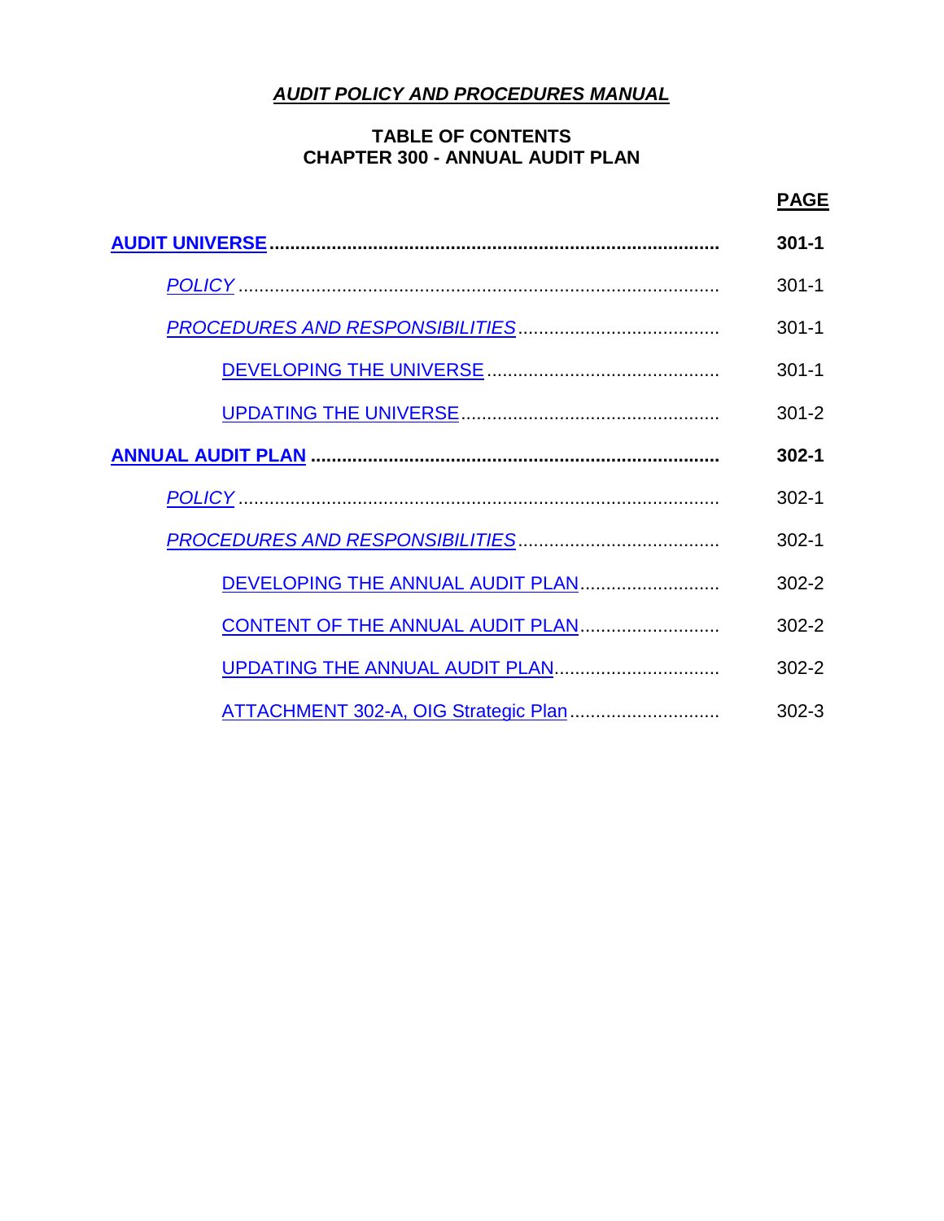***AUDIT POLICY AND PROCEDURES MANUAL***

**TABLE OF CONTENTS**
**CHAPTER 300 - ANNUAL AUDIT PLAN**

| | **PAGE** |
|---|---|
| **AUDIT UNIVERSE** | **301-1** |
| *POLICY* | 301-1 |
| *PROCEDURES AND RESPONSIBILITIES* | 301-1 |
| DEVELOPING THE UNIVERSE | 301-1 |
| UPDATING THE UNIVERSE | 301-2 |
| **ANNUAL AUDIT PLAN** | **302-1** |
| *POLICY* | 302-1 |
| *PROCEDURES AND RESPONSIBILITIES* | 302-1 |
| DEVELOPING THE ANNUAL AUDIT PLAN | 302-2 |
| CONTENT OF THE ANNUAL AUDIT PLAN | 302-2 |
| UPDATING THE ANNUAL AUDIT PLAN | 302-2 |
| ATTACHMENT 302-A, OIG Strategic Plan | 302-3 |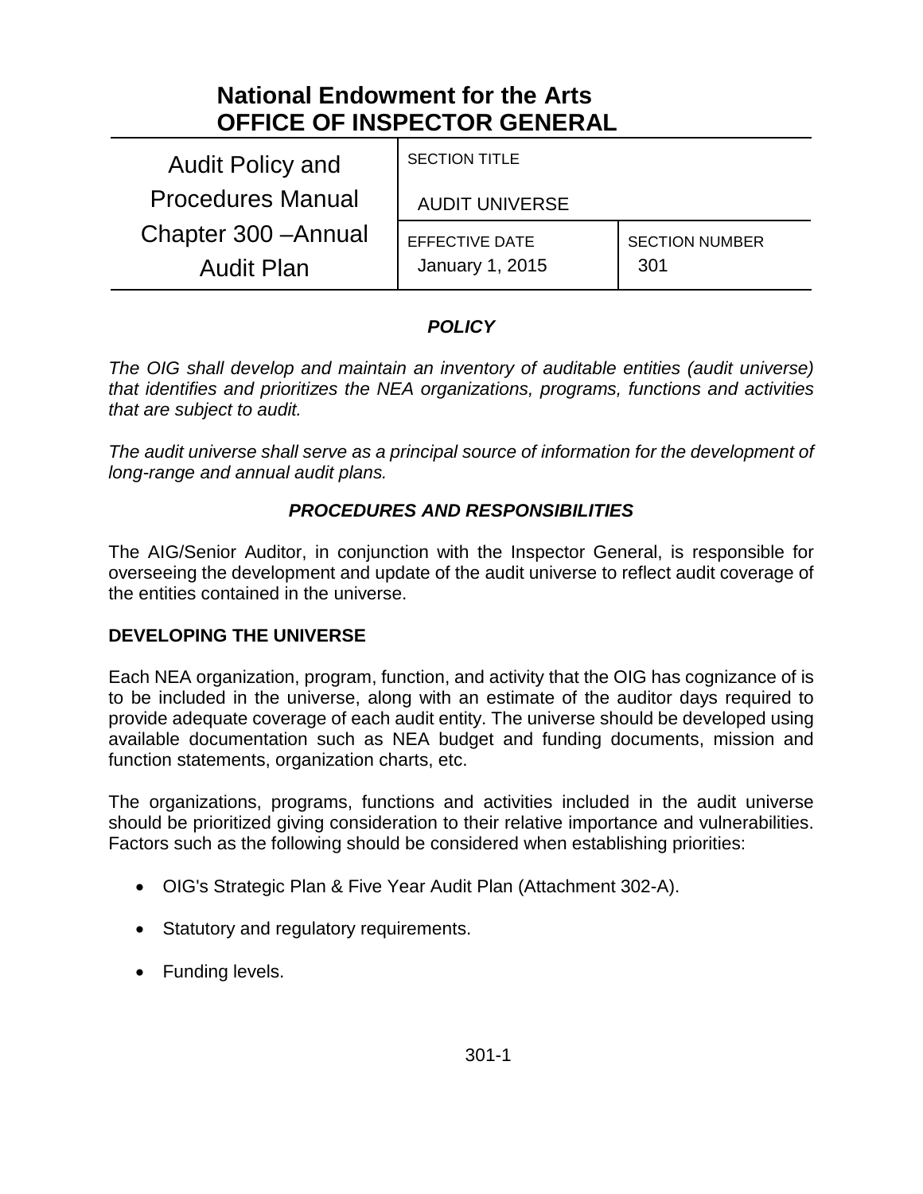# National Endowment for the Arts
# OFFICE OF INSPECTOR GENERAL

| Audit Policy and Procedures Manual Chapter 300 –Annual Audit Plan | SECTION TITLE<br>AUDIT UNIVERSE | |
|---|---|---|
| | EFFECTIVE DATE<br>January 1, 2015 | SECTION NUMBER<br>301 |

### *POLICY*

*The OIG shall develop and maintain an inventory of auditable entities (audit universe) that identifies and prioritizes the NEA organizations, programs, functions and activities that are subject to audit.*

*The audit universe shall serve as a principal source of information for the development of long-range and annual audit plans.*

### *PROCEDURES AND RESPONSIBILITIES*

The AIG/Senior Auditor, in conjunction with the Inspector General, is responsible for overseeing the development and update of the audit universe to reflect audit coverage of the entities contained in the universe.

**DEVELOPING THE UNIVERSE**

Each NEA organization, program, function, and activity that the OIG has cognizance of is to be included in the universe, along with an estimate of the auditor days required to provide adequate coverage of each audit entity. The universe should be developed using available documentation such as NEA budget and funding documents, mission and function statements, organization charts, etc.

The organizations, programs, functions and activities included in the audit universe should be prioritized giving consideration to their relative importance and vulnerabilities. Factors such as the following should be considered when establishing priorities:

- OIG's Strategic Plan & Five Year Audit Plan (Attachment 302-A).
- Statutory and regulatory requirements.
- Funding levels.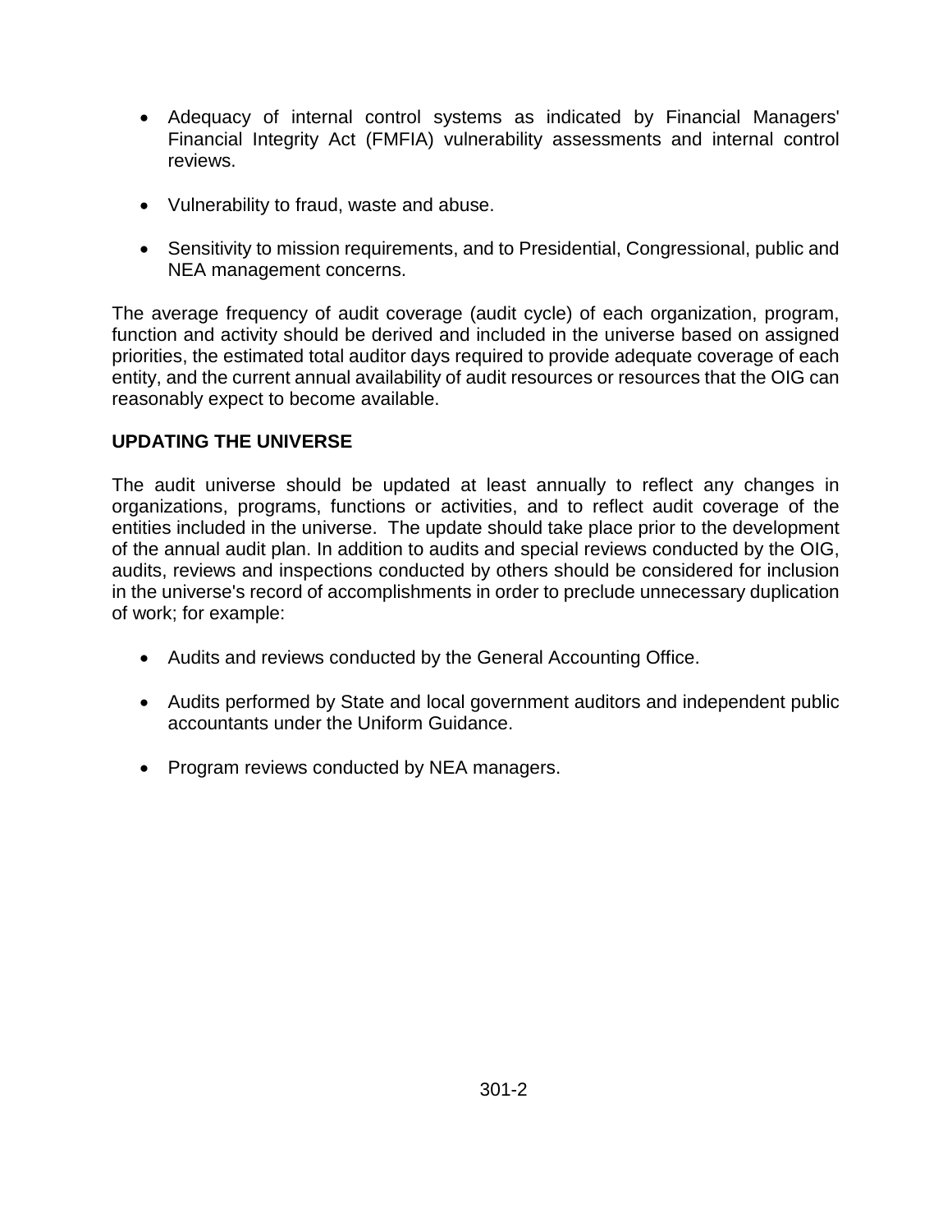- Adequacy of internal control systems as indicated by Financial Managers' Financial Integrity Act (FMFIA) vulnerability assessments and internal control reviews.

- Vulnerability to fraud, waste and abuse.

- Sensitivity to mission requirements, and to Presidential, Congressional, public and NEA management concerns.

The average frequency of audit coverage (audit cycle) of each organization, program, function and activity should be derived and included in the universe based on assigned priorities, the estimated total auditor days required to provide adequate coverage of each entity, and the current annual availability of audit resources or resources that the OIG can reasonably expect to become available.

**UPDATING THE UNIVERSE**

The audit universe should be updated at least annually to reflect any changes in organizations, programs, functions or activities, and to reflect audit coverage of the entities included in the universe. The update should take place prior to the development of the annual audit plan. In addition to audits and special reviews conducted by the OIG, audits, reviews and inspections conducted by others should be considered for inclusion in the universe's record of accomplishments in order to preclude unnecessary duplication of work; for example:

- Audits and reviews conducted by the General Accounting Office.

- Audits performed by State and local government auditors and independent public accountants under the Uniform Guidance.

- Program reviews conducted by NEA managers.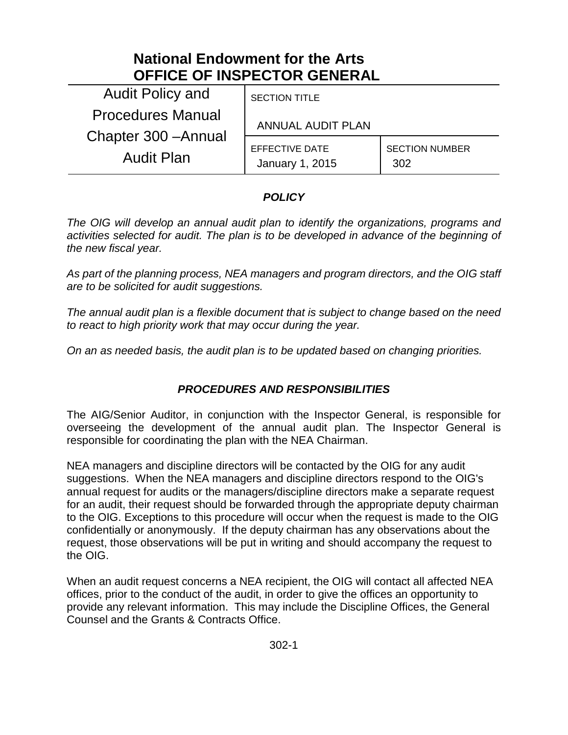# National Endowment for the Arts
# OFFICE OF INSPECTOR GENERAL

| Audit Policy and Procedures Manual Chapter 300 –Annual Audit Plan | SECTION TITLE<br>ANNUAL AUDIT PLAN | |
|---|---|---|
| | EFFECTIVE DATE<br>January 1, 2015 | SECTION NUMBER<br>302 |

## *POLICY*

*The OIG will develop an annual audit plan to identify the organizations, programs and activities selected for audit. The plan is to be developed in advance of the beginning of the new fiscal year.*

*As part of the planning process, NEA managers and program directors, and the OIG staff are to be solicited for audit suggestions.*

*The annual audit plan is a flexible document that is subject to change based on the need to react to high priority work that may occur during the year.*

*On an as needed basis, the audit plan is to be updated based on changing priorities.*

## *PROCEDURES AND RESPONSIBILITIES*

The AIG/Senior Auditor, in conjunction with the Inspector General, is responsible for overseeing the development of the annual audit plan. The Inspector General is responsible for coordinating the plan with the NEA Chairman.

NEA managers and discipline directors will be contacted by the OIG for any audit suggestions. When the NEA managers and discipline directors respond to the OIG's annual request for audits or the managers/discipline directors make a separate request for an audit, their request should be forwarded through the appropriate deputy chairman to the OIG. Exceptions to this procedure will occur when the request is made to the OIG confidentially or anonymously. If the deputy chairman has any observations about the request, those observations will be put in writing and should accompany the request to the OIG.

When an audit request concerns a NEA recipient, the OIG will contact all affected NEA offices, prior to the conduct of the audit, in order to give the offices an opportunity to provide any relevant information. This may include the Discipline Offices, the General Counsel and the Grants & Contracts Office.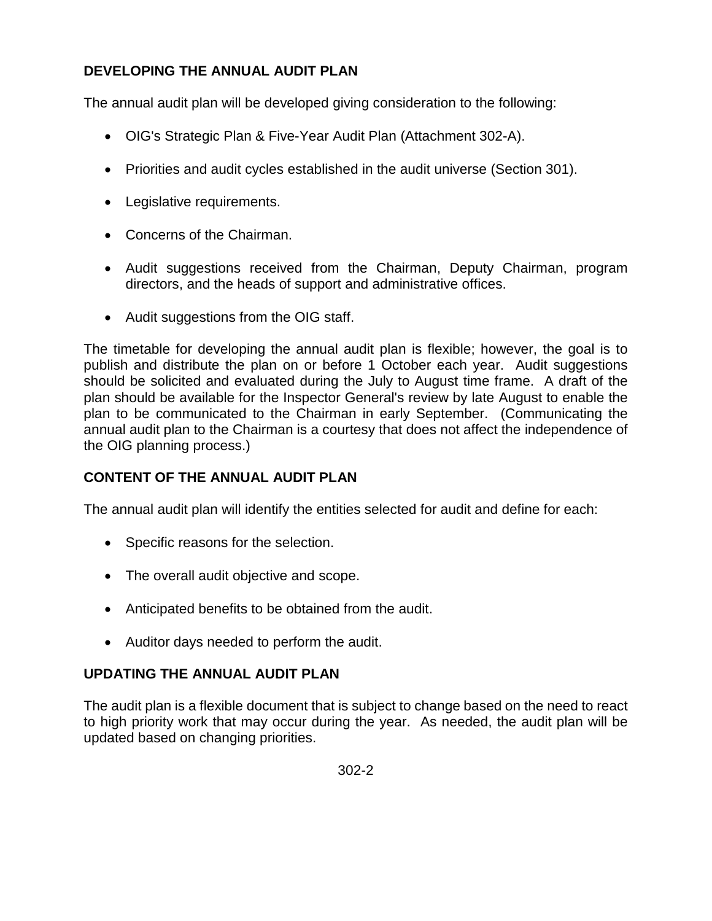## DEVELOPING THE ANNUAL AUDIT PLAN

The annual audit plan will be developed giving consideration to the following:

- OIG's Strategic Plan & Five-Year Audit Plan (Attachment 302-A).
- Priorities and audit cycles established in the audit universe (Section 301).
- Legislative requirements.
- Concerns of the Chairman.
- Audit suggestions received from the Chairman, Deputy Chairman, program directors, and the heads of support and administrative offices.
- Audit suggestions from the OIG staff.

The timetable for developing the annual audit plan is flexible; however, the goal is to publish and distribute the plan on or before 1 October each year. Audit suggestions should be solicited and evaluated during the July to August time frame. A draft of the plan should be available for the Inspector General's review by late August to enable the plan to be communicated to the Chairman in early September. (Communicating the annual audit plan to the Chairman is a courtesy that does not affect the independence of the OIG planning process.)

## CONTENT OF THE ANNUAL AUDIT PLAN

The annual audit plan will identify the entities selected for audit and define for each:

- Specific reasons for the selection.
- The overall audit objective and scope.
- Anticipated benefits to be obtained from the audit.
- Auditor days needed to perform the audit.

## UPDATING THE ANNUAL AUDIT PLAN

The audit plan is a flexible document that is subject to change based on the need to react to high priority work that may occur during the year. As needed, the audit plan will be updated based on changing priorities.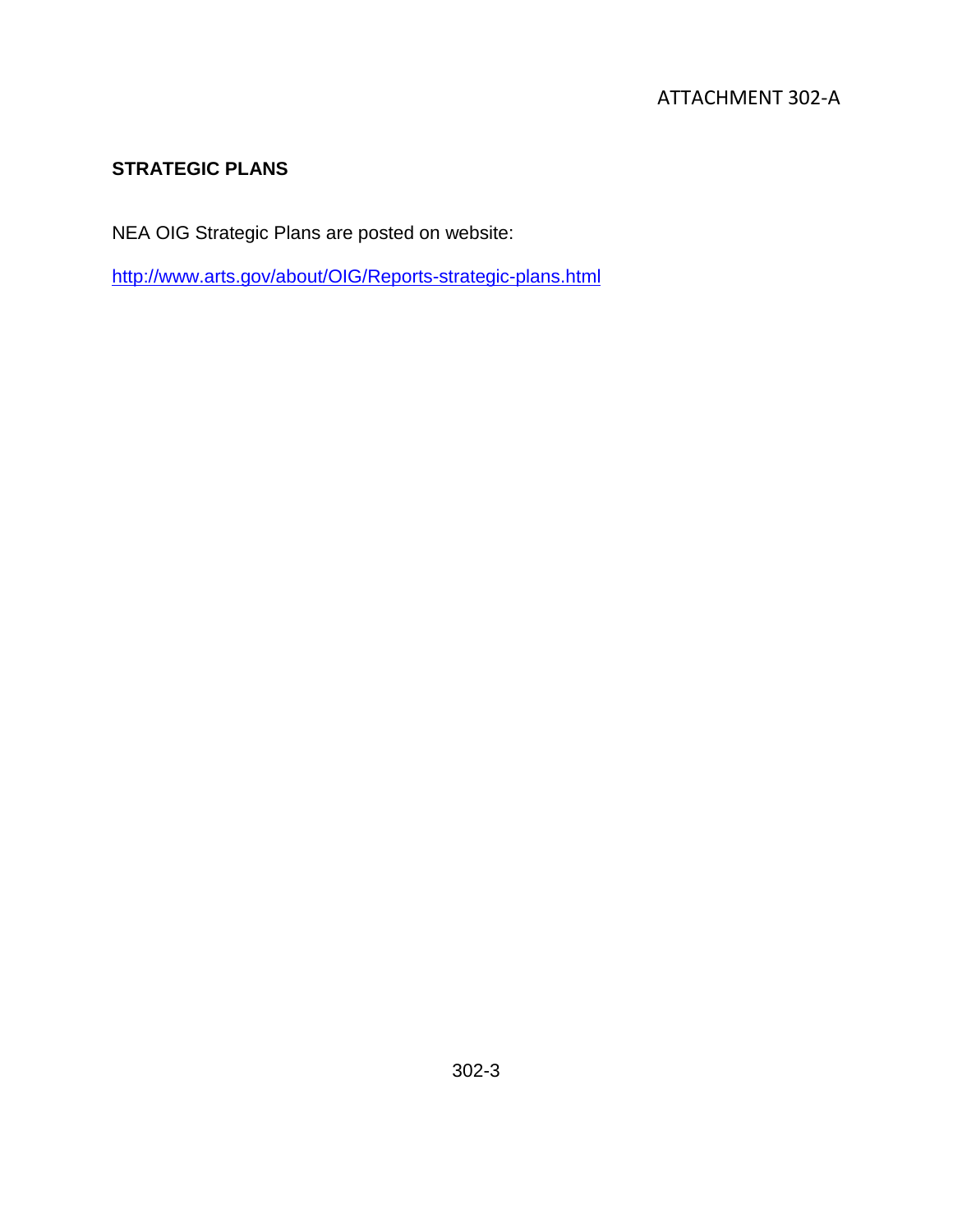ATTACHMENT 302-A

## STRATEGIC PLANS

NEA OIG Strategic Plans are posted on website:

http://www.arts.gov/about/OIG/Reports-strategic-plans.html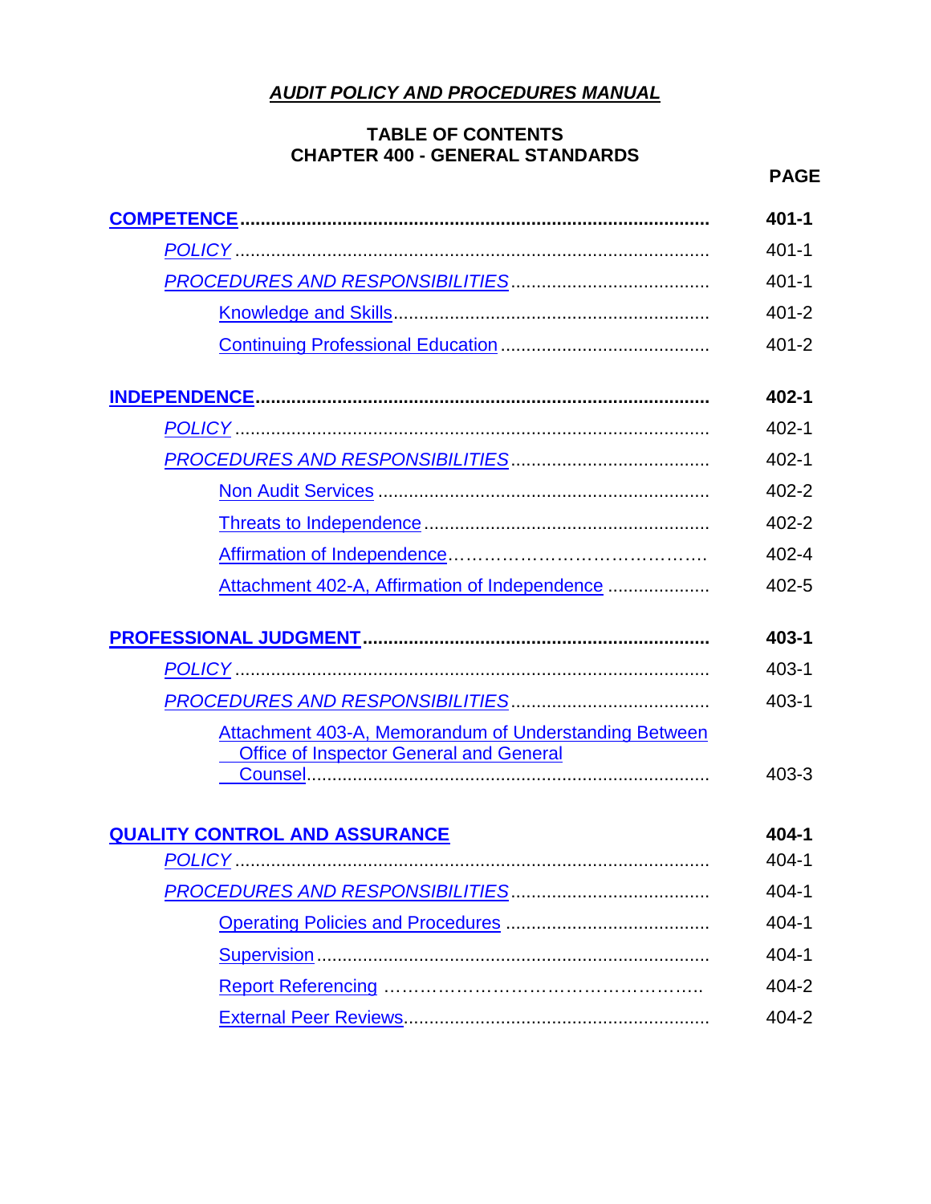# *AUDIT POLICY AND PROCEDURES MANUAL*

## TABLE OF CONTENTS
## CHAPTER 400 - GENERAL STANDARDS

| | **PAGE** |
|---|---|
| **COMPETENCE** | **401-1** |
| *POLICY* | 401-1 |
| *PROCEDURES AND RESPONSIBILITIES* | 401-1 |
| Knowledge and Skills | 401-2 |
| Continuing Professional Education | 401-2 |
| **INDEPENDENCE** | **402-1** |
| *POLICY* | 402-1 |
| *PROCEDURES AND RESPONSIBILITIES* | 402-1 |
| Non Audit Services | 402-2 |
| Threats to Independence | 402-2 |
| Affirmation of Independence | 402-4 |
| Attachment 402-A, Affirmation of Independence | 402-5 |
| **PROFESSIONAL JUDGMENT** | **403-1** |
| *POLICY* | 403-1 |
| *PROCEDURES AND RESPONSIBILITIES* | 403-1 |
| Attachment 403-A, Memorandum of Understanding Between Office of Inspector General and General Counsel | 403-3 |
| **QUALITY CONTROL AND ASSURANCE** | **404-1** |
| *POLICY* | 404-1 |
| *PROCEDURES AND RESPONSIBILITIES* | 404-1 |
| Operating Policies and Procedures | 404-1 |
| Supervision | 404-1 |
| Report Referencing | 404-2 |
| External Peer Reviews | 404-2 |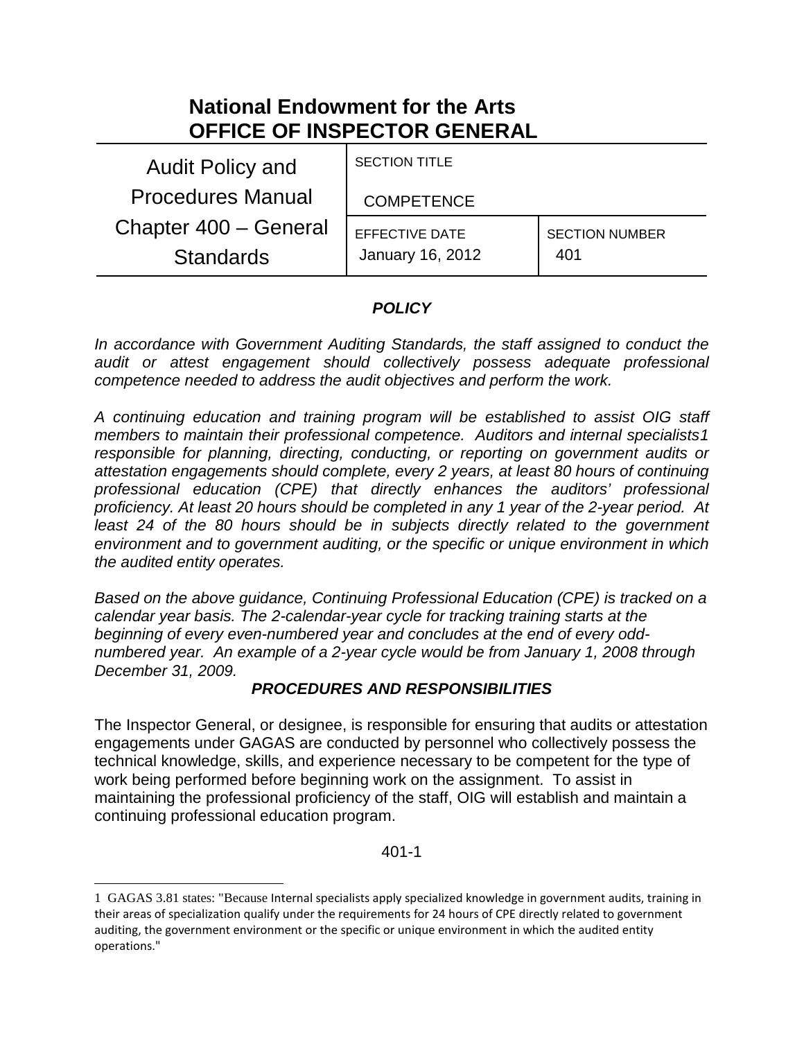# National Endowment for the Arts
# OFFICE OF INSPECTOR GENERAL

| Audit Policy and Procedures Manual Chapter 400 – General Standards | SECTION TITLE<br>COMPETENCE | |
|---|---|---|
| | EFFECTIVE DATE<br>January 16, 2012 | SECTION NUMBER<br>401 |

## *POLICY*

*In accordance with Government Auditing Standards, the staff assigned to conduct the audit or attest engagement should collectively possess adequate professional competence needed to address the audit objectives and perform the work.*

*A continuing education and training program will be established to assist OIG staff members to maintain their professional competence. Auditors and internal specialists[1] responsible for planning, directing, conducting, or reporting on government audits or attestation engagements should complete, every 2 years, at least 80 hours of continuing professional education (CPE) that directly enhances the auditors' professional proficiency. At least 20 hours should be completed in any 1 year of the 2-year period. At least 24 of the 80 hours should be in subjects directly related to the government environment and to government auditing, or the specific or unique environment in which the audited entity operates.*

*Based on the above guidance, Continuing Professional Education (CPE) is tracked on a calendar year basis. The 2-calendar-year cycle for tracking training starts at the beginning of every even-numbered year and concludes at the end of every odd-numbered year. An example of a 2-year cycle would be from January 1, 2008 through December 31, 2009.*

## *PROCEDURES AND RESPONSIBILITIES*

The Inspector General, or designee, is responsible for ensuring that audits or attestation engagements under GAGAS are conducted by personnel who collectively possess the technical knowledge, skills, and experience necessary to be competent for the type of work being performed before beginning work on the assignment. To assist in maintaining the professional proficiency of the staff, OIG will establish and maintain a continuing professional education program.

[1] GAGAS 3.81 states: "Because Internal specialists apply specialized knowledge in government audits, training in their areas of specialization qualify under the requirements for 24 hours of CPE directly related to government auditing, the government environment or the specific or unique environment in which the audited entity operations."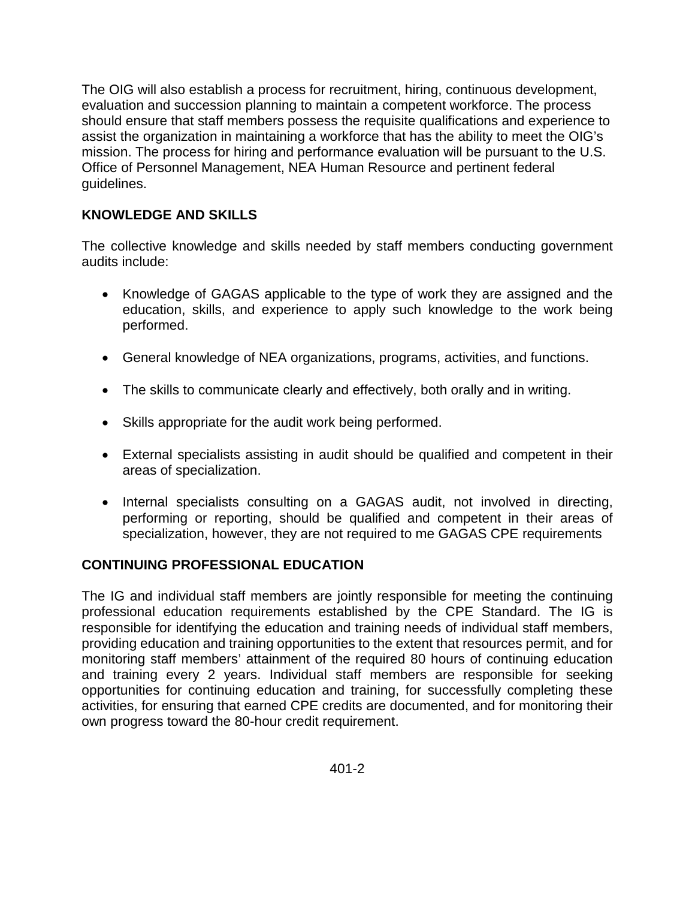The OIG will also establish a process for recruitment, hiring, continuous development, evaluation and succession planning to maintain a competent workforce. The process should ensure that staff members possess the requisite qualifications and experience to assist the organization in maintaining a workforce that has the ability to meet the OIG's mission. The process for hiring and performance evaluation will be pursuant to the U.S. Office of Personnel Management, NEA Human Resource and pertinent federal guidelines.

## KNOWLEDGE AND SKILLS

The collective knowledge and skills needed by staff members conducting government audits include:

- Knowledge of GAGAS applicable to the type of work they are assigned and the education, skills, and experience to apply such knowledge to the work being performed.
- General knowledge of NEA organizations, programs, activities, and functions.
- The skills to communicate clearly and effectively, both orally and in writing.
- Skills appropriate for the audit work being performed.
- External specialists assisting in audit should be qualified and competent in their areas of specialization.
- Internal specialists consulting on a GAGAS audit, not involved in directing, performing or reporting, should be qualified and competent in their areas of specialization, however, they are not required to me GAGAS CPE requirements

## CONTINUING PROFESSIONAL EDUCATION

The IG and individual staff members are jointly responsible for meeting the continuing professional education requirements established by the CPE Standard. The IG is responsible for identifying the education and training needs of individual staff members, providing education and training opportunities to the extent that resources permit, and for monitoring staff members' attainment of the required 80 hours of continuing education and training every 2 years. Individual staff members are responsible for seeking opportunities for continuing education and training, for successfully completing these activities, for ensuring that earned CPE credits are documented, and for monitoring their own progress toward the 80-hour credit requirement.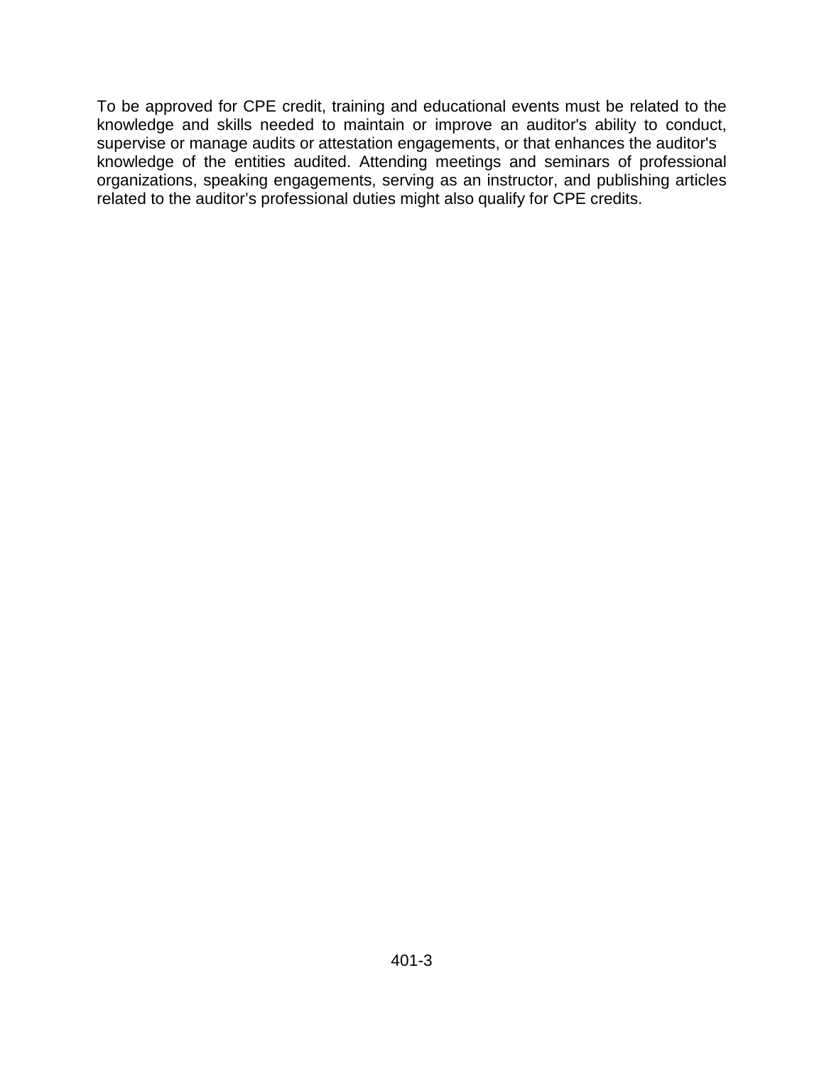To be approved for CPE credit, training and educational events must be related to the knowledge and skills needed to maintain or improve an auditor's ability to conduct, supervise or manage audits or attestation engagements, or that enhances the auditor's knowledge of the entities audited. Attending meetings and seminars of professional organizations, speaking engagements, serving as an instructor, and publishing articles related to the auditor's professional duties might also qualify for CPE credits.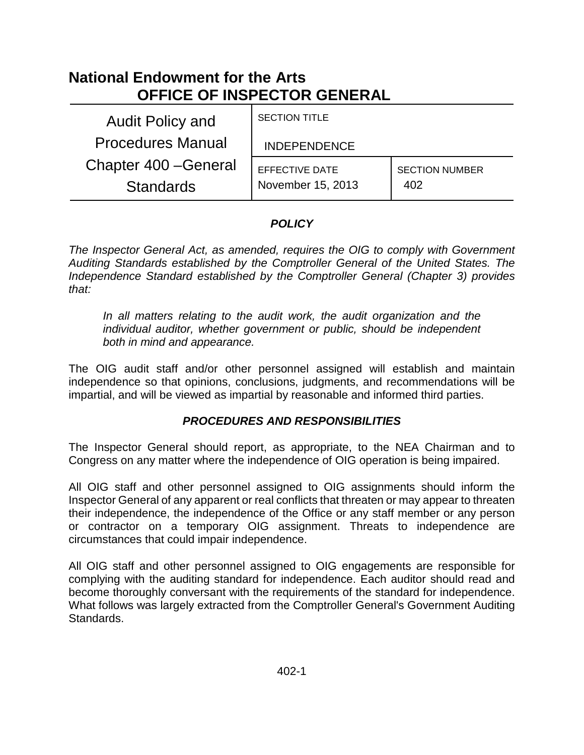# National Endowment for the Arts
## OFFICE OF INSPECTOR GENERAL

| Audit Policy and Procedures Manual Chapter 400 –General Standards | SECTION TITLE INDEPENDENCE | |
|---|---|---|
| | EFFECTIVE DATE November 15, 2013 | SECTION NUMBER 402 |

### *POLICY*

*The Inspector General Act, as amended, requires the OIG to comply with Government Auditing Standards established by the Comptroller General of the United States. The Independence Standard established by the Comptroller General (Chapter 3) provides that:*

> *In all matters relating to the audit work, the audit organization and the individual auditor, whether government or public, should be independent both in mind and appearance.*

The OIG audit staff and/or other personnel assigned will establish and maintain independence so that opinions, conclusions, judgments, and recommendations will be impartial, and will be viewed as impartial by reasonable and informed third parties.

### *PROCEDURES AND RESPONSIBILITIES*

The Inspector General should report, as appropriate, to the NEA Chairman and to Congress on any matter where the independence of OIG operation is being impaired.

All OIG staff and other personnel assigned to OIG assignments should inform the Inspector General of any apparent or real conflicts that threaten or may appear to threaten their independence, the independence of the Office or any staff member or any person or contractor on a temporary OIG assignment. Threats to independence are circumstances that could impair independence.

All OIG staff and other personnel assigned to OIG engagements are responsible for complying with the auditing standard for independence. Each auditor should read and become thoroughly conversant with the requirements of the standard for independence. What follows was largely extracted from the Comptroller General's Government Auditing Standards.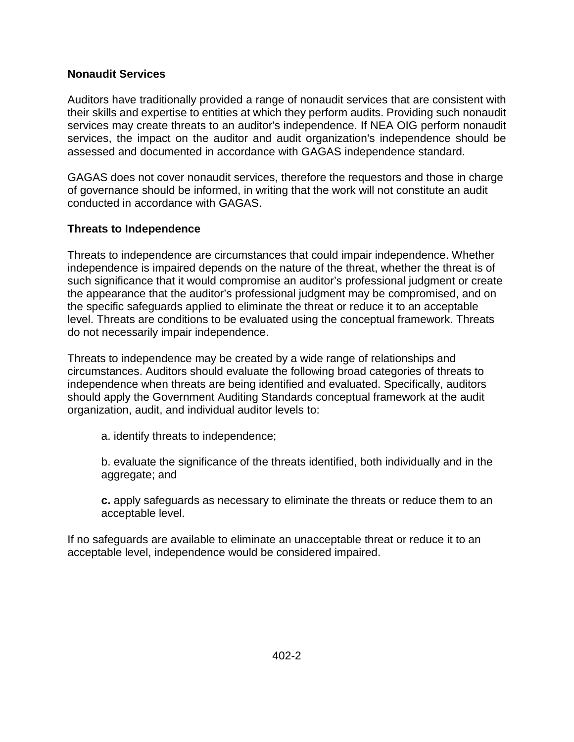**Nonaudit Services**

Auditors have traditionally provided a range of nonaudit services that are consistent with their skills and expertise to entities at which they perform audits. Providing such nonaudit services may create threats to an auditor's independence. If NEA OIG perform nonaudit services, the impact on the auditor and audit organization's independence should be assessed and documented in accordance with GAGAS independence standard.

GAGAS does not cover nonaudit services, therefore the requestors and those in charge of governance should be informed, in writing that the work will not constitute an audit conducted in accordance with GAGAS.

**Threats to Independence**

Threats to independence are circumstances that could impair independence. Whether independence is impaired depends on the nature of the threat, whether the threat is of such significance that it would compromise an auditor's professional judgment or create the appearance that the auditor's professional judgment may be compromised, and on the specific safeguards applied to eliminate the threat or reduce it to an acceptable level. Threats are conditions to be evaluated using the conceptual framework. Threats do not necessarily impair independence.

Threats to independence may be created by a wide range of relationships and circumstances. Auditors should evaluate the following broad categories of threats to independence when threats are being identified and evaluated. Specifically, auditors should apply the Government Auditing Standards conceptual framework at the audit organization, audit, and individual auditor levels to:

a. identify threats to independence;

b. evaluate the significance of the threats identified, both individually and in the aggregate; and

**c.** apply safeguards as necessary to eliminate the threats or reduce them to an acceptable level.

If no safeguards are available to eliminate an unacceptable threat or reduce it to an acceptable level, independence would be considered impaired.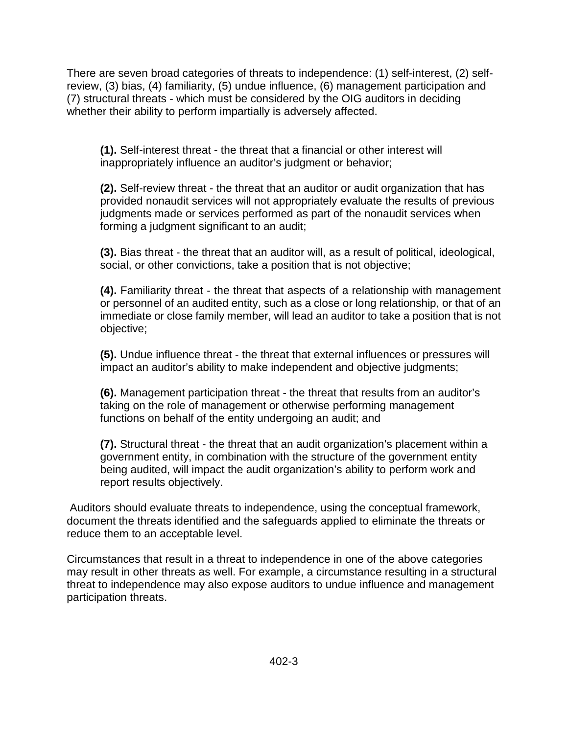There are seven broad categories of threats to independence: (1) self-interest, (2) self-review, (3) bias, (4) familiarity, (5) undue influence, (6) management participation and (7) structural threats - which must be considered by the OIG auditors in deciding whether their ability to perform impartially is adversely affected.

> **(1).** Self-interest threat - the threat that a financial or other interest will inappropriately influence an auditor's judgment or behavior;
>
> **(2).** Self-review threat - the threat that an auditor or audit organization that has provided nonaudit services will not appropriately evaluate the results of previous judgments made or services performed as part of the nonaudit services when forming a judgment significant to an audit;
>
> **(3).** Bias threat - the threat that an auditor will, as a result of political, ideological, social, or other convictions, take a position that is not objective;
>
> **(4).** Familiarity threat - the threat that aspects of a relationship with management or personnel of an audited entity, such as a close or long relationship, or that of an immediate or close family member, will lead an auditor to take a position that is not objective;
>
> **(5).** Undue influence threat - the threat that external influences or pressures will impact an auditor's ability to make independent and objective judgments;
>
> **(6).** Management participation threat - the threat that results from an auditor's taking on the role of management or otherwise performing management functions on behalf of the entity undergoing an audit; and
>
> **(7).** Structural threat - the threat that an audit organization's placement within a government entity, in combination with the structure of the government entity being audited, will impact the audit organization's ability to perform work and report results objectively.

Auditors should evaluate threats to independence, using the conceptual framework, document the threats identified and the safeguards applied to eliminate the threats or reduce them to an acceptable level.

Circumstances that result in a threat to independence in one of the above categories may result in other threats as well. For example, a circumstance resulting in a structural threat to independence may also expose auditors to undue influence and management participation threats.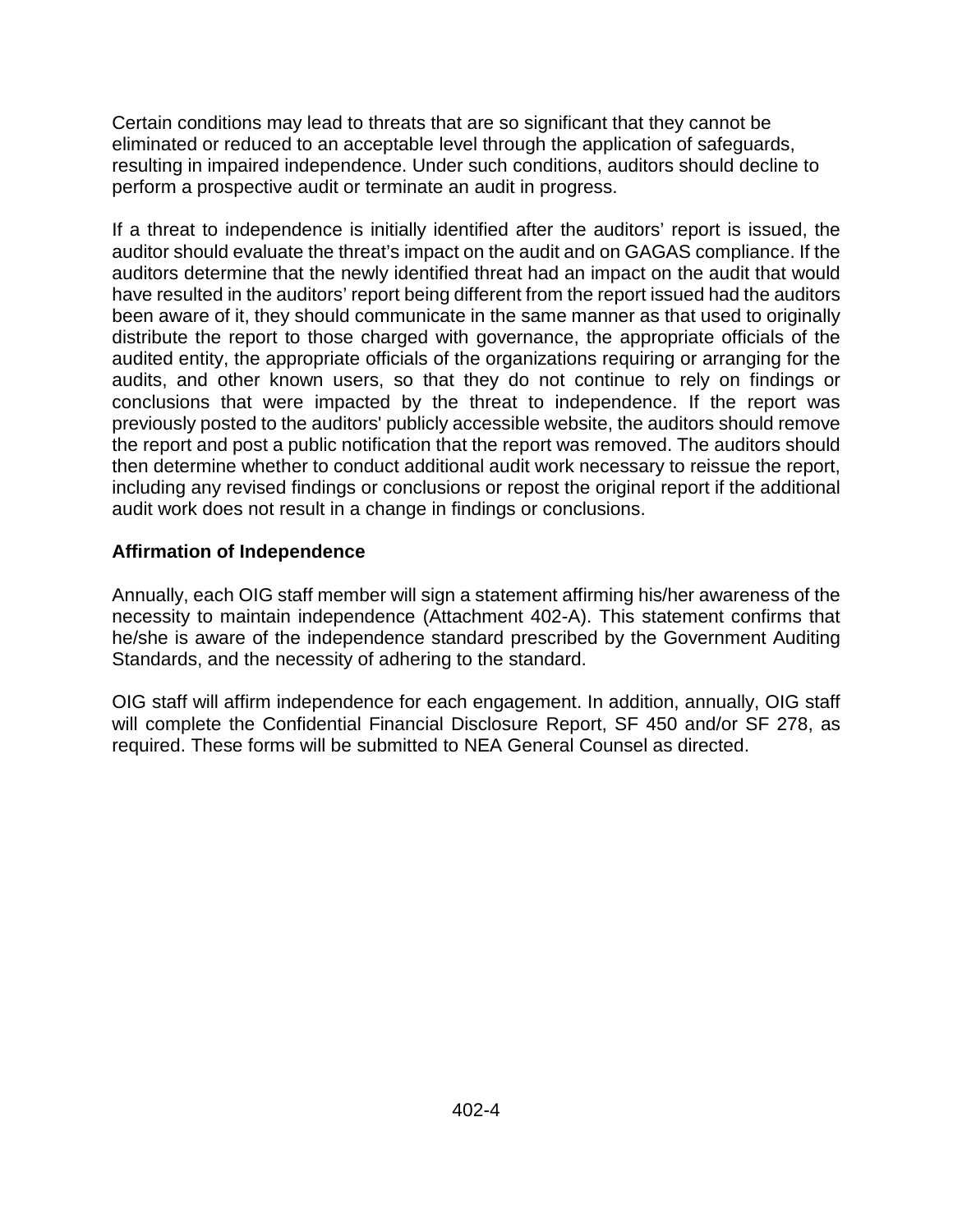Certain conditions may lead to threats that are so significant that they cannot be eliminated or reduced to an acceptable level through the application of safeguards, resulting in impaired independence. Under such conditions, auditors should decline to perform a prospective audit or terminate an audit in progress.

If a threat to independence is initially identified after the auditors' report is issued, the auditor should evaluate the threat's impact on the audit and on GAGAS compliance. If the auditors determine that the newly identified threat had an impact on the audit that would have resulted in the auditors' report being different from the report issued had the auditors been aware of it, they should communicate in the same manner as that used to originally distribute the report to those charged with governance, the appropriate officials of the audited entity, the appropriate officials of the organizations requiring or arranging for the audits, and other known users, so that they do not continue to rely on findings or conclusions that were impacted by the threat to independence. If the report was previously posted to the auditors' publicly accessible website, the auditors should remove the report and post a public notification that the report was removed. The auditors should then determine whether to conduct additional audit work necessary to reissue the report, including any revised findings or conclusions or repost the original report if the additional audit work does not result in a change in findings or conclusions.

**Affirmation of Independence**

Annually, each OIG staff member will sign a statement affirming his/her awareness of the necessity to maintain independence (Attachment 402-A). This statement confirms that he/she is aware of the independence standard prescribed by the Government Auditing Standards, and the necessity of adhering to the standard.

OIG staff will affirm independence for each engagement. In addition, annually, OIG staff will complete the Confidential Financial Disclosure Report, SF 450 and/or SF 278, as required. These forms will be submitted to NEA General Counsel as directed.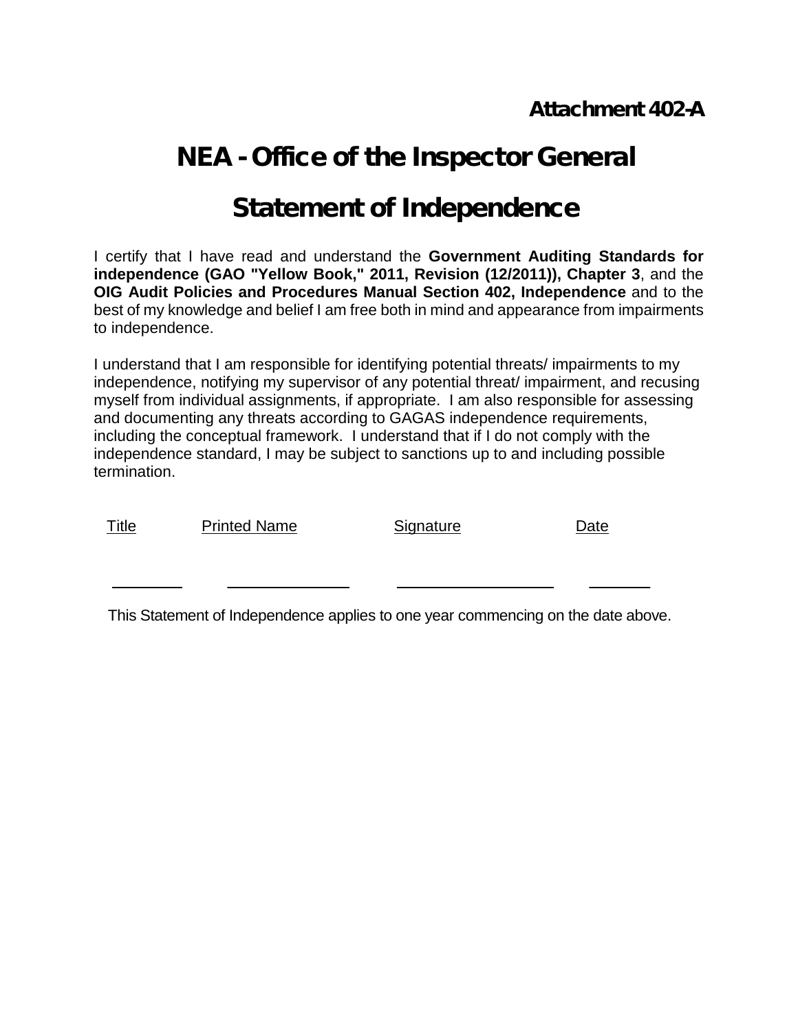**Attachment 402-A**

# NEA - Office of the Inspector General

# Statement of Independence

I certify that I have read and understand the **Government Auditing Standards for independence (GAO "Yellow Book," 2011, Revision (12/2011)), Chapter 3**, and the **OIG Audit Policies and Procedures Manual Section 402, Independence** and to the best of my knowledge and belief I am free both in mind and appearance from impairments to independence.

I understand that I am responsible for identifying potential threats/ impairments to my independence, notifying my supervisor of any potential threat/ impairment, and recusing myself from individual assignments, if appropriate. I am also responsible for assessing and documenting any threats according to GAGAS independence requirements, including the conceptual framework. I understand that if I do not comply with the independence standard, I may be subject to sanctions up to and including possible termination.

| Title | Printed Name | Signature | Date |
|---|---|---|---|
| ________ | ______________ | __________________ | _______ |

This Statement of Independence applies to one year commencing on the date above.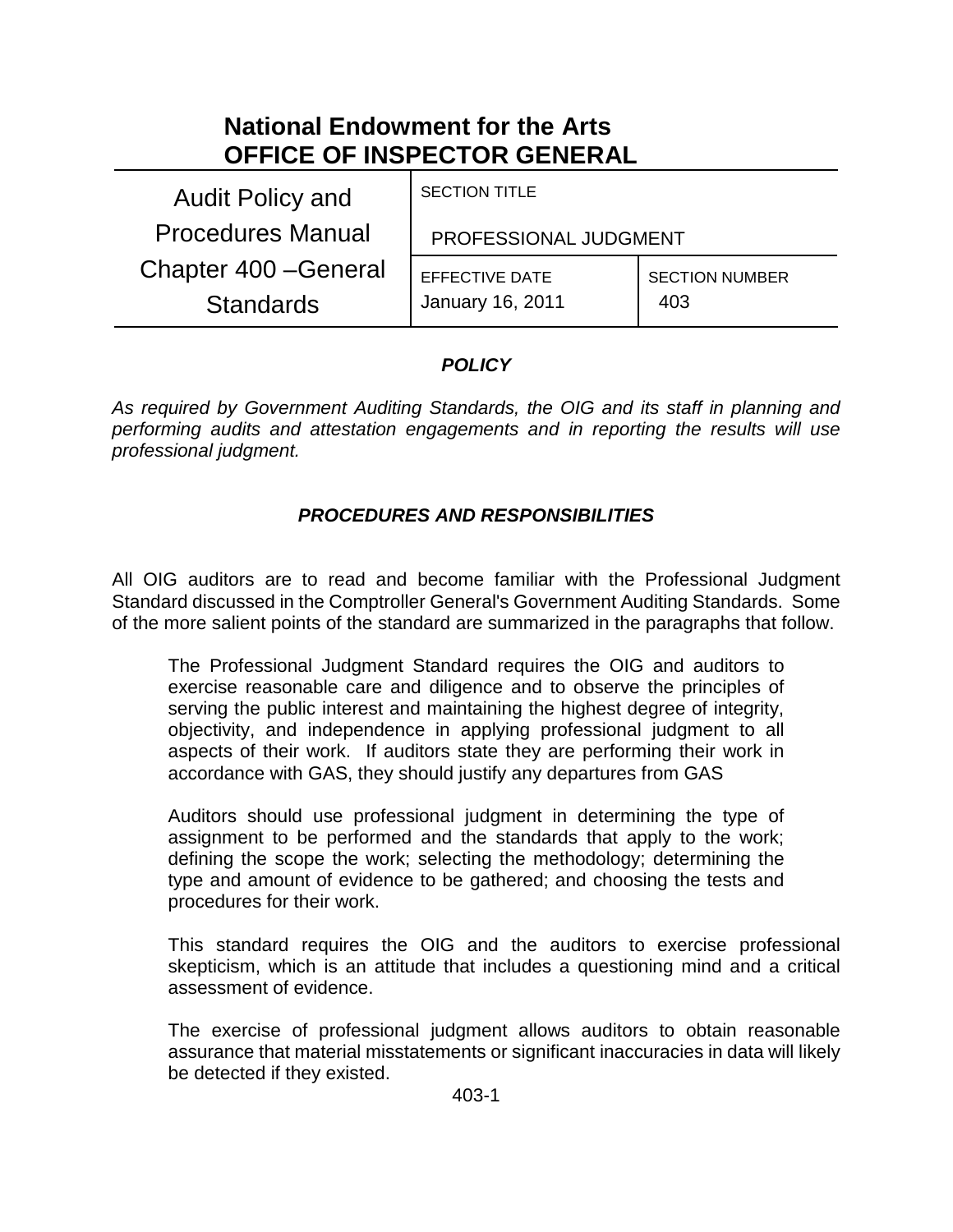# National Endowment for the Arts
# OFFICE OF INSPECTOR GENERAL

| Audit Policy and Procedures Manual Chapter 400 –General Standards | SECTION TITLE<br>PROFESSIONAL JUDGMENT | |
|---|---|---|
| | EFFECTIVE DATE<br>January 16, 2011 | SECTION NUMBER<br>403 |

### *POLICY*

*As required by Government Auditing Standards, the OIG and its staff in planning and performing audits and attestation engagements and in reporting the results will use professional judgment.*

### *PROCEDURES AND RESPONSIBILITIES*

All OIG auditors are to read and become familiar with the Professional Judgment Standard discussed in the Comptroller General's Government Auditing Standards. Some of the more salient points of the standard are summarized in the paragraphs that follow.

> The Professional Judgment Standard requires the OIG and auditors to exercise reasonable care and diligence and to observe the principles of serving the public interest and maintaining the highest degree of integrity, objectivity, and independence in applying professional judgment to all aspects of their work. If auditors state they are performing their work in accordance with GAS, they should justify any departures from GAS
>
> Auditors should use professional judgment in determining the type of assignment to be performed and the standards that apply to the work; defining the scope the work; selecting the methodology; determining the type and amount of evidence to be gathered; and choosing the tests and procedures for their work.
>
> This standard requires the OIG and the auditors to exercise professional skepticism, which is an attitude that includes a questioning mind and a critical assessment of evidence.
>
> The exercise of professional judgment allows auditors to obtain reasonable assurance that material misstatements or significant inaccuracies in data will likely be detected if they existed.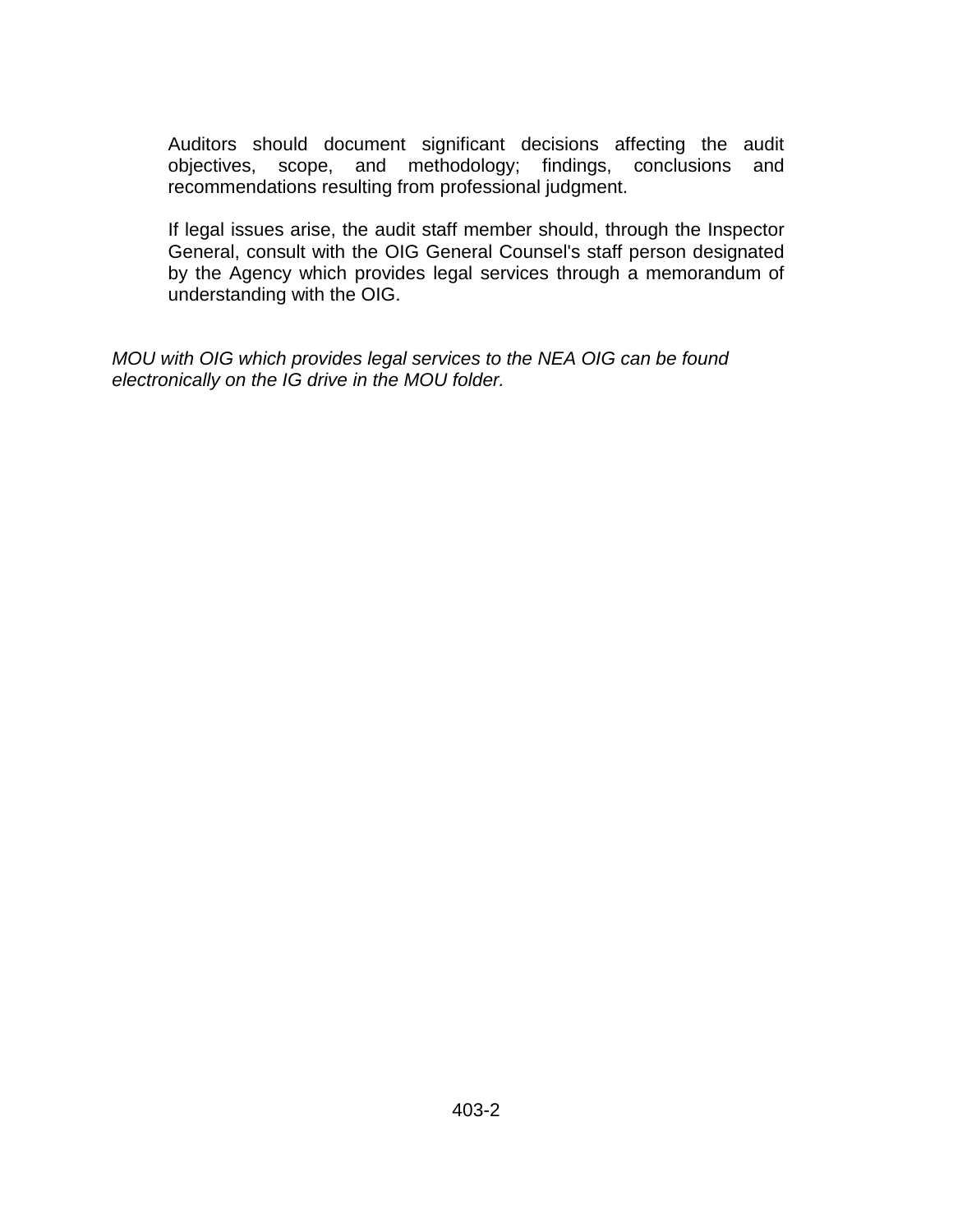Auditors should document significant decisions affecting the audit objectives, scope, and methodology; findings, conclusions and recommendations resulting from professional judgment.

If legal issues arise, the audit staff member should, through the Inspector General, consult with the OIG General Counsel's staff person designated by the Agency which provides legal services through a memorandum of understanding with the OIG.

*MOU with OIG which provides legal services to the NEA OIG can be found electronically on the IG drive in the MOU folder.*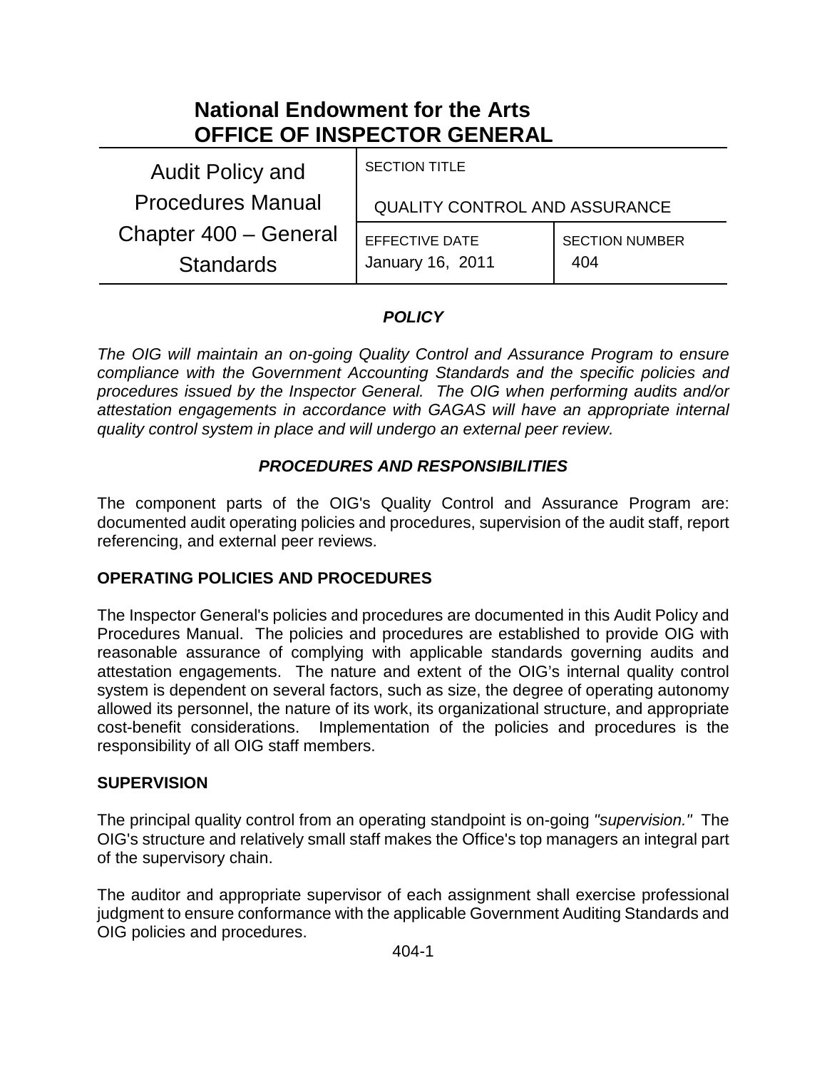# National Endowment for the Arts
# OFFICE OF INSPECTOR GENERAL

| Audit Policy and Procedures Manual Chapter 400 – General Standards | SECTION TITLE<br>QUALITY CONTROL AND ASSURANCE | |
| --- | --- | --- |
| | EFFECTIVE DATE<br>January 16, 2011 | SECTION NUMBER<br>404 |

### *POLICY*

*The OIG will maintain an on-going Quality Control and Assurance Program to ensure compliance with the Government Accounting Standards and the specific policies and procedures issued by the Inspector General. The OIG when performing audits and/or attestation engagements in accordance with GAGAS will have an appropriate internal quality control system in place and will undergo an external peer review.*

### *PROCEDURES AND RESPONSIBILITIES*

The component parts of the OIG's Quality Control and Assurance Program are: documented audit operating policies and procedures, supervision of the audit staff, report referencing, and external peer reviews.

**OPERATING POLICIES AND PROCEDURES**

The Inspector General's policies and procedures are documented in this Audit Policy and Procedures Manual. The policies and procedures are established to provide OIG with reasonable assurance of complying with applicable standards governing audits and attestation engagements. The nature and extent of the OIG's internal quality control system is dependent on several factors, such as size, the degree of operating autonomy allowed its personnel, the nature of its work, its organizational structure, and appropriate cost-benefit considerations. Implementation of the policies and procedures is the responsibility of all OIG staff members.

**SUPERVISION**

The principal quality control from an operating standpoint is on-going *"supervision."* The OIG's structure and relatively small staff makes the Office's top managers an integral part of the supervisory chain.

The auditor and appropriate supervisor of each assignment shall exercise professional judgment to ensure conformance with the applicable Government Auditing Standards and OIG policies and procedures.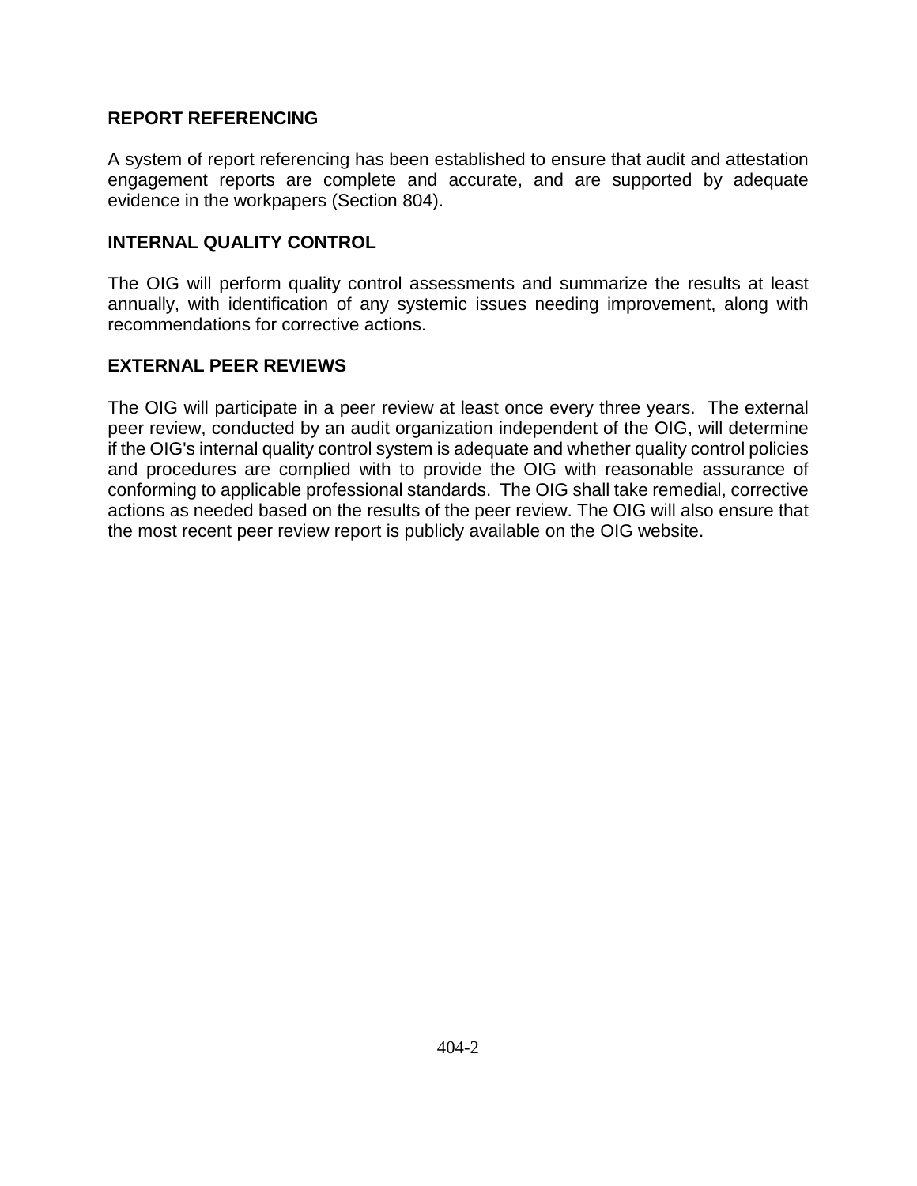## REPORT REFERENCING

A system of report referencing has been established to ensure that audit and attestation engagement reports are complete and accurate, and are supported by adequate evidence in the workpapers (Section 804).

## INTERNAL QUALITY CONTROL

The OIG will perform quality control assessments and summarize the results at least annually, with identification of any systemic issues needing improvement, along with recommendations for corrective actions.

## EXTERNAL PEER REVIEWS

The OIG will participate in a peer review at least once every three years. The external peer review, conducted by an audit organization independent of the OIG, will determine if the OIG's internal quality control system is adequate and whether quality control policies and procedures are complied with to provide the OIG with reasonable assurance of conforming to applicable professional standards. The OIG shall take remedial, corrective actions as needed based on the results of the peer review. The OIG will also ensure that the most recent peer review report is publicly available on the OIG website.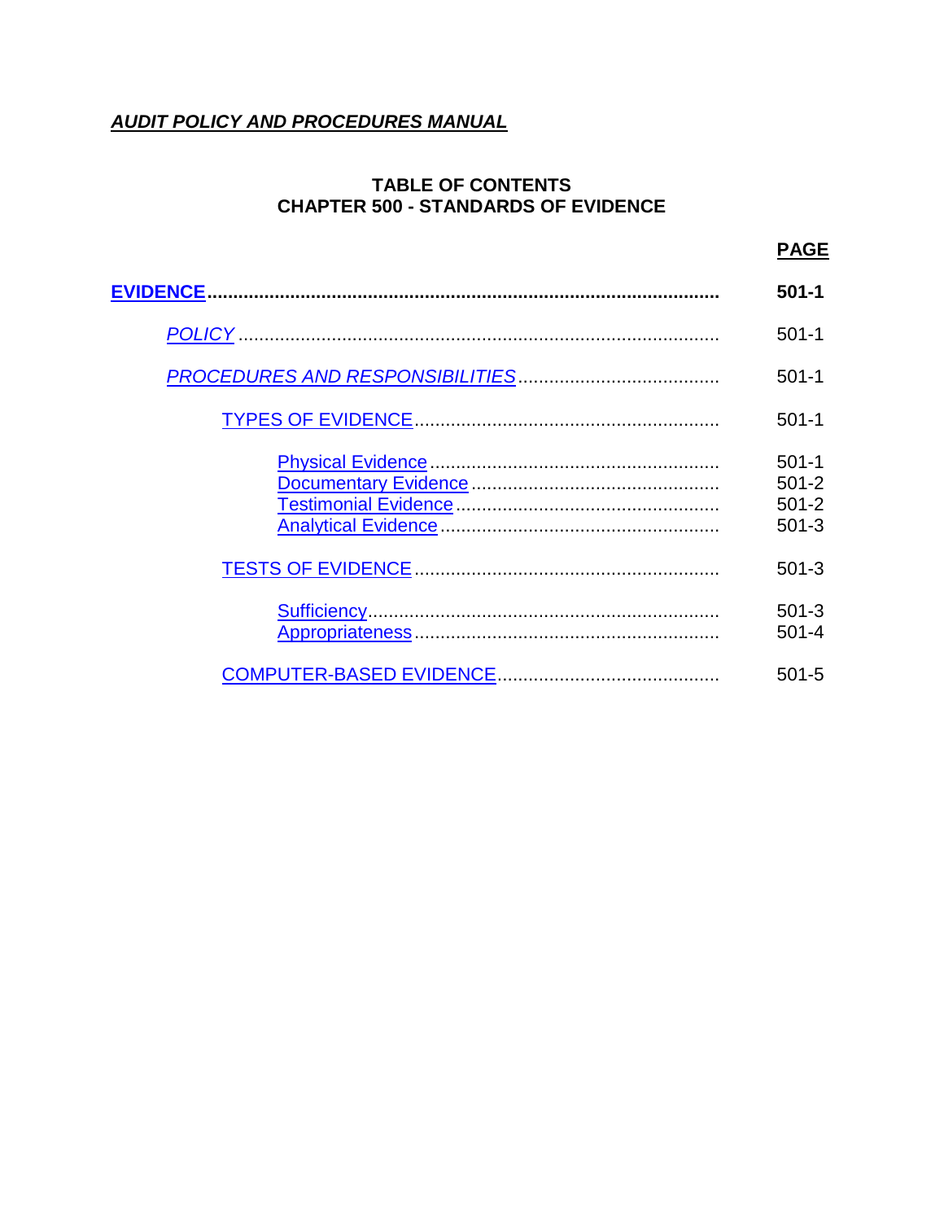***AUDIT POLICY AND PROCEDURES MANUAL***

**TABLE OF CONTENTS**
**CHAPTER 500 - STANDARDS OF EVIDENCE**

| | **PAGE** |
|---|---|
| **EVIDENCE** | **501-1** |
| *POLICY* | 501-1 |
| *PROCEDURES AND RESPONSIBILITIES* | 501-1 |
| TYPES OF EVIDENCE | 501-1 |
| Physical Evidence | 501-1 |
| Documentary Evidence | 501-2 |
| Testimonial Evidence | 501-2 |
| Analytical Evidence | 501-3 |
| TESTS OF EVIDENCE | 501-3 |
| Sufficiency | 501-3 |
| Appropriateness | 501-4 |
| COMPUTER-BASED EVIDENCE | 501-5 |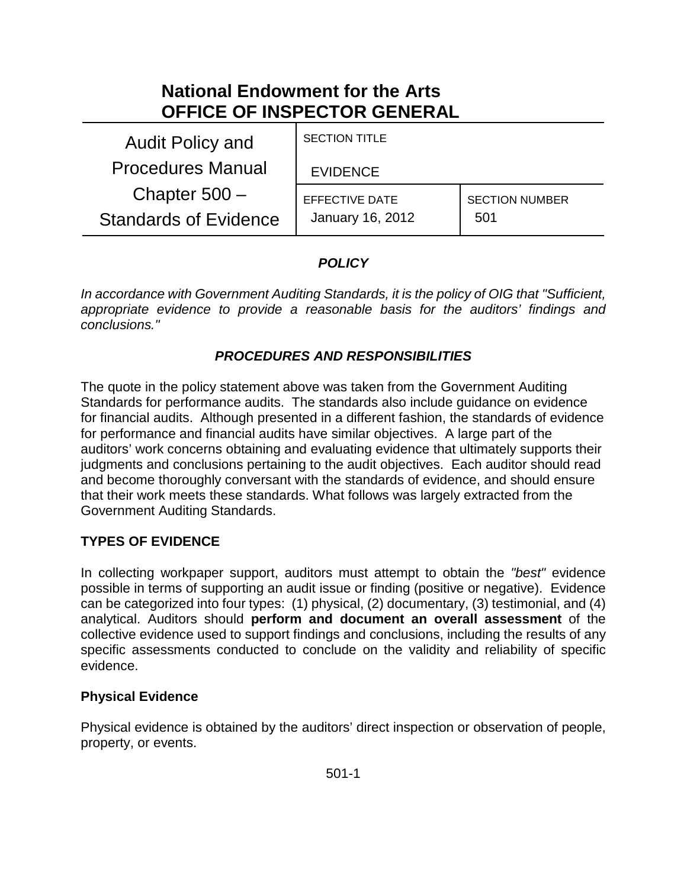# National Endowment for the Arts
# OFFICE OF INSPECTOR GENERAL

| Audit Policy and Procedures Manual Chapter 500 – Standards of Evidence | SECTION TITLE EVIDENCE | |
|---|---|---|
| | EFFECTIVE DATE January 16, 2012 | SECTION NUMBER 501 |

## *POLICY*

*In accordance with Government Auditing Standards, it is the policy of OIG that "Sufficient, appropriate evidence to provide a reasonable basis for the auditors' findings and conclusions."*

## *PROCEDURES AND RESPONSIBILITIES*

The quote in the policy statement above was taken from the Government Auditing Standards for performance audits. The standards also include guidance on evidence for financial audits. Although presented in a different fashion, the standards of evidence for performance and financial audits have similar objectives. A large part of the auditors' work concerns obtaining and evaluating evidence that ultimately supports their judgments and conclusions pertaining to the audit objectives. Each auditor should read and become thoroughly conversant with the standards of evidence, and should ensure that their work meets these standards. What follows was largely extracted from the Government Auditing Standards.

### TYPES OF EVIDENCE

In collecting workpaper support, auditors must attempt to obtain the *"best"* evidence possible in terms of supporting an audit issue or finding (positive or negative). Evidence can be categorized into four types: (1) physical, (2) documentary, (3) testimonial, and (4) analytical. Auditors should **perform and document an overall assessment** of the collective evidence used to support findings and conclusions, including the results of any specific assessments conducted to conclude on the validity and reliability of specific evidence.

#### Physical Evidence

Physical evidence is obtained by the auditors' direct inspection or observation of people, property, or events.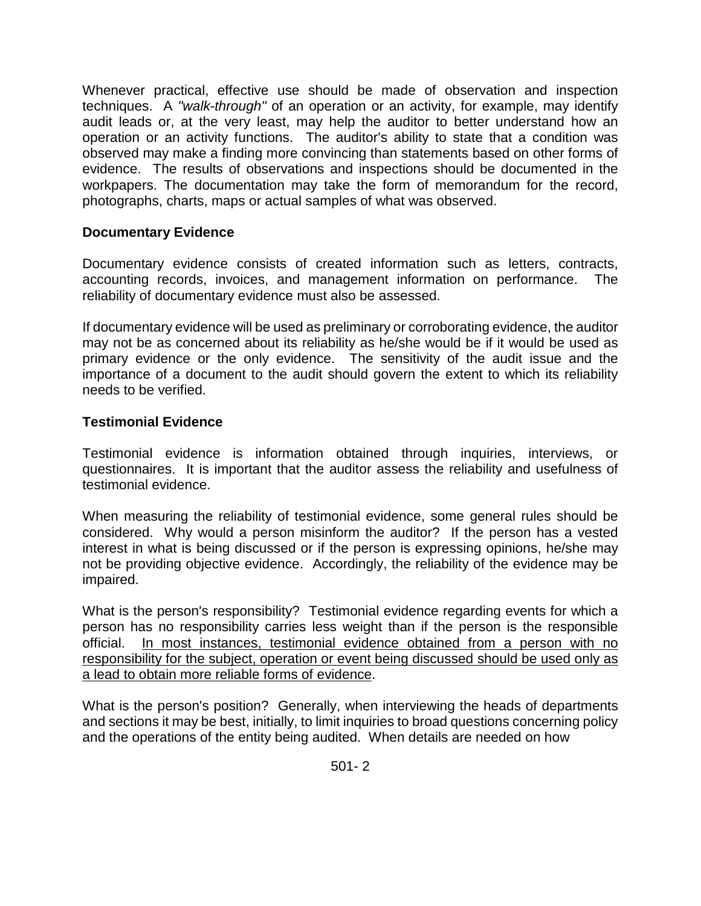Whenever practical, effective use should be made of observation and inspection techniques. A *"walk-through"* of an operation or an activity, for example, may identify audit leads or, at the very least, may help the auditor to better understand how an operation or an activity functions. The auditor's ability to state that a condition was observed may make a finding more convincing than statements based on other forms of evidence. The results of observations and inspections should be documented in the workpapers. The documentation may take the form of memorandum for the record, photographs, charts, maps or actual samples of what was observed.

**Documentary Evidence**

Documentary evidence consists of created information such as letters, contracts, accounting records, invoices, and management information on performance. The reliability of documentary evidence must also be assessed.

If documentary evidence will be used as preliminary or corroborating evidence, the auditor may not be as concerned about its reliability as he/she would be if it would be used as primary evidence or the only evidence. The sensitivity of the audit issue and the importance of a document to the audit should govern the extent to which its reliability needs to be verified.

**Testimonial Evidence**

Testimonial evidence is information obtained through inquiries, interviews, or questionnaires. It is important that the auditor assess the reliability and usefulness of testimonial evidence.

When measuring the reliability of testimonial evidence, some general rules should be considered. Why would a person misinform the auditor? If the person has a vested interest in what is being discussed or if the person is expressing opinions, he/she may not be providing objective evidence. Accordingly, the reliability of the evidence may be impaired.

What is the person's responsibility? Testimonial evidence regarding events for which a person has no responsibility carries less weight than if the person is the responsible official. <u>In most instances, testimonial evidence obtained from a person with no responsibility for the subject, operation or event being discussed should be used only as a lead to obtain more reliable forms of evidence</u>.

What is the person's position? Generally, when interviewing the heads of departments and sections it may be best, initially, to limit inquiries to broad questions concerning policy and the operations of the entity being audited. When details are needed on how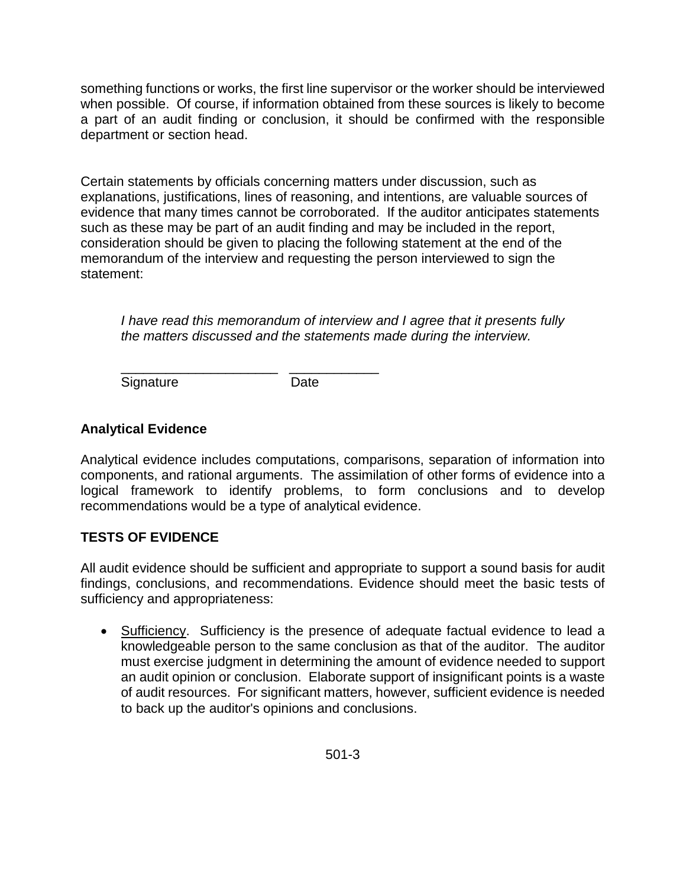something functions or works, the first line supervisor or the worker should be interviewed when possible. Of course, if information obtained from these sources is likely to become a part of an audit finding or conclusion, it should be confirmed with the responsible department or section head.

Certain statements by officials concerning matters under discussion, such as explanations, justifications, lines of reasoning, and intentions, are valuable sources of evidence that many times cannot be corroborated. If the auditor anticipates statements such as these may be part of an audit finding and may be included in the report, consideration should be given to placing the following statement at the end of the memorandum of the interview and requesting the person interviewed to sign the statement:

> *I have read this memorandum of interview and I agree that it presents fully the matters discussed and the statements made during the interview.*
>
> _____________________ ____________
> Signature Date

**Analytical Evidence**

Analytical evidence includes computations, comparisons, separation of information into components, and rational arguments. The assimilation of other forms of evidence into a logical framework to identify problems, to form conclusions and to develop recommendations would be a type of analytical evidence.

## TESTS OF EVIDENCE

All audit evidence should be sufficient and appropriate to support a sound basis for audit findings, conclusions, and recommendations. Evidence should meet the basic tests of sufficiency and appropriateness:

- Sufficiency. Sufficiency is the presence of adequate factual evidence to lead a knowledgeable person to the same conclusion as that of the auditor. The auditor must exercise judgment in determining the amount of evidence needed to support an audit opinion or conclusion. Elaborate support of insignificant points is a waste of audit resources. For significant matters, however, sufficient evidence is needed to back up the auditor's opinions and conclusions.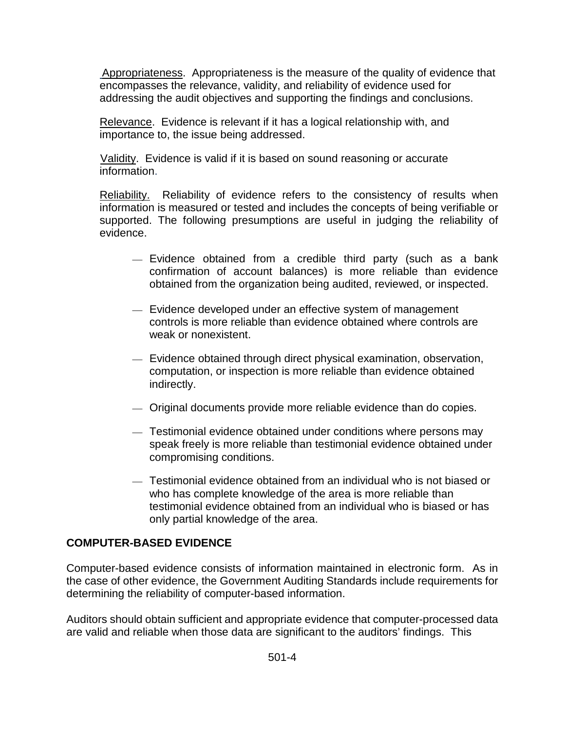Appropriateness. Appropriateness is the measure of the quality of evidence that encompasses the relevance, validity, and reliability of evidence used for addressing the audit objectives and supporting the findings and conclusions.

Relevance. Evidence is relevant if it has a logical relationship with, and importance to, the issue being addressed.

Validity. Evidence is valid if it is based on sound reasoning or accurate information.

Reliability. Reliability of evidence refers to the consistency of results when information is measured or tested and includes the concepts of being verifiable or supported. The following presumptions are useful in judging the reliability of evidence.

- Evidence obtained from a credible third party (such as a bank confirmation of account balances) is more reliable than evidence obtained from the organization being audited, reviewed, or inspected.

- Evidence developed under an effective system of management controls is more reliable than evidence obtained where controls are weak or nonexistent.

- Evidence obtained through direct physical examination, observation, computation, or inspection is more reliable than evidence obtained indirectly.

- Original documents provide more reliable evidence than do copies.

- Testimonial evidence obtained under conditions where persons may speak freely is more reliable than testimonial evidence obtained under compromising conditions.

- Testimonial evidence obtained from an individual who is not biased or who has complete knowledge of the area is more reliable than testimonial evidence obtained from an individual who is biased or has only partial knowledge of the area.

**COMPUTER-BASED EVIDENCE**

Computer-based evidence consists of information maintained in electronic form. As in the case of other evidence, the Government Auditing Standards include requirements for determining the reliability of computer-based information.

Auditors should obtain sufficient and appropriate evidence that computer-processed data are valid and reliable when those data are significant to the auditors' findings. This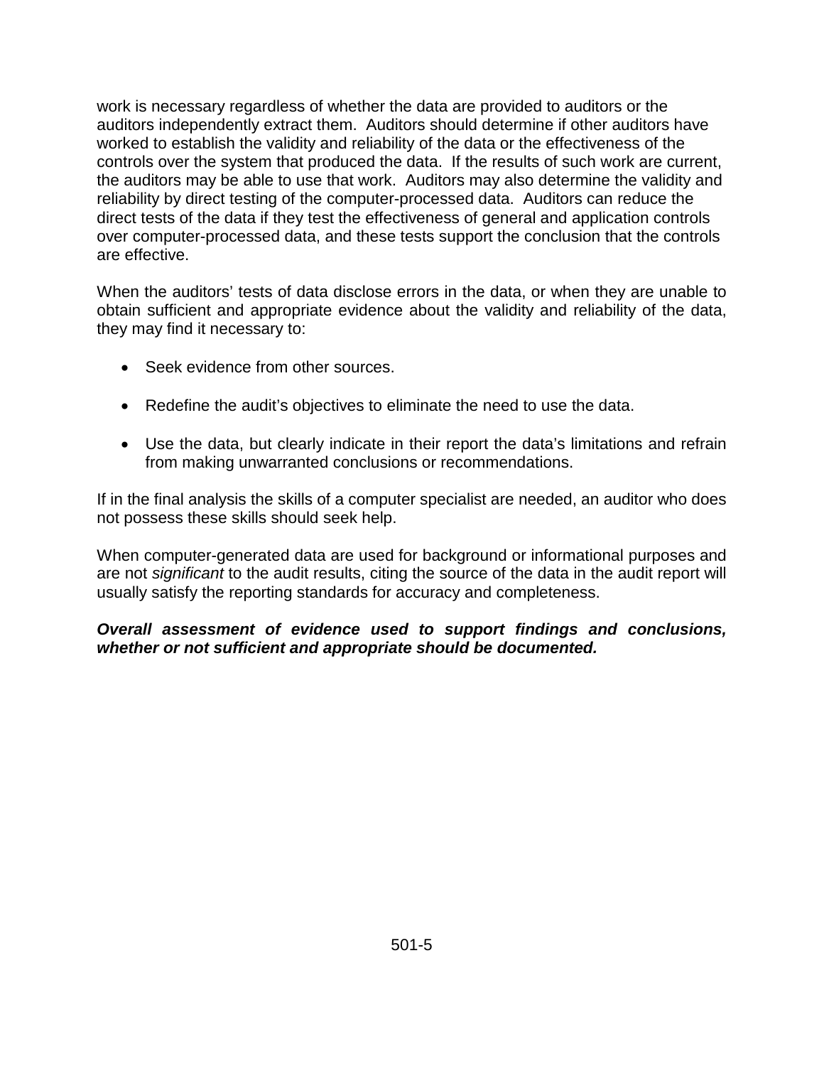work is necessary regardless of whether the data are provided to auditors or the auditors independently extract them. Auditors should determine if other auditors have worked to establish the validity and reliability of the data or the effectiveness of the controls over the system that produced the data. If the results of such work are current, the auditors may be able to use that work. Auditors may also determine the validity and reliability by direct testing of the computer-processed data. Auditors can reduce the direct tests of the data if they test the effectiveness of general and application controls over computer-processed data, and these tests support the conclusion that the controls are effective.

When the auditors' tests of data disclose errors in the data, or when they are unable to obtain sufficient and appropriate evidence about the validity and reliability of the data, they may find it necessary to:

- Seek evidence from other sources.
- Redefine the audit's objectives to eliminate the need to use the data.
- Use the data, but clearly indicate in their report the data's limitations and refrain from making unwarranted conclusions or recommendations.

If in the final analysis the skills of a computer specialist are needed, an auditor who does not possess these skills should seek help.

When computer-generated data are used for background or informational purposes and are not *significant* to the audit results, citing the source of the data in the audit report will usually satisfy the reporting standards for accuracy and completeness.

***Overall assessment of evidence used to support findings and conclusions, whether or not sufficient and appropriate should be documented.***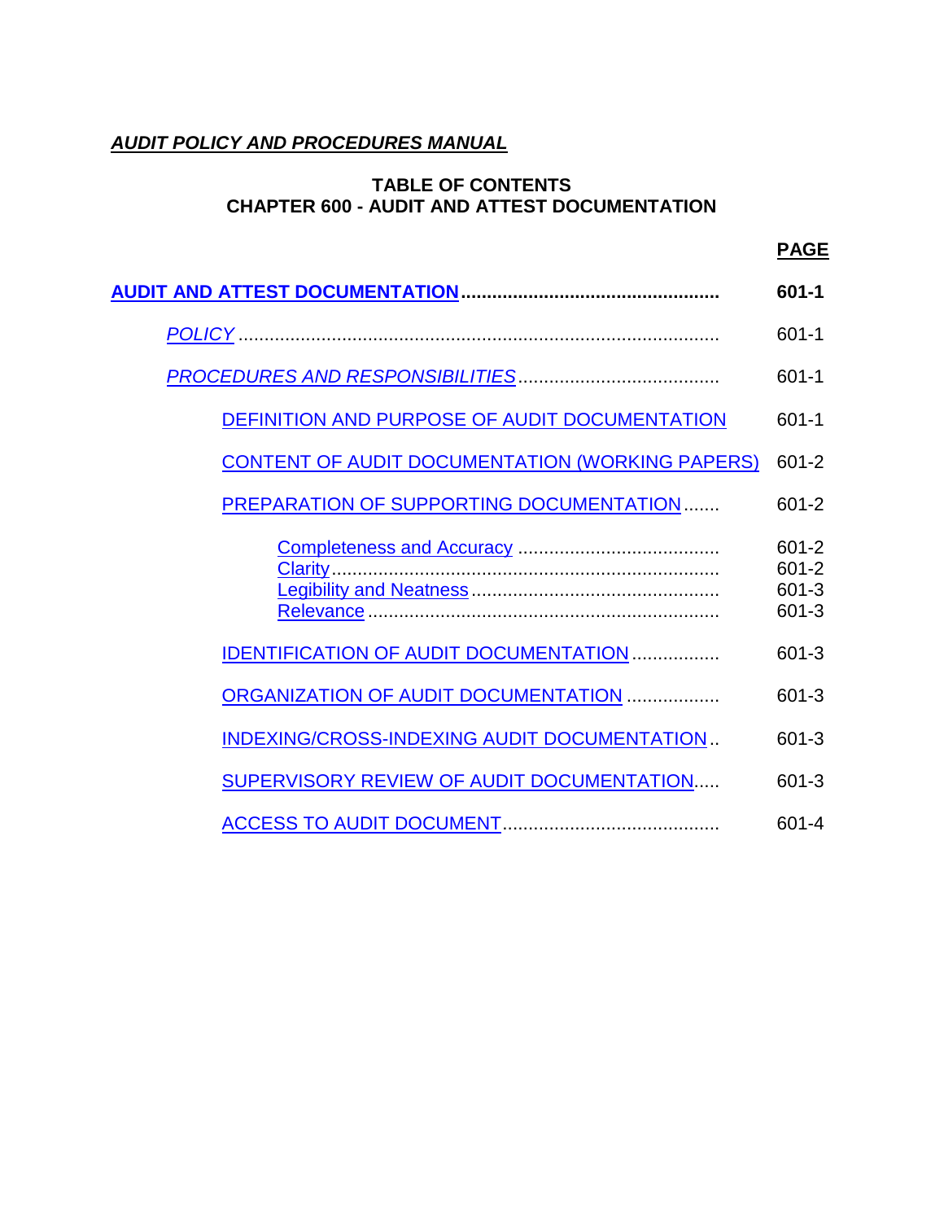***AUDIT POLICY AND PROCEDURES MANUAL***

**TABLE OF CONTENTS**
**CHAPTER 600 - AUDIT AND ATTEST DOCUMENTATION**

| | **PAGE** |
|---|---|
| **AUDIT AND ATTEST DOCUMENTATION** | **601-1** |
| *POLICY* | 601-1 |
| *PROCEDURES AND RESPONSIBILITIES* | 601-1 |
| DEFINITION AND PURPOSE OF AUDIT DOCUMENTATION | 601-1 |
| CONTENT OF AUDIT DOCUMENTATION (WORKING PAPERS) | 601-2 |
| PREPARATION OF SUPPORTING DOCUMENTATION | 601-2 |
| Completeness and Accuracy | 601-2 |
| Clarity | 601-2 |
| Legibility and Neatness | 601-3 |
| Relevance | 601-3 |
| IDENTIFICATION OF AUDIT DOCUMENTATION | 601-3 |
| ORGANIZATION OF AUDIT DOCUMENTATION | 601-3 |
| INDEXING/CROSS-INDEXING AUDIT DOCUMENTATION | 601-3 |
| SUPERVISORY REVIEW OF AUDIT DOCUMENTATION | 601-3 |
| ACCESS TO AUDIT DOCUMENT | 601-4 |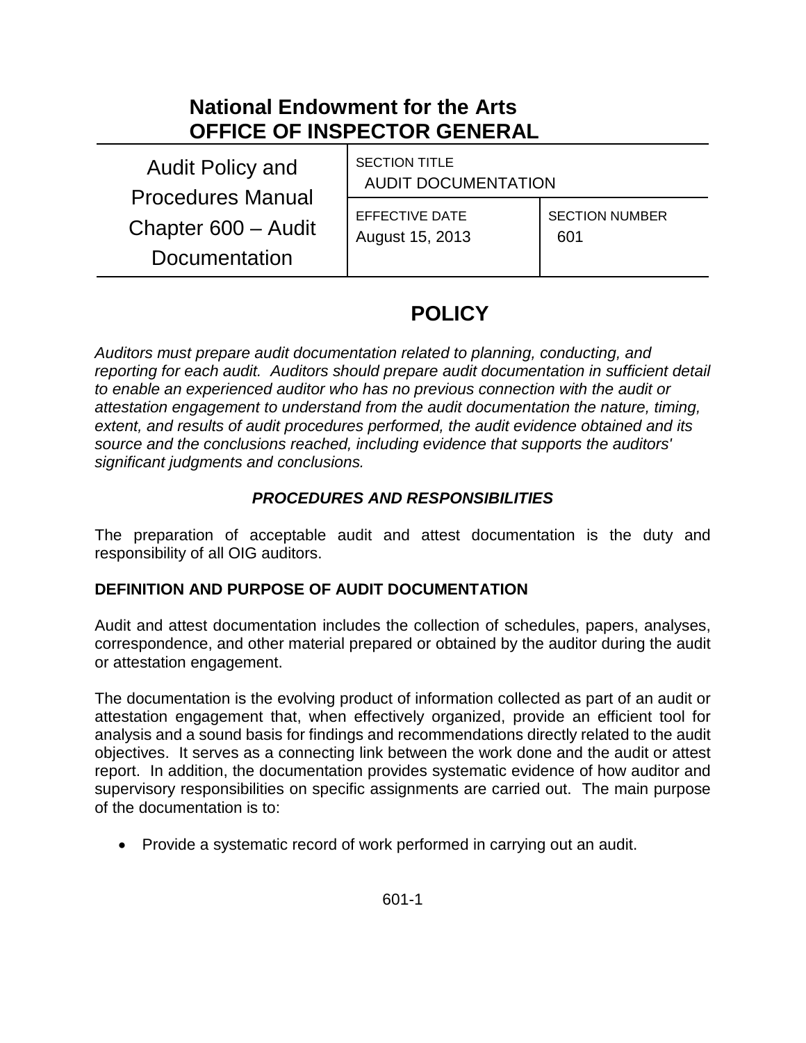# National Endowment for the Arts
# OFFICE OF INSPECTOR GENERAL

| Audit Policy and Procedures Manual Chapter 600 – Audit Documentation | SECTION TITLE<br>AUDIT DOCUMENTATION | |
|---|---|---|
| | EFFECTIVE DATE<br>August 15, 2013 | SECTION NUMBER<br>601 |

## POLICY

*Auditors must prepare audit documentation related to planning, conducting, and reporting for each audit. Auditors should prepare audit documentation in sufficient detail to enable an experienced auditor who has no previous connection with the audit or attestation engagement to understand from the audit documentation the nature, timing, extent, and results of audit procedures performed, the audit evidence obtained and its source and the conclusions reached, including evidence that supports the auditors' significant judgments and conclusions.*

### *PROCEDURES AND RESPONSIBILITIES*

The preparation of acceptable audit and attest documentation is the duty and responsibility of all OIG auditors.

### DEFINITION AND PURPOSE OF AUDIT DOCUMENTATION

Audit and attest documentation includes the collection of schedules, papers, analyses, correspondence, and other material prepared or obtained by the auditor during the audit or attestation engagement.

The documentation is the evolving product of information collected as part of an audit or attestation engagement that, when effectively organized, provide an efficient tool for analysis and a sound basis for findings and recommendations directly related to the audit objectives. It serves as a connecting link between the work done and the audit or attest report. In addition, the documentation provides systematic evidence of how auditor and supervisory responsibilities on specific assignments are carried out. The main purpose of the documentation is to:

- Provide a systematic record of work performed in carrying out an audit.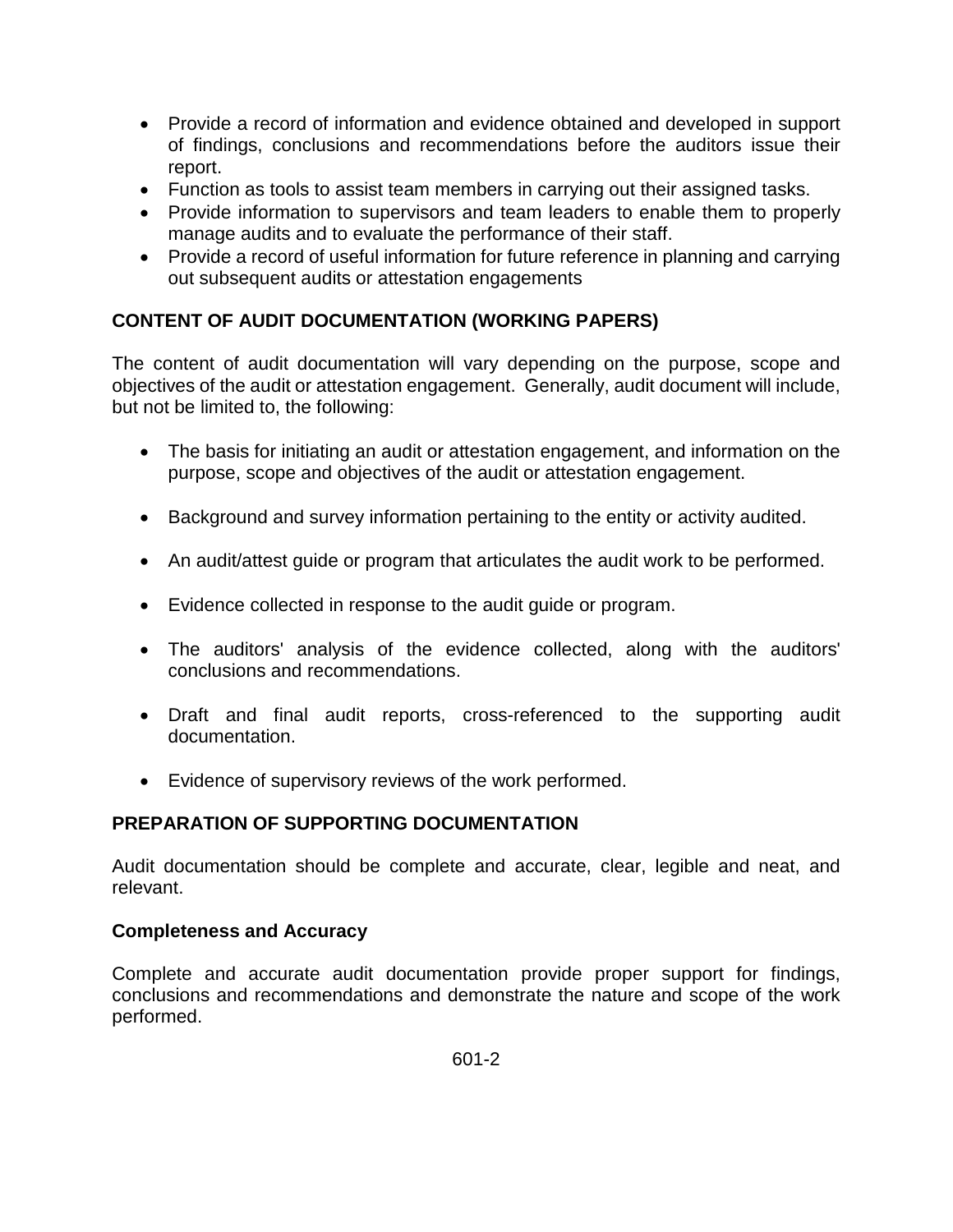- Provide a record of information and evidence obtained and developed in support of findings, conclusions and recommendations before the auditors issue their report.
- Function as tools to assist team members in carrying out their assigned tasks.
- Provide information to supervisors and team leaders to enable them to properly manage audits and to evaluate the performance of their staff.
- Provide a record of useful information for future reference in planning and carrying out subsequent audits or attestation engagements

## CONTENT OF AUDIT DOCUMENTATION (WORKING PAPERS)

The content of audit documentation will vary depending on the purpose, scope and objectives of the audit or attestation engagement. Generally, audit document will include, but not be limited to, the following:

- The basis for initiating an audit or attestation engagement, and information on the purpose, scope and objectives of the audit or attestation engagement.

- Background and survey information pertaining to the entity or activity audited.

- An audit/attest guide or program that articulates the audit work to be performed.

- Evidence collected in response to the audit guide or program.

- The auditors' analysis of the evidence collected, along with the auditors' conclusions and recommendations.

- Draft and final audit reports, cross-referenced to the supporting audit documentation.

- Evidence of supervisory reviews of the work performed.

## PREPARATION OF SUPPORTING DOCUMENTATION

Audit documentation should be complete and accurate, clear, legible and neat, and relevant.

### Completeness and Accuracy

Complete and accurate audit documentation provide proper support for findings, conclusions and recommendations and demonstrate the nature and scope of the work performed.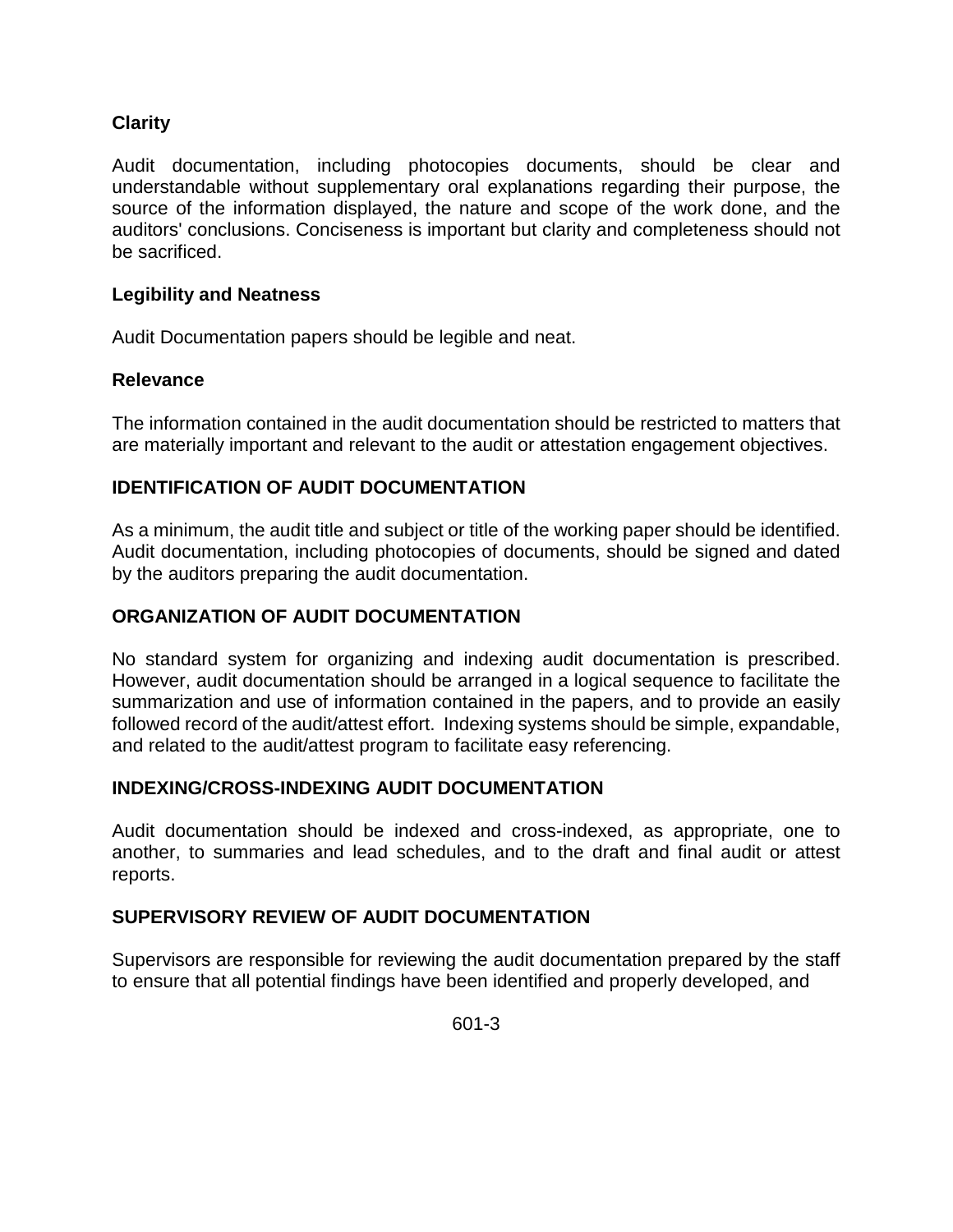### Clarity

Audit documentation, including photocopies documents, should be clear and understandable without supplementary oral explanations regarding their purpose, the source of the information displayed, the nature and scope of the work done, and the auditors' conclusions. Conciseness is important but clarity and completeness should not be sacrificed.

### Legibility and Neatness

Audit Documentation papers should be legible and neat.

### Relevance

The information contained in the audit documentation should be restricted to matters that are materially important and relevant to the audit or attestation engagement objectives.

## IDENTIFICATION OF AUDIT DOCUMENTATION

As a minimum, the audit title and subject or title of the working paper should be identified. Audit documentation, including photocopies of documents, should be signed and dated by the auditors preparing the audit documentation.

## ORGANIZATION OF AUDIT DOCUMENTATION

No standard system for organizing and indexing audit documentation is prescribed. However, audit documentation should be arranged in a logical sequence to facilitate the summarization and use of information contained in the papers, and to provide an easily followed record of the audit/attest effort. Indexing systems should be simple, expandable, and related to the audit/attest program to facilitate easy referencing.

## INDEXING/CROSS-INDEXING AUDIT DOCUMENTATION

Audit documentation should be indexed and cross-indexed, as appropriate, one to another, to summaries and lead schedules, and to the draft and final audit or attest reports.

## SUPERVISORY REVIEW OF AUDIT DOCUMENTATION

Supervisors are responsible for reviewing the audit documentation prepared by the staff to ensure that all potential findings have been identified and properly developed, and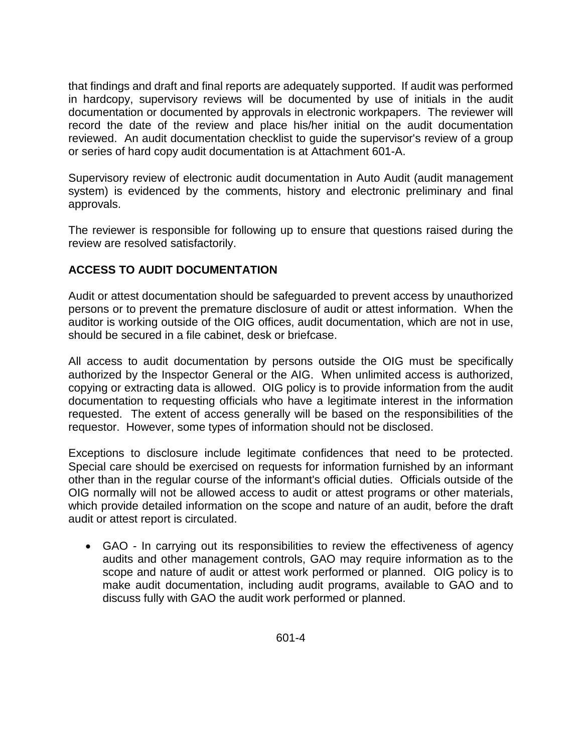that findings and draft and final reports are adequately supported. If audit was performed in hardcopy, supervisory reviews will be documented by use of initials in the audit documentation or documented by approvals in electronic workpapers. The reviewer will record the date of the review and place his/her initial on the audit documentation reviewed. An audit documentation checklist to guide the supervisor's review of a group or series of hard copy audit documentation is at Attachment 601-A.

Supervisory review of electronic audit documentation in Auto Audit (audit management system) is evidenced by the comments, history and electronic preliminary and final approvals.

The reviewer is responsible for following up to ensure that questions raised during the review are resolved satisfactorily.

**ACCESS TO AUDIT DOCUMENTATION**

Audit or attest documentation should be safeguarded to prevent access by unauthorized persons or to prevent the premature disclosure of audit or attest information. When the auditor is working outside of the OIG offices, audit documentation, which are not in use, should be secured in a file cabinet, desk or briefcase.

All access to audit documentation by persons outside the OIG must be specifically authorized by the Inspector General or the AIG. When unlimited access is authorized, copying or extracting data is allowed. OIG policy is to provide information from the audit documentation to requesting officials who have a legitimate interest in the information requested. The extent of access generally will be based on the responsibilities of the requestor. However, some types of information should not be disclosed.

Exceptions to disclosure include legitimate confidences that need to be protected. Special care should be exercised on requests for information furnished by an informant other than in the regular course of the informant's official duties. Officials outside of the OIG normally will not be allowed access to audit or attest programs or other materials, which provide detailed information on the scope and nature of an audit, before the draft audit or attest report is circulated.

- GAO - In carrying out its responsibilities to review the effectiveness of agency audits and other management controls, GAO may require information as to the scope and nature of audit or attest work performed or planned. OIG policy is to make audit documentation, including audit programs, available to GAO and to discuss fully with GAO the audit work performed or planned.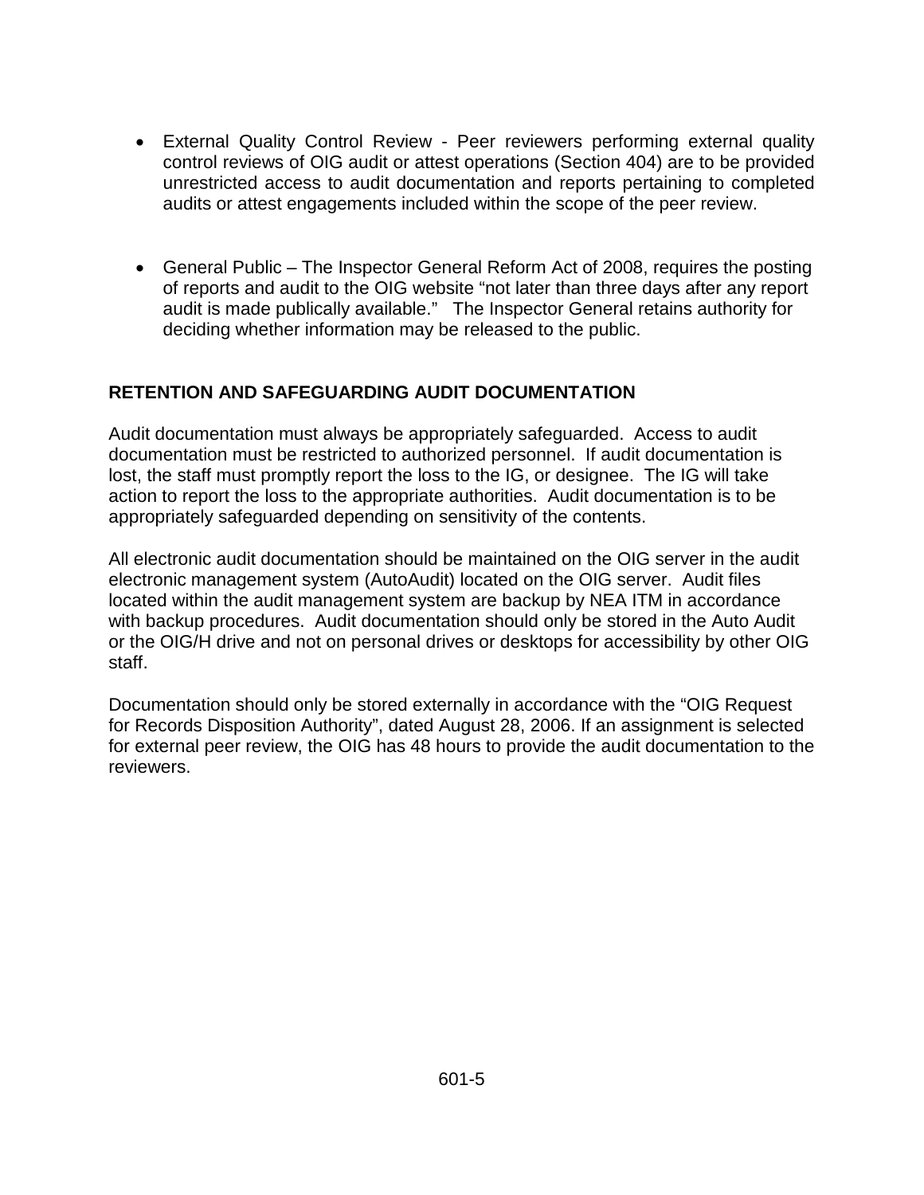- External Quality Control Review - Peer reviewers performing external quality control reviews of OIG audit or attest operations (Section 404) are to be provided unrestricted access to audit documentation and reports pertaining to completed audits or attest engagements included within the scope of the peer review.

- General Public – The Inspector General Reform Act of 2008, requires the posting of reports and audit to the OIG website "not later than three days after any report audit is made publically available." The Inspector General retains authority for deciding whether information may be released to the public.

## RETENTION AND SAFEGUARDING AUDIT DOCUMENTATION

Audit documentation must always be appropriately safeguarded. Access to audit documentation must be restricted to authorized personnel. If audit documentation is lost, the staff must promptly report the loss to the IG, or designee. The IG will take action to report the loss to the appropriate authorities. Audit documentation is to be appropriately safeguarded depending on sensitivity of the contents.

All electronic audit documentation should be maintained on the OIG server in the audit electronic management system (AutoAudit) located on the OIG server. Audit files located within the audit management system are backup by NEA ITM in accordance with backup procedures. Audit documentation should only be stored in the Auto Audit or the OIG/H drive and not on personal drives or desktops for accessibility by other OIG staff.

Documentation should only be stored externally in accordance with the "OIG Request for Records Disposition Authority", dated August 28, 2006. If an assignment is selected for external peer review, the OIG has 48 hours to provide the audit documentation to the reviewers.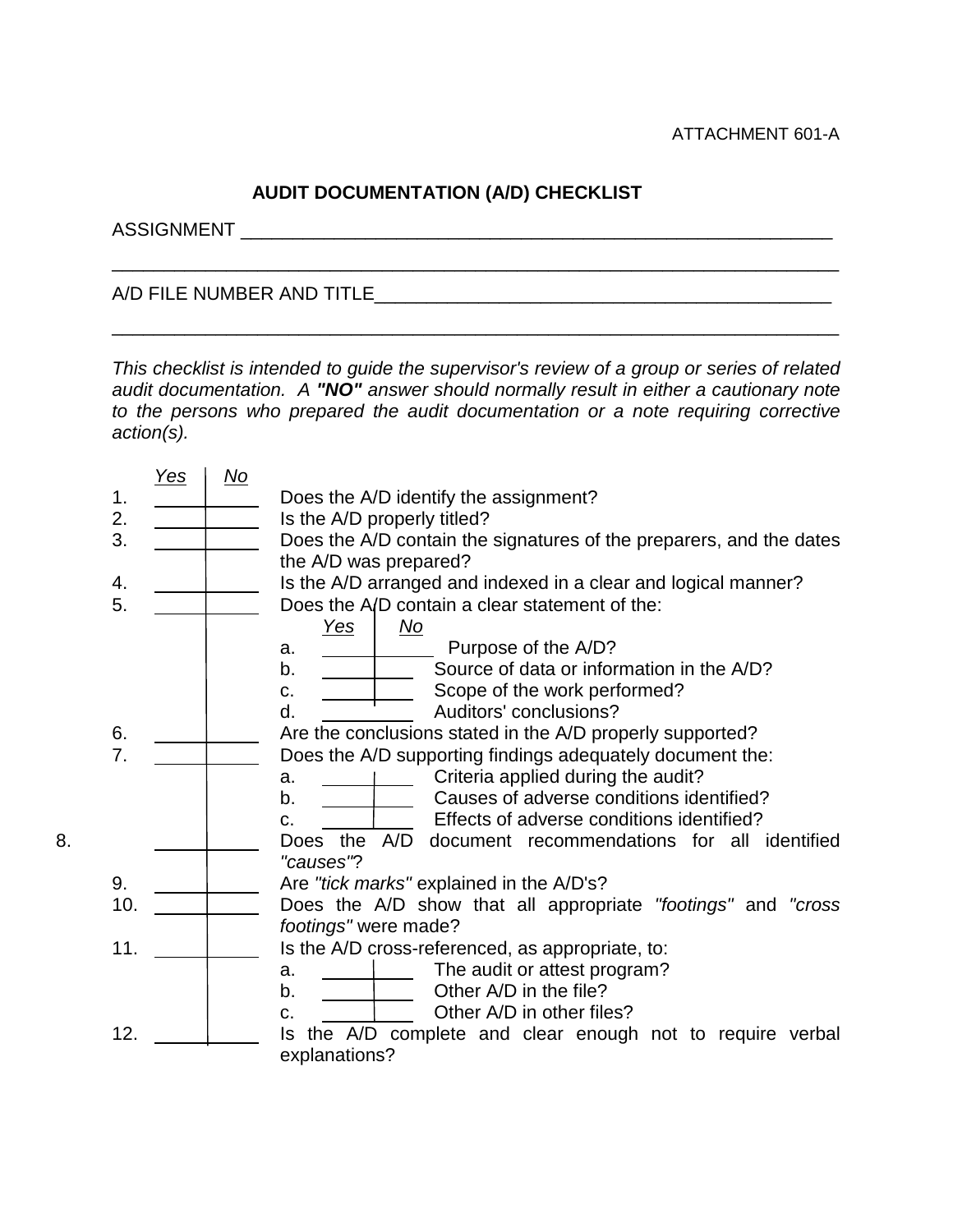ATTACHMENT 601-A

## AUDIT DOCUMENTATION (A/D) CHECKLIST

ASSIGNMENT ____________________________________________________________

______________________________________________________________________

A/D FILE NUMBER AND TITLE______________________________________________

______________________________________________________________________

*This checklist is intended to guide the supervisor's review of a group or series of related audit documentation. A **"NO"** answer should normally result in either a cautionary note to the persons who prepared the audit documentation or a note requiring corrective action(s).*

| | *Yes* | *No* | |
|---|---|---|---|
| 1. | | | Does the A/D identify the assignment? |
| 2. | | | Is the A/D properly titled? |
| 3. | | | Does the A/D contain the signatures of the preparers, and the dates the A/D was prepared? |
| 4. | | | Is the A/D arranged and indexed in a clear and logical manner? |
| 5. | | | Does the A/D contain a clear statement of the: |
| | | | a. ___ ___ Purpose of the A/D? |
| | | | b. ___ ___ Source of data or information in the A/D? |
| | | | c. ___ ___ Scope of the work performed? |
| | | | d. ___ ___ Auditors' conclusions? |
| 6. | | | Are the conclusions stated in the A/D properly supported? |
| 7. | | | Does the A/D supporting findings adequately document the: |
| | | | a. ___ ___ Criteria applied during the audit? |
| | | | b. ___ ___ Causes of adverse conditions identified? |
| | | | c. ___ ___ Effects of adverse conditions identified? |
| 8. | | | Does the A/D document recommendations for all identified *"causes"*? |
| 9. | | | Are *"tick marks"* explained in the A/D's? |
| 10. | | | Does the A/D show that all appropriate *"footings"* and *"cross footings"* were made? |
| 11. | | | Is the A/D cross-referenced, as appropriate, to: |
| | | | a. ___ ___ The audit or attest program? |
| | | | b. ___ ___ Other A/D in the file? |
| | | | c. ___ ___ Other A/D in other files? |
| 12. | | | Is the A/D complete and clear enough not to require verbal explanations? |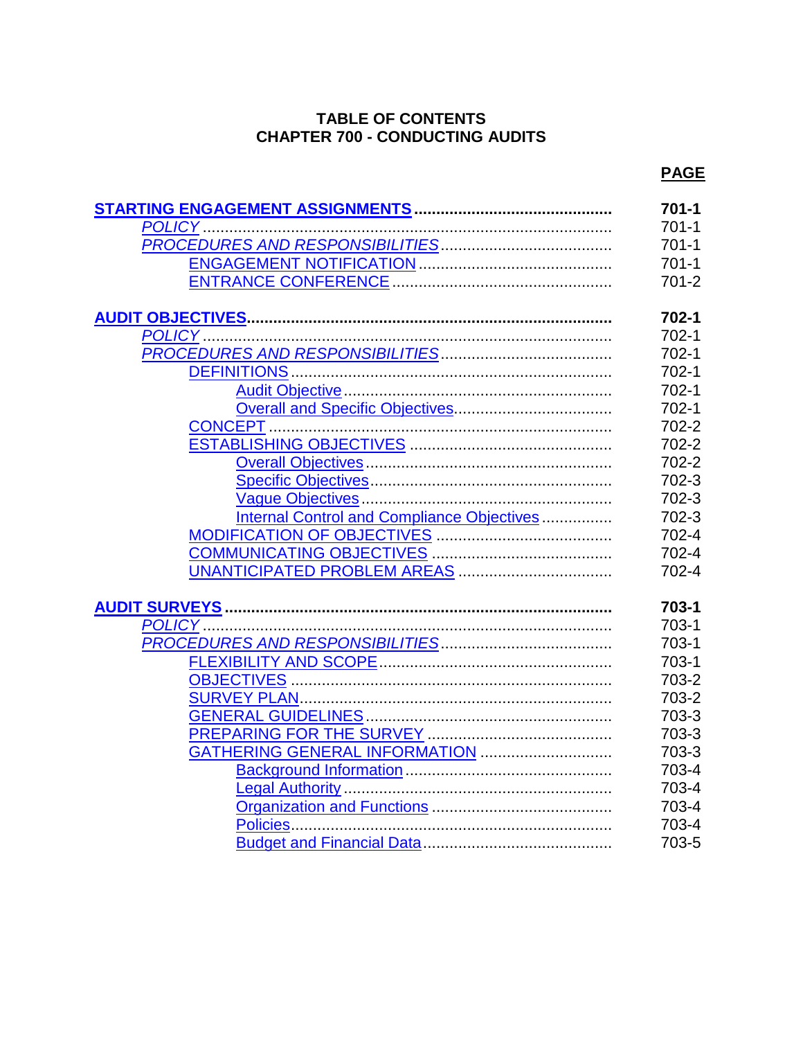**TABLE OF CONTENTS**
**CHAPTER 700 - CONDUCTING AUDITS**

| | **PAGE** |
|---|---|
| **STARTING ENGAGEMENT ASSIGNMENTS** | **701-1** |
| *POLICY* | 701-1 |
| *PROCEDURES AND RESPONSIBILITIES* | 701-1 |
| ENGAGEMENT NOTIFICATION | 701-1 |
| ENTRANCE CONFERENCE | 701-2 |
| | |
| **AUDIT OBJECTIVES** | **702-1** |
| *POLICY* | 702-1 |
| *PROCEDURES AND RESPONSIBILITIES* | 702-1 |
| DEFINITIONS | 702-1 |
| Audit Objective | 702-1 |
| Overall and Specific Objectives | 702-1 |
| CONCEPT | 702-2 |
| ESTABLISHING OBJECTIVES | 702-2 |
| Overall Objectives | 702-2 |
| Specific Objectives | 702-3 |
| Vague Objectives | 702-3 |
| Internal Control and Compliance Objectives | 702-3 |
| MODIFICATION OF OBJECTIVES | 702-4 |
| COMMUNICATING OBJECTIVES | 702-4 |
| UNANTICIPATED PROBLEM AREAS | 702-4 |
| | |
| **AUDIT SURVEYS** | **703-1** |
| *POLICY* | 703-1 |
| *PROCEDURES AND RESPONSIBILITIES* | 703-1 |
| FLEXIBILITY AND SCOPE | 703-1 |
| OBJECTIVES | 703-2 |
| SURVEY PLAN | 703-2 |
| GENERAL GUIDELINES | 703-3 |
| PREPARING FOR THE SURVEY | 703-3 |
| GATHERING GENERAL INFORMATION | 703-3 |
| Background Information | 703-4 |
| Legal Authority | 703-4 |
| Organization and Functions | 703-4 |
| Policies | 703-4 |
| Budget and Financial Data | 703-5 |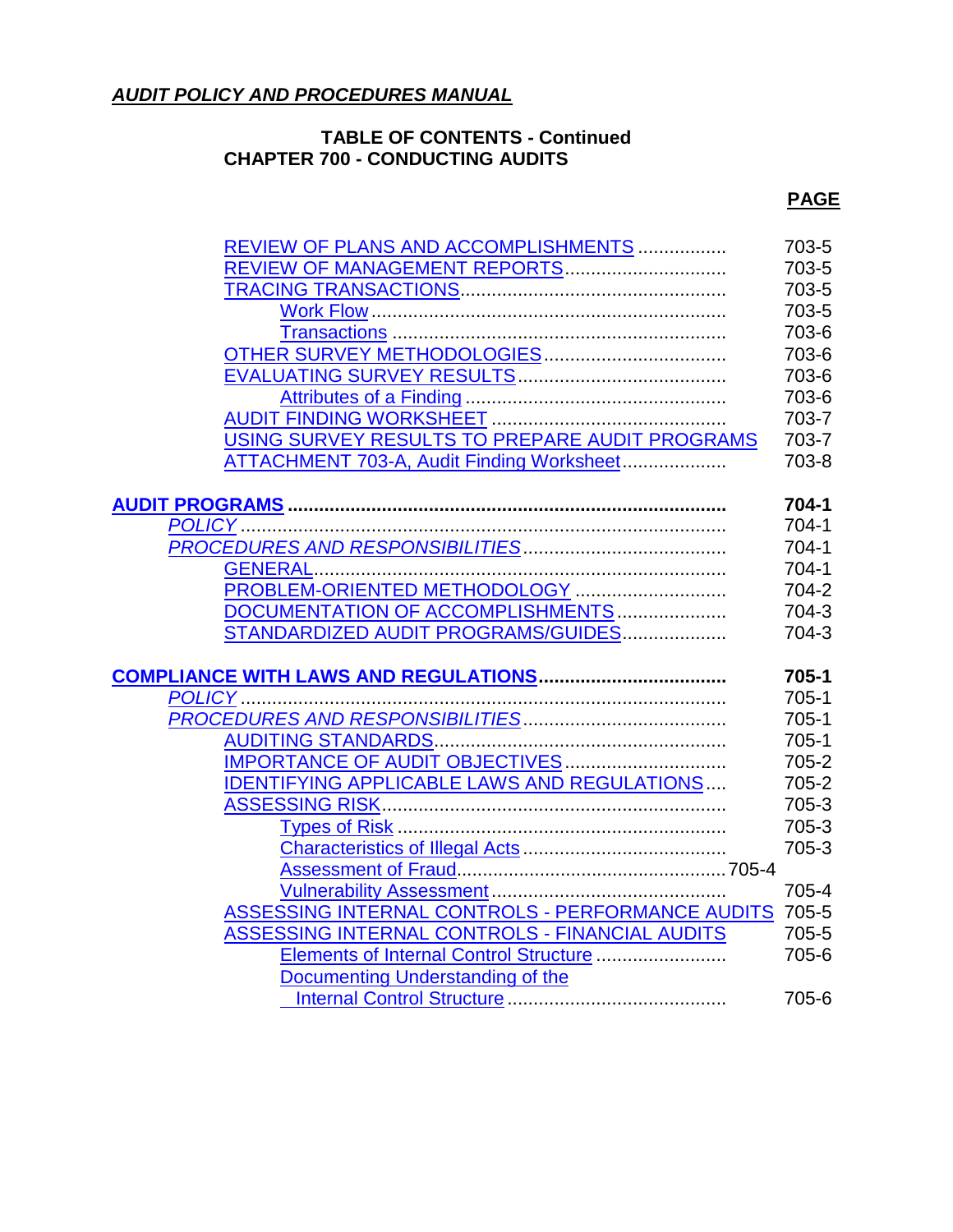***AUDIT POLICY AND PROCEDURES MANUAL***

**TABLE OF CONTENTS - Continued**
**CHAPTER 700 - CONDUCTING AUDITS**

| | **PAGE** |
|---|---|
| REVIEW OF PLANS AND ACCOMPLISHMENTS | 703-5 |
| REVIEW OF MANAGEMENT REPORTS | 703-5 |
| TRACING TRANSACTIONS | 703-5 |
| Work Flow | 703-5 |
| Transactions | 703-6 |
| OTHER SURVEY METHODOLOGIES | 703-6 |
| EVALUATING SURVEY RESULTS | 703-6 |
| Attributes of a Finding | 703-6 |
| AUDIT FINDING WORKSHEET | 703-7 |
| USING SURVEY RESULTS TO PREPARE AUDIT PROGRAMS | 703-7 |
| ATTACHMENT 703-A, Audit Finding Worksheet | 703-8 |
| **AUDIT PROGRAMS** | **704-1** |
| *POLICY* | 704-1 |
| *PROCEDURES AND RESPONSIBILITIES* | 704-1 |
| GENERAL | 704-1 |
| PROBLEM-ORIENTED METHODOLOGY | 704-2 |
| DOCUMENTATION OF ACCOMPLISHMENTS | 704-3 |
| STANDARDIZED AUDIT PROGRAMS/GUIDES | 704-3 |
| **COMPLIANCE WITH LAWS AND REGULATIONS** | **705-1** |
| *POLICY* | 705-1 |
| *PROCEDURES AND RESPONSIBILITIES* | 705-1 |
| AUDITING STANDARDS | 705-1 |
| IMPORTANCE OF AUDIT OBJECTIVES | 705-2 |
| IDENTIFYING APPLICABLE LAWS AND REGULATIONS | 705-2 |
| ASSESSING RISK | 705-3 |
| Types of Risk | 705-3 |
| Characteristics of Illegal Acts | 705-3 |
| Assessment of Fraud | 705-4 |
| Vulnerability Assessment | 705-4 |
| ASSESSING INTERNAL CONTROLS - PERFORMANCE AUDITS | 705-5 |
| ASSESSING INTERNAL CONTROLS - FINANCIAL AUDITS | 705-5 |
| Elements of Internal Control Structure | 705-6 |
| Documenting Understanding of the Internal Control Structure | 705-6 |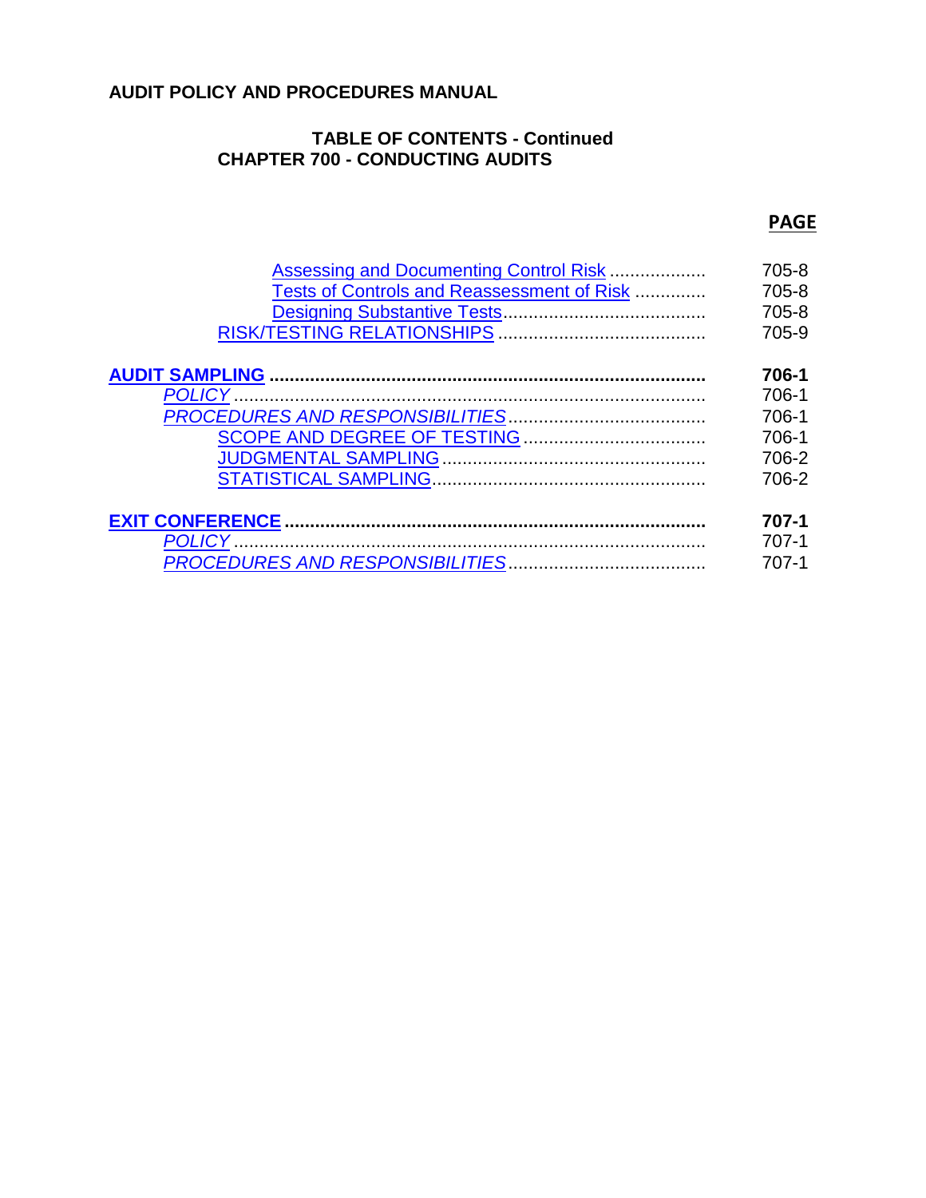**AUDIT POLICY AND PROCEDURES MANUAL**

**TABLE OF CONTENTS - Continued**
**CHAPTER 700 - CONDUCTING AUDITS**

| | **PAGE** |
|---|---|
| Assessing and Documenting Control Risk | 705-8 |
| Tests of Controls and Reassessment of Risk | 705-8 |
| Designing Substantive Tests | 705-8 |
| RISK/TESTING RELATIONSHIPS | 705-9 |
| **AUDIT SAMPLING** | **706-1** |
| *POLICY* | 706-1 |
| *PROCEDURES AND RESPONSIBILITIES* | 706-1 |
| SCOPE AND DEGREE OF TESTING | 706-1 |
| JUDGMENTAL SAMPLING | 706-2 |
| STATISTICAL SAMPLING | 706-2 |
| **EXIT CONFERENCE** | **707-1** |
| *POLICY* | 707-1 |
| *PROCEDURES AND RESPONSIBILITIES* | 707-1 |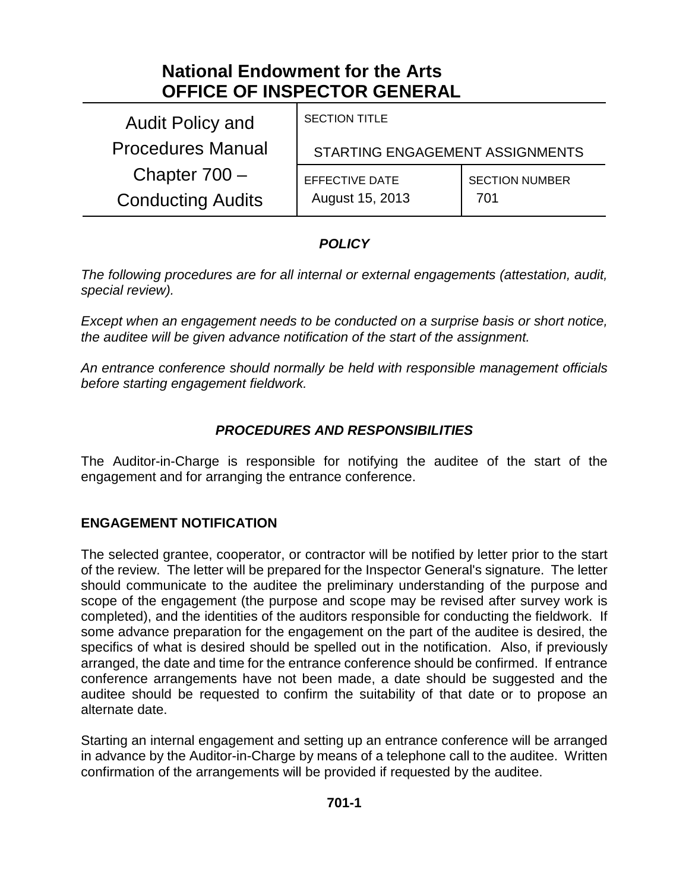# National Endowment for the Arts
# OFFICE OF INSPECTOR GENERAL

| Audit Policy and Procedures Manual Chapter 700 – Conducting Audits | SECTION TITLE STARTING ENGAGEMENT ASSIGNMENTS | |
|---|---|---|
| | EFFECTIVE DATE August 15, 2013 | SECTION NUMBER 701 |

## *POLICY*

*The following procedures are for all internal or external engagements (attestation, audit, special review).*

*Except when an engagement needs to be conducted on a surprise basis or short notice, the auditee will be given advance notification of the start of the assignment.*

*An entrance conference should normally be held with responsible management officials before starting engagement fieldwork.*

## *PROCEDURES AND RESPONSIBILITIES*

The Auditor-in-Charge is responsible for notifying the auditee of the start of the engagement and for arranging the entrance conference.

### ENGAGEMENT NOTIFICATION

The selected grantee, cooperator, or contractor will be notified by letter prior to the start of the review. The letter will be prepared for the Inspector General's signature. The letter should communicate to the auditee the preliminary understanding of the purpose and scope of the engagement (the purpose and scope may be revised after survey work is completed), and the identities of the auditors responsible for conducting the fieldwork. If some advance preparation for the engagement on the part of the auditee is desired, the specifics of what is desired should be spelled out in the notification. Also, if previously arranged, the date and time for the entrance conference should be confirmed. If entrance conference arrangements have not been made, a date should be suggested and the auditee should be requested to confirm the suitability of that date or to propose an alternate date.

Starting an internal engagement and setting up an entrance conference will be arranged in advance by the Auditor-in-Charge by means of a telephone call to the auditee. Written confirmation of the arrangements will be provided if requested by the auditee.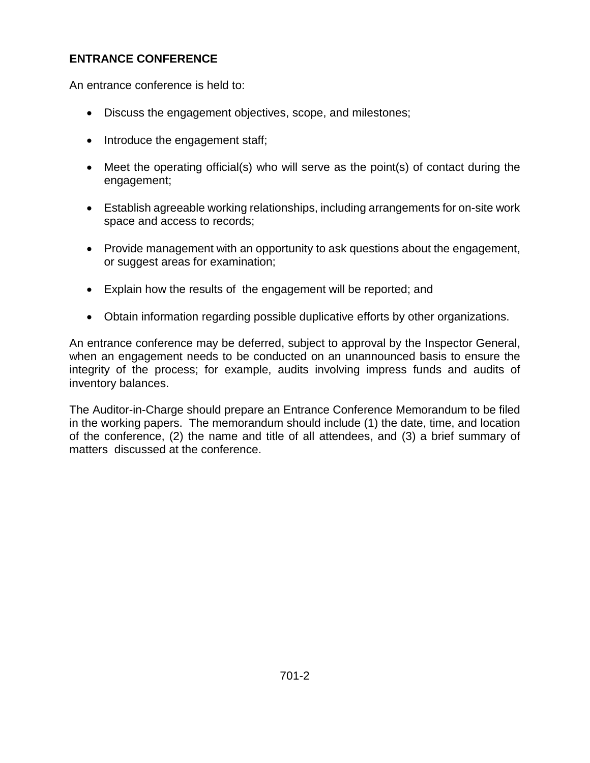## ENTRANCE CONFERENCE

An entrance conference is held to:

- Discuss the engagement objectives, scope, and milestones;
- Introduce the engagement staff;
- Meet the operating official(s) who will serve as the point(s) of contact during the engagement;
- Establish agreeable working relationships, including arrangements for on-site work space and access to records;
- Provide management with an opportunity to ask questions about the engagement, or suggest areas for examination;
- Explain how the results of the engagement will be reported; and
- Obtain information regarding possible duplicative efforts by other organizations.

An entrance conference may be deferred, subject to approval by the Inspector General, when an engagement needs to be conducted on an unannounced basis to ensure the integrity of the process; for example, audits involving impress funds and audits of inventory balances.

The Auditor-in-Charge should prepare an Entrance Conference Memorandum to be filed in the working papers. The memorandum should include (1) the date, time, and location of the conference, (2) the name and title of all attendees, and (3) a brief summary of matters discussed at the conference.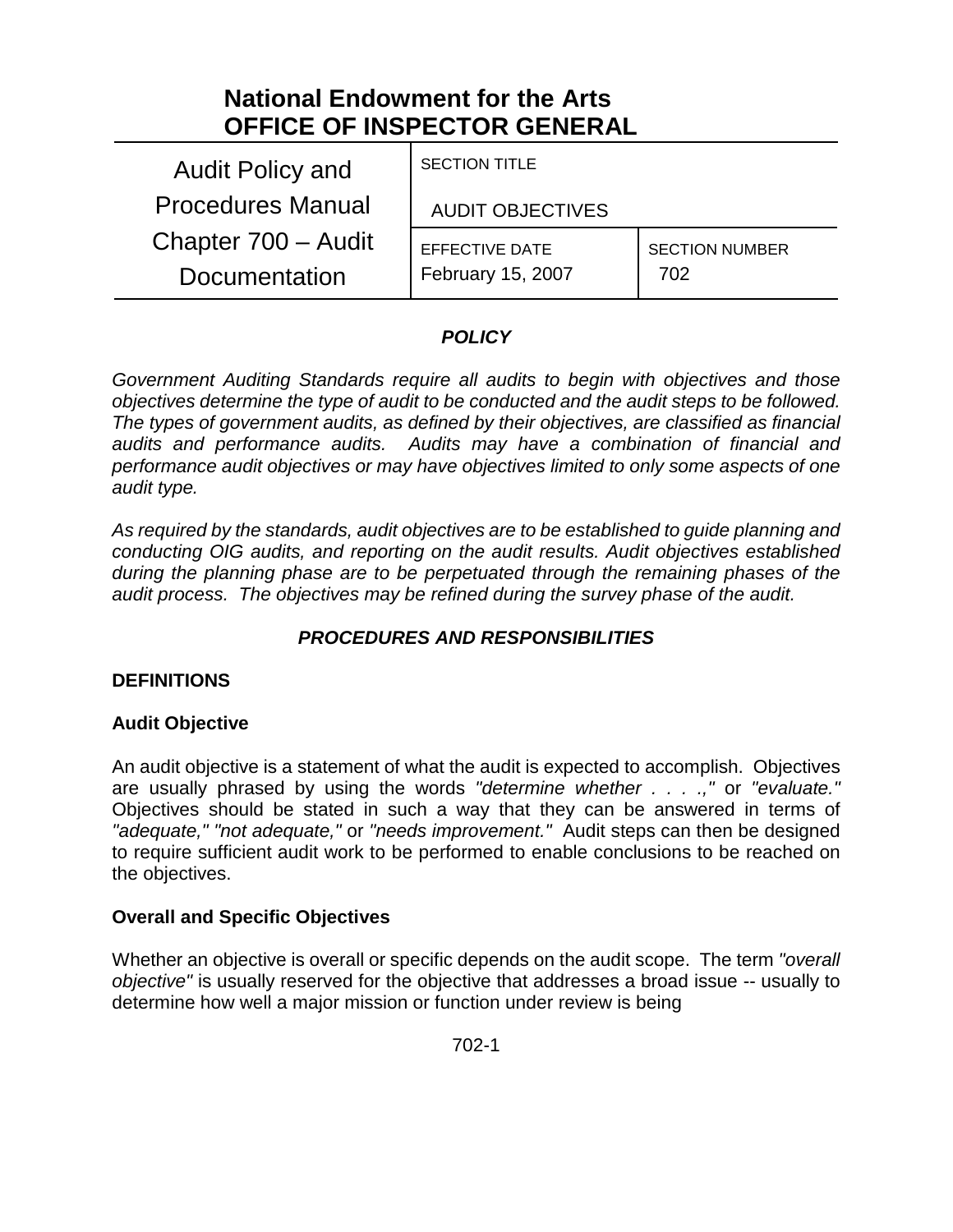# National Endowment for the Arts
# OFFICE OF INSPECTOR GENERAL

| Audit Policy and Procedures Manual Chapter 700 – Audit Documentation | SECTION TITLE<br>AUDIT OBJECTIVES | |
|---|---|---|
| | EFFECTIVE DATE<br>February 15, 2007 | SECTION NUMBER<br>702 |

## *POLICY*

*Government Auditing Standards require all audits to begin with objectives and those objectives determine the type of audit to be conducted and the audit steps to be followed. The types of government audits, as defined by their objectives, are classified as financial audits and performance audits. Audits may have a combination of financial and performance audit objectives or may have objectives limited to only some aspects of one audit type.*

*As required by the standards, audit objectives are to be established to guide planning and conducting OIG audits, and reporting on the audit results. Audit objectives established during the planning phase are to be perpetuated through the remaining phases of the audit process. The objectives may be refined during the survey phase of the audit.*

## *PROCEDURES AND RESPONSIBILITIES*

### DEFINITIONS

#### Audit Objective

An audit objective is a statement of what the audit is expected to accomplish. Objectives are usually phrased by using the words *"determine whether . . . .,"* or *"evaluate."* Objectives should be stated in such a way that they can be answered in terms of *"adequate," "not adequate,"* or *"needs improvement."* Audit steps can then be designed to require sufficient audit work to be performed to enable conclusions to be reached on the objectives.

#### Overall and Specific Objectives

Whether an objective is overall or specific depends on the audit scope. The term *"overall objective"* is usually reserved for the objective that addresses a broad issue -- usually to determine how well a major mission or function under review is being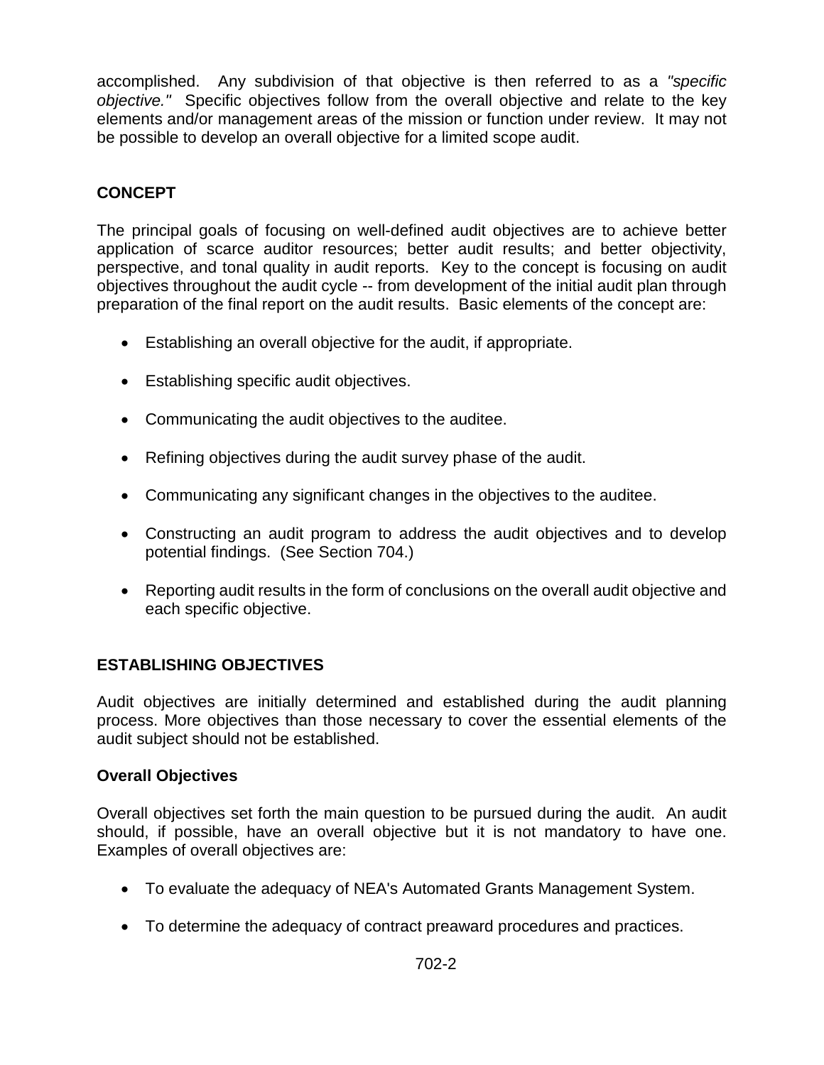accomplished. Any subdivision of that objective is then referred to as a *"specific objective."* Specific objectives follow from the overall objective and relate to the key elements and/or management areas of the mission or function under review. It may not be possible to develop an overall objective for a limited scope audit.

## CONCEPT

The principal goals of focusing on well-defined audit objectives are to achieve better application of scarce auditor resources; better audit results; and better objectivity, perspective, and tonal quality in audit reports. Key to the concept is focusing on audit objectives throughout the audit cycle -- from development of the initial audit plan through preparation of the final report on the audit results. Basic elements of the concept are:

- Establishing an overall objective for the audit, if appropriate.
- Establishing specific audit objectives.
- Communicating the audit objectives to the auditee.
- Refining objectives during the audit survey phase of the audit.
- Communicating any significant changes in the objectives to the auditee.
- Constructing an audit program to address the audit objectives and to develop potential findings. (See Section 704.)
- Reporting audit results in the form of conclusions on the overall audit objective and each specific objective.

## ESTABLISHING OBJECTIVES

Audit objectives are initially determined and established during the audit planning process. More objectives than those necessary to cover the essential elements of the audit subject should not be established.

### Overall Objectives

Overall objectives set forth the main question to be pursued during the audit. An audit should, if possible, have an overall objective but it is not mandatory to have one. Examples of overall objectives are:

- To evaluate the adequacy of NEA's Automated Grants Management System.
- To determine the adequacy of contract preaward procedures and practices.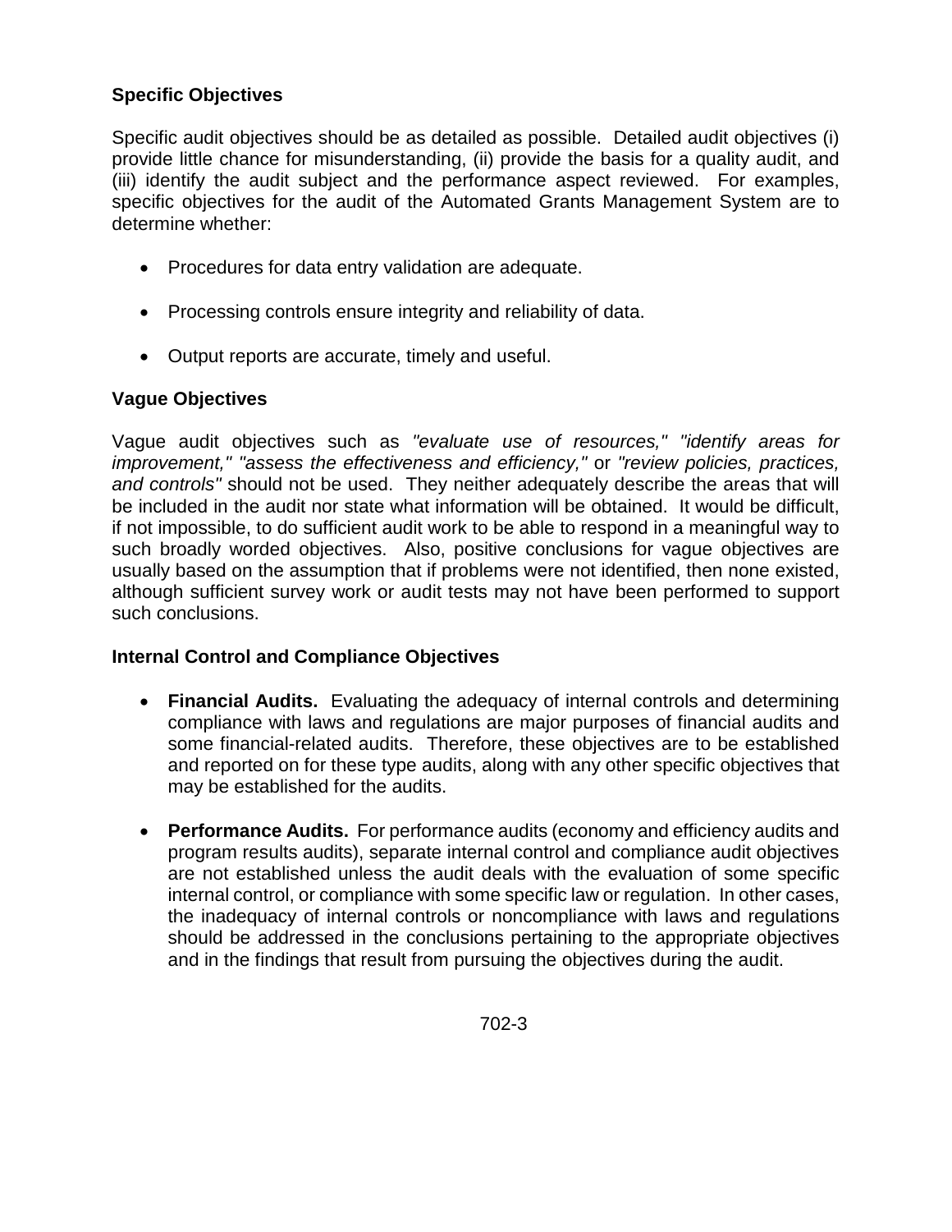### Specific Objectives

Specific audit objectives should be as detailed as possible. Detailed audit objectives (i) provide little chance for misunderstanding, (ii) provide the basis for a quality audit, and (iii) identify the audit subject and the performance aspect reviewed. For examples, specific objectives for the audit of the Automated Grants Management System are to determine whether:

- Procedures for data entry validation are adequate.
- Processing controls ensure integrity and reliability of data.
- Output reports are accurate, timely and useful.

### Vague Objectives

Vague audit objectives such as *"evaluate use of resources," "identify areas for improvement," "assess the effectiveness and efficiency,"* or *"review policies, practices, and controls"* should not be used. They neither adequately describe the areas that will be included in the audit nor state what information will be obtained. It would be difficult, if not impossible, to do sufficient audit work to be able to respond in a meaningful way to such broadly worded objectives. Also, positive conclusions for vague objectives are usually based on the assumption that if problems were not identified, then none existed, although sufficient survey work or audit tests may not have been performed to support such conclusions.

### Internal Control and Compliance Objectives

- **Financial Audits.** Evaluating the adequacy of internal controls and determining compliance with laws and regulations are major purposes of financial audits and some financial-related audits. Therefore, these objectives are to be established and reported on for these type audits, along with any other specific objectives that may be established for the audits.
- **Performance Audits.** For performance audits (economy and efficiency audits and program results audits), separate internal control and compliance audit objectives are not established unless the audit deals with the evaluation of some specific internal control, or compliance with some specific law or regulation. In other cases, the inadequacy of internal controls or noncompliance with laws and regulations should be addressed in the conclusions pertaining to the appropriate objectives and in the findings that result from pursuing the objectives during the audit.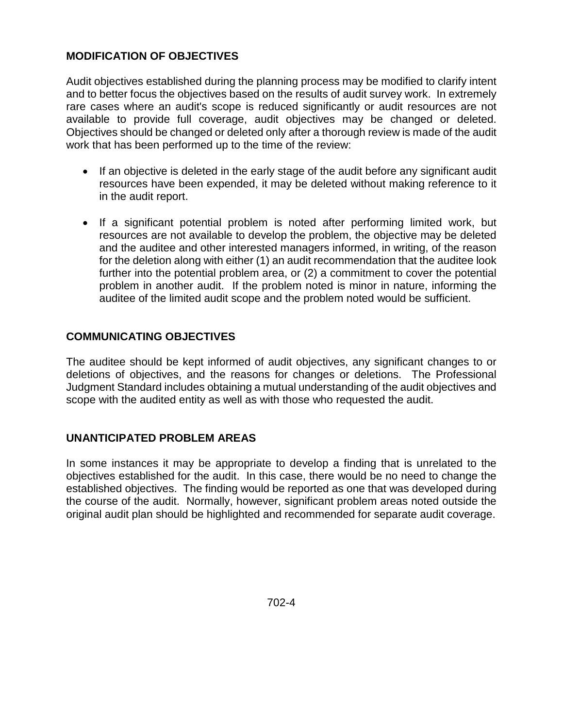## MODIFICATION OF OBJECTIVES

Audit objectives established during the planning process may be modified to clarify intent and to better focus the objectives based on the results of audit survey work. In extremely rare cases where an audit's scope is reduced significantly or audit resources are not available to provide full coverage, audit objectives may be changed or deleted. Objectives should be changed or deleted only after a thorough review is made of the audit work that has been performed up to the time of the review:

- If an objective is deleted in the early stage of the audit before any significant audit resources have been expended, it may be deleted without making reference to it in the audit report.
- If a significant potential problem is noted after performing limited work, but resources are not available to develop the problem, the objective may be deleted and the auditee and other interested managers informed, in writing, of the reason for the deletion along with either (1) an audit recommendation that the auditee look further into the potential problem area, or (2) a commitment to cover the potential problem in another audit. If the problem noted is minor in nature, informing the auditee of the limited audit scope and the problem noted would be sufficient.

## COMMUNICATING OBJECTIVES

The auditee should be kept informed of audit objectives, any significant changes to or deletions of objectives, and the reasons for changes or deletions. The Professional Judgment Standard includes obtaining a mutual understanding of the audit objectives and scope with the audited entity as well as with those who requested the audit.

## UNANTICIPATED PROBLEM AREAS

In some instances it may be appropriate to develop a finding that is unrelated to the objectives established for the audit. In this case, there would be no need to change the established objectives. The finding would be reported as one that was developed during the course of the audit. Normally, however, significant problem areas noted outside the original audit plan should be highlighted and recommended for separate audit coverage.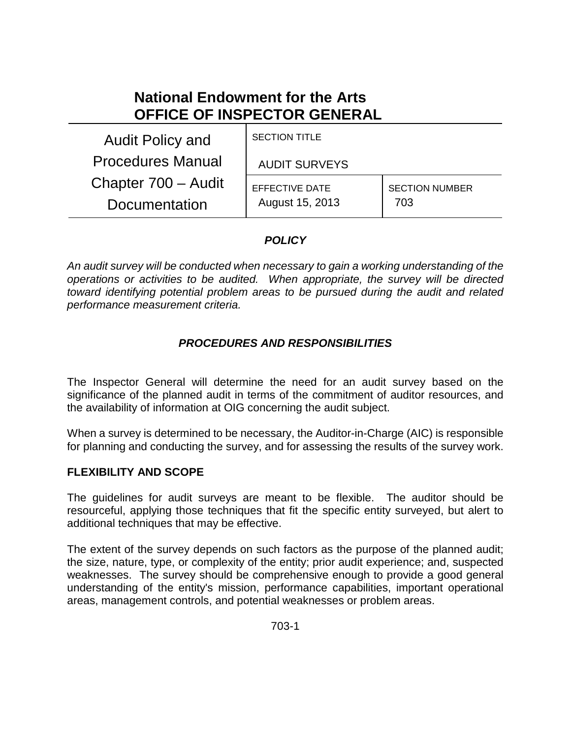# National Endowment for the Arts
# OFFICE OF INSPECTOR GENERAL

| Audit Policy and Procedures Manual Chapter 700 – Audit Documentation | SECTION TITLE<br>AUDIT SURVEYS | |
|---|---|---|
| | EFFECTIVE DATE<br>August 15, 2013 | SECTION NUMBER<br>703 |

## *POLICY*

*An audit survey will be conducted when necessary to gain a working understanding of the operations or activities to be audited. When appropriate, the survey will be directed toward identifying potential problem areas to be pursued during the audit and related performance measurement criteria.*

## *PROCEDURES AND RESPONSIBILITIES*

The Inspector General will determine the need for an audit survey based on the significance of the planned audit in terms of the commitment of auditor resources, and the availability of information at OIG concerning the audit subject.

When a survey is determined to be necessary, the Auditor-in-Charge (AIC) is responsible for planning and conducting the survey, and for assessing the results of the survey work.

### FLEXIBILITY AND SCOPE

The guidelines for audit surveys are meant to be flexible. The auditor should be resourceful, applying those techniques that fit the specific entity surveyed, but alert to additional techniques that may be effective.

The extent of the survey depends on such factors as the purpose of the planned audit; the size, nature, type, or complexity of the entity; prior audit experience; and, suspected weaknesses. The survey should be comprehensive enough to provide a good general understanding of the entity's mission, performance capabilities, important operational areas, management controls, and potential weaknesses or problem areas.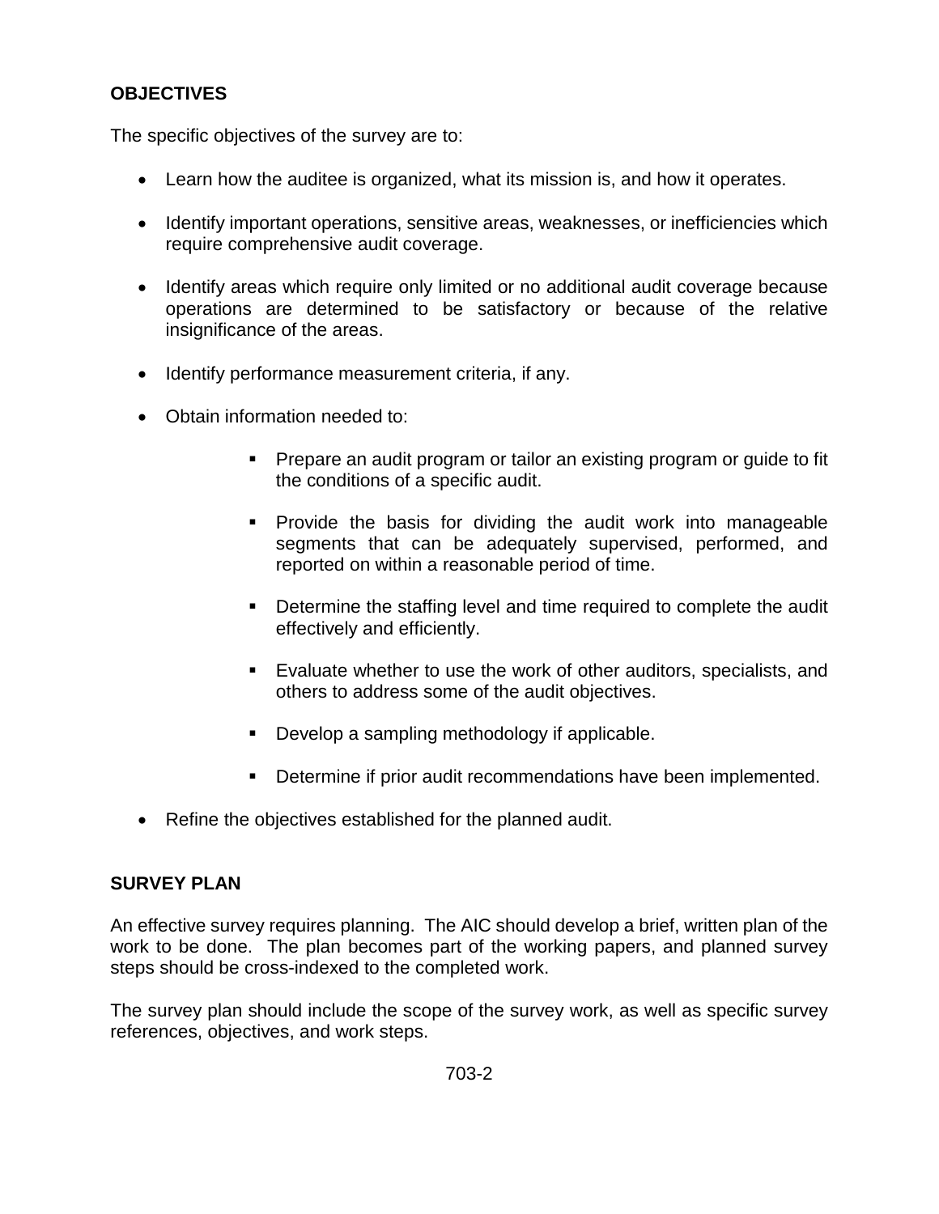**OBJECTIVES**

The specific objectives of the survey are to:

- Learn how the auditee is organized, what its mission is, and how it operates.
- Identify important operations, sensitive areas, weaknesses, or inefficiencies which require comprehensive audit coverage.
- Identify areas which require only limited or no additional audit coverage because operations are determined to be satisfactory or because of the relative insignificance of the areas.
- Identify performance measurement criteria, if any.
- Obtain information needed to:
    - Prepare an audit program or tailor an existing program or guide to fit the conditions of a specific audit.
    - Provide the basis for dividing the audit work into manageable segments that can be adequately supervised, performed, and reported on within a reasonable period of time.
    - Determine the staffing level and time required to complete the audit effectively and efficiently.
    - Evaluate whether to use the work of other auditors, specialists, and others to address some of the audit objectives.
    - Develop a sampling methodology if applicable.
    - Determine if prior audit recommendations have been implemented.
- Refine the objectives established for the planned audit.

**SURVEY PLAN**

An effective survey requires planning. The AIC should develop a brief, written plan of the work to be done. The plan becomes part of the working papers, and planned survey steps should be cross-indexed to the completed work.

The survey plan should include the scope of the survey work, as well as specific survey references, objectives, and work steps.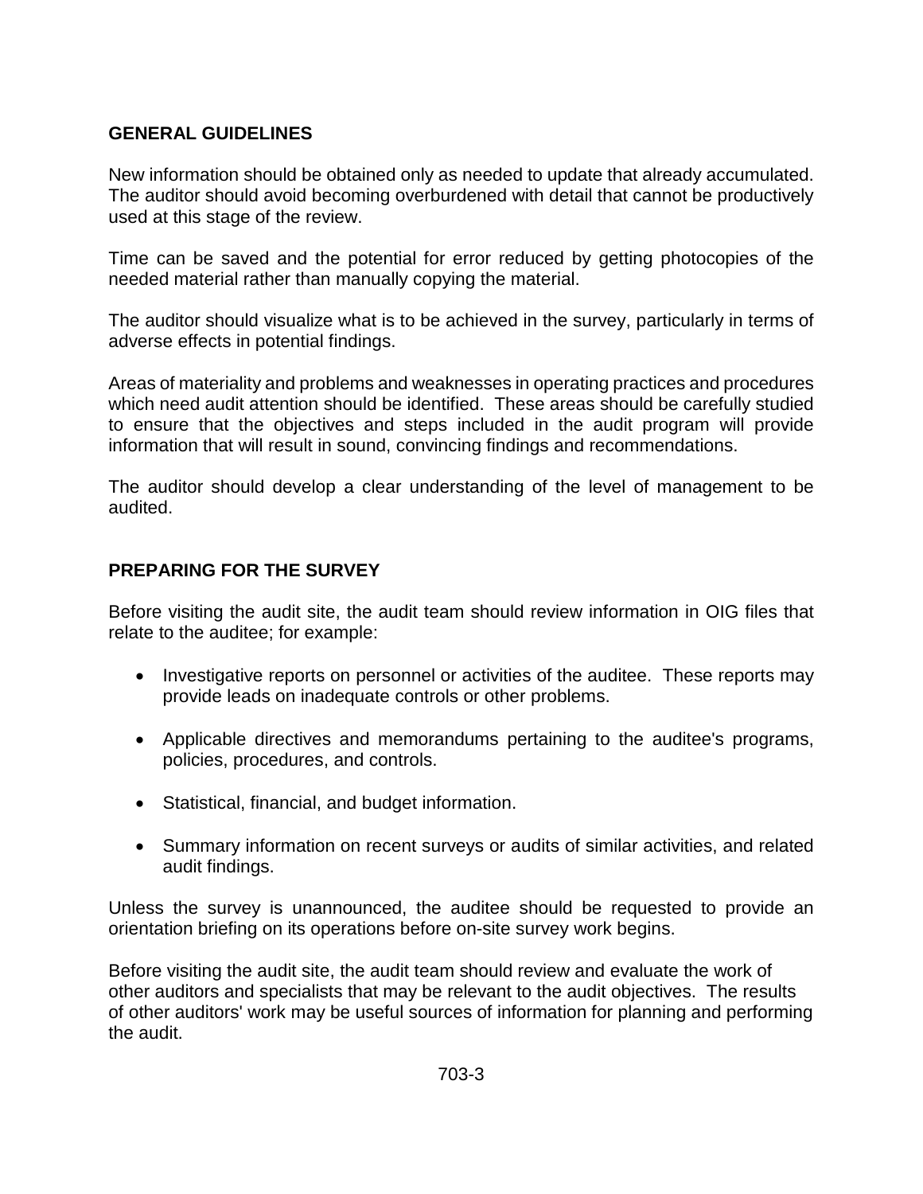## GENERAL GUIDELINES

New information should be obtained only as needed to update that already accumulated. The auditor should avoid becoming overburdened with detail that cannot be productively used at this stage of the review.

Time can be saved and the potential for error reduced by getting photocopies of the needed material rather than manually copying the material.

The auditor should visualize what is to be achieved in the survey, particularly in terms of adverse effects in potential findings.

Areas of materiality and problems and weaknesses in operating practices and procedures which need audit attention should be identified. These areas should be carefully studied to ensure that the objectives and steps included in the audit program will provide information that will result in sound, convincing findings and recommendations.

The auditor should develop a clear understanding of the level of management to be audited.

## PREPARING FOR THE SURVEY

Before visiting the audit site, the audit team should review information in OIG files that relate to the auditee; for example:

- Investigative reports on personnel or activities of the auditee. These reports may provide leads on inadequate controls or other problems.
- Applicable directives and memorandums pertaining to the auditee's programs, policies, procedures, and controls.
- Statistical, financial, and budget information.
- Summary information on recent surveys or audits of similar activities, and related audit findings.

Unless the survey is unannounced, the auditee should be requested to provide an orientation briefing on its operations before on-site survey work begins.

Before visiting the audit site, the audit team should review and evaluate the work of other auditors and specialists that may be relevant to the audit objectives. The results of other auditors' work may be useful sources of information for planning and performing the audit.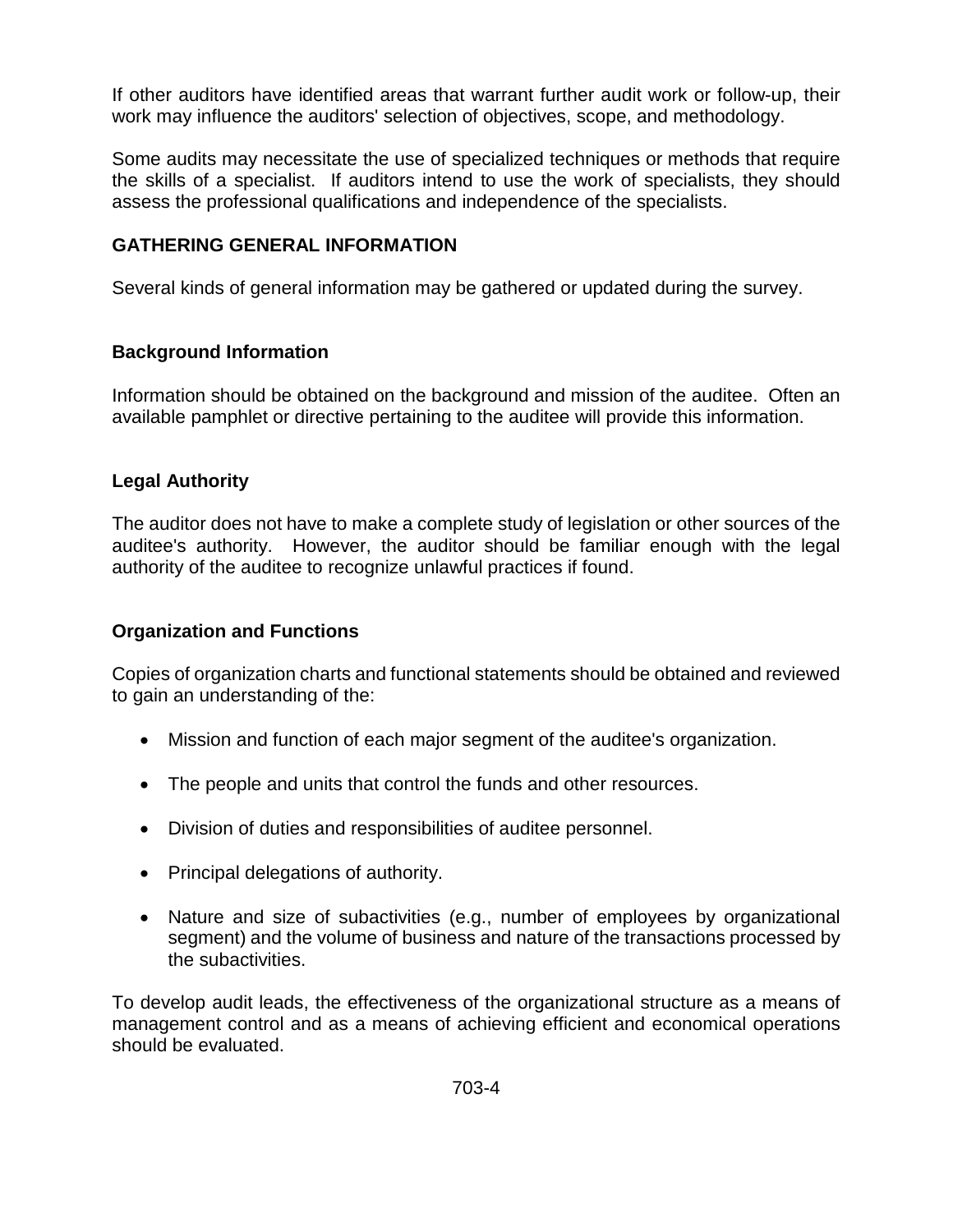If other auditors have identified areas that warrant further audit work or follow-up, their work may influence the auditors' selection of objectives, scope, and methodology.

Some audits may necessitate the use of specialized techniques or methods that require the skills of a specialist. If auditors intend to use the work of specialists, they should assess the professional qualifications and independence of the specialists.

## GATHERING GENERAL INFORMATION

Several kinds of general information may be gathered or updated during the survey.

### Background Information

Information should be obtained on the background and mission of the auditee. Often an available pamphlet or directive pertaining to the auditee will provide this information.

### Legal Authority

The auditor does not have to make a complete study of legislation or other sources of the auditee's authority. However, the auditor should be familiar enough with the legal authority of the auditee to recognize unlawful practices if found.

### Organization and Functions

Copies of organization charts and functional statements should be obtained and reviewed to gain an understanding of the:

- Mission and function of each major segment of the auditee's organization.
- The people and units that control the funds and other resources.
- Division of duties and responsibilities of auditee personnel.
- Principal delegations of authority.
- Nature and size of subactivities (e.g., number of employees by organizational segment) and the volume of business and nature of the transactions processed by the subactivities.

To develop audit leads, the effectiveness of the organizational structure as a means of management control and as a means of achieving efficient and economical operations should be evaluated.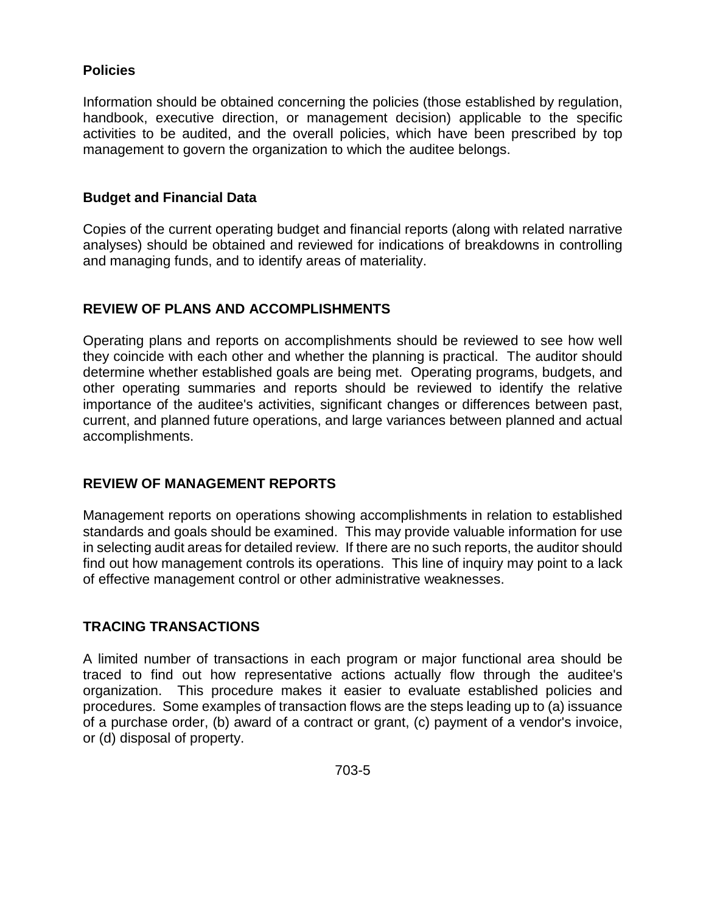### Policies

Information should be obtained concerning the policies (those established by regulation, handbook, executive direction, or management decision) applicable to the specific activities to be audited, and the overall policies, which have been prescribed by top management to govern the organization to which the auditee belongs.

### Budget and Financial Data

Copies of the current operating budget and financial reports (along with related narrative analyses) should be obtained and reviewed for indications of breakdowns in controlling and managing funds, and to identify areas of materiality.

## REVIEW OF PLANS AND ACCOMPLISHMENTS

Operating plans and reports on accomplishments should be reviewed to see how well they coincide with each other and whether the planning is practical. The auditor should determine whether established goals are being met. Operating programs, budgets, and other operating summaries and reports should be reviewed to identify the relative importance of the auditee's activities, significant changes or differences between past, current, and planned future operations, and large variances between planned and actual accomplishments.

## REVIEW OF MANAGEMENT REPORTS

Management reports on operations showing accomplishments in relation to established standards and goals should be examined. This may provide valuable information for use in selecting audit areas for detailed review. If there are no such reports, the auditor should find out how management controls its operations. This line of inquiry may point to a lack of effective management control or other administrative weaknesses.

## TRACING TRANSACTIONS

A limited number of transactions in each program or major functional area should be traced to find out how representative actions actually flow through the auditee's organization. This procedure makes it easier to evaluate established policies and procedures. Some examples of transaction flows are the steps leading up to (a) issuance of a purchase order, (b) award of a contract or grant, (c) payment of a vendor's invoice, or (d) disposal of property.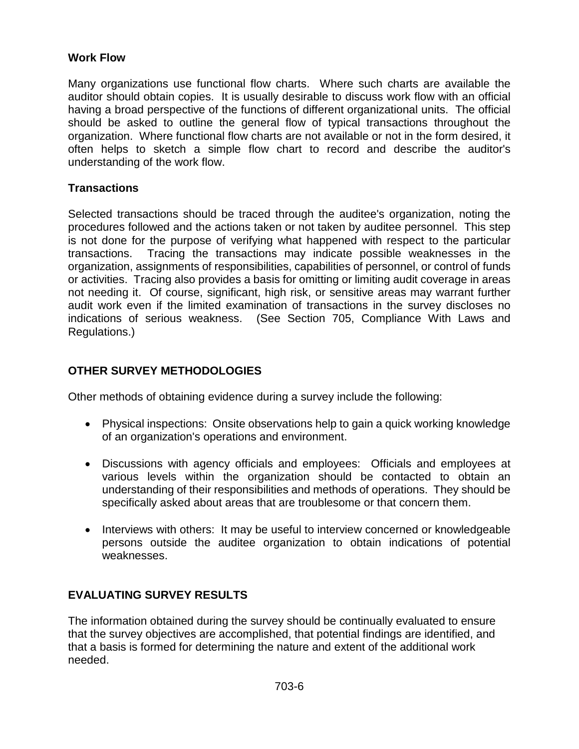**Work Flow**

Many organizations use functional flow charts. Where such charts are available the auditor should obtain copies. It is usually desirable to discuss work flow with an official having a broad perspective of the functions of different organizational units. The official should be asked to outline the general flow of typical transactions throughout the organization. Where functional flow charts are not available or not in the form desired, it often helps to sketch a simple flow chart to record and describe the auditor's understanding of the work flow.

**Transactions**

Selected transactions should be traced through the auditee's organization, noting the procedures followed and the actions taken or not taken by auditee personnel. This step is not done for the purpose of verifying what happened with respect to the particular transactions. Tracing the transactions may indicate possible weaknesses in the organization, assignments of responsibilities, capabilities of personnel, or control of funds or activities. Tracing also provides a basis for omitting or limiting audit coverage in areas not needing it. Of course, significant, high risk, or sensitive areas may warrant further audit work even if the limited examination of transactions in the survey discloses no indications of serious weakness. (See Section 705, Compliance With Laws and Regulations.)

## OTHER SURVEY METHODOLOGIES

Other methods of obtaining evidence during a survey include the following:

- Physical inspections: Onsite observations help to gain a quick working knowledge of an organization's operations and environment.
- Discussions with agency officials and employees: Officials and employees at various levels within the organization should be contacted to obtain an understanding of their responsibilities and methods of operations. They should be specifically asked about areas that are troublesome or that concern them.
- Interviews with others: It may be useful to interview concerned or knowledgeable persons outside the auditee organization to obtain indications of potential weaknesses.

## EVALUATING SURVEY RESULTS

The information obtained during the survey should be continually evaluated to ensure that the survey objectives are accomplished, that potential findings are identified, and that a basis is formed for determining the nature and extent of the additional work needed.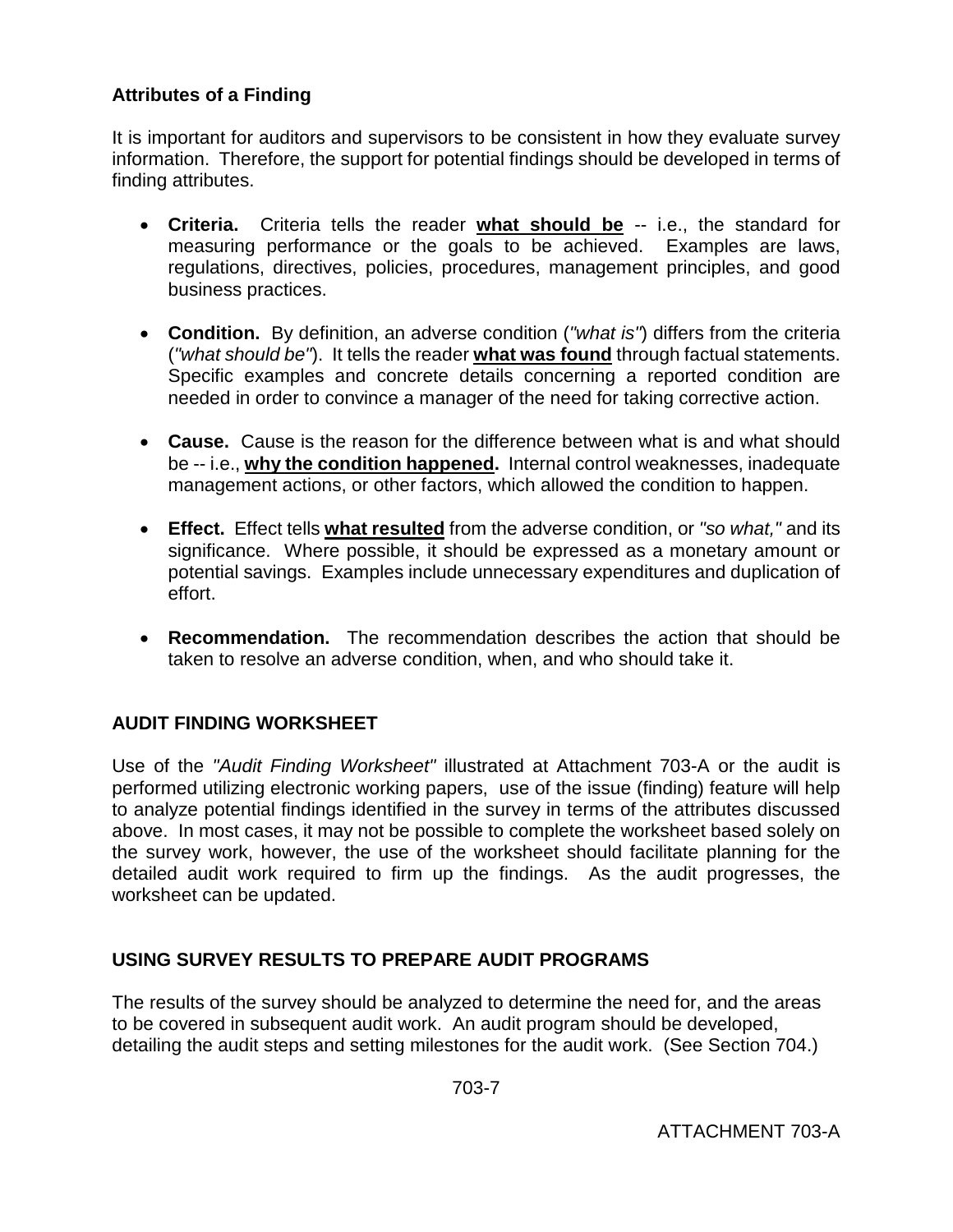**Attributes of a Finding**

It is important for auditors and supervisors to be consistent in how they evaluate survey information. Therefore, the support for potential findings should be developed in terms of finding attributes.

- **Criteria.** Criteria tells the reader **what should be** -- i.e., the standard for measuring performance or the goals to be achieved. Examples are laws, regulations, directives, policies, procedures, management principles, and good business practices.

- **Condition.** By definition, an adverse condition (*"what is"*) differs from the criteria (*"what should be"*). It tells the reader **what was found** through factual statements. Specific examples and concrete details concerning a reported condition are needed in order to convince a manager of the need for taking corrective action.

- **Cause.** Cause is the reason for the difference between what is and what should be -- i.e., **why the condition happened.** Internal control weaknesses, inadequate management actions, or other factors, which allowed the condition to happen.

- **Effect.** Effect tells **what resulted** from the adverse condition, or *"so what,"* and its significance. Where possible, it should be expressed as a monetary amount or potential savings. Examples include unnecessary expenditures and duplication of effort.

- **Recommendation.** The recommendation describes the action that should be taken to resolve an adverse condition, when, and who should take it.

## AUDIT FINDING WORKSHEET

Use of the *"Audit Finding Worksheet"* illustrated at Attachment 703-A or the audit is performed utilizing electronic working papers, use of the issue (finding) feature will help to analyze potential findings identified in the survey in terms of the attributes discussed above. In most cases, it may not be possible to complete the worksheet based solely on the survey work, however, the use of the worksheet should facilitate planning for the detailed audit work required to firm up the findings. As the audit progresses, the worksheet can be updated.

## USING SURVEY RESULTS TO PREPARE AUDIT PROGRAMS

The results of the survey should be analyzed to determine the need for, and the areas to be covered in subsequent audit work. An audit program should be developed, detailing the audit steps and setting milestones for the audit work. (See Section 704.)

ATTACHMENT 703-A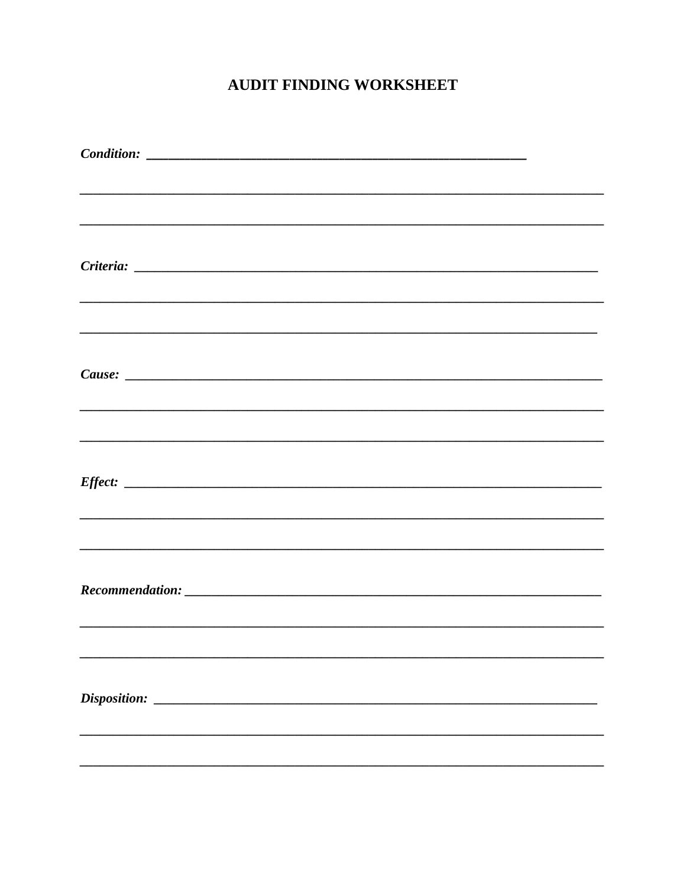# AUDIT FINDING WORKSHEET

***Condition:*** ________________________________________________________

______________________________________________________________________________

______________________________________________________________________________

***Criteria:*** ______________________________________________________________________

______________________________________________________________________________

______________________________________________________________________________

***Cause:*** ________________________________________________________________________

______________________________________________________________________________

______________________________________________________________________________

***Effect:*** ________________________________________________________________________

______________________________________________________________________________

______________________________________________________________________________

***Recommendation:*** _______________________________________________________________

______________________________________________________________________________

______________________________________________________________________________

***Disposition:*** ___________________________________________________________________

______________________________________________________________________________

______________________________________________________________________________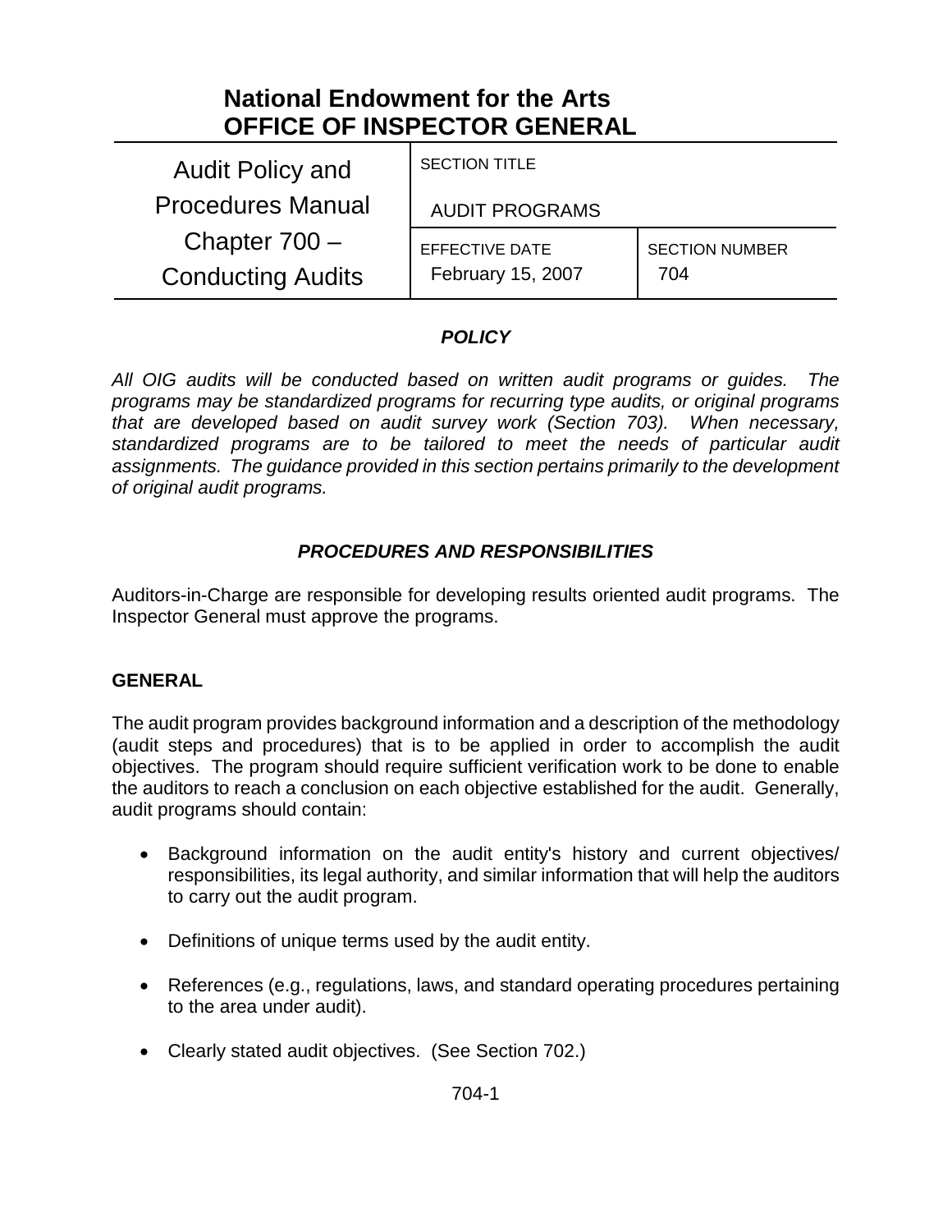# National Endowment for the Arts
# OFFICE OF INSPECTOR GENERAL

| Audit Policy and Procedures Manual Chapter 700 – Conducting Audits | SECTION TITLE AUDIT PROGRAMS | |
|---|---|---|
| | EFFECTIVE DATE February 15, 2007 | SECTION NUMBER 704 |

### *POLICY*

*All OIG audits will be conducted based on written audit programs or guides. The programs may be standardized programs for recurring type audits, or original programs that are developed based on audit survey work (Section 703). When necessary, standardized programs are to be tailored to meet the needs of particular audit assignments. The guidance provided in this section pertains primarily to the development of original audit programs.*

### *PROCEDURES AND RESPONSIBILITIES*

Auditors-in-Charge are responsible for developing results oriented audit programs. The Inspector General must approve the programs.

**GENERAL**

The audit program provides background information and a description of the methodology (audit steps and procedures) that is to be applied in order to accomplish the audit objectives. The program should require sufficient verification work to be done to enable the auditors to reach a conclusion on each objective established for the audit. Generally, audit programs should contain:

- Background information on the audit entity's history and current objectives/ responsibilities, its legal authority, and similar information that will help the auditors to carry out the audit program.
- Definitions of unique terms used by the audit entity.
- References (e.g., regulations, laws, and standard operating procedures pertaining to the area under audit).
- Clearly stated audit objectives. (See Section 702.)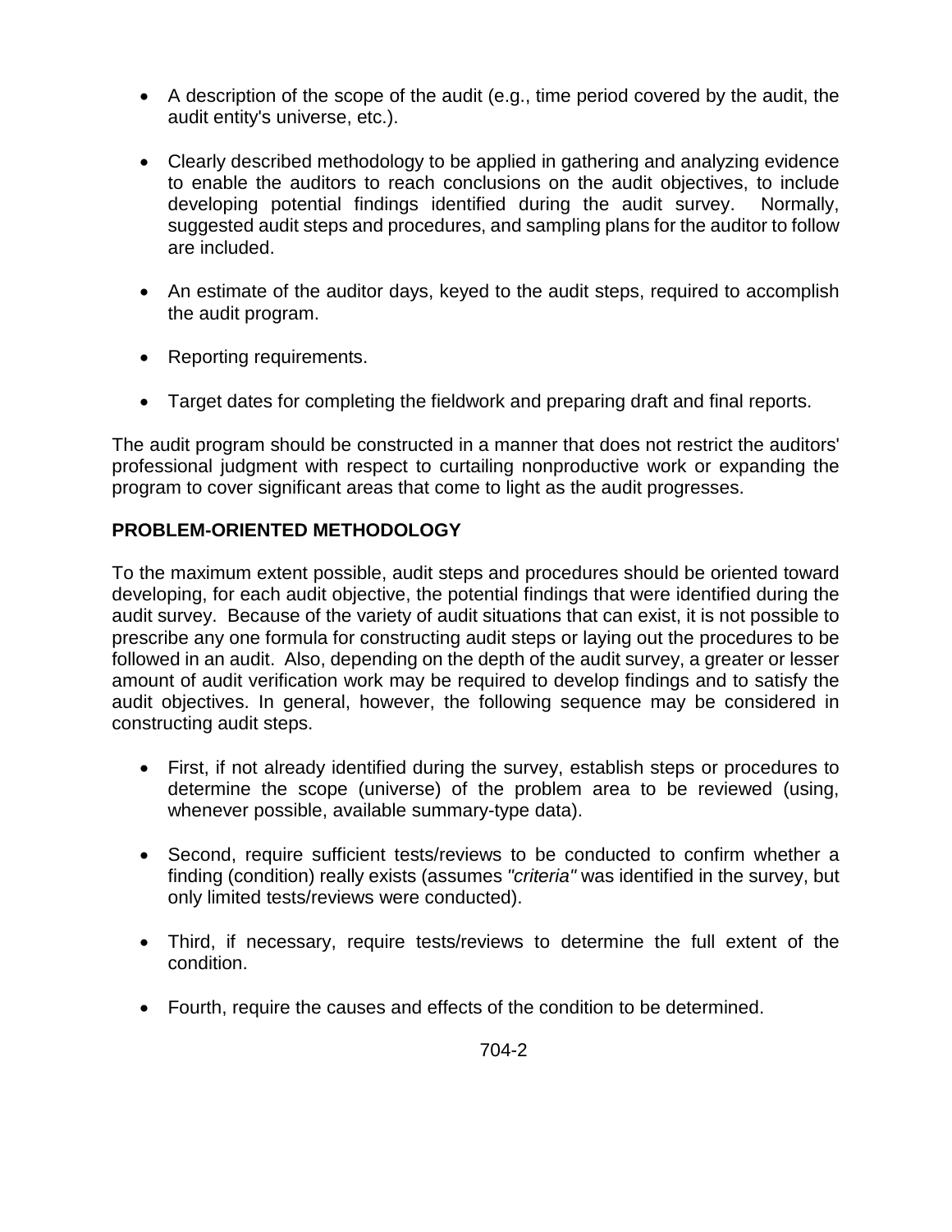- A description of the scope of the audit (e.g., time period covered by the audit, the audit entity's universe, etc.).

- Clearly described methodology to be applied in gathering and analyzing evidence to enable the auditors to reach conclusions on the audit objectives, to include developing potential findings identified during the audit survey. Normally, suggested audit steps and procedures, and sampling plans for the auditor to follow are included.

- An estimate of the auditor days, keyed to the audit steps, required to accomplish the audit program.

- Reporting requirements.

- Target dates for completing the fieldwork and preparing draft and final reports.

The audit program should be constructed in a manner that does not restrict the auditors' professional judgment with respect to curtailing nonproductive work or expanding the program to cover significant areas that come to light as the audit progresses.

**PROBLEM-ORIENTED METHODOLOGY**

To the maximum extent possible, audit steps and procedures should be oriented toward developing, for each audit objective, the potential findings that were identified during the audit survey. Because of the variety of audit situations that can exist, it is not possible to prescribe any one formula for constructing audit steps or laying out the procedures to be followed in an audit. Also, depending on the depth of the audit survey, a greater or lesser amount of audit verification work may be required to develop findings and to satisfy the audit objectives. In general, however, the following sequence may be considered in constructing audit steps.

- First, if not already identified during the survey, establish steps or procedures to determine the scope (universe) of the problem area to be reviewed (using, whenever possible, available summary-type data).

- Second, require sufficient tests/reviews to be conducted to confirm whether a finding (condition) really exists (assumes *"criteria"* was identified in the survey, but only limited tests/reviews were conducted).

- Third, if necessary, require tests/reviews to determine the full extent of the condition.

- Fourth, require the causes and effects of the condition to be determined.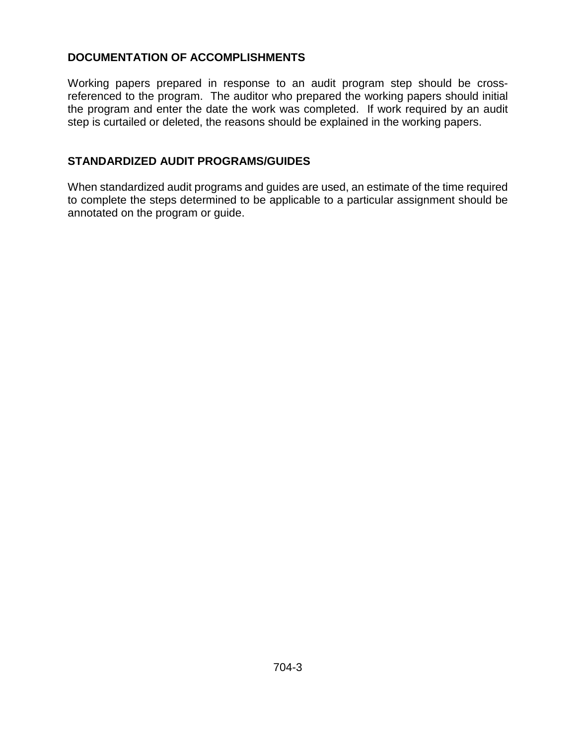## DOCUMENTATION OF ACCOMPLISHMENTS

Working papers prepared in response to an audit program step should be cross-referenced to the program. The auditor who prepared the working papers should initial the program and enter the date the work was completed. If work required by an audit step is curtailed or deleted, the reasons should be explained in the working papers.

## STANDARDIZED AUDIT PROGRAMS/GUIDES

When standardized audit programs and guides are used, an estimate of the time required to complete the steps determined to be applicable to a particular assignment should be annotated on the program or guide.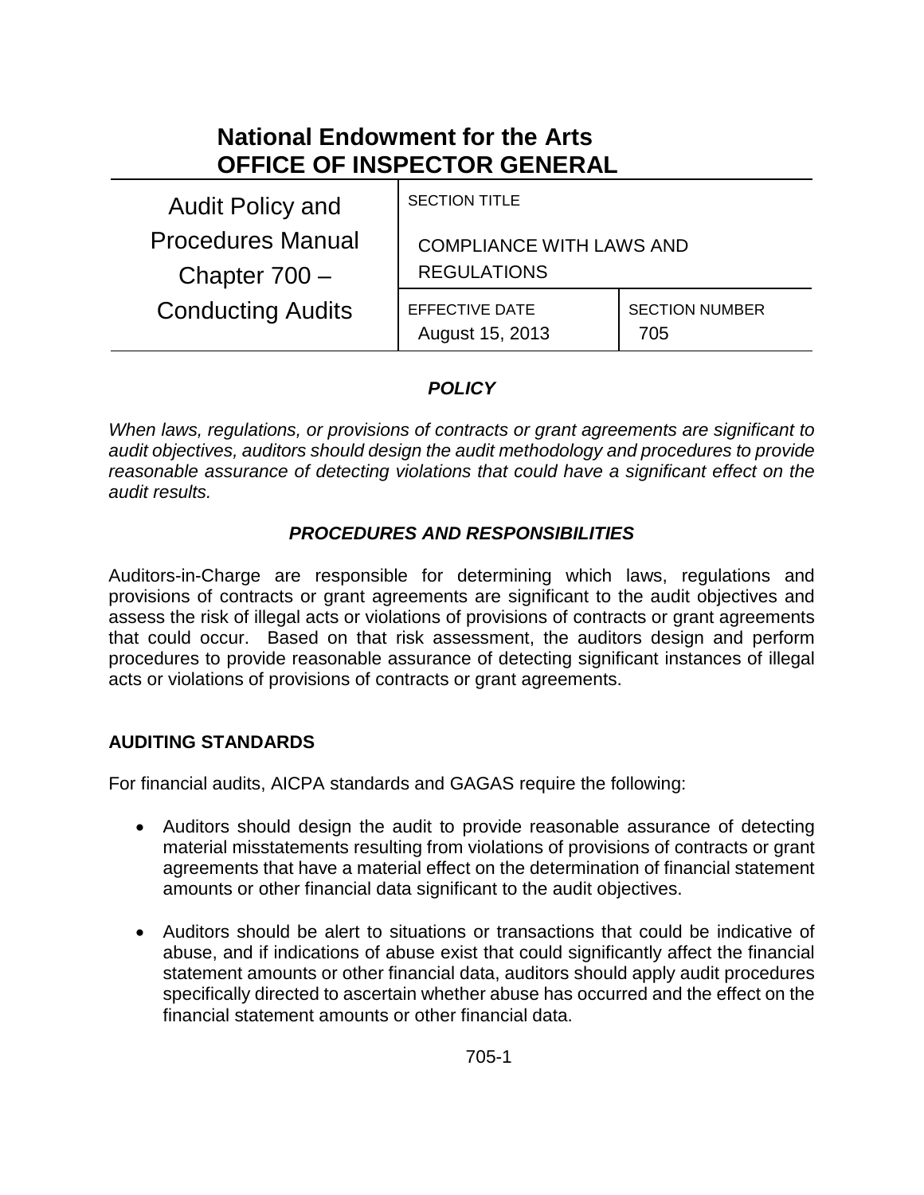# National Endowment for the Arts
# OFFICE OF INSPECTOR GENERAL

| Audit Policy and Procedures Manual Chapter 700 – Conducting Audits | SECTION TITLE<br>COMPLIANCE WITH LAWS AND REGULATIONS | |
|---|---|---|
| | EFFECTIVE DATE<br>August 15, 2013 | SECTION NUMBER<br>705 |

### *POLICY*

*When laws, regulations, or provisions of contracts or grant agreements are significant to audit objectives, auditors should design the audit methodology and procedures to provide reasonable assurance of detecting violations that could have a significant effect on the audit results.*

### *PROCEDURES AND RESPONSIBILITIES*

Auditors-in-Charge are responsible for determining which laws, regulations and provisions of contracts or grant agreements are significant to the audit objectives and assess the risk of illegal acts or violations of provisions of contracts or grant agreements that could occur. Based on that risk assessment, the auditors design and perform procedures to provide reasonable assurance of detecting significant instances of illegal acts or violations of provisions of contracts or grant agreements.

**AUDITING STANDARDS**

For financial audits, AICPA standards and GAGAS require the following:

- Auditors should design the audit to provide reasonable assurance of detecting material misstatements resulting from violations of provisions of contracts or grant agreements that have a material effect on the determination of financial statement amounts or other financial data significant to the audit objectives.
- Auditors should be alert to situations or transactions that could be indicative of abuse, and if indications of abuse exist that could significantly affect the financial statement amounts or other financial data, auditors should apply audit procedures specifically directed to ascertain whether abuse has occurred and the effect on the financial statement amounts or other financial data.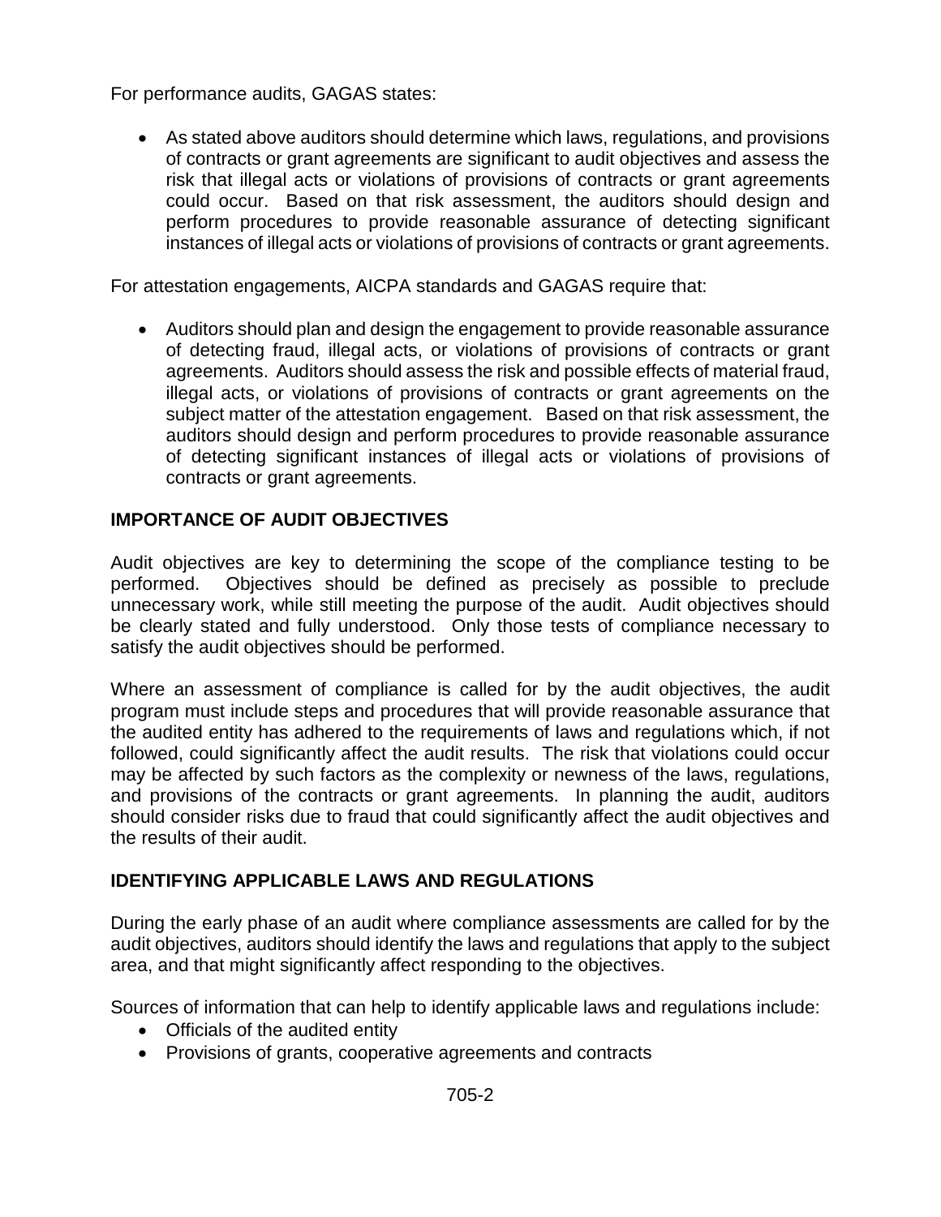For performance audits, GAGAS states:

- As stated above auditors should determine which laws, regulations, and provisions of contracts or grant agreements are significant to audit objectives and assess the risk that illegal acts or violations of provisions of contracts or grant agreements could occur. Based on that risk assessment, the auditors should design and perform procedures to provide reasonable assurance of detecting significant instances of illegal acts or violations of provisions of contracts or grant agreements.

For attestation engagements, AICPA standards and GAGAS require that:

- Auditors should plan and design the engagement to provide reasonable assurance of detecting fraud, illegal acts, or violations of provisions of contracts or grant agreements. Auditors should assess the risk and possible effects of material fraud, illegal acts, or violations of provisions of contracts or grant agreements on the subject matter of the attestation engagement. Based on that risk assessment, the auditors should design and perform procedures to provide reasonable assurance of detecting significant instances of illegal acts or violations of provisions of contracts or grant agreements.

## IMPORTANCE OF AUDIT OBJECTIVES

Audit objectives are key to determining the scope of the compliance testing to be performed. Objectives should be defined as precisely as possible to preclude unnecessary work, while still meeting the purpose of the audit. Audit objectives should be clearly stated and fully understood. Only those tests of compliance necessary to satisfy the audit objectives should be performed.

Where an assessment of compliance is called for by the audit objectives, the audit program must include steps and procedures that will provide reasonable assurance that the audited entity has adhered to the requirements of laws and regulations which, if not followed, could significantly affect the audit results. The risk that violations could occur may be affected by such factors as the complexity or newness of the laws, regulations, and provisions of the contracts or grant agreements. In planning the audit, auditors should consider risks due to fraud that could significantly affect the audit objectives and the results of their audit.

## IDENTIFYING APPLICABLE LAWS AND REGULATIONS

During the early phase of an audit where compliance assessments are called for by the audit objectives, auditors should identify the laws and regulations that apply to the subject area, and that might significantly affect responding to the objectives.

Sources of information that can help to identify applicable laws and regulations include:

- Officials of the audited entity
- Provisions of grants, cooperative agreements and contracts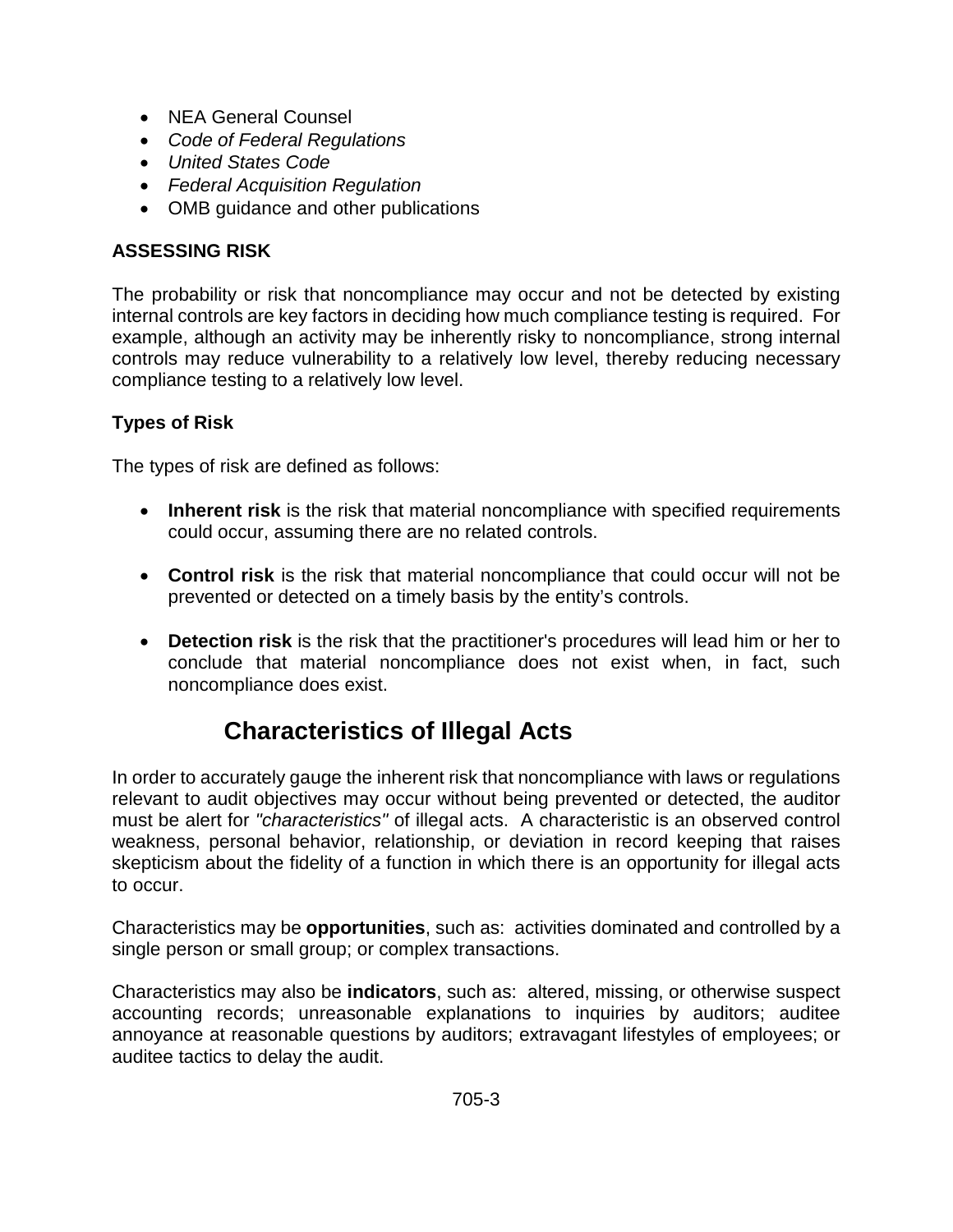- NEA General Counsel
- *Code of Federal Regulations*
- *United States Code*
- *Federal Acquisition Regulation*
- OMB guidance and other publications

**ASSESSING RISK**

The probability or risk that noncompliance may occur and not be detected by existing internal controls are key factors in deciding how much compliance testing is required. For example, although an activity may be inherently risky to noncompliance, strong internal controls may reduce vulnerability to a relatively low level, thereby reducing necessary compliance testing to a relatively low level.

**Types of Risk**

The types of risk are defined as follows:

- **Inherent risk** is the risk that material noncompliance with specified requirements could occur, assuming there are no related controls.

- **Control risk** is the risk that material noncompliance that could occur will not be prevented or detected on a timely basis by the entity's controls.

- **Detection risk** is the risk that the practitioner's procedures will lead him or her to conclude that material noncompliance does not exist when, in fact, such noncompliance does exist.

## Characteristics of Illegal Acts

In order to accurately gauge the inherent risk that noncompliance with laws or regulations relevant to audit objectives may occur without being prevented or detected, the auditor must be alert for *"characteristics"* of illegal acts. A characteristic is an observed control weakness, personal behavior, relationship, or deviation in record keeping that raises skepticism about the fidelity of a function in which there is an opportunity for illegal acts to occur.

Characteristics may be **opportunities**, such as: activities dominated and controlled by a single person or small group; or complex transactions.

Characteristics may also be **indicators**, such as: altered, missing, or otherwise suspect accounting records; unreasonable explanations to inquiries by auditors; auditee annoyance at reasonable questions by auditors; extravagant lifestyles of employees; or auditee tactics to delay the audit.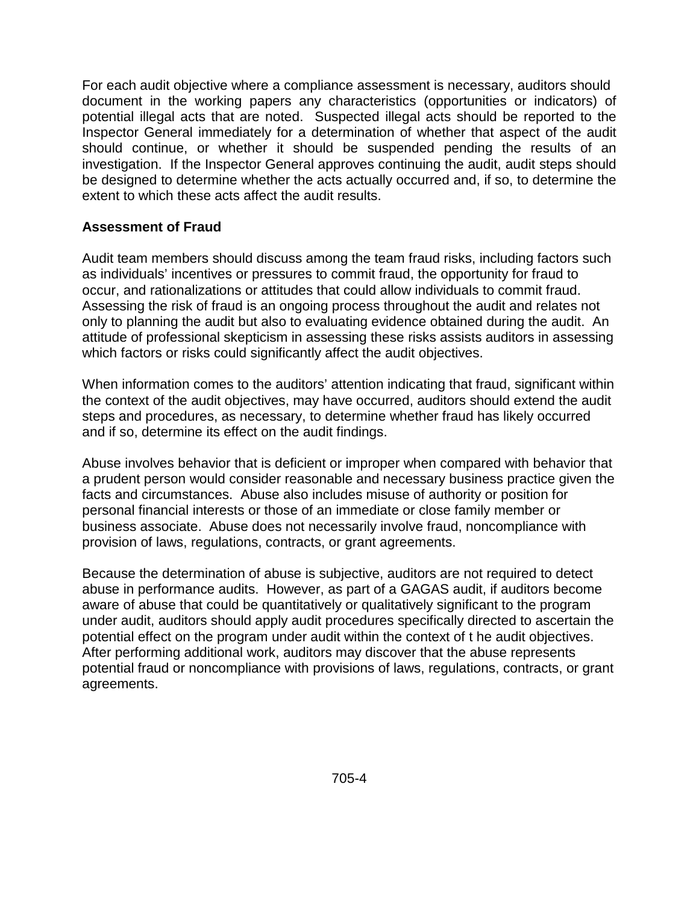For each audit objective where a compliance assessment is necessary, auditors should document in the working papers any characteristics (opportunities or indicators) of potential illegal acts that are noted. Suspected illegal acts should be reported to the Inspector General immediately for a determination of whether that aspect of the audit should continue, or whether it should be suspended pending the results of an investigation. If the Inspector General approves continuing the audit, audit steps should be designed to determine whether the acts actually occurred and, if so, to determine the extent to which these acts affect the audit results.

**Assessment of Fraud**

Audit team members should discuss among the team fraud risks, including factors such as individuals' incentives or pressures to commit fraud, the opportunity for fraud to occur, and rationalizations or attitudes that could allow individuals to commit fraud. Assessing the risk of fraud is an ongoing process throughout the audit and relates not only to planning the audit but also to evaluating evidence obtained during the audit. An attitude of professional skepticism in assessing these risks assists auditors in assessing which factors or risks could significantly affect the audit objectives.

When information comes to the auditors' attention indicating that fraud, significant within the context of the audit objectives, may have occurred, auditors should extend the audit steps and procedures, as necessary, to determine whether fraud has likely occurred and if so, determine its effect on the audit findings.

Abuse involves behavior that is deficient or improper when compared with behavior that a prudent person would consider reasonable and necessary business practice given the facts and circumstances. Abuse also includes misuse of authority or position for personal financial interests or those of an immediate or close family member or business associate. Abuse does not necessarily involve fraud, noncompliance with provision of laws, regulations, contracts, or grant agreements.

Because the determination of abuse is subjective, auditors are not required to detect abuse in performance audits. However, as part of a GAGAS audit, if auditors become aware of abuse that could be quantitatively or qualitatively significant to the program under audit, auditors should apply audit procedures specifically directed to ascertain the potential effect on the program under audit within the context of t he audit objectives. After performing additional work, auditors may discover that the abuse represents potential fraud or noncompliance with provisions of laws, regulations, contracts, or grant agreements.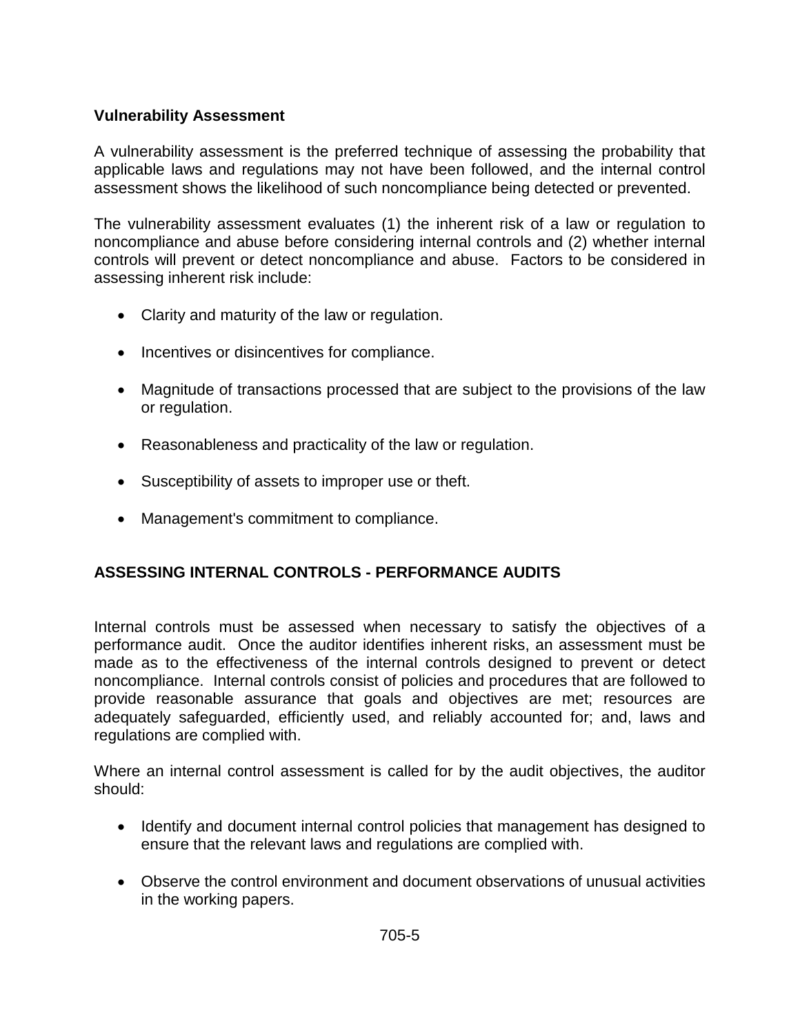### Vulnerability Assessment

A vulnerability assessment is the preferred technique of assessing the probability that applicable laws and regulations may not have been followed, and the internal control assessment shows the likelihood of such noncompliance being detected or prevented.

The vulnerability assessment evaluates (1) the inherent risk of a law or regulation to noncompliance and abuse before considering internal controls and (2) whether internal controls will prevent or detect noncompliance and abuse. Factors to be considered in assessing inherent risk include:

- Clarity and maturity of the law or regulation.
- Incentives or disincentives for compliance.
- Magnitude of transactions processed that are subject to the provisions of the law or regulation.
- Reasonableness and practicality of the law or regulation.
- Susceptibility of assets to improper use or theft.
- Management's commitment to compliance.

## ASSESSING INTERNAL CONTROLS - PERFORMANCE AUDITS

Internal controls must be assessed when necessary to satisfy the objectives of a performance audit. Once the auditor identifies inherent risks, an assessment must be made as to the effectiveness of the internal controls designed to prevent or detect noncompliance. Internal controls consist of policies and procedures that are followed to provide reasonable assurance that goals and objectives are met; resources are adequately safeguarded, efficiently used, and reliably accounted for; and, laws and regulations are complied with.

Where an internal control assessment is called for by the audit objectives, the auditor should:

- Identify and document internal control policies that management has designed to ensure that the relevant laws and regulations are complied with.
- Observe the control environment and document observations of unusual activities in the working papers.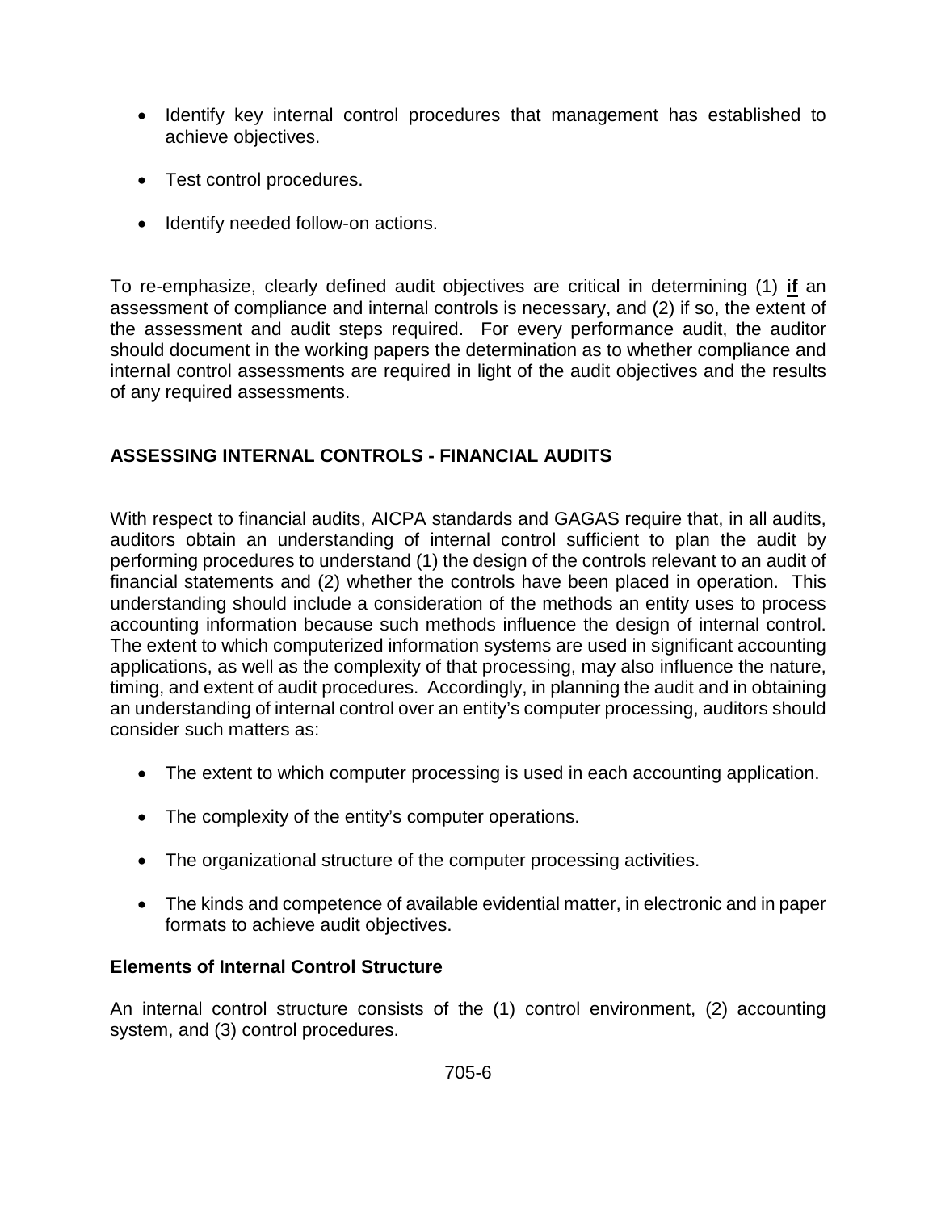- Identify key internal control procedures that management has established to achieve objectives.
- Test control procedures.
- Identify needed follow-on actions.

To re-emphasize, clearly defined audit objectives are critical in determining (1) **if** an assessment of compliance and internal controls is necessary, and (2) if so, the extent of the assessment and audit steps required. For every performance audit, the auditor should document in the working papers the determination as to whether compliance and internal control assessments are required in light of the audit objectives and the results of any required assessments.

## ASSESSING INTERNAL CONTROLS - FINANCIAL AUDITS

With respect to financial audits, AICPA standards and GAGAS require that, in all audits, auditors obtain an understanding of internal control sufficient to plan the audit by performing procedures to understand (1) the design of the controls relevant to an audit of financial statements and (2) whether the controls have been placed in operation. This understanding should include a consideration of the methods an entity uses to process accounting information because such methods influence the design of internal control. The extent to which computerized information systems are used in significant accounting applications, as well as the complexity of that processing, may also influence the nature, timing, and extent of audit procedures. Accordingly, in planning the audit and in obtaining an understanding of internal control over an entity's computer processing, auditors should consider such matters as:

- The extent to which computer processing is used in each accounting application.
- The complexity of the entity's computer operations.
- The organizational structure of the computer processing activities.
- The kinds and competence of available evidential matter, in electronic and in paper formats to achieve audit objectives.

### Elements of Internal Control Structure

An internal control structure consists of the (1) control environment, (2) accounting system, and (3) control procedures.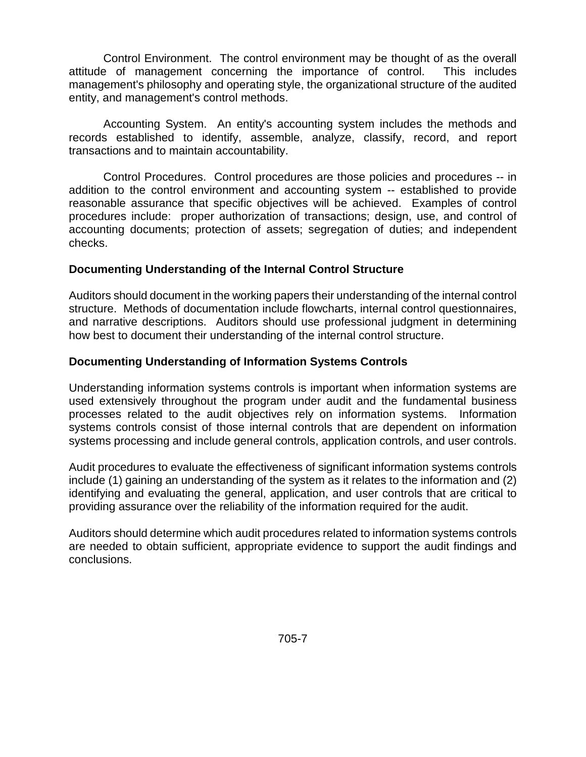Control Environment. The control environment may be thought of as the overall attitude of management concerning the importance of control. This includes management's philosophy and operating style, the organizational structure of the audited entity, and management's control methods.

Accounting System. An entity's accounting system includes the methods and records established to identify, assemble, analyze, classify, record, and report transactions and to maintain accountability.

Control Procedures. Control procedures are those policies and procedures -- in addition to the control environment and accounting system -- established to provide reasonable assurance that specific objectives will be achieved. Examples of control procedures include: proper authorization of transactions; design, use, and control of accounting documents; protection of assets; segregation of duties; and independent checks.

**Documenting Understanding of the Internal Control Structure**

Auditors should document in the working papers their understanding of the internal control structure. Methods of documentation include flowcharts, internal control questionnaires, and narrative descriptions. Auditors should use professional judgment in determining how best to document their understanding of the internal control structure.

**Documenting Understanding of Information Systems Controls**

Understanding information systems controls is important when information systems are used extensively throughout the program under audit and the fundamental business processes related to the audit objectives rely on information systems. Information systems controls consist of those internal controls that are dependent on information systems processing and include general controls, application controls, and user controls.

Audit procedures to evaluate the effectiveness of significant information systems controls include (1) gaining an understanding of the system as it relates to the information and (2) identifying and evaluating the general, application, and user controls that are critical to providing assurance over the reliability of the information required for the audit.

Auditors should determine which audit procedures related to information systems controls are needed to obtain sufficient, appropriate evidence to support the audit findings and conclusions.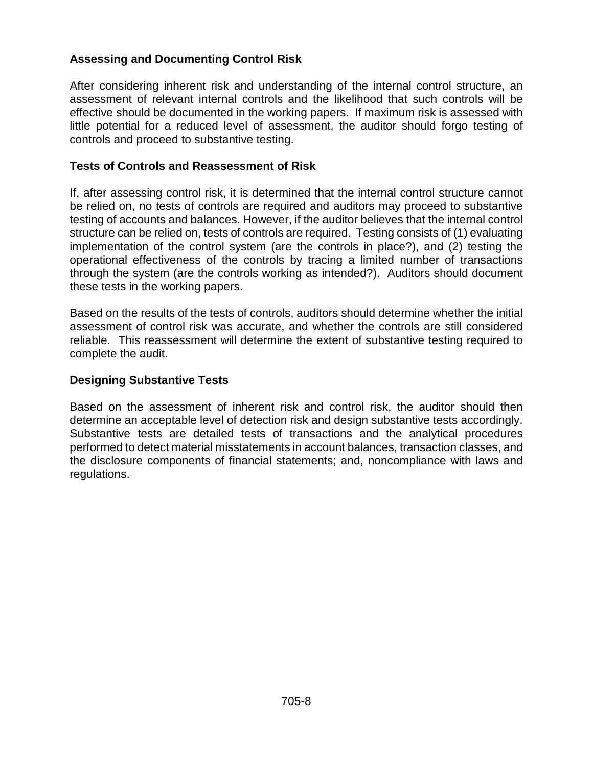### Assessing and Documenting Control Risk

After considering inherent risk and understanding of the internal control structure, an assessment of relevant internal controls and the likelihood that such controls will be effective should be documented in the working papers. If maximum risk is assessed with little potential for a reduced level of assessment, the auditor should forgo testing of controls and proceed to substantive testing.

### Tests of Controls and Reassessment of Risk

If, after assessing control risk, it is determined that the internal control structure cannot be relied on, no tests of controls are required and auditors may proceed to substantive testing of accounts and balances. However, if the auditor believes that the internal control structure can be relied on, tests of controls are required. Testing consists of (1) evaluating implementation of the control system (are the controls in place?), and (2) testing the operational effectiveness of the controls by tracing a limited number of transactions through the system (are the controls working as intended?). Auditors should document these tests in the working papers.

Based on the results of the tests of controls, auditors should determine whether the initial assessment of control risk was accurate, and whether the controls are still considered reliable. This reassessment will determine the extent of substantive testing required to complete the audit.

### Designing Substantive Tests

Based on the assessment of inherent risk and control risk, the auditor should then determine an acceptable level of detection risk and design substantive tests accordingly. Substantive tests are detailed tests of transactions and the analytical procedures performed to detect material misstatements in account balances, transaction classes, and the disclosure components of financial statements; and, noncompliance with laws and regulations.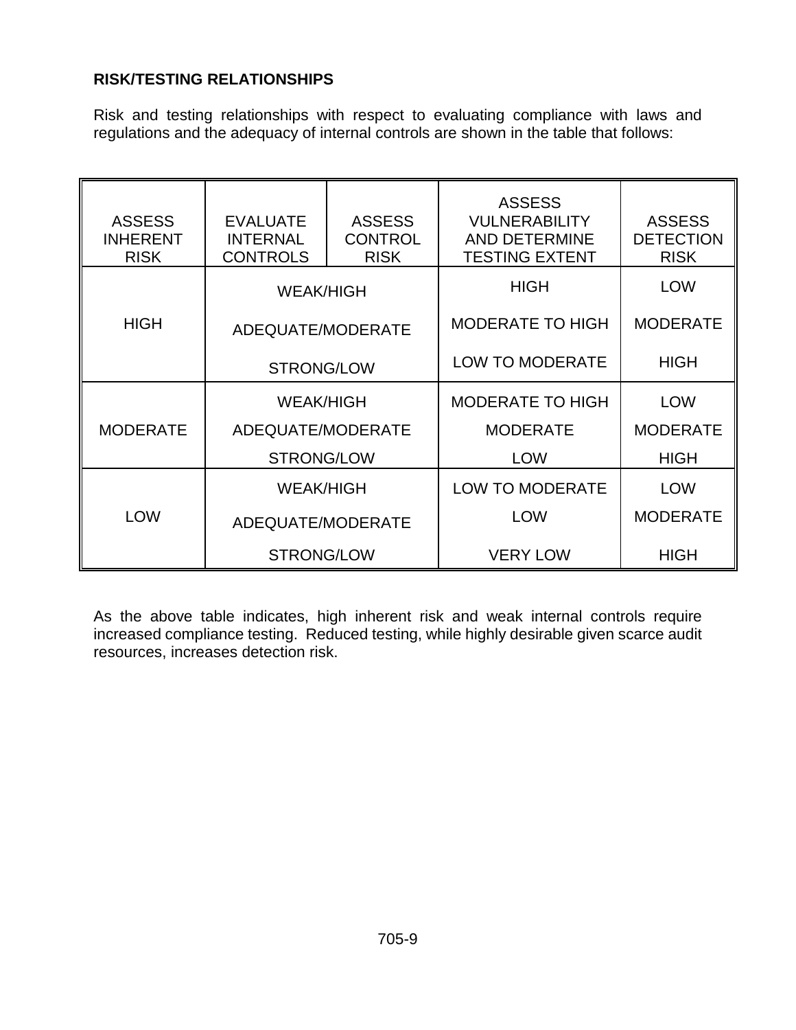**RISK/TESTING RELATIONSHIPS**

Risk and testing relationships with respect to evaluating compliance with laws and regulations and the adequacy of internal controls are shown in the table that follows:

| ASSESS INHERENT RISK | EVALUATE INTERNAL CONTROLS | ASSESS CONTROL RISK | ASSESS VULNERABILITY AND DETERMINE TESTING EXTENT | ASSESS DETECTION RISK |
|---|---|---|---|---|
| HIGH | WEAK/HIGH | | HIGH | LOW |
| | ADEQUATE/MODERATE | | MODERATE TO HIGH | MODERATE |
| | STRONG/LOW | | LOW TO MODERATE | HIGH |
| MODERATE | WEAK/HIGH | | MODERATE TO HIGH | LOW |
| | ADEQUATE/MODERATE | | MODERATE | MODERATE |
| | STRONG/LOW | | LOW | HIGH |
| LOW | WEAK/HIGH | | LOW TO MODERATE | LOW |
| | ADEQUATE/MODERATE | | LOW | MODERATE |
| | STRONG/LOW | | VERY LOW | HIGH |

As the above table indicates, high inherent risk and weak internal controls require increased compliance testing. Reduced testing, while highly desirable given scarce audit resources, increases detection risk.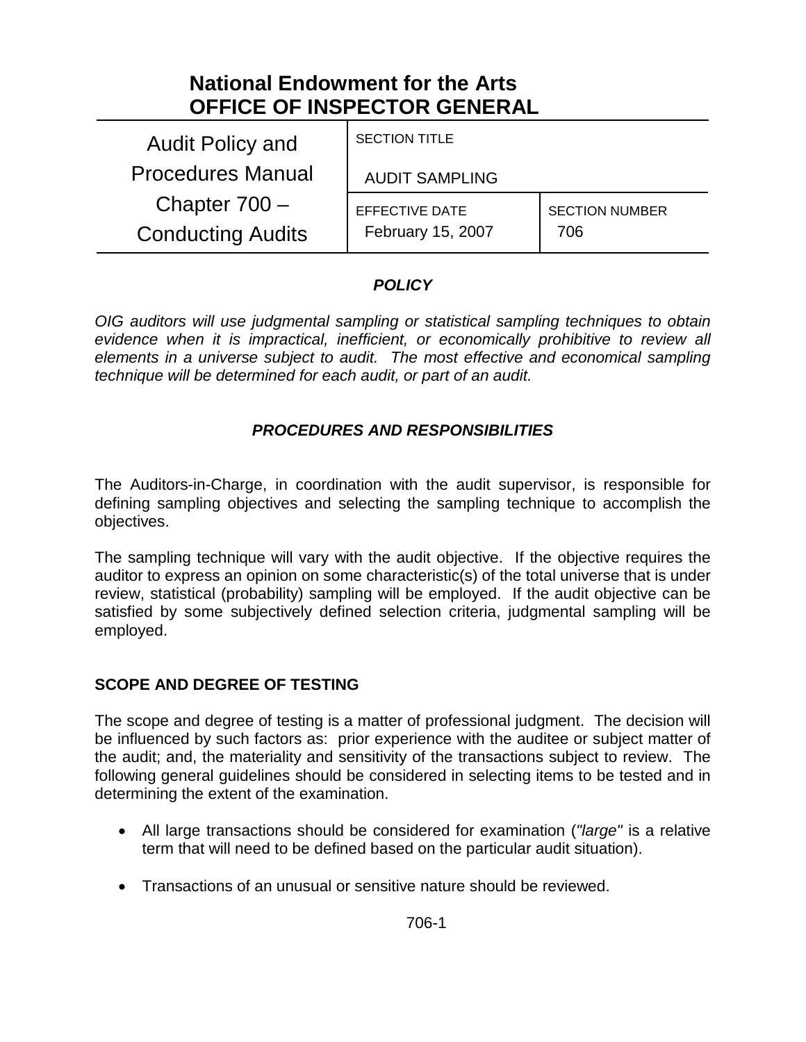# National Endowment for the Arts
# OFFICE OF INSPECTOR GENERAL

| Audit Policy and Procedures Manual Chapter 700 – Conducting Audits | SECTION TITLE<br>AUDIT SAMPLING | |
|---|---|---|
| | EFFECTIVE DATE<br>February 15, 2007 | SECTION NUMBER<br>706 |

## *POLICY*

*OIG auditors will use judgmental sampling or statistical sampling techniques to obtain evidence when it is impractical, inefficient, or economically prohibitive to review all elements in a universe subject to audit. The most effective and economical sampling technique will be determined for each audit, or part of an audit.*

## *PROCEDURES AND RESPONSIBILITIES*

The Auditors-in-Charge, in coordination with the audit supervisor, is responsible for defining sampling objectives and selecting the sampling technique to accomplish the objectives.

The sampling technique will vary with the audit objective. If the objective requires the auditor to express an opinion on some characteristic(s) of the total universe that is under review, statistical (probability) sampling will be employed. If the audit objective can be satisfied by some subjectively defined selection criteria, judgmental sampling will be employed.

### SCOPE AND DEGREE OF TESTING

The scope and degree of testing is a matter of professional judgment. The decision will be influenced by such factors as: prior experience with the auditee or subject matter of the audit; and, the materiality and sensitivity of the transactions subject to review. The following general guidelines should be considered in selecting items to be tested and in determining the extent of the examination.

- All large transactions should be considered for examination (*"large"* is a relative term that will need to be defined based on the particular audit situation).
- Transactions of an unusual or sensitive nature should be reviewed.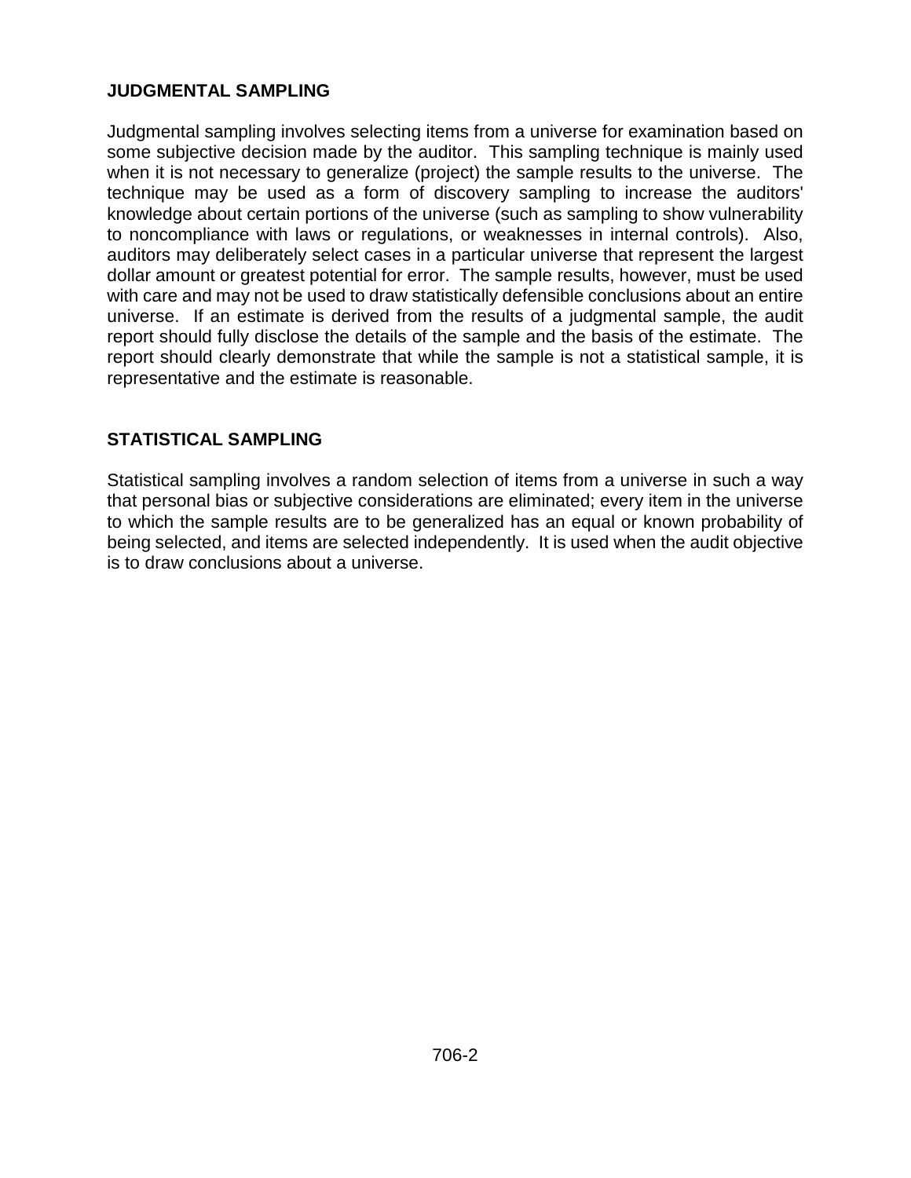## JUDGMENTAL SAMPLING

Judgmental sampling involves selecting items from a universe for examination based on some subjective decision made by the auditor. This sampling technique is mainly used when it is not necessary to generalize (project) the sample results to the universe. The technique may be used as a form of discovery sampling to increase the auditors' knowledge about certain portions of the universe (such as sampling to show vulnerability to noncompliance with laws or regulations, or weaknesses in internal controls). Also, auditors may deliberately select cases in a particular universe that represent the largest dollar amount or greatest potential for error. The sample results, however, must be used with care and may not be used to draw statistically defensible conclusions about an entire universe. If an estimate is derived from the results of a judgmental sample, the audit report should fully disclose the details of the sample and the basis of the estimate. The report should clearly demonstrate that while the sample is not a statistical sample, it is representative and the estimate is reasonable.

## STATISTICAL SAMPLING

Statistical sampling involves a random selection of items from a universe in such a way that personal bias or subjective considerations are eliminated; every item in the universe to which the sample results are to be generalized has an equal or known probability of being selected, and items are selected independently. It is used when the audit objective is to draw conclusions about a universe.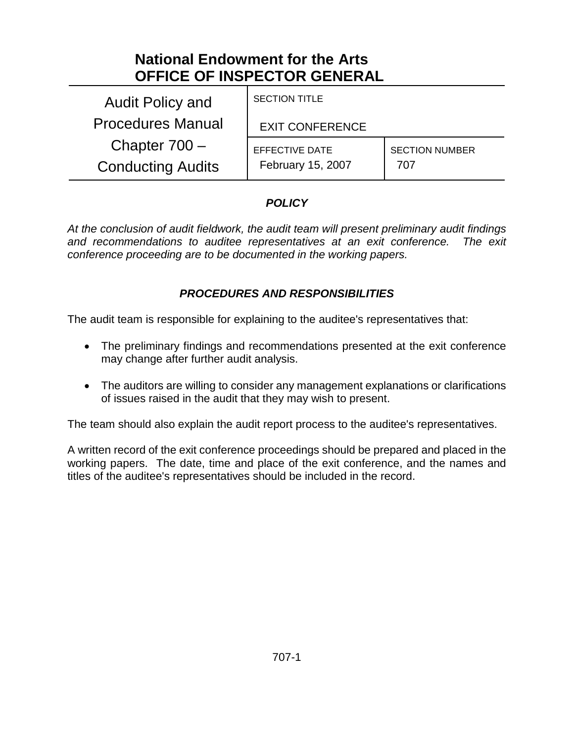# National Endowment for the Arts
# OFFICE OF INSPECTOR GENERAL

| Audit Policy and Procedures Manual Chapter 700 – Conducting Audits | SECTION TITLE<br>EXIT CONFERENCE | |
|---|---|---|
| | EFFECTIVE DATE<br>February 15, 2007 | SECTION NUMBER<br>707 |

## *POLICY*

*At the conclusion of audit fieldwork, the audit team will present preliminary audit findings and recommendations to auditee representatives at an exit conference. The exit conference proceeding are to be documented in the working papers.*

## *PROCEDURES AND RESPONSIBILITIES*

The audit team is responsible for explaining to the auditee's representatives that:

- The preliminary findings and recommendations presented at the exit conference may change after further audit analysis.
- The auditors are willing to consider any management explanations or clarifications of issues raised in the audit that they may wish to present.

The team should also explain the audit report process to the auditee's representatives.

A written record of the exit conference proceedings should be prepared and placed in the working papers. The date, time and place of the exit conference, and the names and titles of the auditee's representatives should be included in the record.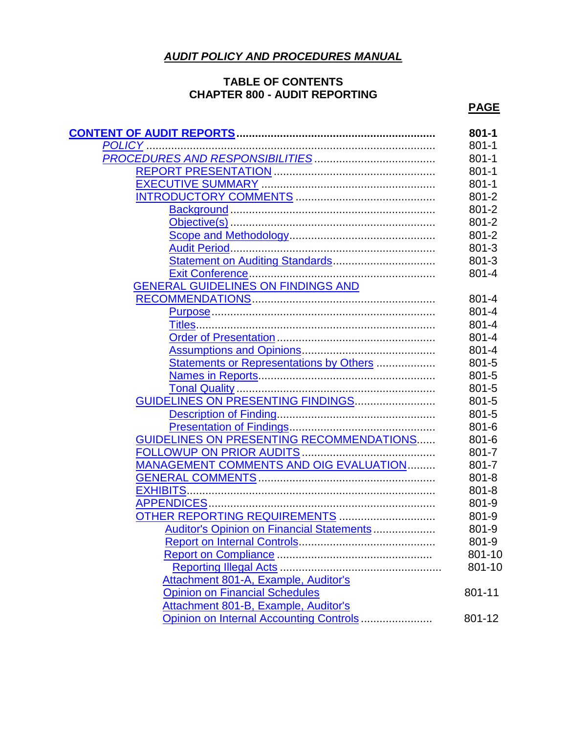# *AUDIT POLICY AND PROCEDURES MANUAL*

## TABLE OF CONTENTS
## CHAPTER 800 - AUDIT REPORTING

| | **PAGE** |
|---|---|
| **CONTENT OF AUDIT REPORTS** | **801-1** |
| *POLICY* | 801-1 |
| *PROCEDURES AND RESPONSIBILITIES* | 801-1 |
| REPORT PRESENTATION | 801-1 |
| EXECUTIVE SUMMARY | 801-1 |
| INTRODUCTORY COMMENTS | 801-2 |
| Background | 801-2 |
| Objective(s) | 801-2 |
| Scope and Methodology | 801-2 |
| Audit Period | 801-3 |
| Statement on Auditing Standards | 801-3 |
| Exit Conference | 801-4 |
| GENERAL GUIDELINES ON FINDINGS AND RECOMMENDATIONS | 801-4 |
| Purpose | 801-4 |
| Titles | 801-4 |
| Order of Presentation | 801-4 |
| Assumptions and Opinions | 801-4 |
| Statements or Representations by Others | 801-5 |
| Names in Reports | 801-5 |
| Tonal Quality | 801-5 |
| GUIDELINES ON PRESENTING FINDINGS | 801-5 |
| Description of Finding | 801-5 |
| Presentation of Findings | 801-6 |
| GUIDELINES ON PRESENTING RECOMMENDATIONS | 801-6 |
| FOLLOWUP ON PRIOR AUDITS | 801-7 |
| MANAGEMENT COMMENTS AND OIG EVALUATION | 801-7 |
| GENERAL COMMENTS | 801-8 |
| EXHIBITS | 801-8 |
| APPENDICES | 801-9 |
| OTHER REPORTING REQUIREMENTS | 801-9 |
| Auditor's Opinion on Financial Statements | 801-9 |
| Report on Internal Controls | 801-9 |
| Report on Compliance | 801-10 |
| Reporting Illegal Acts | 801-10 |
| Attachment 801-A, Example, Auditor's Opinion on Financial Schedules | 801-11 |
| Attachment 801-B, Example, Auditor's Opinion on Internal Accounting Controls | 801-12 |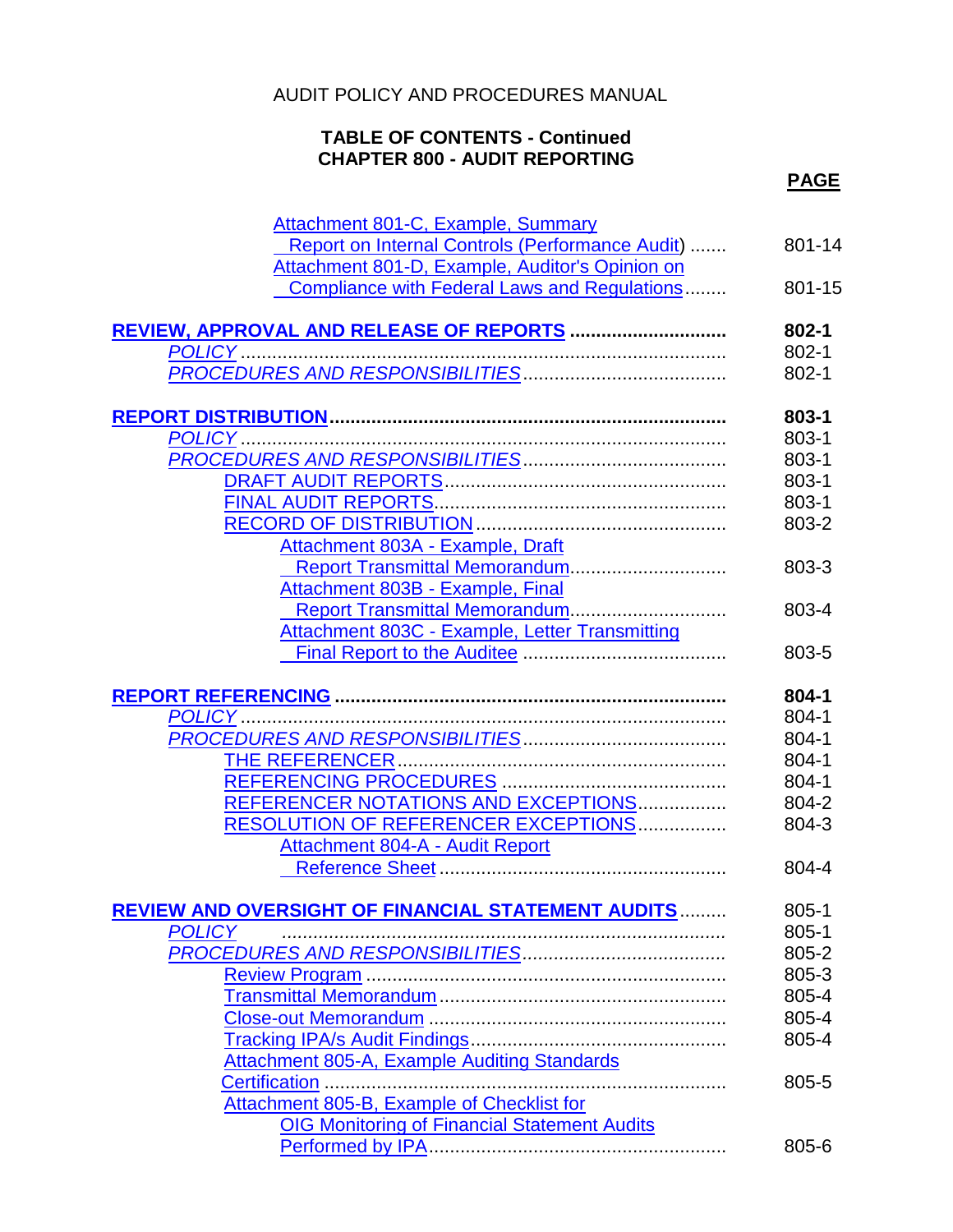AUDIT POLICY AND PROCEDURES MANUAL

**TABLE OF CONTENTS - Continued**
**CHAPTER 800 - AUDIT REPORTING**

| | **PAGE** |
|---|---|
| Attachment 801-C, Example, Summary Report on Internal Controls (Performance Audit) ....... | 801-14 |
| Attachment 801-D, Example, Auditor's Opinion on Compliance with Federal Laws and Regulations........ | 801-15 |
| **REVIEW, APPROVAL AND RELEASE OF REPORTS .............................** | **802-1** |
| *POLICY* ............................................................................................ | 802-1 |
| *PROCEDURES AND RESPONSIBILITIES* ........................................ | 802-1 |
| **REPORT DISTRIBUTION**............................................................................ | **803-1** |
| *POLICY* ............................................................................................ | 803-1 |
| *PROCEDURES AND RESPONSIBILITIES* ........................................ | 803-1 |
| DRAFT AUDIT REPORTS..................................................... | 803-1 |
| FINAL AUDIT REPORTS........................................................ | 803-1 |
| RECORD OF DISTRIBUTION ................................................ | 803-2 |
| Attachment 803A - Example, Draft Report Transmittal Memorandum............................. | 803-3 |
| Attachment 803B - Example, Final Report Transmittal Memorandum............................. | 803-4 |
| Attachment 803C - Example, Letter Transmitting Final Report to the Auditee ....................................... | 803-5 |
| **REPORT REFERENCING ..........................................................................** | **804-1** |
| *POLICY* ............................................................................................ | 804-1 |
| *PROCEDURES AND RESPONSIBILITIES* ........................................ | 804-1 |
| THE REFERENCER.............................................................. | 804-1 |
| REFERENCING PROCEDURES ........................................... | 804-1 |
| REFERENCER NOTATIONS AND EXCEPTIONS................. | 804-2 |
| RESOLUTION OF REFERENCER EXCEPTIONS................. | 804-3 |
| Attachment 804-A - Audit Report Reference Sheet ....................................................... | 804-4 |
| **REVIEW AND OVERSIGHT OF FINANCIAL STATEMENT AUDITS** ......... | 805-1 |
| *POLICY* .................................................................................... | 805-1 |
| *PROCEDURES AND RESPONSIBILITIES* ....................................... | 805-2 |
| Review Program ..................................................................... | 805-3 |
| Transmittal Memorandum....................................................... | 805-4 |
| Close-out Memorandum ......................................................... | 805-4 |
| Tracking IPA/s Audit Findings................................................. | 805-4 |
| Attachment 805-A, Example Auditing Standards Certification ............................................................................. | 805-5 |
| Attachment 805-B, Example of Checklist for OIG Monitoring of Financial Statement Audits Performed by IPA......................................................... | 805-6 |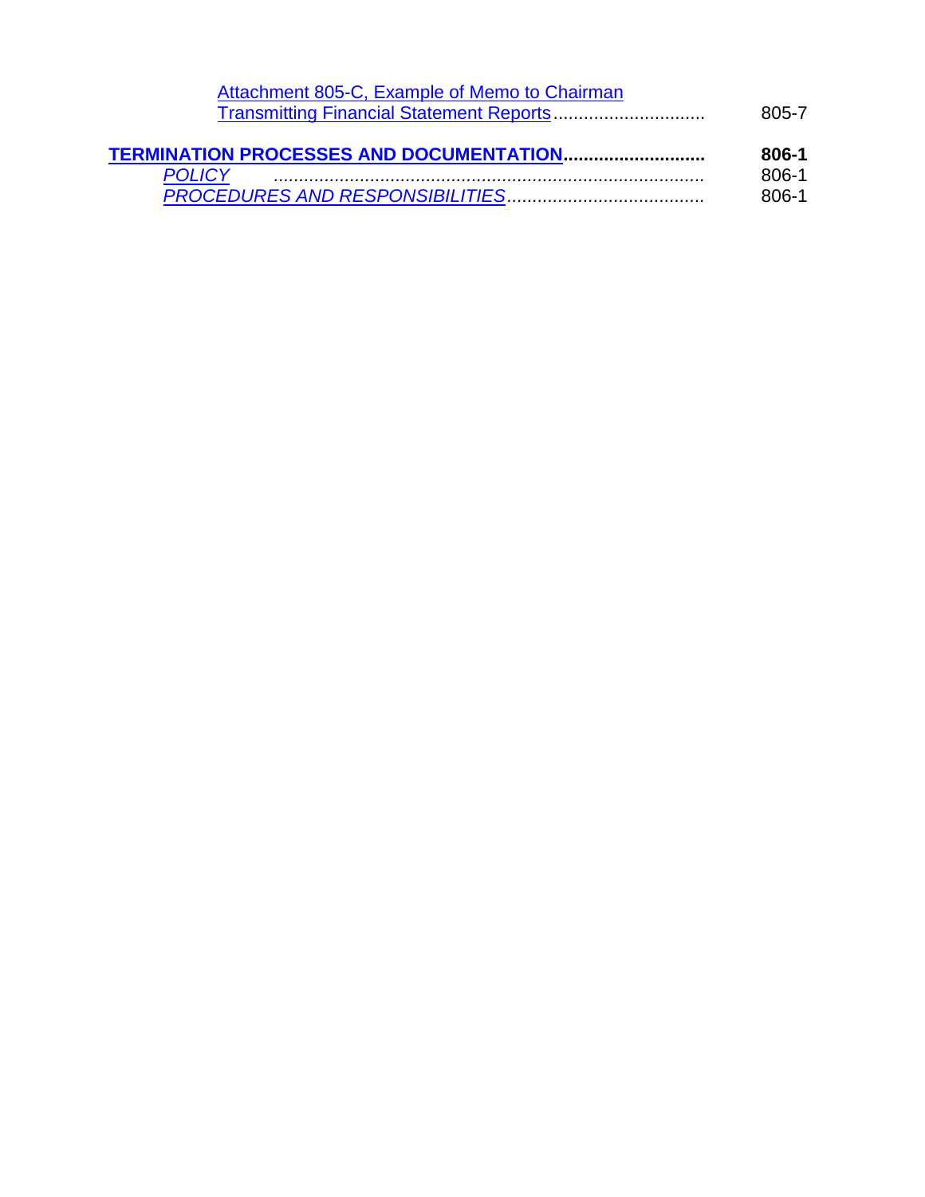Attachment 805-C, Example of Memo to Chairman Transmitting Financial Statement Reports .............................. 805-7

**TERMINATION PROCESSES AND DOCUMENTATION............................ 806-1**

*POLICY* .................................................................................... 806-1

*PROCEDURES AND RESPONSIBILITIES*....................................... 806-1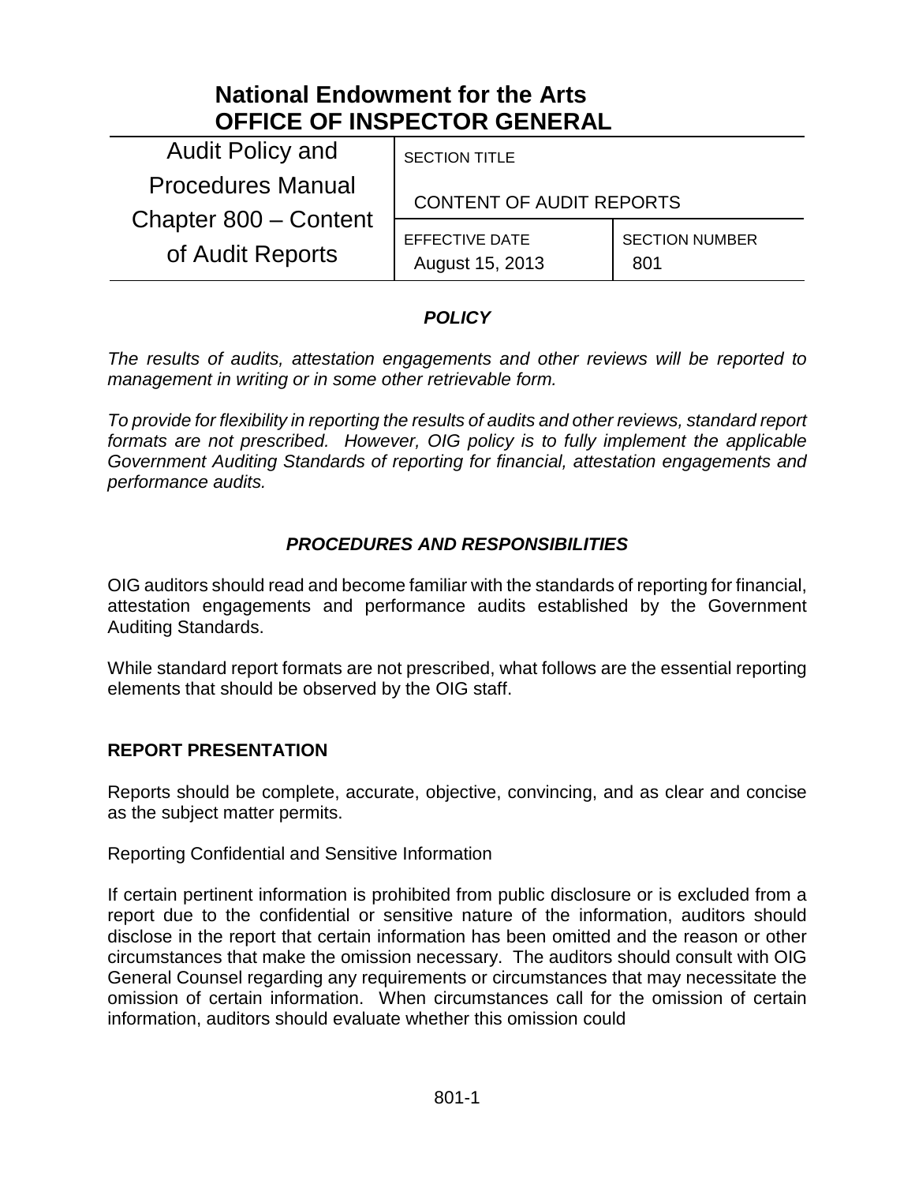# National Endowment for the Arts
# OFFICE OF INSPECTOR GENERAL

| Audit Policy and Procedures Manual Chapter 800 – Content of Audit Reports | SECTION TITLE<br>CONTENT OF AUDIT REPORTS | |
|---|---|---|
| | EFFECTIVE DATE<br>August 15, 2013 | SECTION NUMBER<br>801 |

## *POLICY*

*The results of audits, attestation engagements and other reviews will be reported to management in writing or in some other retrievable form.*

*To provide for flexibility in reporting the results of audits and other reviews, standard report formats are not prescribed. However, OIG policy is to fully implement the applicable Government Auditing Standards of reporting for financial, attestation engagements and performance audits.*

## *PROCEDURES AND RESPONSIBILITIES*

OIG auditors should read and become familiar with the standards of reporting for financial, attestation engagements and performance audits established by the Government Auditing Standards.

While standard report formats are not prescribed, what follows are the essential reporting elements that should be observed by the OIG staff.

### REPORT PRESENTATION

Reports should be complete, accurate, objective, convincing, and as clear and concise as the subject matter permits.

Reporting Confidential and Sensitive Information

If certain pertinent information is prohibited from public disclosure or is excluded from a report due to the confidential or sensitive nature of the information, auditors should disclose in the report that certain information has been omitted and the reason or other circumstances that make the omission necessary. The auditors should consult with OIG General Counsel regarding any requirements or circumstances that may necessitate the omission of certain information. When circumstances call for the omission of certain information, auditors should evaluate whether this omission could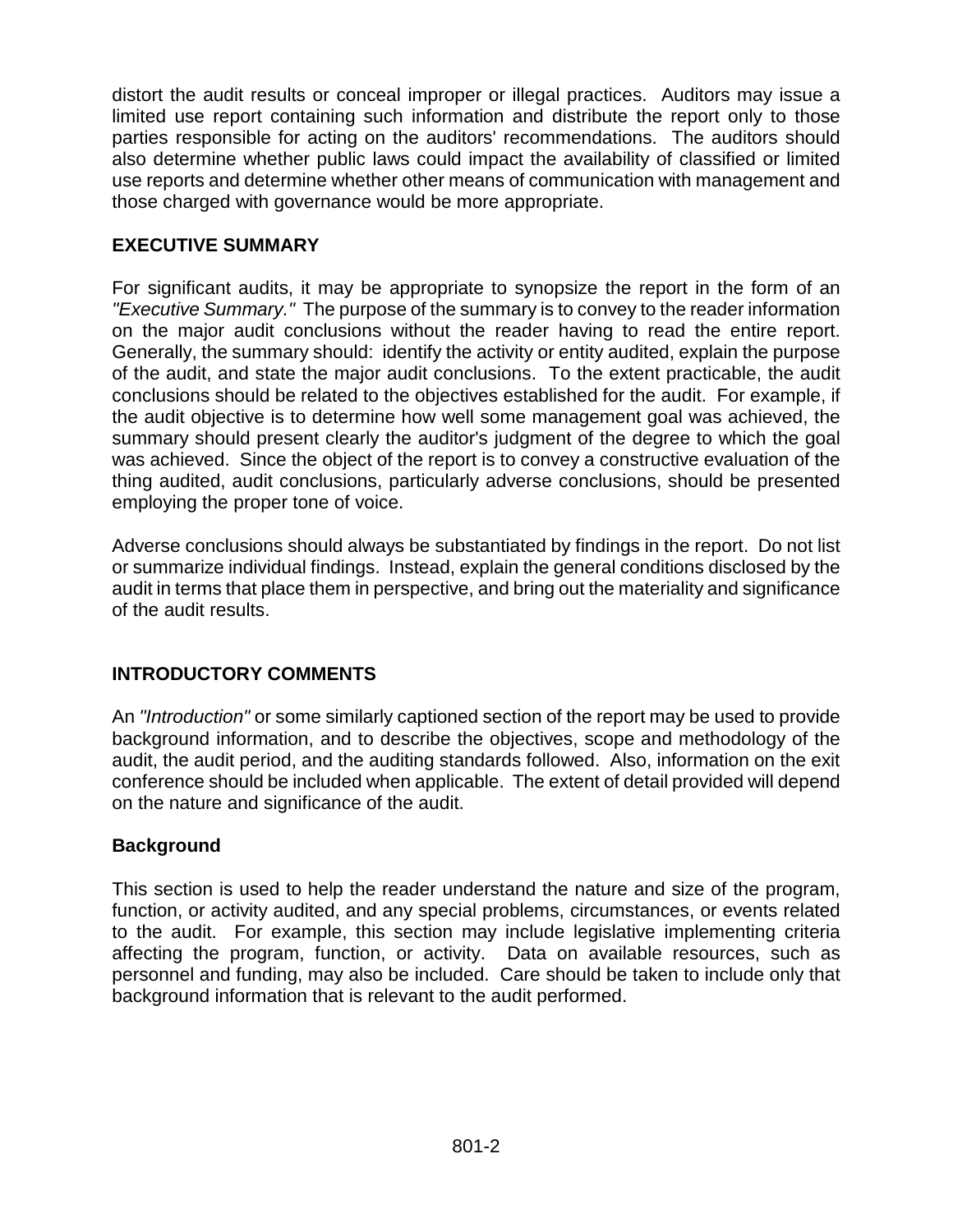distort the audit results or conceal improper or illegal practices. Auditors may issue a limited use report containing such information and distribute the report only to those parties responsible for acting on the auditors' recommendations. The auditors should also determine whether public laws could impact the availability of classified or limited use reports and determine whether other means of communication with management and those charged with governance would be more appropriate.

## EXECUTIVE SUMMARY

For significant audits, it may be appropriate to synopsize the report in the form of an *"Executive Summary."* The purpose of the summary is to convey to the reader information on the major audit conclusions without the reader having to read the entire report. Generally, the summary should: identify the activity or entity audited, explain the purpose of the audit, and state the major audit conclusions. To the extent practicable, the audit conclusions should be related to the objectives established for the audit. For example, if the audit objective is to determine how well some management goal was achieved, the summary should present clearly the auditor's judgment of the degree to which the goal was achieved. Since the object of the report is to convey a constructive evaluation of the thing audited, audit conclusions, particularly adverse conclusions, should be presented employing the proper tone of voice.

Adverse conclusions should always be substantiated by findings in the report. Do not list or summarize individual findings. Instead, explain the general conditions disclosed by the audit in terms that place them in perspective, and bring out the materiality and significance of the audit results.

## INTRODUCTORY COMMENTS

An *"Introduction"* or some similarly captioned section of the report may be used to provide background information, and to describe the objectives, scope and methodology of the audit, the audit period, and the auditing standards followed. Also, information on the exit conference should be included when applicable. The extent of detail provided will depend on the nature and significance of the audit.

### Background

This section is used to help the reader understand the nature and size of the program, function, or activity audited, and any special problems, circumstances, or events related to the audit. For example, this section may include legislative implementing criteria affecting the program, function, or activity. Data on available resources, such as personnel and funding, may also be included. Care should be taken to include only that background information that is relevant to the audit performed.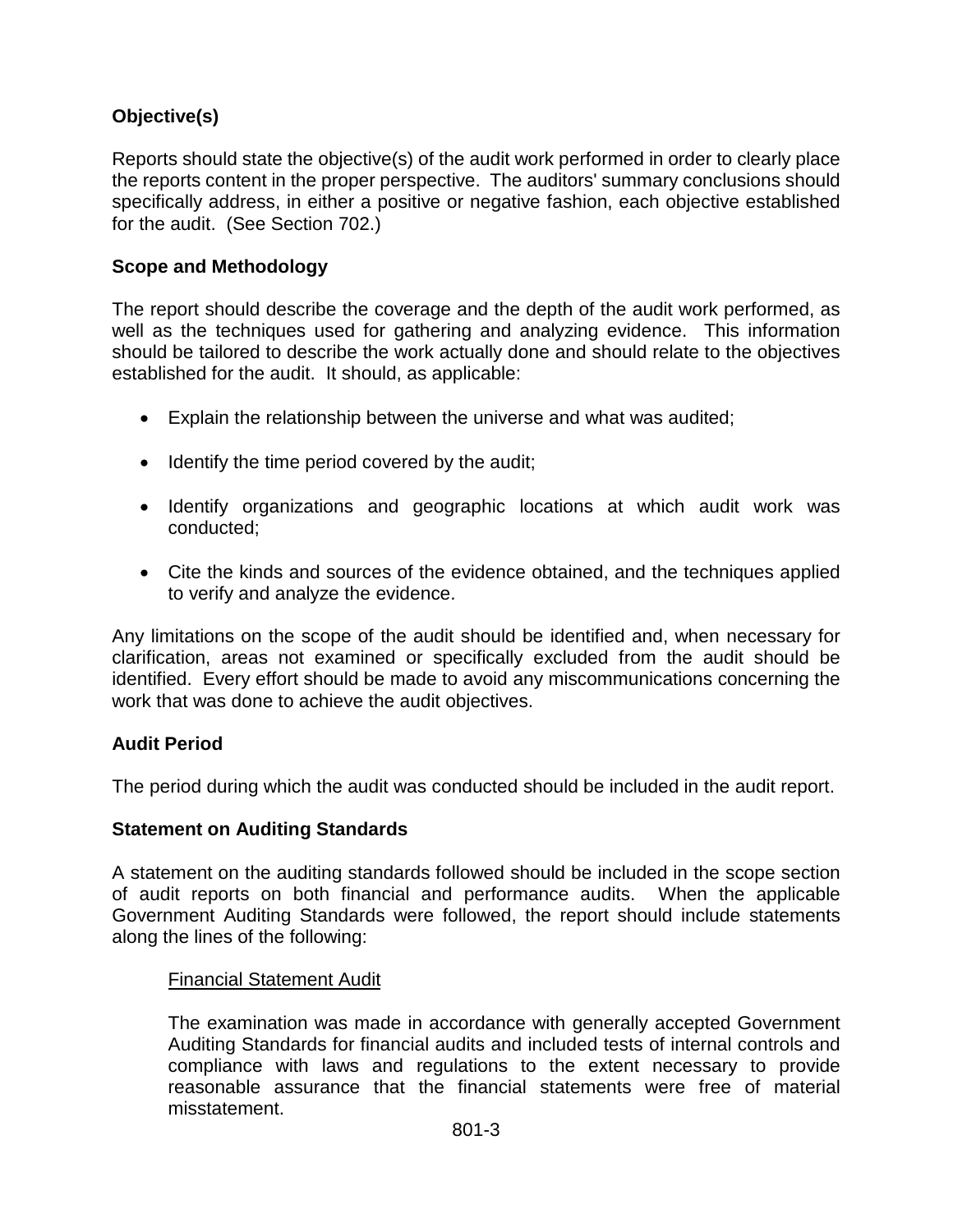### Objective(s)

Reports should state the objective(s) of the audit work performed in order to clearly place the reports content in the proper perspective. The auditors' summary conclusions should specifically address, in either a positive or negative fashion, each objective established for the audit. (See Section 702.)

### Scope and Methodology

The report should describe the coverage and the depth of the audit work performed, as well as the techniques used for gathering and analyzing evidence. This information should be tailored to describe the work actually done and should relate to the objectives established for the audit. It should, as applicable:

- Explain the relationship between the universe and what was audited;
- Identify the time period covered by the audit;
- Identify organizations and geographic locations at which audit work was conducted;
- Cite the kinds and sources of the evidence obtained, and the techniques applied to verify and analyze the evidence.

Any limitations on the scope of the audit should be identified and, when necessary for clarification, areas not examined or specifically excluded from the audit should be identified. Every effort should be made to avoid any miscommunications concerning the work that was done to achieve the audit objectives.

### Audit Period

The period during which the audit was conducted should be included in the audit report.

### Statement on Auditing Standards

A statement on the auditing standards followed should be included in the scope section of audit reports on both financial and performance audits. When the applicable Government Auditing Standards were followed, the report should include statements along the lines of the following:

<u>Financial Statement Audit</u>

The examination was made in accordance with generally accepted Government Auditing Standards for financial audits and included tests of internal controls and compliance with laws and regulations to the extent necessary to provide reasonable assurance that the financial statements were free of material misstatement.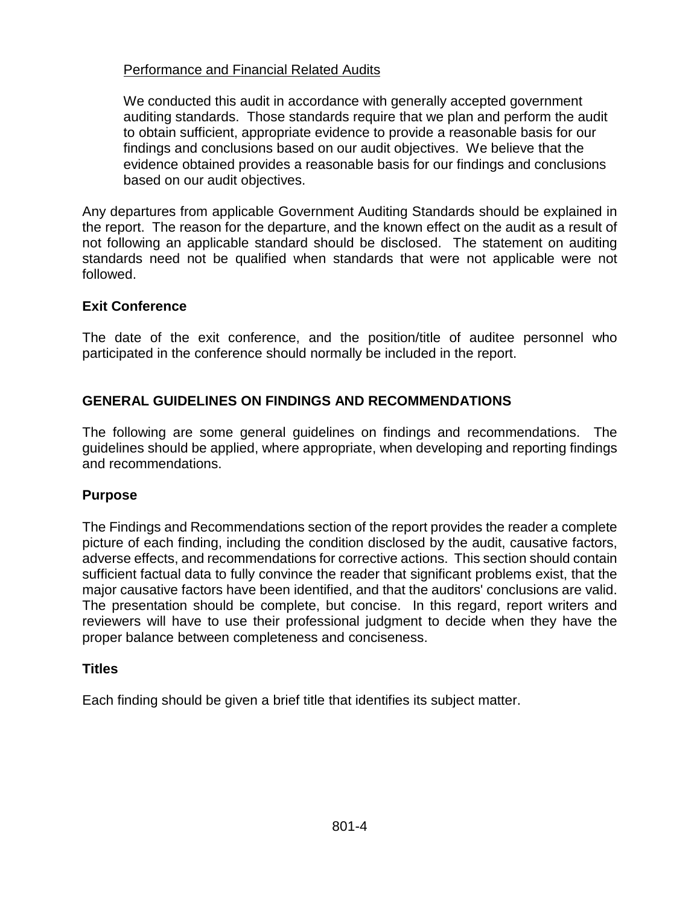Performance and Financial Related Audits

> We conducted this audit in accordance with generally accepted government auditing standards. Those standards require that we plan and perform the audit to obtain sufficient, appropriate evidence to provide a reasonable basis for our findings and conclusions based on our audit objectives. We believe that the evidence obtained provides a reasonable basis for our findings and conclusions based on our audit objectives.

Any departures from applicable Government Auditing Standards should be explained in the report. The reason for the departure, and the known effect on the audit as a result of not following an applicable standard should be disclosed. The statement on auditing standards need not be qualified when standards that were not applicable were not followed.

**Exit Conference**

The date of the exit conference, and the position/title of auditee personnel who participated in the conference should normally be included in the report.

## GENERAL GUIDELINES ON FINDINGS AND RECOMMENDATIONS

The following are some general guidelines on findings and recommendations. The guidelines should be applied, where appropriate, when developing and reporting findings and recommendations.

**Purpose**

The Findings and Recommendations section of the report provides the reader a complete picture of each finding, including the condition disclosed by the audit, causative factors, adverse effects, and recommendations for corrective actions. This section should contain sufficient factual data to fully convince the reader that significant problems exist, that the major causative factors have been identified, and that the auditors' conclusions are valid. The presentation should be complete, but concise. In this regard, report writers and reviewers will have to use their professional judgment to decide when they have the proper balance between completeness and conciseness.

**Titles**

Each finding should be given a brief title that identifies its subject matter.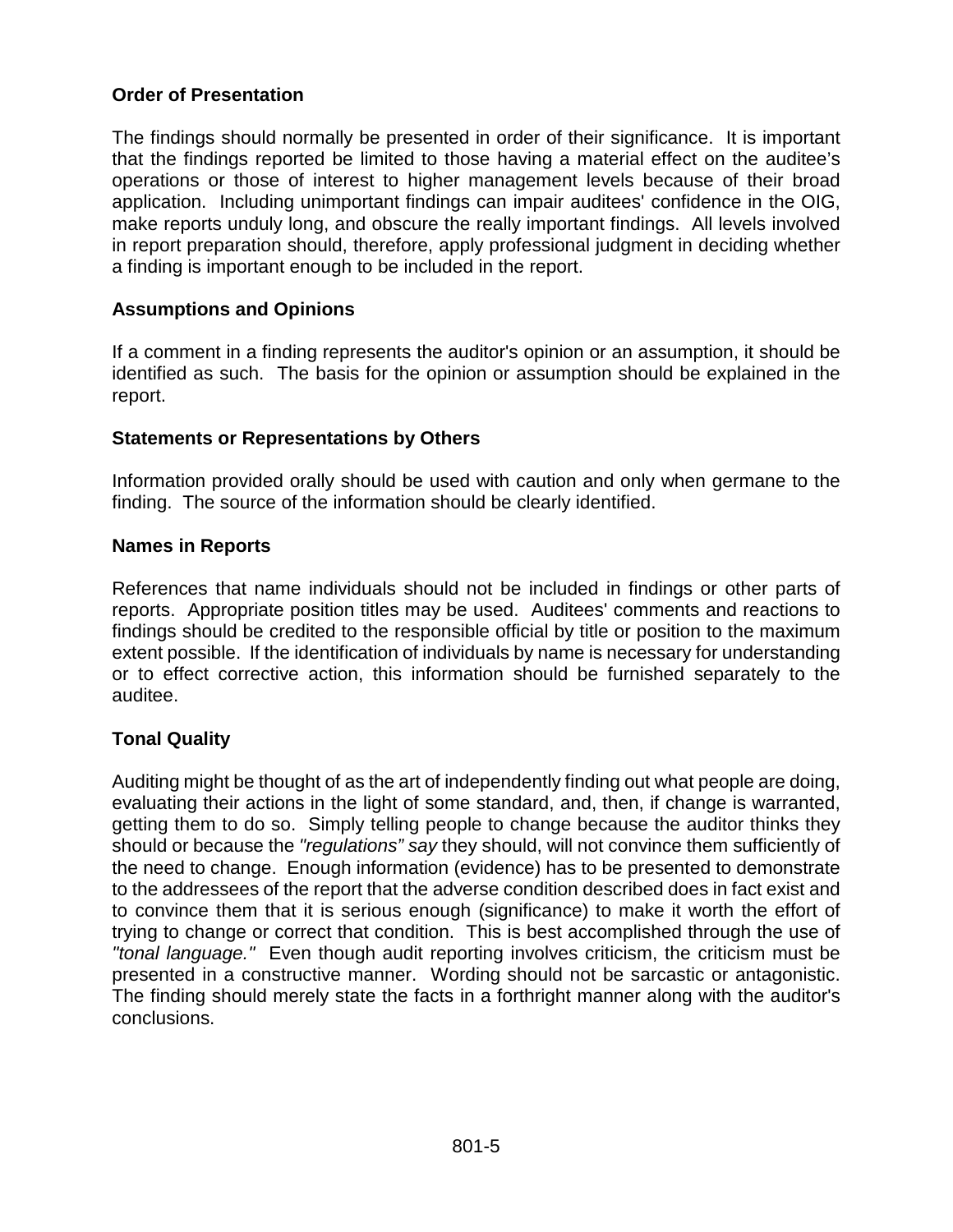**Order of Presentation**

The findings should normally be presented in order of their significance. It is important that the findings reported be limited to those having a material effect on the auditee's operations or those of interest to higher management levels because of their broad application. Including unimportant findings can impair auditees' confidence in the OIG, make reports unduly long, and obscure the really important findings. All levels involved in report preparation should, therefore, apply professional judgment in deciding whether a finding is important enough to be included in the report.

**Assumptions and Opinions**

If a comment in a finding represents the auditor's opinion or an assumption, it should be identified as such. The basis for the opinion or assumption should be explained in the report.

**Statements or Representations by Others**

Information provided orally should be used with caution and only when germane to the finding. The source of the information should be clearly identified.

**Names in Reports**

References that name individuals should not be included in findings or other parts of reports. Appropriate position titles may be used. Auditees' comments and reactions to findings should be credited to the responsible official by title or position to the maximum extent possible. If the identification of individuals by name is necessary for understanding or to effect corrective action, this information should be furnished separately to the auditee.

**Tonal Quality**

Auditing might be thought of as the art of independently finding out what people are doing, evaluating their actions in the light of some standard, and, then, if change is warranted, getting them to do so. Simply telling people to change because the auditor thinks they should or because the *"regulations" say* they should, will not convince them sufficiently of the need to change. Enough information (evidence) has to be presented to demonstrate to the addressees of the report that the adverse condition described does in fact exist and to convince them that it is serious enough (significance) to make it worth the effort of trying to change or correct that condition. This is best accomplished through the use of *"tonal language."* Even though audit reporting involves criticism, the criticism must be presented in a constructive manner. Wording should not be sarcastic or antagonistic. The finding should merely state the facts in a forthright manner along with the auditor's conclusions.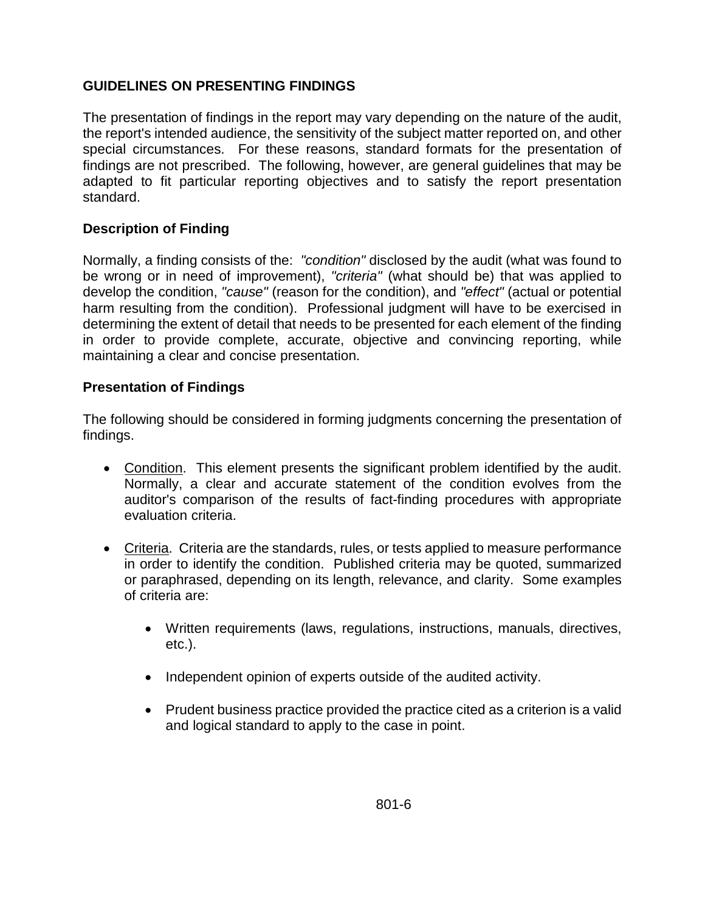## GUIDELINES ON PRESENTING FINDINGS

The presentation of findings in the report may vary depending on the nature of the audit, the report's intended audience, the sensitivity of the subject matter reported on, and other special circumstances. For these reasons, standard formats for the presentation of findings are not prescribed. The following, however, are general guidelines that may be adapted to fit particular reporting objectives and to satisfy the report presentation standard.

### Description of Finding

Normally, a finding consists of the: *"condition"* disclosed by the audit (what was found to be wrong or in need of improvement), *"criteria"* (what should be) that was applied to develop the condition, *"cause"* (reason for the condition), and *"effect"* (actual or potential harm resulting from the condition). Professional judgment will have to be exercised in determining the extent of detail that needs to be presented for each element of the finding in order to provide complete, accurate, objective and convincing reporting, while maintaining a clear and concise presentation.

### Presentation of Findings

The following should be considered in forming judgments concerning the presentation of findings.

- <u>Condition</u>. This element presents the significant problem identified by the audit. Normally, a clear and accurate statement of the condition evolves from the auditor's comparison of the results of fact-finding procedures with appropriate evaluation criteria.

- <u>Criteria</u>. Criteria are the standards, rules, or tests applied to measure performance in order to identify the condition. Published criteria may be quoted, summarized or paraphrased, depending on its length, relevance, and clarity. Some examples of criteria are:

  - Written requirements (laws, regulations, instructions, manuals, directives, etc.).

  - Independent opinion of experts outside of the audited activity.

  - Prudent business practice provided the practice cited as a criterion is a valid and logical standard to apply to the case in point.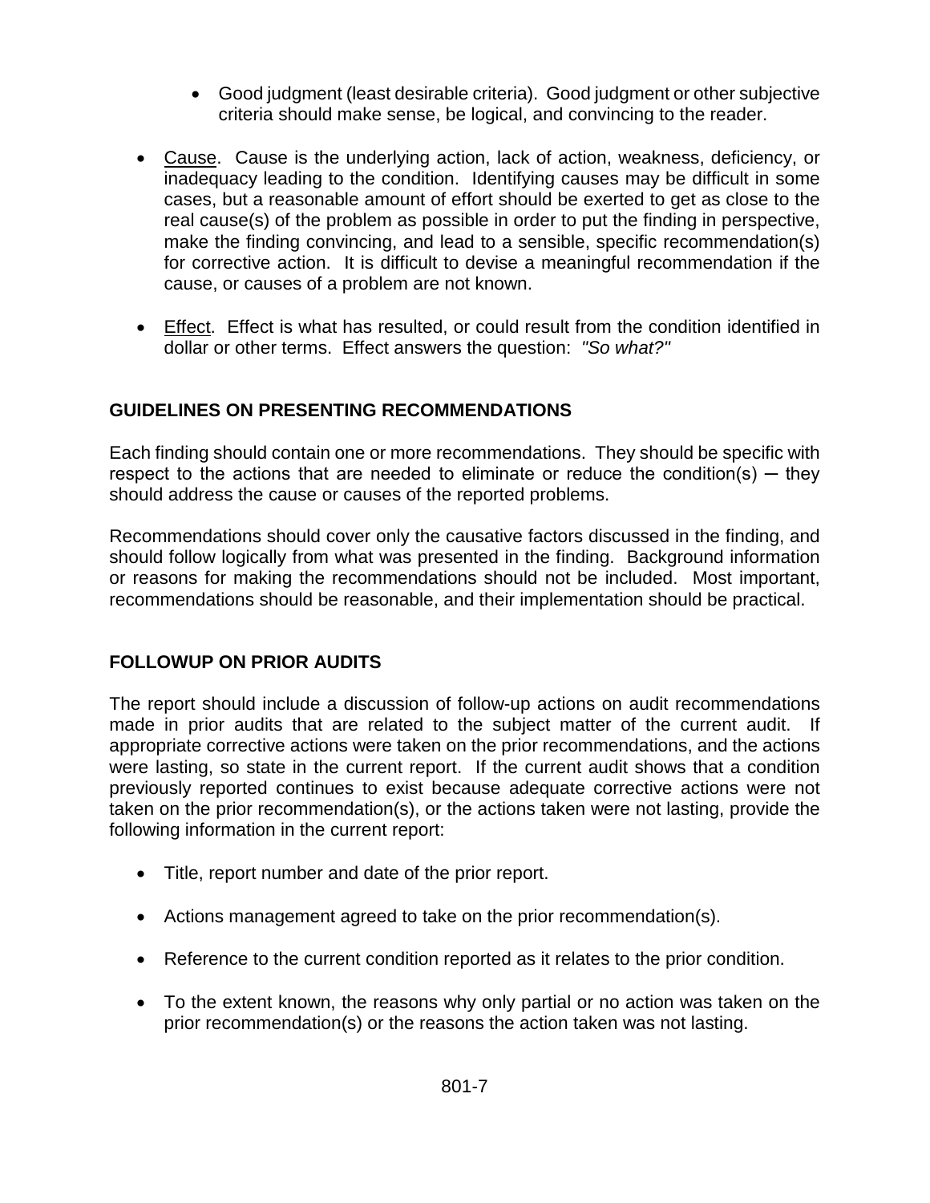- Good judgment (least desirable criteria). Good judgment or other subjective criteria should make sense, be logical, and convincing to the reader.

- Cause. Cause is the underlying action, lack of action, weakness, deficiency, or inadequacy leading to the condition. Identifying causes may be difficult in some cases, but a reasonable amount of effort should be exerted to get as close to the real cause(s) of the problem as possible in order to put the finding in perspective, make the finding convincing, and lead to a sensible, specific recommendation(s) for corrective action. It is difficult to devise a meaningful recommendation if the cause, or causes of a problem are not known.

- Effect. Effect is what has resulted, or could result from the condition identified in dollar or other terms. Effect answers the question: *"So what?"*

## GUIDELINES ON PRESENTING RECOMMENDATIONS

Each finding should contain one or more recommendations. They should be specific with respect to the actions that are needed to eliminate or reduce the condition(s) ─ they should address the cause or causes of the reported problems.

Recommendations should cover only the causative factors discussed in the finding, and should follow logically from what was presented in the finding. Background information or reasons for making the recommendations should not be included. Most important, recommendations should be reasonable, and their implementation should be practical.

## FOLLOWUP ON PRIOR AUDITS

The report should include a discussion of follow-up actions on audit recommendations made in prior audits that are related to the subject matter of the current audit. If appropriate corrective actions were taken on the prior recommendations, and the actions were lasting, so state in the current report. If the current audit shows that a condition previously reported continues to exist because adequate corrective actions were not taken on the prior recommendation(s), or the actions taken were not lasting, provide the following information in the current report:

- Title, report number and date of the prior report.

- Actions management agreed to take on the prior recommendation(s).

- Reference to the current condition reported as it relates to the prior condition.

- To the extent known, the reasons why only partial or no action was taken on the prior recommendation(s) or the reasons the action taken was not lasting.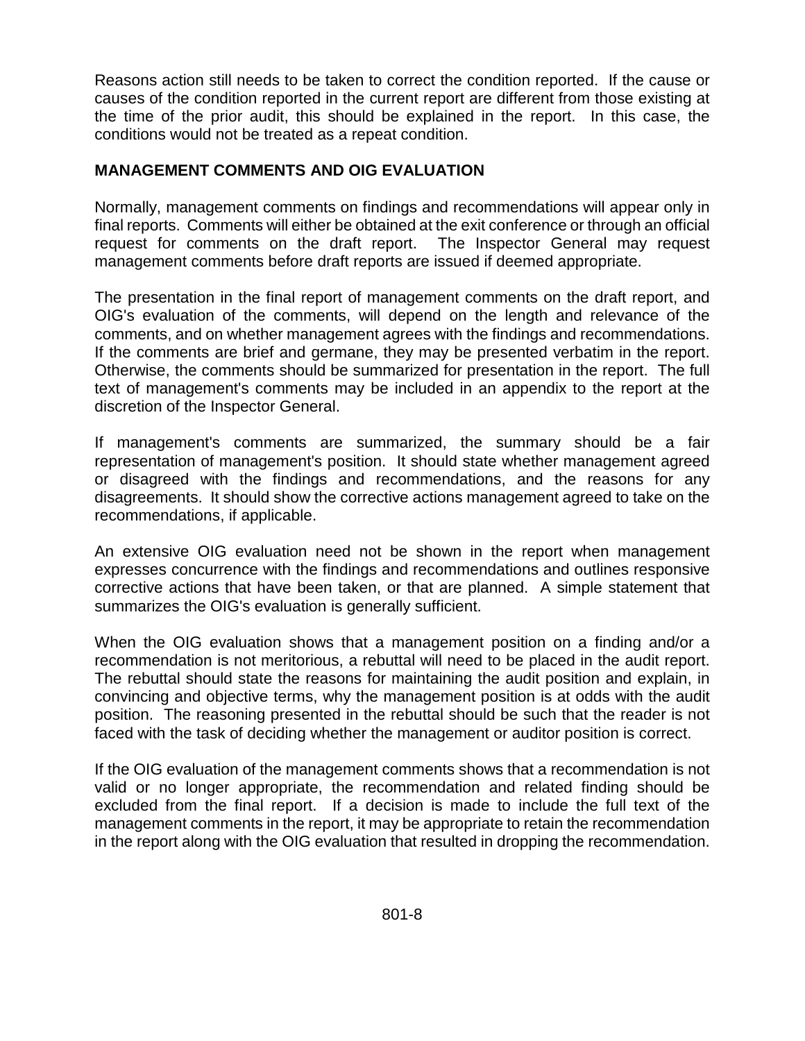Reasons action still needs to be taken to correct the condition reported. If the cause or causes of the condition reported in the current report are different from those existing at the time of the prior audit, this should be explained in the report. In this case, the conditions would not be treated as a repeat condition.

**MANAGEMENT COMMENTS AND OIG EVALUATION**

Normally, management comments on findings and recommendations will appear only in final reports. Comments will either be obtained at the exit conference or through an official request for comments on the draft report. The Inspector General may request management comments before draft reports are issued if deemed appropriate.

The presentation in the final report of management comments on the draft report, and OIG's evaluation of the comments, will depend on the length and relevance of the comments, and on whether management agrees with the findings and recommendations. If the comments are brief and germane, they may be presented verbatim in the report. Otherwise, the comments should be summarized for presentation in the report. The full text of management's comments may be included in an appendix to the report at the discretion of the Inspector General.

If management's comments are summarized, the summary should be a fair representation of management's position. It should state whether management agreed or disagreed with the findings and recommendations, and the reasons for any disagreements. It should show the corrective actions management agreed to take on the recommendations, if applicable.

An extensive OIG evaluation need not be shown in the report when management expresses concurrence with the findings and recommendations and outlines responsive corrective actions that have been taken, or that are planned. A simple statement that summarizes the OIG's evaluation is generally sufficient.

When the OIG evaluation shows that a management position on a finding and/or a recommendation is not meritorious, a rebuttal will need to be placed in the audit report. The rebuttal should state the reasons for maintaining the audit position and explain, in convincing and objective terms, why the management position is at odds with the audit position. The reasoning presented in the rebuttal should be such that the reader is not faced with the task of deciding whether the management or auditor position is correct.

If the OIG evaluation of the management comments shows that a recommendation is not valid or no longer appropriate, the recommendation and related finding should be excluded from the final report. If a decision is made to include the full text of the management comments in the report, it may be appropriate to retain the recommendation in the report along with the OIG evaluation that resulted in dropping the recommendation.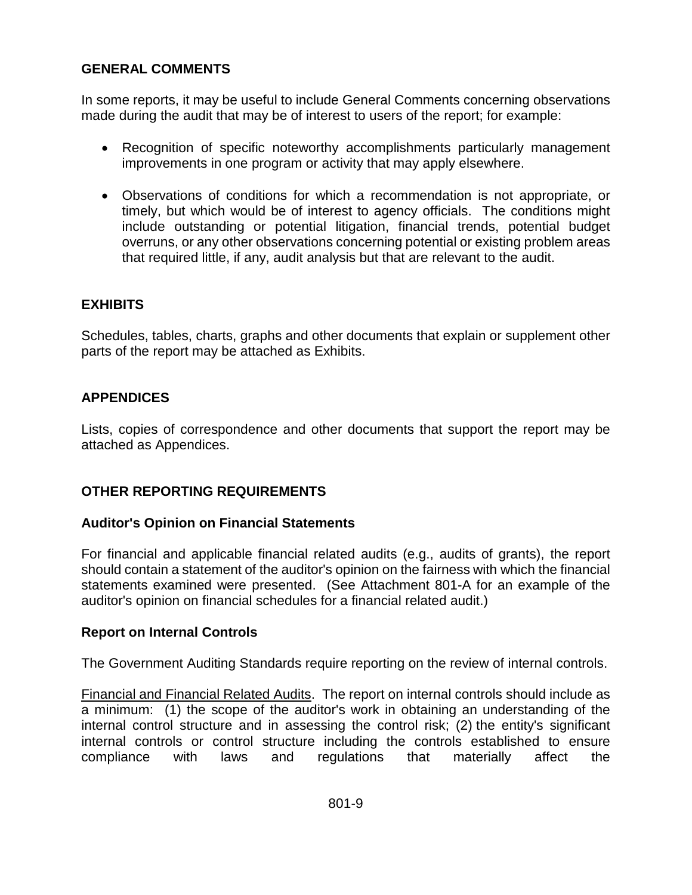## GENERAL COMMENTS

In some reports, it may be useful to include General Comments concerning observations made during the audit that may be of interest to users of the report; for example:

- Recognition of specific noteworthy accomplishments particularly management improvements in one program or activity that may apply elsewhere.
- Observations of conditions for which a recommendation is not appropriate, or timely, but which would be of interest to agency officials. The conditions might include outstanding or potential litigation, financial trends, potential budget overruns, or any other observations concerning potential or existing problem areas that required little, if any, audit analysis but that are relevant to the audit.

## EXHIBITS

Schedules, tables, charts, graphs and other documents that explain or supplement other parts of the report may be attached as Exhibits.

## APPENDICES

Lists, copies of correspondence and other documents that support the report may be attached as Appendices.

## OTHER REPORTING REQUIREMENTS

### Auditor's Opinion on Financial Statements

For financial and applicable financial related audits (e.g., audits of grants), the report should contain a statement of the auditor's opinion on the fairness with which the financial statements examined were presented. (See Attachment 801-A for an example of the auditor's opinion on financial schedules for a financial related audit.)

### Report on Internal Controls

The Government Auditing Standards require reporting on the review of internal controls.

Financial and Financial Related Audits. The report on internal controls should include as a minimum: (1) the scope of the auditor's work in obtaining an understanding of the internal control structure and in assessing the control risk; (2) the entity's significant internal controls or control structure including the controls established to ensure compliance with laws and regulations that materially affect the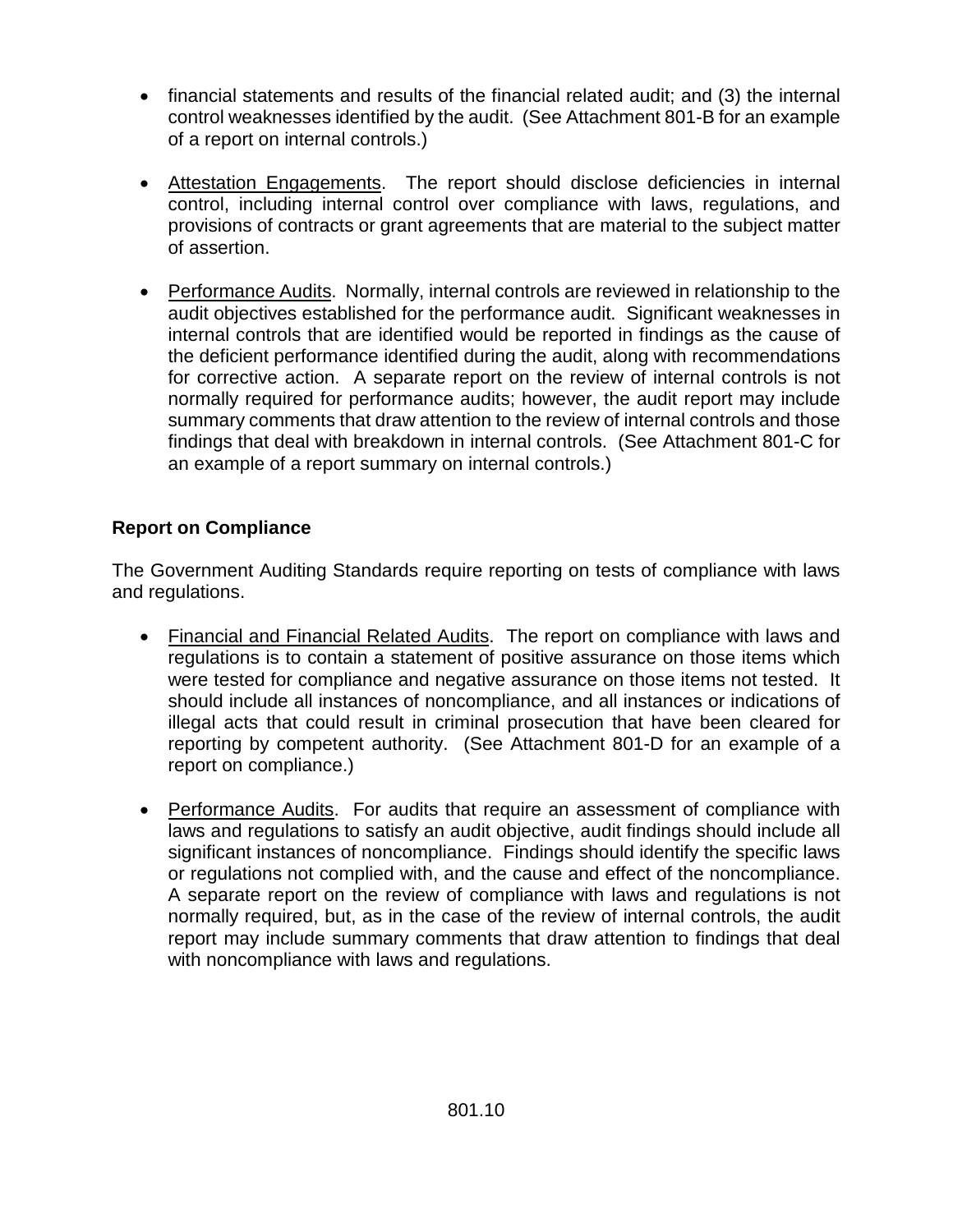- financial statements and results of the financial related audit; and (3) the internal control weaknesses identified by the audit. (See Attachment 801-B for an example of a report on internal controls.)

- Attestation Engagements. The report should disclose deficiencies in internal control, including internal control over compliance with laws, regulations, and provisions of contracts or grant agreements that are material to the subject matter of assertion.

- Performance Audits. Normally, internal controls are reviewed in relationship to the audit objectives established for the performance audit. Significant weaknesses in internal controls that are identified would be reported in findings as the cause of the deficient performance identified during the audit, along with recommendations for corrective action. A separate report on the review of internal controls is not normally required for performance audits; however, the audit report may include summary comments that draw attention to the review of internal controls and those findings that deal with breakdown in internal controls. (See Attachment 801-C for an example of a report summary on internal controls.)

**Report on Compliance**

The Government Auditing Standards require reporting on tests of compliance with laws and regulations.

- Financial and Financial Related Audits. The report on compliance with laws and regulations is to contain a statement of positive assurance on those items which were tested for compliance and negative assurance on those items not tested. It should include all instances of noncompliance, and all instances or indications of illegal acts that could result in criminal prosecution that have been cleared for reporting by competent authority. (See Attachment 801-D for an example of a report on compliance.)

- Performance Audits. For audits that require an assessment of compliance with laws and regulations to satisfy an audit objective, audit findings should include all significant instances of noncompliance. Findings should identify the specific laws or regulations not complied with, and the cause and effect of the noncompliance. A separate report on the review of compliance with laws and regulations is not normally required, but, as in the case of the review of internal controls, the audit report may include summary comments that draw attention to findings that deal with noncompliance with laws and regulations.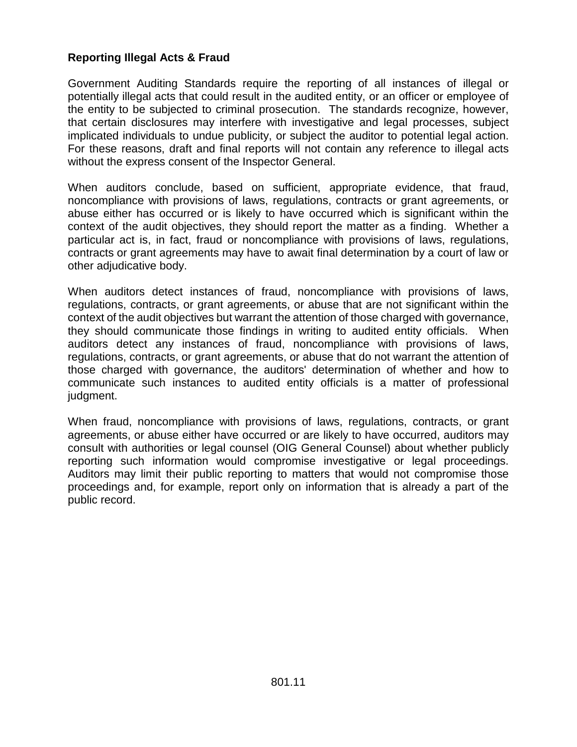**Reporting Illegal Acts & Fraud**

Government Auditing Standards require the reporting of all instances of illegal or potentially illegal acts that could result in the audited entity, or an officer or employee of the entity to be subjected to criminal prosecution. The standards recognize, however, that certain disclosures may interfere with investigative and legal processes, subject implicated individuals to undue publicity, or subject the auditor to potential legal action. For these reasons, draft and final reports will not contain any reference to illegal acts without the express consent of the Inspector General.

When auditors conclude, based on sufficient, appropriate evidence, that fraud, noncompliance with provisions of laws, regulations, contracts or grant agreements, or abuse either has occurred or is likely to have occurred which is significant within the context of the audit objectives, they should report the matter as a finding. Whether a particular act is, in fact, fraud or noncompliance with provisions of laws, regulations, contracts or grant agreements may have to await final determination by a court of law or other adjudicative body.

When auditors detect instances of fraud, noncompliance with provisions of laws, regulations, contracts, or grant agreements, or abuse that are not significant within the context of the audit objectives but warrant the attention of those charged with governance, they should communicate those findings in writing to audited entity officials. When auditors detect any instances of fraud, noncompliance with provisions of laws, regulations, contracts, or grant agreements, or abuse that do not warrant the attention of those charged with governance, the auditors' determination of whether and how to communicate such instances to audited entity officials is a matter of professional judgment.

When fraud, noncompliance with provisions of laws, regulations, contracts, or grant agreements, or abuse either have occurred or are likely to have occurred, auditors may consult with authorities or legal counsel (OIG General Counsel) about whether publicly reporting such information would compromise investigative or legal proceedings. Auditors may limit their public reporting to matters that would not compromise those proceedings and, for example, report only on information that is already a part of the public record.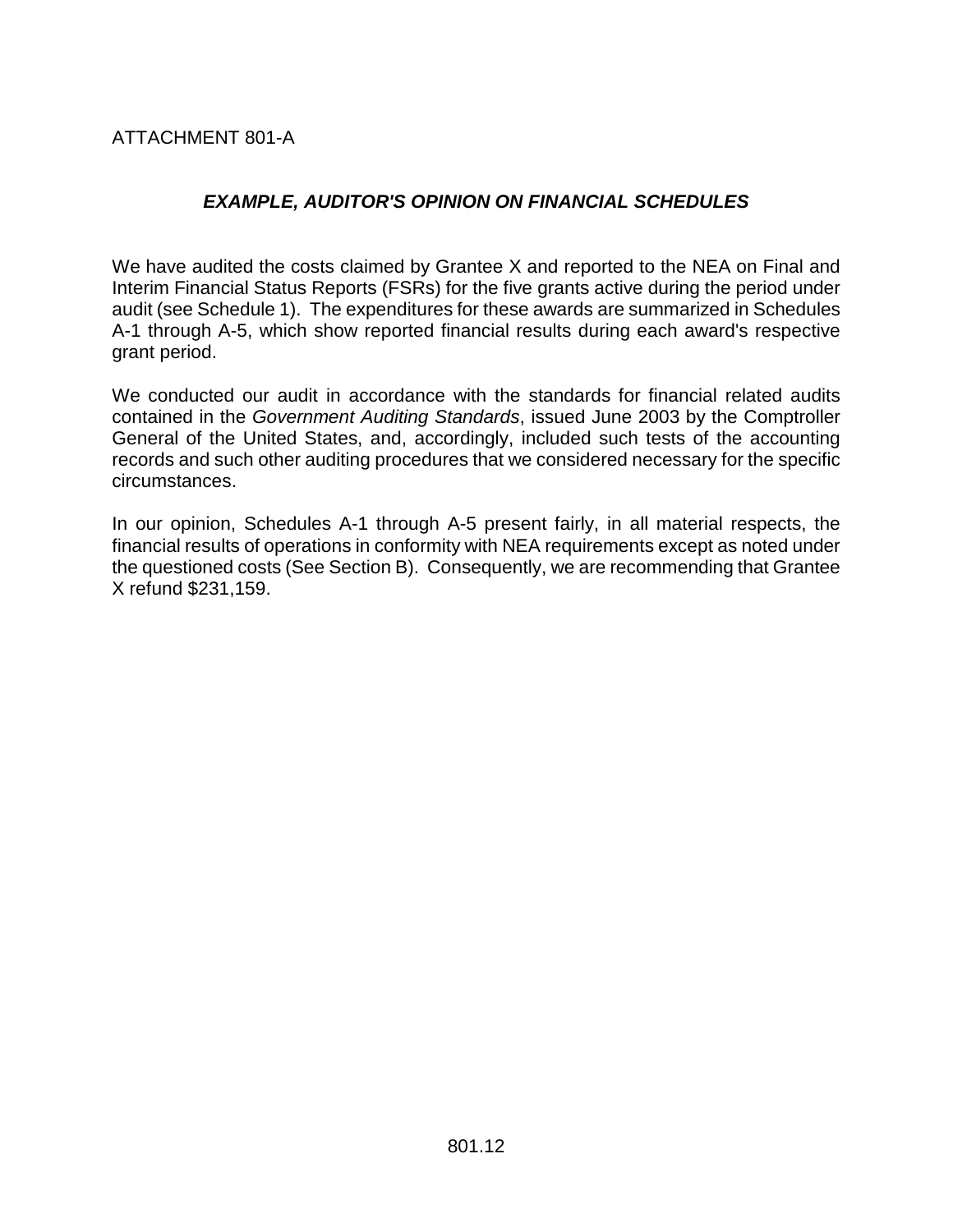ATTACHMENT 801-A

## *EXAMPLE, AUDITOR'S OPINION ON FINANCIAL SCHEDULES*

We have audited the costs claimed by Grantee X and reported to the NEA on Final and Interim Financial Status Reports (FSRs) for the five grants active during the period under audit (see Schedule 1). The expenditures for these awards are summarized in Schedules A-1 through A-5, which show reported financial results during each award's respective grant period.

We conducted our audit in accordance with the standards for financial related audits contained in the *Government Auditing Standards*, issued June 2003 by the Comptroller General of the United States, and, accordingly, included such tests of the accounting records and such other auditing procedures that we considered necessary for the specific circumstances.

In our opinion, Schedules A-1 through A-5 present fairly, in all material respects, the financial results of operations in conformity with NEA requirements except as noted under the questioned costs (See Section B). Consequently, we are recommending that Grantee X refund $231,159.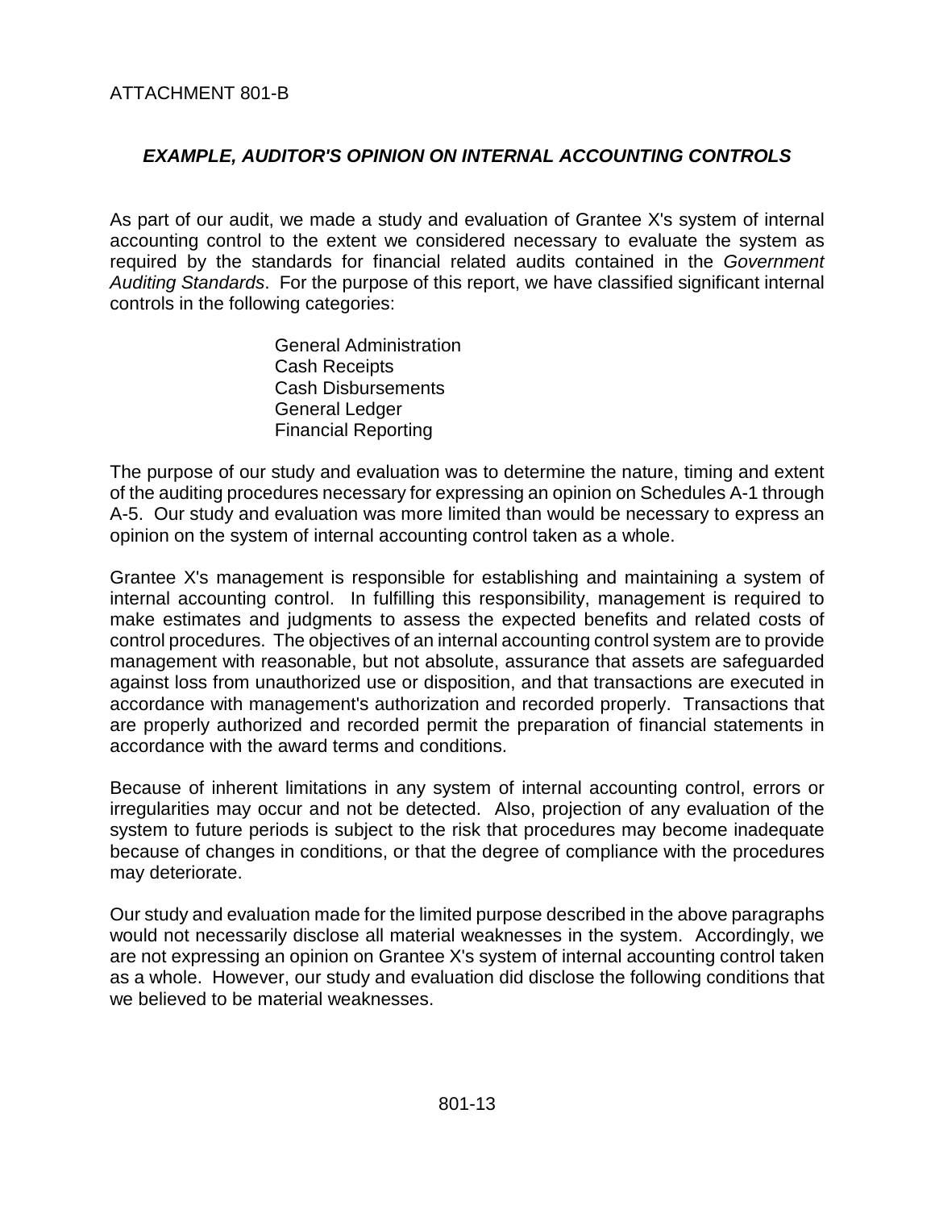ATTACHMENT 801-B

## *EXAMPLE, AUDITOR'S OPINION ON INTERNAL ACCOUNTING CONTROLS*

As part of our audit, we made a study and evaluation of Grantee X's system of internal accounting control to the extent we considered necessary to evaluate the system as required by the standards for financial related audits contained in the *Government Auditing Standards*. For the purpose of this report, we have classified significant internal controls in the following categories:

- General Administration
- Cash Receipts
- Cash Disbursements
- General Ledger
- Financial Reporting

The purpose of our study and evaluation was to determine the nature, timing and extent of the auditing procedures necessary for expressing an opinion on Schedules A-1 through A-5. Our study and evaluation was more limited than would be necessary to express an opinion on the system of internal accounting control taken as a whole.

Grantee X's management is responsible for establishing and maintaining a system of internal accounting control. In fulfilling this responsibility, management is required to make estimates and judgments to assess the expected benefits and related costs of control procedures. The objectives of an internal accounting control system are to provide management with reasonable, but not absolute, assurance that assets are safeguarded against loss from unauthorized use or disposition, and that transactions are executed in accordance with management's authorization and recorded properly. Transactions that are properly authorized and recorded permit the preparation of financial statements in accordance with the award terms and conditions.

Because of inherent limitations in any system of internal accounting control, errors or irregularities may occur and not be detected. Also, projection of any evaluation of the system to future periods is subject to the risk that procedures may become inadequate because of changes in conditions, or that the degree of compliance with the procedures may deteriorate.

Our study and evaluation made for the limited purpose described in the above paragraphs would not necessarily disclose all material weaknesses in the system. Accordingly, we are not expressing an opinion on Grantee X's system of internal accounting control taken as a whole. However, our study and evaluation did disclose the following conditions that we believed to be material weaknesses.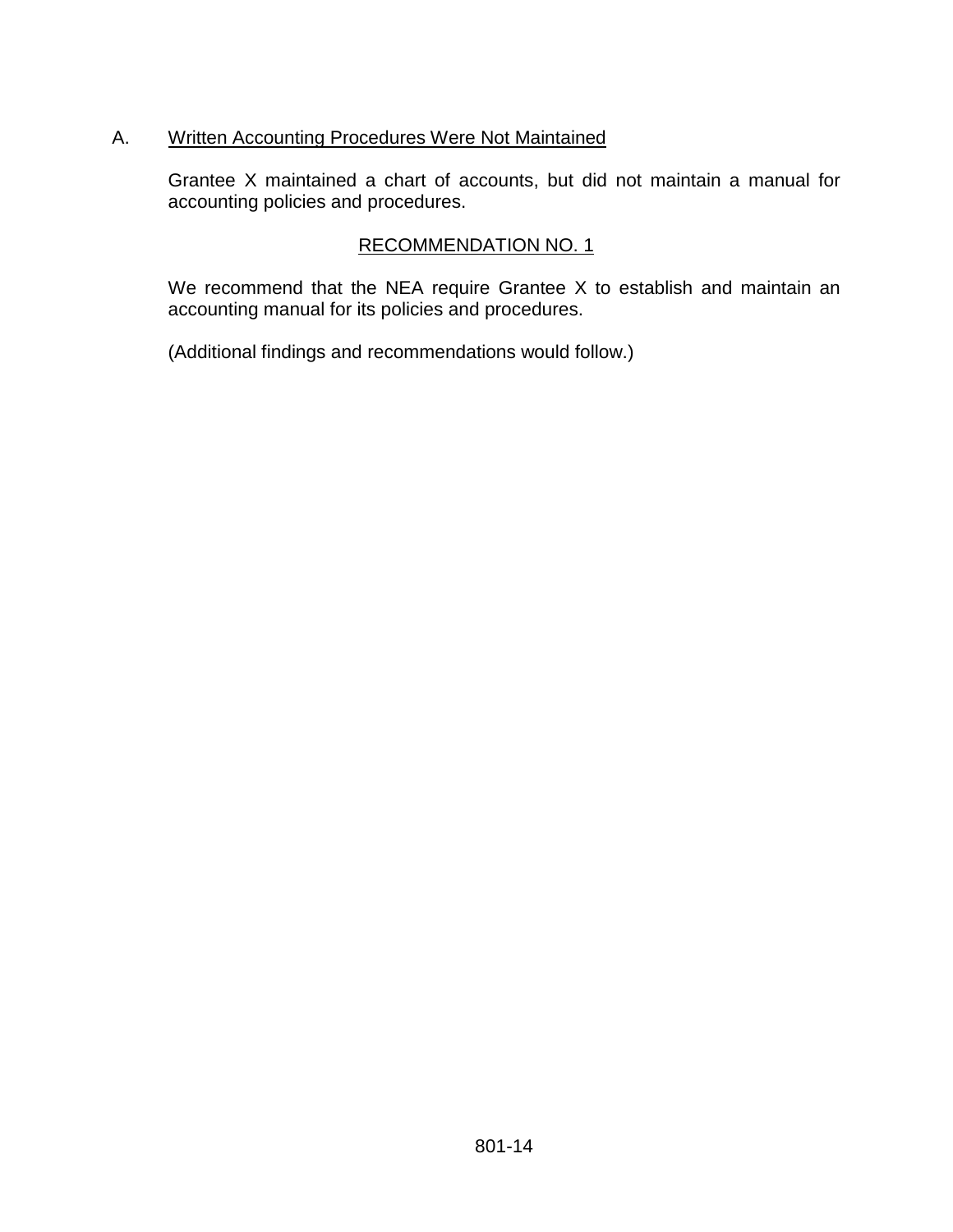A. Written Accounting Procedures Were Not Maintained

Grantee X maintained a chart of accounts, but did not maintain a manual for accounting policies and procedures.

RECOMMENDATION NO. 1

We recommend that the NEA require Grantee X to establish and maintain an accounting manual for its policies and procedures.

(Additional findings and recommendations would follow.)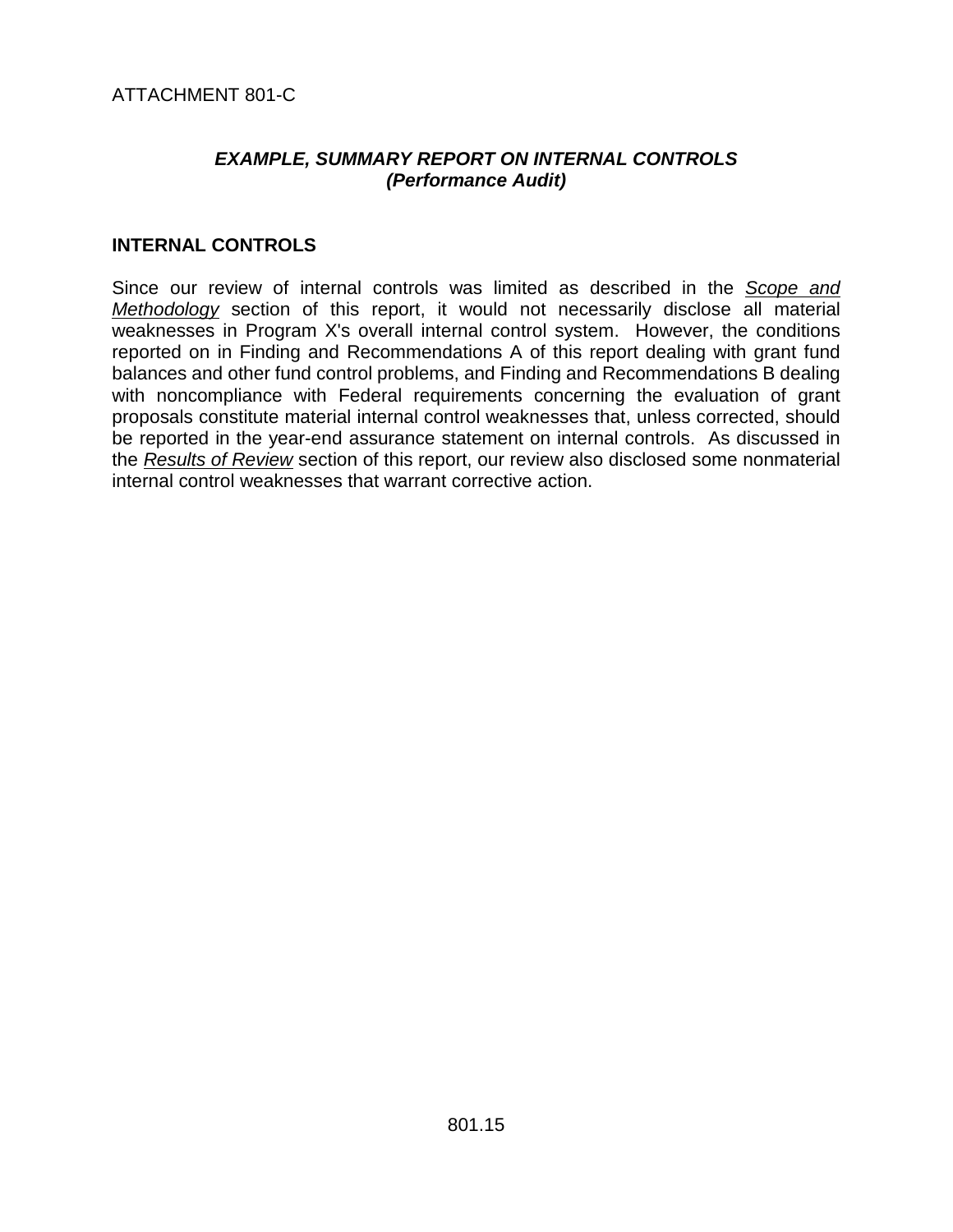ATTACHMENT 801-C

### ***EXAMPLE, SUMMARY REPORT ON INTERNAL CONTROLS (Performance Audit)***

## INTERNAL CONTROLS

Since our review of internal controls was limited as described in the *Scope and Methodology* section of this report, it would not necessarily disclose all material weaknesses in Program X's overall internal control system. However, the conditions reported on in Finding and Recommendations A of this report dealing with grant fund balances and other fund control problems, and Finding and Recommendations B dealing with noncompliance with Federal requirements concerning the evaluation of grant proposals constitute material internal control weaknesses that, unless corrected, should be reported in the year-end assurance statement on internal controls. As discussed in the *Results of Review* section of this report, our review also disclosed some nonmaterial internal control weaknesses that warrant corrective action.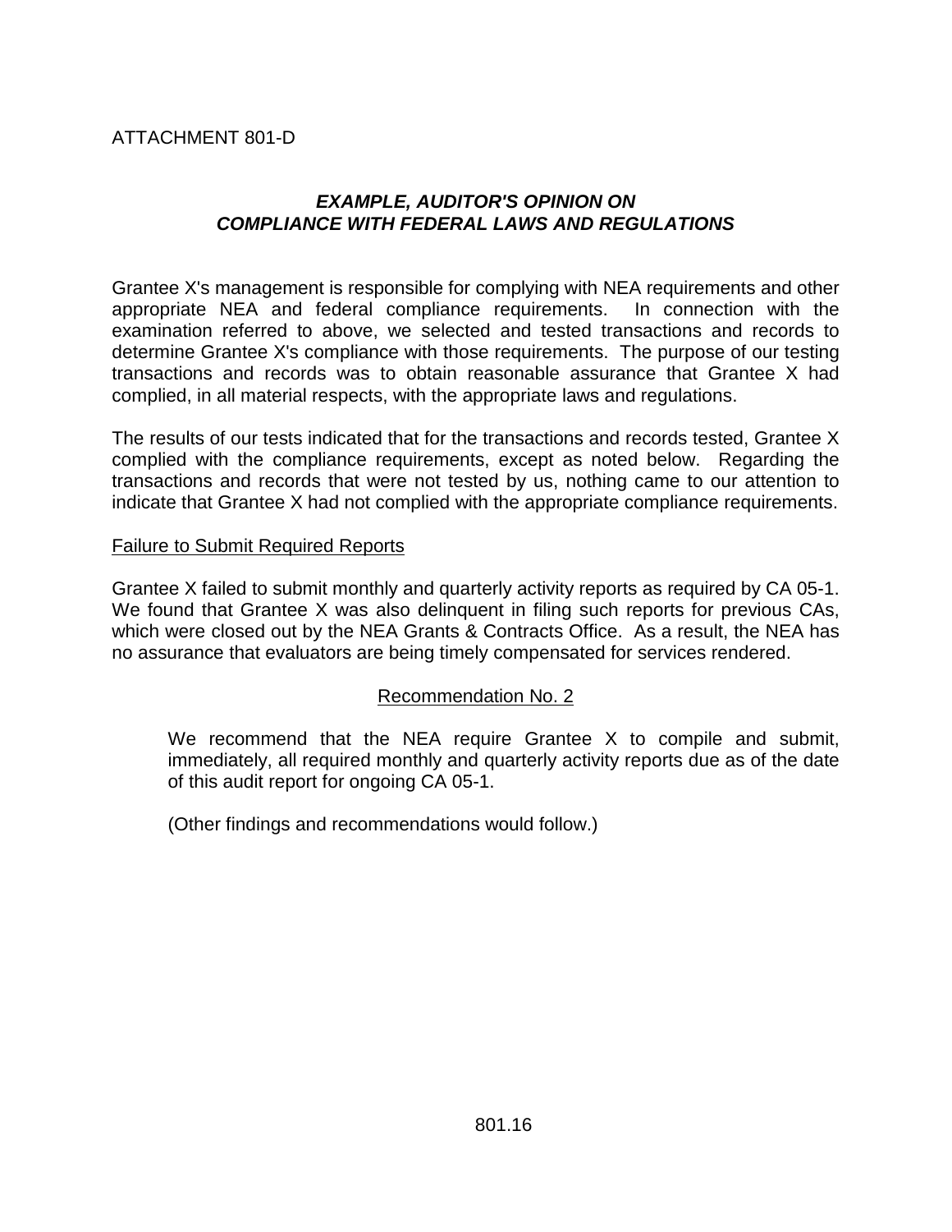ATTACHMENT 801-D

### *EXAMPLE, AUDITOR'S OPINION ON COMPLIANCE WITH FEDERAL LAWS AND REGULATIONS*

Grantee X's management is responsible for complying with NEA requirements and other appropriate NEA and federal compliance requirements. In connection with the examination referred to above, we selected and tested transactions and records to determine Grantee X's compliance with those requirements. The purpose of our testing transactions and records was to obtain reasonable assurance that Grantee X had complied, in all material respects, with the appropriate laws and regulations.

The results of our tests indicated that for the transactions and records tested, Grantee X complied with the compliance requirements, except as noted below. Regarding the transactions and records that were not tested by us, nothing came to our attention to indicate that Grantee X had not complied with the appropriate compliance requirements.

Failure to Submit Required Reports

Grantee X failed to submit monthly and quarterly activity reports as required by CA 05-1. We found that Grantee X was also delinquent in filing such reports for previous CAs, which were closed out by the NEA Grants & Contracts Office. As a result, the NEA has no assurance that evaluators are being timely compensated for services rendered.

Recommendation No. 2

We recommend that the NEA require Grantee X to compile and submit, immediately, all required monthly and quarterly activity reports due as of the date of this audit report for ongoing CA 05-1.

(Other findings and recommendations would follow.)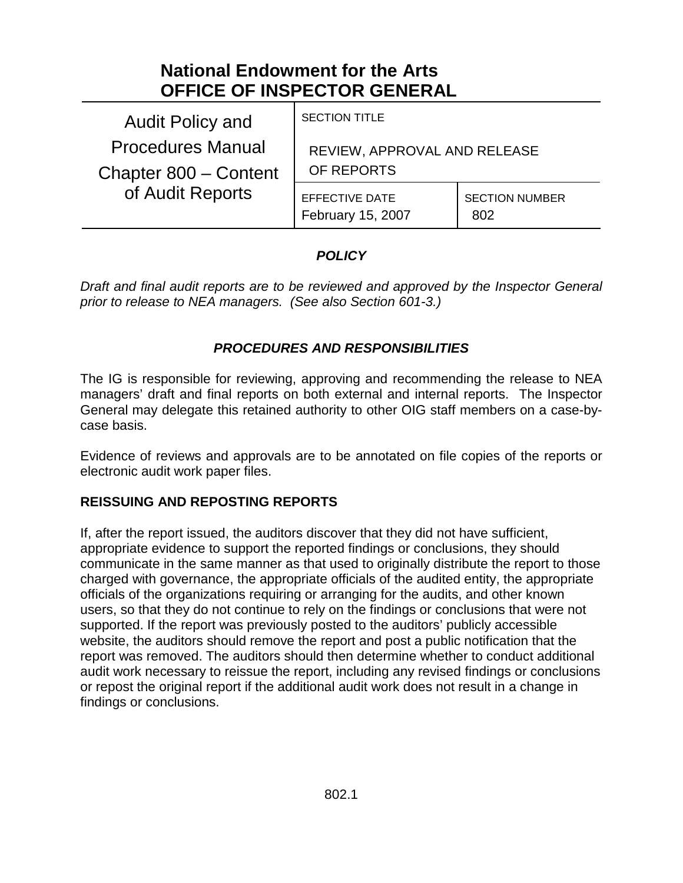# National Endowment for the Arts
# OFFICE OF INSPECTOR GENERAL

| Audit Policy and Procedures Manual Chapter 800 – Content of Audit Reports | SECTION TITLE<br>REVIEW, APPROVAL AND RELEASE OF REPORTS | |
|---|---|---|
| | EFFECTIVE DATE<br>February 15, 2007 | SECTION NUMBER<br>802 |

## *POLICY*

*Draft and final audit reports are to be reviewed and approved by the Inspector General prior to release to NEA managers. (See also Section 601-3.)*

## *PROCEDURES AND RESPONSIBILITIES*

The IG is responsible for reviewing, approving and recommending the release to NEA managers' draft and final reports on both external and internal reports. The Inspector General may delegate this retained authority to other OIG staff members on a case-by-case basis.

Evidence of reviews and approvals are to be annotated on file copies of the reports or electronic audit work paper files.

**REISSUING AND REPOSTING REPORTS**

If, after the report issued, the auditors discover that they did not have sufficient, appropriate evidence to support the reported findings or conclusions, they should communicate in the same manner as that used to originally distribute the report to those charged with governance, the appropriate officials of the audited entity, the appropriate officials of the organizations requiring or arranging for the audits, and other known users, so that they do not continue to rely on the findings or conclusions that were not supported. If the report was previously posted to the auditors' publicly accessible website, the auditors should remove the report and post a public notification that the report was removed. The auditors should then determine whether to conduct additional audit work necessary to reissue the report, including any revised findings or conclusions or repost the original report if the additional audit work does not result in a change in findings or conclusions.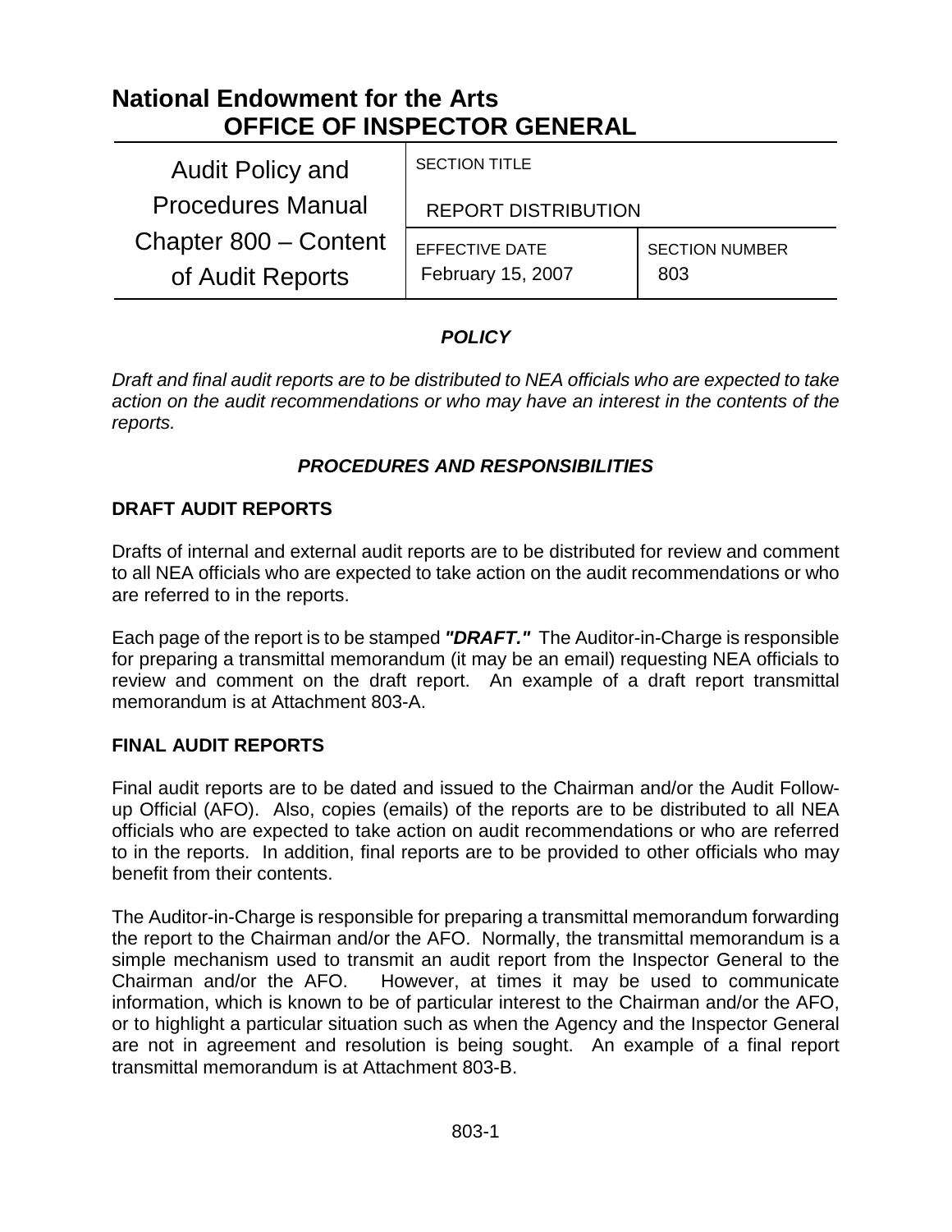# National Endowment for the Arts
## OFFICE OF INSPECTOR GENERAL

| Audit Policy and Procedures Manual Chapter 800 – Content of Audit Reports | SECTION TITLE<br>REPORT DISTRIBUTION | |
|---|---|---|
| | EFFECTIVE DATE<br>February 15, 2007 | SECTION NUMBER<br>803 |

### *POLICY*

*Draft and final audit reports are to be distributed to NEA officials who are expected to take action on the audit recommendations or who may have an interest in the contents of the reports.*

### *PROCEDURES AND RESPONSIBILITIES*

**DRAFT AUDIT REPORTS**

Drafts of internal and external audit reports are to be distributed for review and comment to all NEA officials who are expected to take action on the audit recommendations or who are referred to in the reports.

Each page of the report is to be stamped ***"DRAFT."*** The Auditor-in-Charge is responsible for preparing a transmittal memorandum (it may be an email) requesting NEA officials to review and comment on the draft report. An example of a draft report transmittal memorandum is at Attachment 803-A.

**FINAL AUDIT REPORTS**

Final audit reports are to be dated and issued to the Chairman and/or the Audit Follow-up Official (AFO). Also, copies (emails) of the reports are to be distributed to all NEA officials who are expected to take action on audit recommendations or who are referred to in the reports. In addition, final reports are to be provided to other officials who may benefit from their contents.

The Auditor-in-Charge is responsible for preparing a transmittal memorandum forwarding the report to the Chairman and/or the AFO. Normally, the transmittal memorandum is a simple mechanism used to transmit an audit report from the Inspector General to the Chairman and/or the AFO. However, at times it may be used to communicate information, which is known to be of particular interest to the Chairman and/or the AFO, or to highlight a particular situation such as when the Agency and the Inspector General are not in agreement and resolution is being sought. An example of a final report transmittal memorandum is at Attachment 803-B.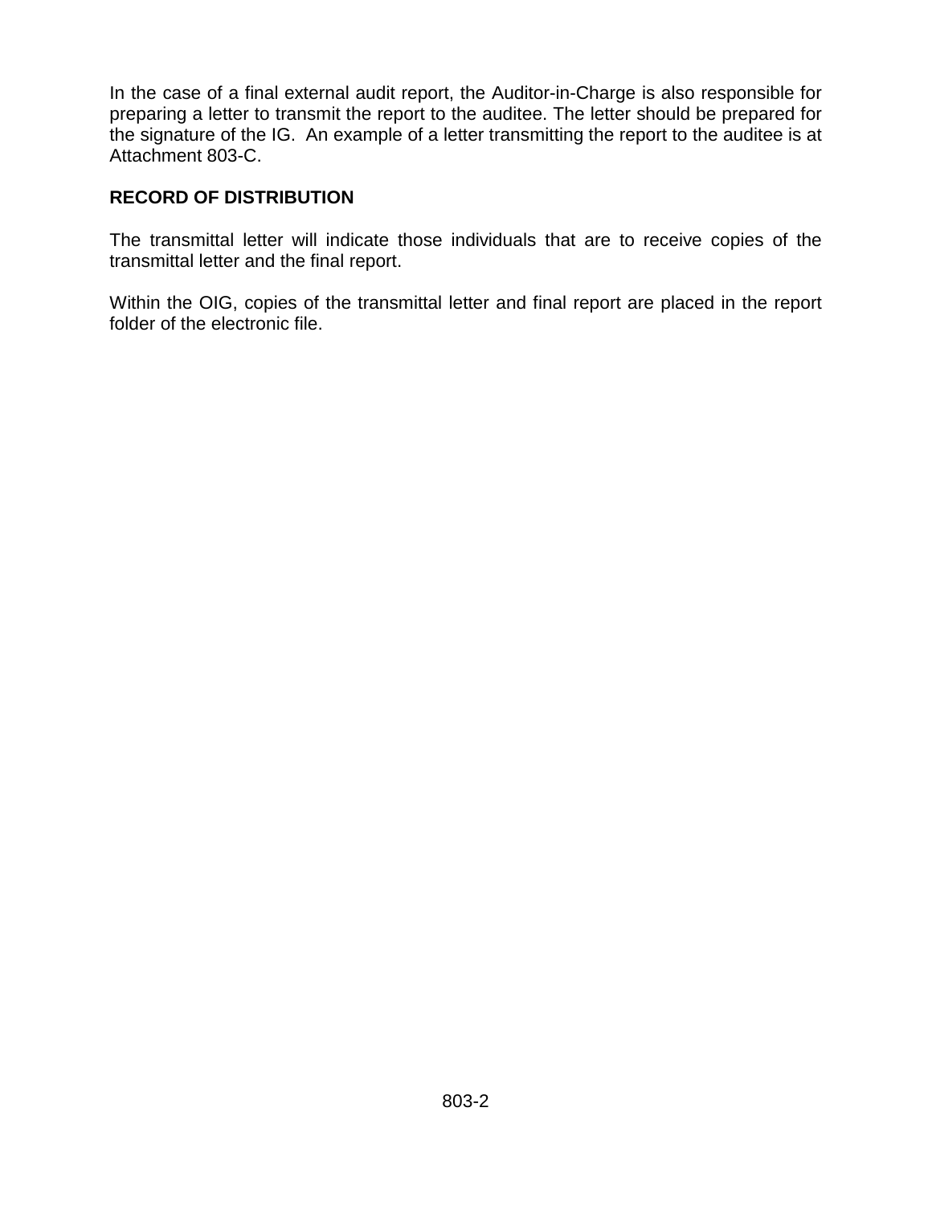In the case of a final external audit report, the Auditor-in-Charge is also responsible for preparing a letter to transmit the report to the auditee. The letter should be prepared for the signature of the IG.  An example of a letter transmitting the report to the auditee is at Attachment 803-C.

**RECORD OF DISTRIBUTION**

The transmittal letter will indicate those individuals that are to receive copies of the transmittal letter and the final report.

Within the OIG, copies of the transmittal letter and final report are placed in the report folder of the electronic file.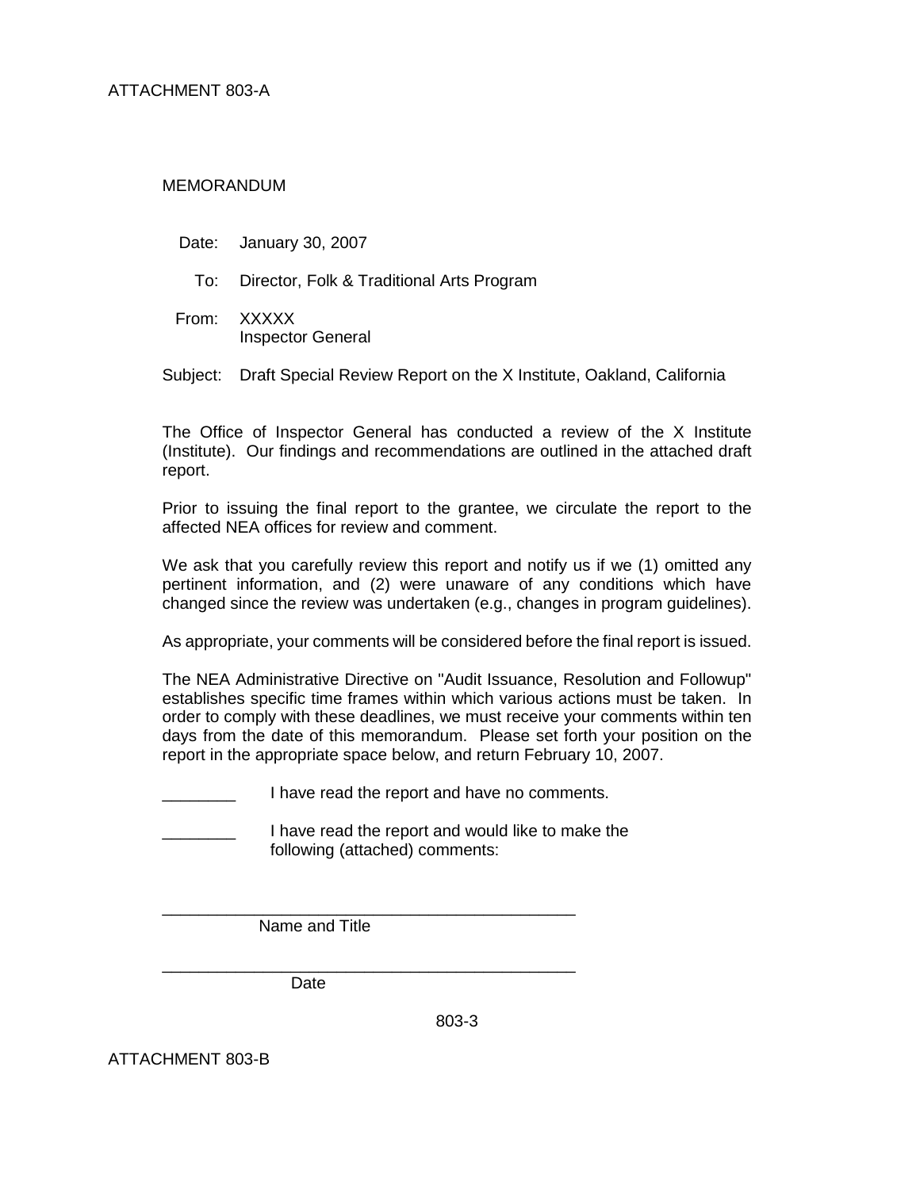ATTACHMENT 803-A

MEMORANDUM

Date: January 30, 2007

To: Director, Folk & Traditional Arts Program

From: XXXXX
Inspector General

Subject: Draft Special Review Report on the X Institute, Oakland, California

The Office of Inspector General has conducted a review of the X Institute (Institute). Our findings and recommendations are outlined in the attached draft report.

Prior to issuing the final report to the grantee, we circulate the report to the affected NEA offices for review and comment.

We ask that you carefully review this report and notify us if we (1) omitted any pertinent information, and (2) were unaware of any conditions which have changed since the review was undertaken (e.g., changes in program guidelines).

As appropriate, your comments will be considered before the final report is issued.

The NEA Administrative Directive on "Audit Issuance, Resolution and Followup" establishes specific time frames within which various actions must be taken. In order to comply with these deadlines, we must receive your comments within ten days from the date of this memorandum. Please set forth your position on the report in the appropriate space below, and return February 10, 2007.

________ I have read the report and have no comments.

________ I have read the report and would like to make the following (attached) comments:

______________________________________________
Name and Title

______________________________________________
Date

ATTACHMENT 803-B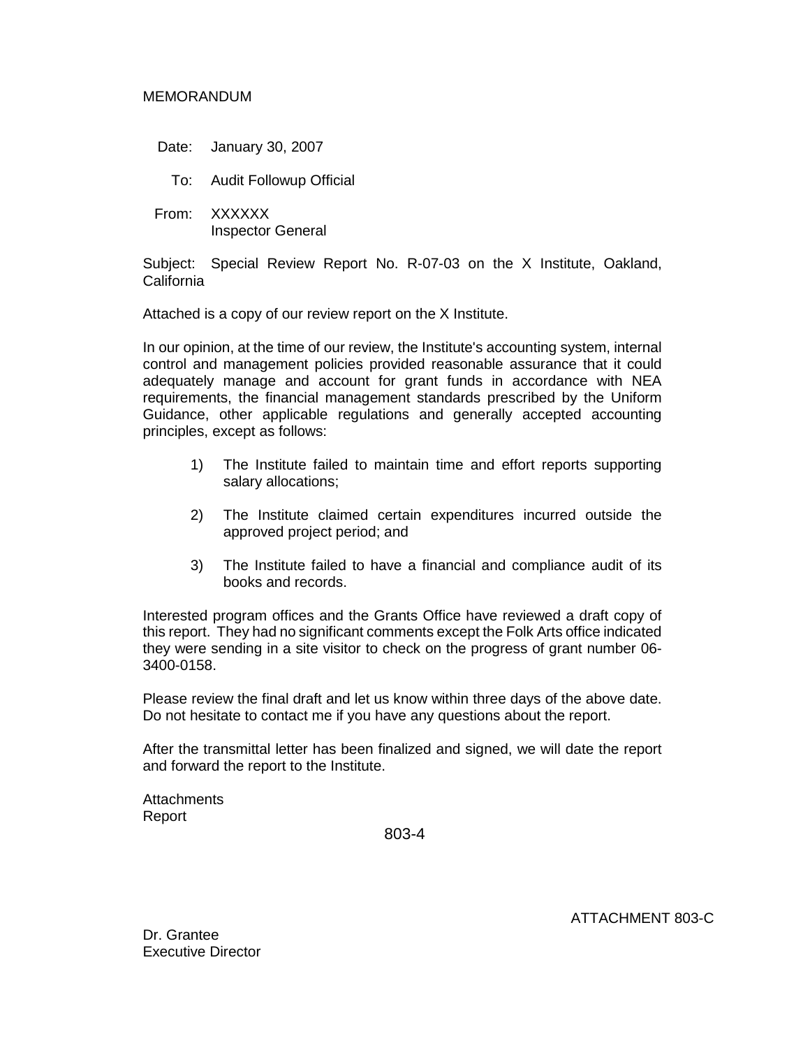MEMORANDUM

Date: January 30, 2007

To: Audit Followup Official

From: XXXXXX
Inspector General

Subject: Special Review Report No. R-07-03 on the X Institute, Oakland, California

Attached is a copy of our review report on the X Institute.

In our opinion, at the time of our review, the Institute's accounting system, internal control and management policies provided reasonable assurance that it could adequately manage and account for grant funds in accordance with NEA requirements, the financial management standards prescribed by the Uniform Guidance, other applicable regulations and generally accepted accounting principles, except as follows:

1) The Institute failed to maintain time and effort reports supporting salary allocations;

2) The Institute claimed certain expenditures incurred outside the approved project period; and

3) The Institute failed to have a financial and compliance audit of its books and records.

Interested program offices and the Grants Office have reviewed a draft copy of this report. They had no significant comments except the Folk Arts office indicated they were sending in a site visitor to check on the progress of grant number 06-3400-0158.

Please review the final draft and let us know within three days of the above date. Do not hesitate to contact me if you have any questions about the report.

After the transmittal letter has been finalized and signed, we will date the report and forward the report to the Institute.

Attachments
Report

ATTACHMENT 803-C

Dr. Grantee
Executive Director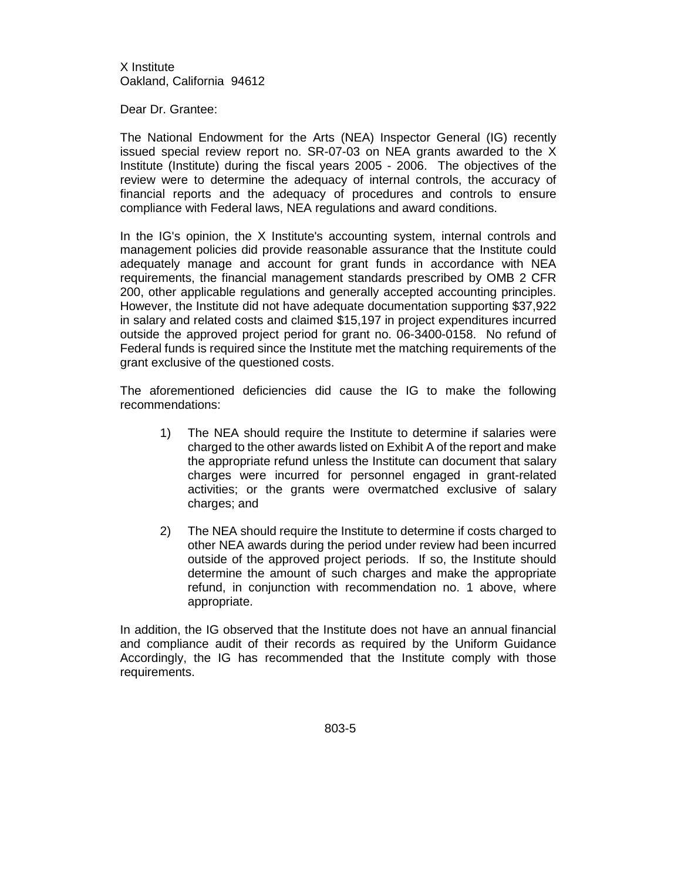X Institute
Oakland, California 94612

Dear Dr. Grantee:

The National Endowment for the Arts (NEA) Inspector General (IG) recently issued special review report no. SR-07-03 on NEA grants awarded to the X Institute (Institute) during the fiscal years 2005 - 2006. The objectives of the review were to determine the adequacy of internal controls, the accuracy of financial reports and the adequacy of procedures and controls to ensure compliance with Federal laws, NEA regulations and award conditions.

In the IG's opinion, the X Institute's accounting system, internal controls and management policies did provide reasonable assurance that the Institute could adequately manage and account for grant funds in accordance with NEA requirements, the financial management standards prescribed by OMB 2 CFR 200, other applicable regulations and generally accepted accounting principles. However, the Institute did not have adequate documentation supporting $37,922 in salary and related costs and claimed $15,197 in project expenditures incurred outside the approved project period for grant no. 06-3400-0158. No refund of Federal funds is required since the Institute met the matching requirements of the grant exclusive of the questioned costs.

The aforementioned deficiencies did cause the IG to make the following recommendations:

1) The NEA should require the Institute to determine if salaries were charged to the other awards listed on Exhibit A of the report and make the appropriate refund unless the Institute can document that salary charges were incurred for personnel engaged in grant-related activities; or the grants were overmatched exclusive of salary charges; and

2) The NEA should require the Institute to determine if costs charged to other NEA awards during the period under review had been incurred outside of the approved project periods. If so, the Institute should determine the amount of such charges and make the appropriate refund, in conjunction with recommendation no. 1 above, where appropriate.

In addition, the IG observed that the Institute does not have an annual financial and compliance audit of their records as required by the Uniform Guidance Accordingly, the IG has recommended that the Institute comply with those requirements.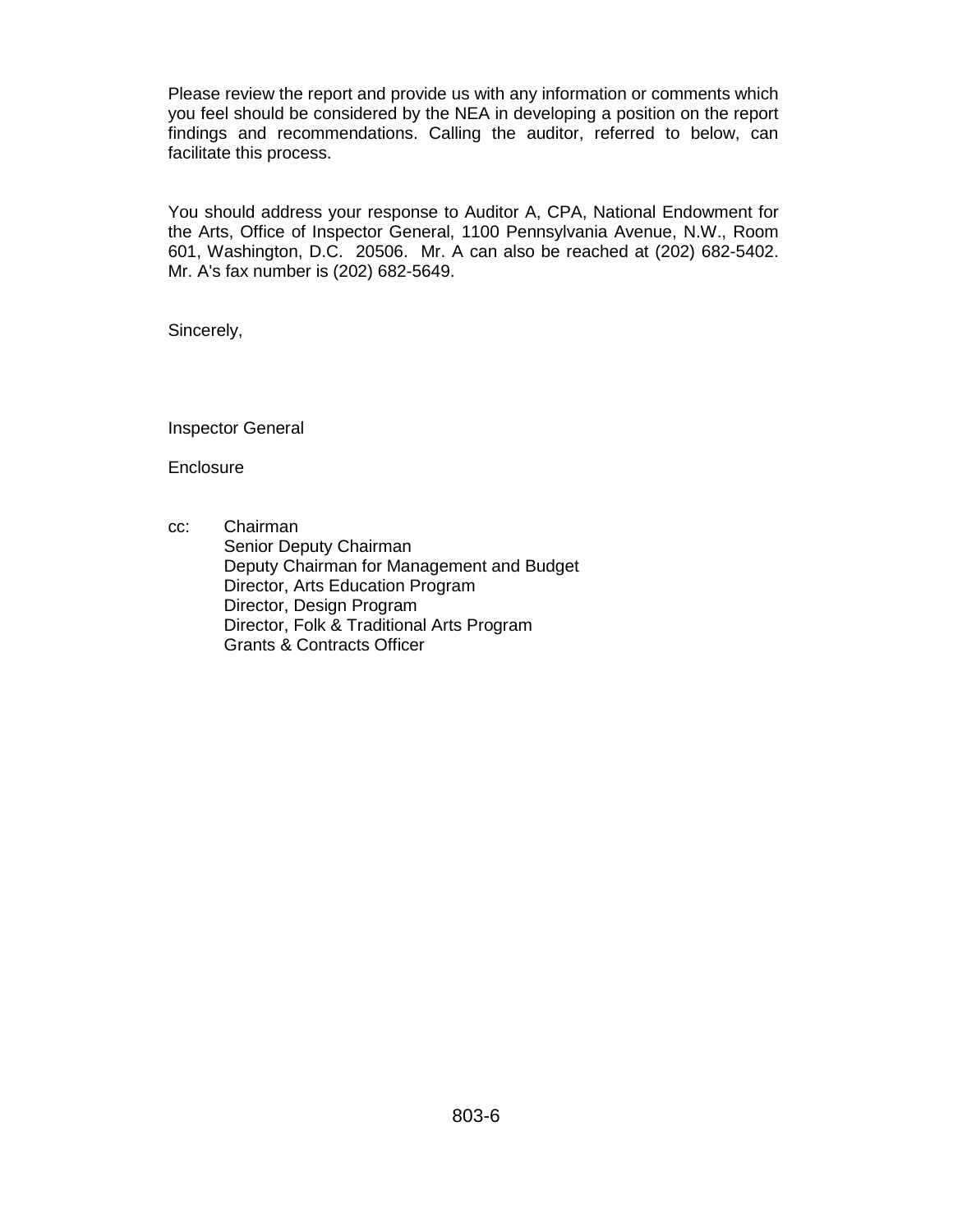Please review the report and provide us with any information or comments which you feel should be considered by the NEA in developing a position on the report findings and recommendations. Calling the auditor, referred to below, can facilitate this process.

You should address your response to Auditor A, CPA, National Endowment for the Arts, Office of Inspector General, 1100 Pennsylvania Avenue, N.W., Room 601, Washington, D.C. 20506. Mr. A can also be reached at (202) 682-5402. Mr. A's fax number is (202) 682-5649.

Sincerely,

Inspector General

Enclosure

cc: Chairman
Senior Deputy Chairman
Deputy Chairman for Management and Budget
Director, Arts Education Program
Director, Design Program
Director, Folk & Traditional Arts Program
Grants & Contracts Officer

803-6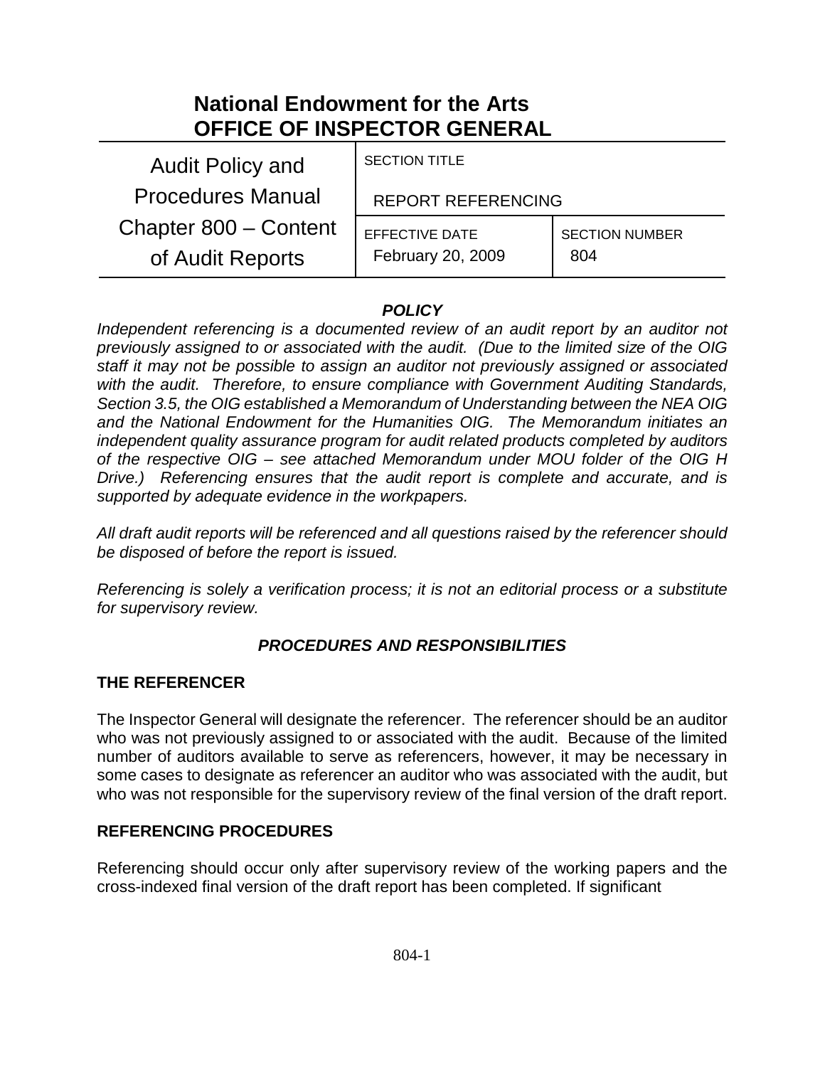# National Endowment for the Arts
# OFFICE OF INSPECTOR GENERAL

| Audit Policy and Procedures Manual Chapter 800 – Content of Audit Reports | SECTION TITLE<br>REPORT REFERENCING | |
|---|---|---|
| | EFFECTIVE DATE<br>February 20, 2009 | SECTION NUMBER<br>804 |

## *POLICY*

*Independent referencing is a documented review of an audit report by an auditor not previously assigned to or associated with the audit. (Due to the limited size of the OIG staff it may not be possible to assign an auditor not previously assigned or associated with the audit. Therefore, to ensure compliance with Government Auditing Standards, Section 3.5, the OIG established a Memorandum of Understanding between the NEA OIG and the National Endowment for the Humanities OIG. The Memorandum initiates an independent quality assurance program for audit related products completed by auditors of the respective OIG – see attached Memorandum under MOU folder of the OIG H Drive.) Referencing ensures that the audit report is complete and accurate, and is supported by adequate evidence in the workpapers.*

*All draft audit reports will be referenced and all questions raised by the referencer should be disposed of before the report is issued.*

*Referencing is solely a verification process; it is not an editorial process or a substitute for supervisory review.*

## *PROCEDURES AND RESPONSIBILITIES*

### THE REFERENCER

The Inspector General will designate the referencer. The referencer should be an auditor who was not previously assigned to or associated with the audit. Because of the limited number of auditors available to serve as referencers, however, it may be necessary in some cases to designate as referencer an auditor who was associated with the audit, but who was not responsible for the supervisory review of the final version of the draft report.

### REFERENCING PROCEDURES

Referencing should occur only after supervisory review of the working papers and the cross-indexed final version of the draft report has been completed. If significant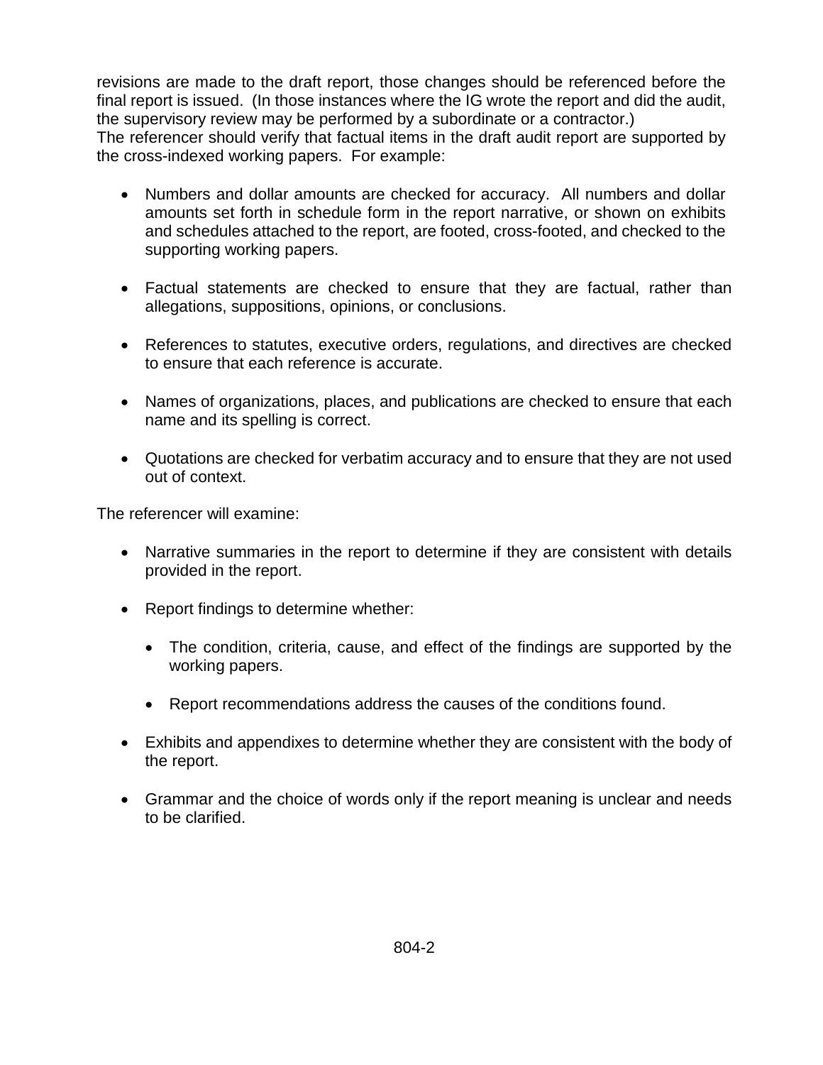revisions are made to the draft report, those changes should be referenced before the final report is issued. (In those instances where the IG wrote the report and did the audit, the supervisory review may be performed by a subordinate or a contractor.)
The referencer should verify that factual items in the draft audit report are supported by the cross-indexed working papers. For example:

- Numbers and dollar amounts are checked for accuracy. All numbers and dollar amounts set forth in schedule form in the report narrative, or shown on exhibits and schedules attached to the report, are footed, cross-footed, and checked to the supporting working papers.

- Factual statements are checked to ensure that they are factual, rather than allegations, suppositions, opinions, or conclusions.

- References to statutes, executive orders, regulations, and directives are checked to ensure that each reference is accurate.

- Names of organizations, places, and publications are checked to ensure that each name and its spelling is correct.

- Quotations are checked for verbatim accuracy and to ensure that they are not used out of context.

The referencer will examine:

- Narrative summaries in the report to determine if they are consistent with details provided in the report.

- Report findings to determine whether:

  - The condition, criteria, cause, and effect of the findings are supported by the working papers.

  - Report recommendations address the causes of the conditions found.

- Exhibits and appendixes to determine whether they are consistent with the body of the report.

- Grammar and the choice of words only if the report meaning is unclear and needs to be clarified.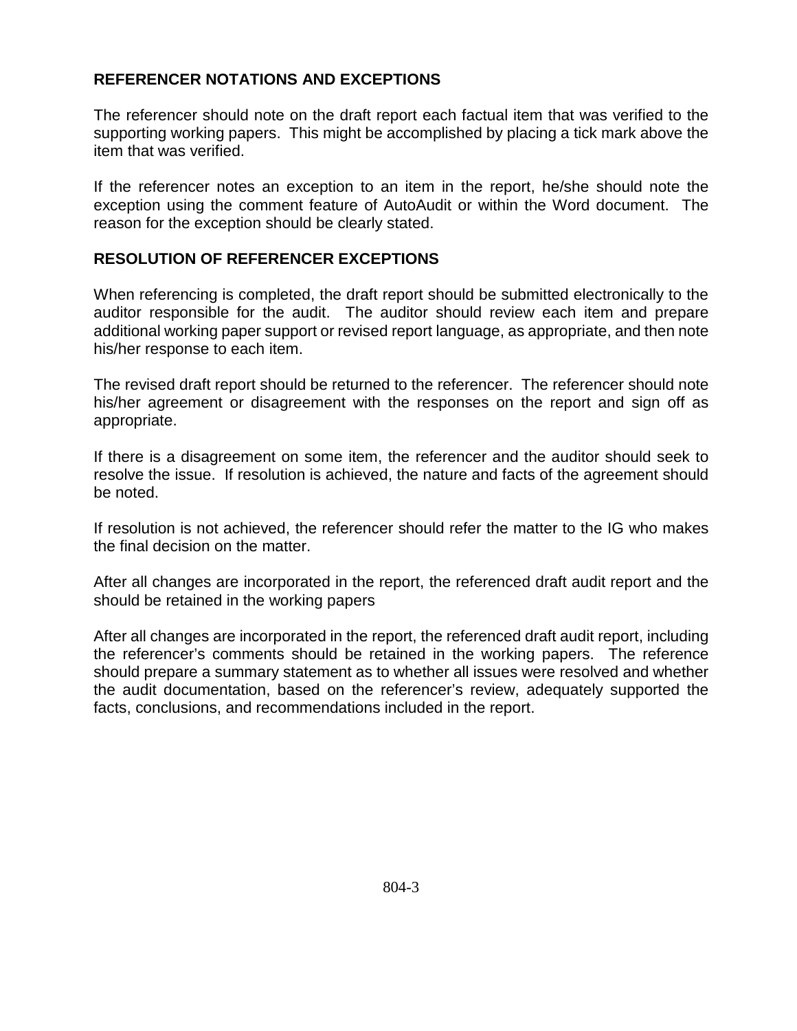## REFERENCER NOTATIONS AND EXCEPTIONS

The referencer should note on the draft report each factual item that was verified to the supporting working papers. This might be accomplished by placing a tick mark above the item that was verified.

If the referencer notes an exception to an item in the report, he/she should note the exception using the comment feature of AutoAudit or within the Word document. The reason for the exception should be clearly stated.

## RESOLUTION OF REFERENCER EXCEPTIONS

When referencing is completed, the draft report should be submitted electronically to the auditor responsible for the audit. The auditor should review each item and prepare additional working paper support or revised report language, as appropriate, and then note his/her response to each item.

The revised draft report should be returned to the referencer. The referencer should note his/her agreement or disagreement with the responses on the report and sign off as appropriate.

If there is a disagreement on some item, the referencer and the auditor should seek to resolve the issue. If resolution is achieved, the nature and facts of the agreement should be noted.

If resolution is not achieved, the referencer should refer the matter to the IG who makes the final decision on the matter.

After all changes are incorporated in the report, the referenced draft audit report and the should be retained in the working papers

After all changes are incorporated in the report, the referenced draft audit report, including the referencer's comments should be retained in the working papers. The reference should prepare a summary statement as to whether all issues were resolved and whether the audit documentation, based on the referencer's review, adequately supported the facts, conclusions, and recommendations included in the report.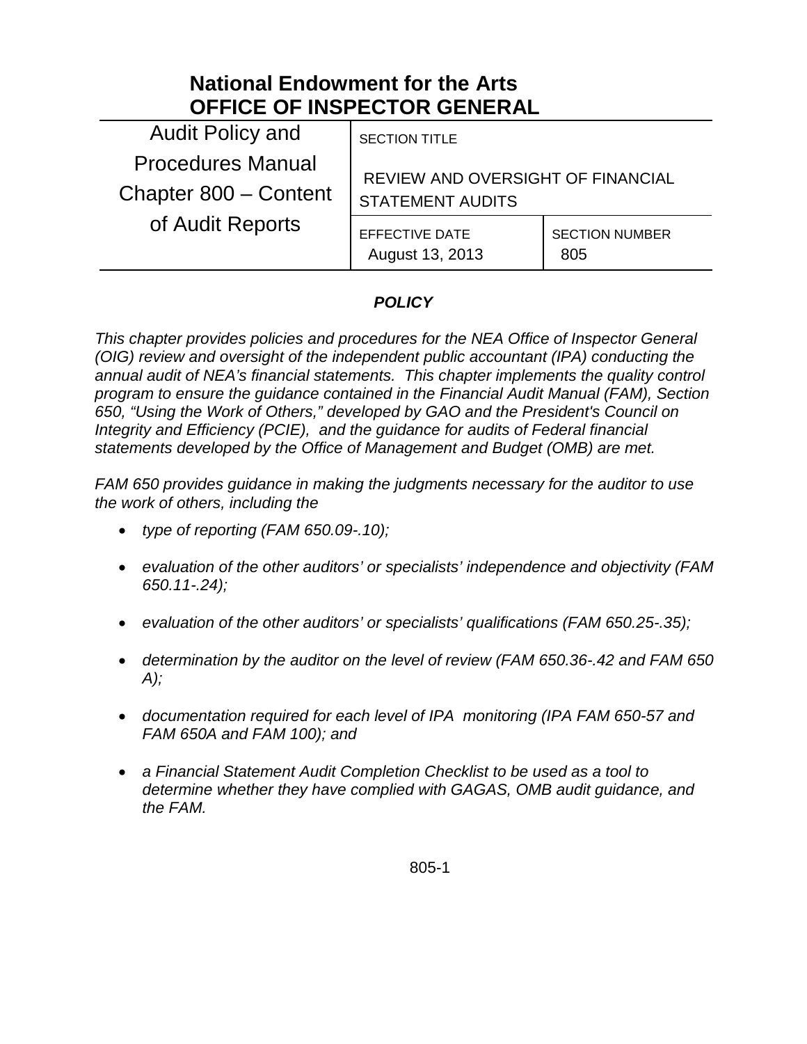# National Endowment for the Arts
# OFFICE OF INSPECTOR GENERAL

| Audit Policy and Procedures Manual Chapter 800 – Content of Audit Reports | SECTION TITLE<br>REVIEW AND OVERSIGHT OF FINANCIAL STATEMENT AUDITS | |
|---|---|---|
| | EFFECTIVE DATE<br>August 13, 2013 | SECTION NUMBER<br>805 |

***POLICY***

*This chapter provides policies and procedures for the NEA Office of Inspector General (OIG) review and oversight of the independent public accountant (IPA) conducting the annual audit of NEA's financial statements. This chapter implements the quality control program to ensure the guidance contained in the Financial Audit Manual (FAM), Section 650, "Using the Work of Others," developed by GAO and the President's Council on Integrity and Efficiency (PCIE), and the guidance for audits of Federal financial statements developed by the Office of Management and Budget (OMB) are met.*

*FAM 650 provides guidance in making the judgments necessary for the auditor to use the work of others, including the*

- *type of reporting (FAM 650.09-.10);*
- *evaluation of the other auditors' or specialists' independence and objectivity (FAM 650.11-.24);*
- *evaluation of the other auditors' or specialists' qualifications (FAM 650.25-.35);*
- *determination by the auditor on the level of review (FAM 650.36-.42 and FAM 650 A);*
- *documentation required for each level of IPA monitoring (IPA FAM 650-57 and FAM 650A and FAM 100); and*
- *a Financial Statement Audit Completion Checklist to be used as a tool to determine whether they have complied with GAGAS, OMB audit guidance, and the FAM.*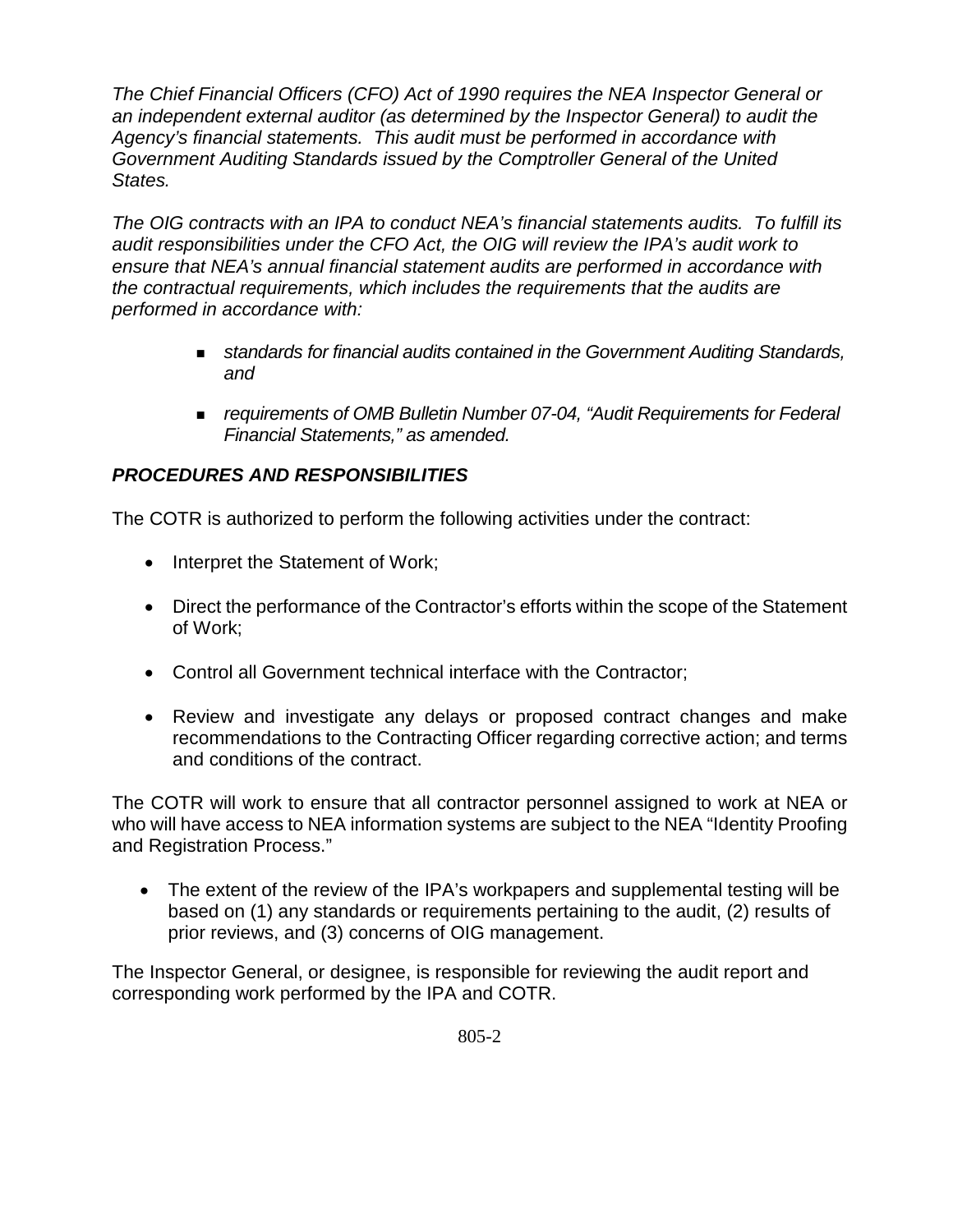*The Chief Financial Officers (CFO) Act of 1990 requires the NEA Inspector General or an independent external auditor (as determined by the Inspector General) to audit the Agency's financial statements. This audit must be performed in accordance with Government Auditing Standards issued by the Comptroller General of the United States.*

*The OIG contracts with an IPA to conduct NEA's financial statements audits. To fulfill its audit responsibilities under the CFO Act, the OIG will review the IPA's audit work to ensure that NEA's annual financial statement audits are performed in accordance with the contractual requirements, which includes the requirements that the audits are performed in accordance with:*

- *standards for financial audits contained in the Government Auditing Standards, and*
- *requirements of OMB Bulletin Number 07-04, "Audit Requirements for Federal Financial Statements," as amended.*

## *PROCEDURES AND RESPONSIBILITIES*

The COTR is authorized to perform the following activities under the contract:

- Interpret the Statement of Work;
- Direct the performance of the Contractor's efforts within the scope of the Statement of Work;
- Control all Government technical interface with the Contractor;
- Review and investigate any delays or proposed contract changes and make recommendations to the Contracting Officer regarding corrective action; and terms and conditions of the contract.

The COTR will work to ensure that all contractor personnel assigned to work at NEA or who will have access to NEA information systems are subject to the NEA "Identity Proofing and Registration Process."

- The extent of the review of the IPA's workpapers and supplemental testing will be based on (1) any standards or requirements pertaining to the audit, (2) results of prior reviews, and (3) concerns of OIG management.

The Inspector General, or designee, is responsible for reviewing the audit report and corresponding work performed by the IPA and COTR.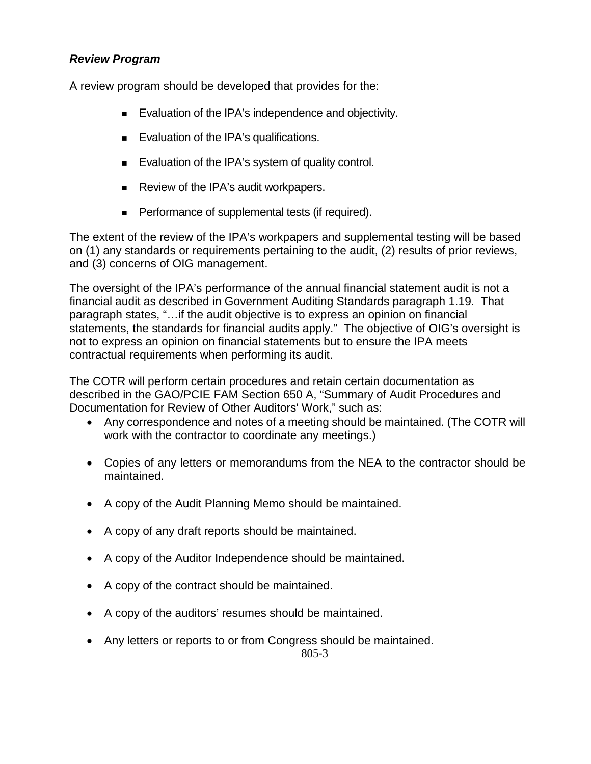***Review Program***

A review program should be developed that provides for the:

- Evaluation of the IPA's independence and objectivity.
- Evaluation of the IPA's qualifications.
- Evaluation of the IPA's system of quality control.
- Review of the IPA's audit workpapers.
- Performance of supplemental tests (if required).

The extent of the review of the IPA's workpapers and supplemental testing will be based on (1) any standards or requirements pertaining to the audit, (2) results of prior reviews, and (3) concerns of OIG management.

The oversight of the IPA's performance of the annual financial statement audit is not a financial audit as described in Government Auditing Standards paragraph 1.19. That paragraph states, "…if the audit objective is to express an opinion on financial statements, the standards for financial audits apply." The objective of OIG's oversight is not to express an opinion on financial statements but to ensure the IPA meets contractual requirements when performing its audit.

The COTR will perform certain procedures and retain certain documentation as described in the GAO/PCIE FAM Section 650 A, "Summary of Audit Procedures and Documentation for Review of Other Auditors' Work," such as:

- Any correspondence and notes of a meeting should be maintained. (The COTR will work with the contractor to coordinate any meetings.)
- Copies of any letters or memorandums from the NEA to the contractor should be maintained.
- A copy of the Audit Planning Memo should be maintained.
- A copy of any draft reports should be maintained.
- A copy of the Auditor Independence should be maintained.
- A copy of the contract should be maintained.
- A copy of the auditors' resumes should be maintained.
- Any letters or reports to or from Congress should be maintained.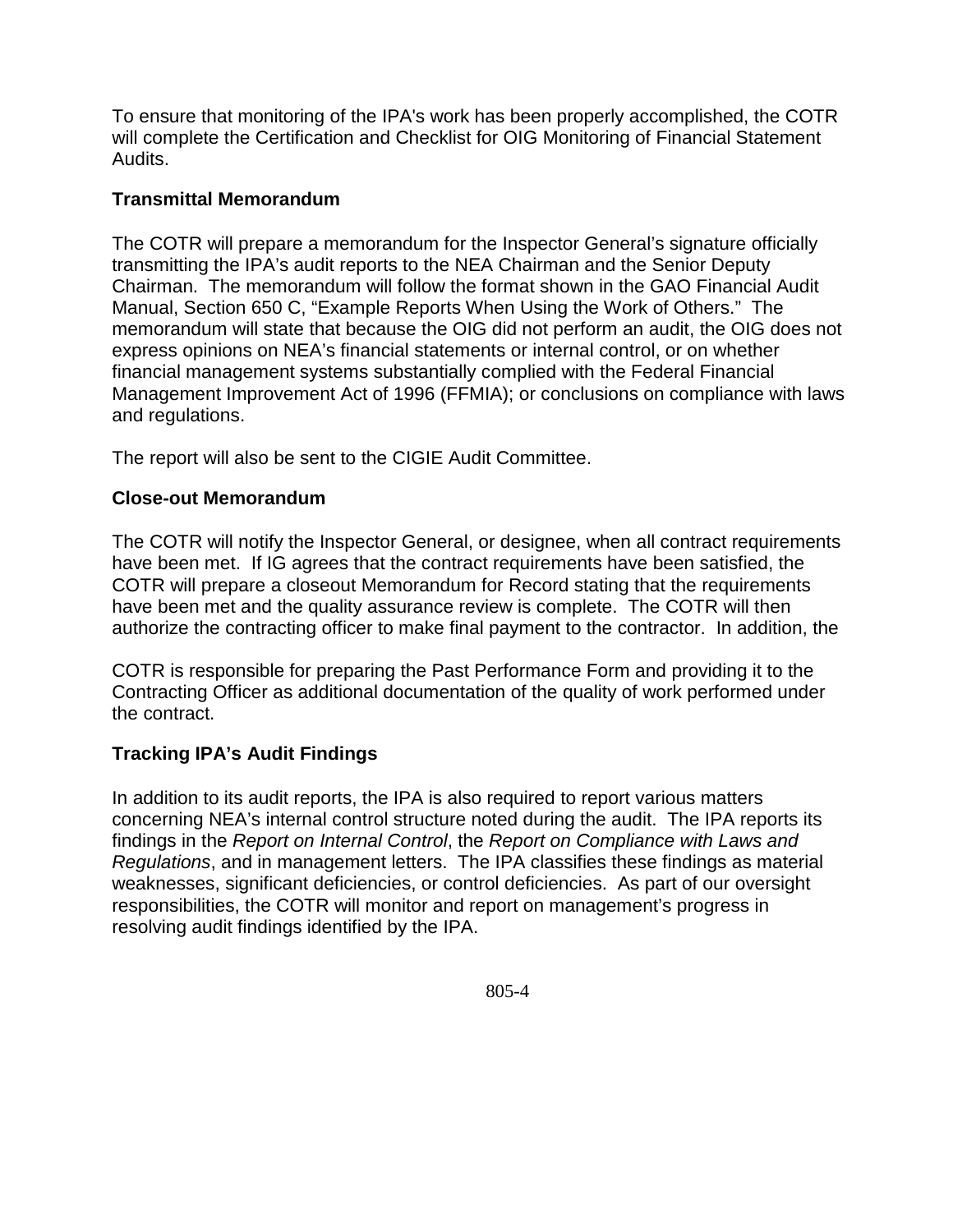To ensure that monitoring of the IPA's work has been properly accomplished, the COTR will complete the Certification and Checklist for OIG Monitoring of Financial Statement Audits.

**Transmittal Memorandum**

The COTR will prepare a memorandum for the Inspector General's signature officially transmitting the IPA's audit reports to the NEA Chairman and the Senior Deputy Chairman. The memorandum will follow the format shown in the GAO Financial Audit Manual, Section 650 C, "Example Reports When Using the Work of Others." The memorandum will state that because the OIG did not perform an audit, the OIG does not express opinions on NEA's financial statements or internal control, or on whether financial management systems substantially complied with the Federal Financial Management Improvement Act of 1996 (FFMIA); or conclusions on compliance with laws and regulations.

The report will also be sent to the CIGIE Audit Committee.

**Close-out Memorandum**

The COTR will notify the Inspector General, or designee, when all contract requirements have been met. If IG agrees that the contract requirements have been satisfied, the COTR will prepare a closeout Memorandum for Record stating that the requirements have been met and the quality assurance review is complete. The COTR will then authorize the contracting officer to make final payment to the contractor. In addition, the

COTR is responsible for preparing the Past Performance Form and providing it to the Contracting Officer as additional documentation of the quality of work performed under the contract.

**Tracking IPA's Audit Findings**

In addition to its audit reports, the IPA is also required to report various matters concerning NEA's internal control structure noted during the audit. The IPA reports its findings in the *Report on Internal Control*, the *Report on Compliance with Laws and Regulations*, and in management letters. The IPA classifies these findings as material weaknesses, significant deficiencies, or control deficiencies. As part of our oversight responsibilities, the COTR will monitor and report on management's progress in resolving audit findings identified by the IPA.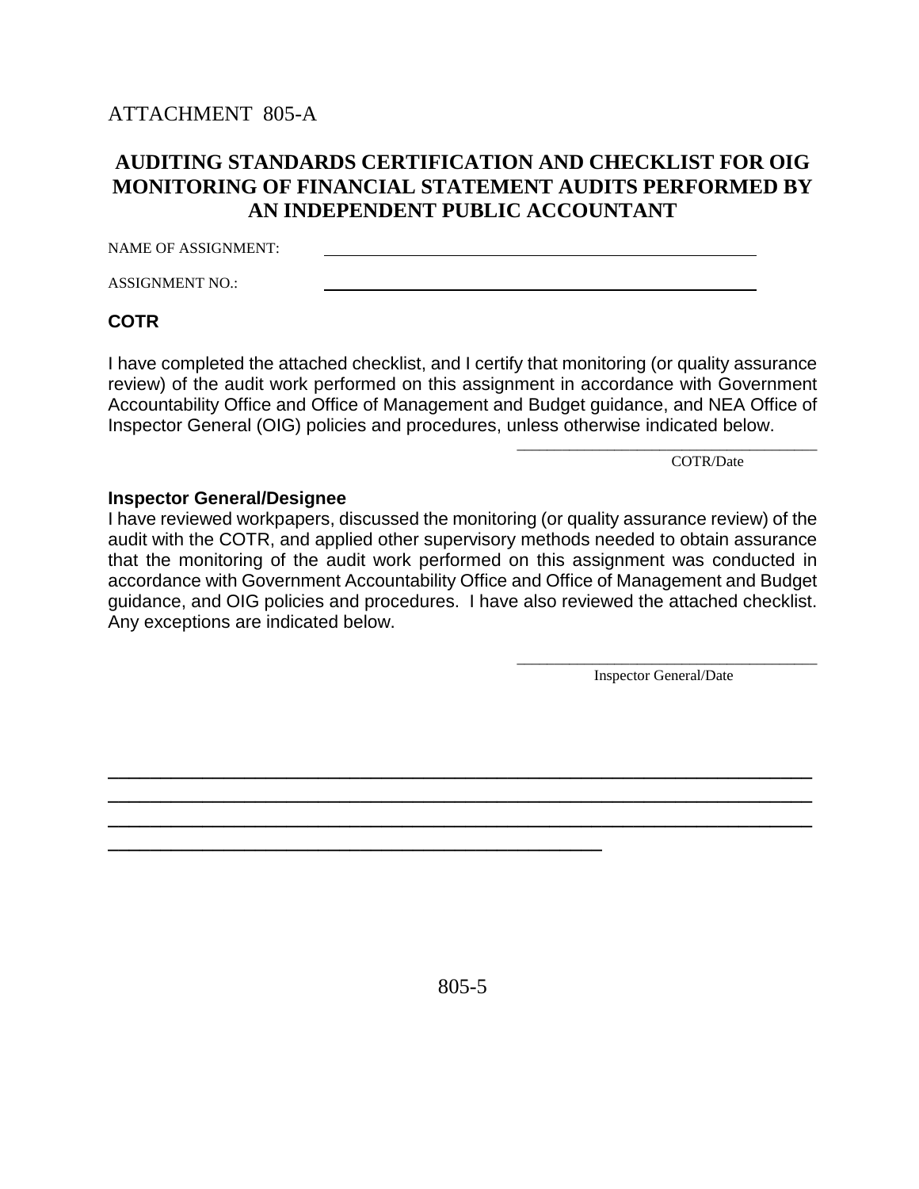ATTACHMENT 805-A

## AUDITING STANDARDS CERTIFICATION AND CHECKLIST FOR OIG MONITORING OF FINANCIAL STATEMENT AUDITS PERFORMED BY AN INDEPENDENT PUBLIC ACCOUNTANT

NAME OF ASSIGNMENT: ______________________________________________

ASSIGNMENT NO.: ______________________________________________

**COTR**

I have completed the attached checklist, and I certify that monitoring (or quality assurance review) of the audit work performed on this assignment in accordance with Government Accountability Office and Office of Management and Budget guidance, and NEA Office of Inspector General (OIG) policies and procedures, unless otherwise indicated below.

\_\_\_\_\_\_\_\_\_\_\_\_\_\_\_\_\_\_\_\_\_\_\_\_\_\_\_\_\_\_\_\_\_\_\_\_\_\_\_\_

COTR/Date

**Inspector General/Designee**

I have reviewed workpapers, discussed the monitoring (or quality assurance review) of the audit with the COTR, and applied other supervisory methods needed to obtain assurance that the monitoring of the audit work performed on this assignment was conducted in accordance with Government Accountability Office and Office of Management and Budget guidance, and OIG policies and procedures. I have also reviewed the attached checklist. Any exceptions are indicated below.

\_\_\_\_\_\_\_\_\_\_\_\_\_\_\_\_\_\_\_\_\_\_\_\_\_\_\_\_\_\_\_\_\_\_\_\_\_\_\_\_

Inspector General/Date

\_\_\_\_\_\_\_\_\_\_\_\_\_\_\_\_\_\_\_\_\_\_\_\_\_\_\_\_\_\_\_\_\_\_\_\_\_\_\_\_\_\_\_\_\_\_\_\_\_\_\_\_\_\_\_\_\_\_\_\_\_\_\_\_\_\_\_\_\_\_\_\_\_\_
\_\_\_\_\_\_\_\_\_\_\_\_\_\_\_\_\_\_\_\_\_\_\_\_\_\_\_\_\_\_\_\_\_\_\_\_\_\_\_\_\_\_\_\_\_\_\_\_\_\_\_\_\_\_\_\_\_\_\_\_\_\_\_\_\_\_\_\_\_\_\_\_\_\_
\_\_\_\_\_\_\_\_\_\_\_\_\_\_\_\_\_\_\_\_\_\_\_\_\_\_\_\_\_\_\_\_\_\_\_\_\_\_\_\_\_\_\_\_\_\_\_\_\_\_\_\_\_\_\_\_\_\_\_\_\_\_\_\_\_\_\_\_\_\_\_\_\_\_
\_\_\_\_\_\_\_\_\_\_\_\_\_\_\_\_\_\_\_\_\_\_\_\_\_\_\_\_\_\_\_\_\_\_\_\_\_\_\_\_\_\_\_\_\_\_\_\_\_\_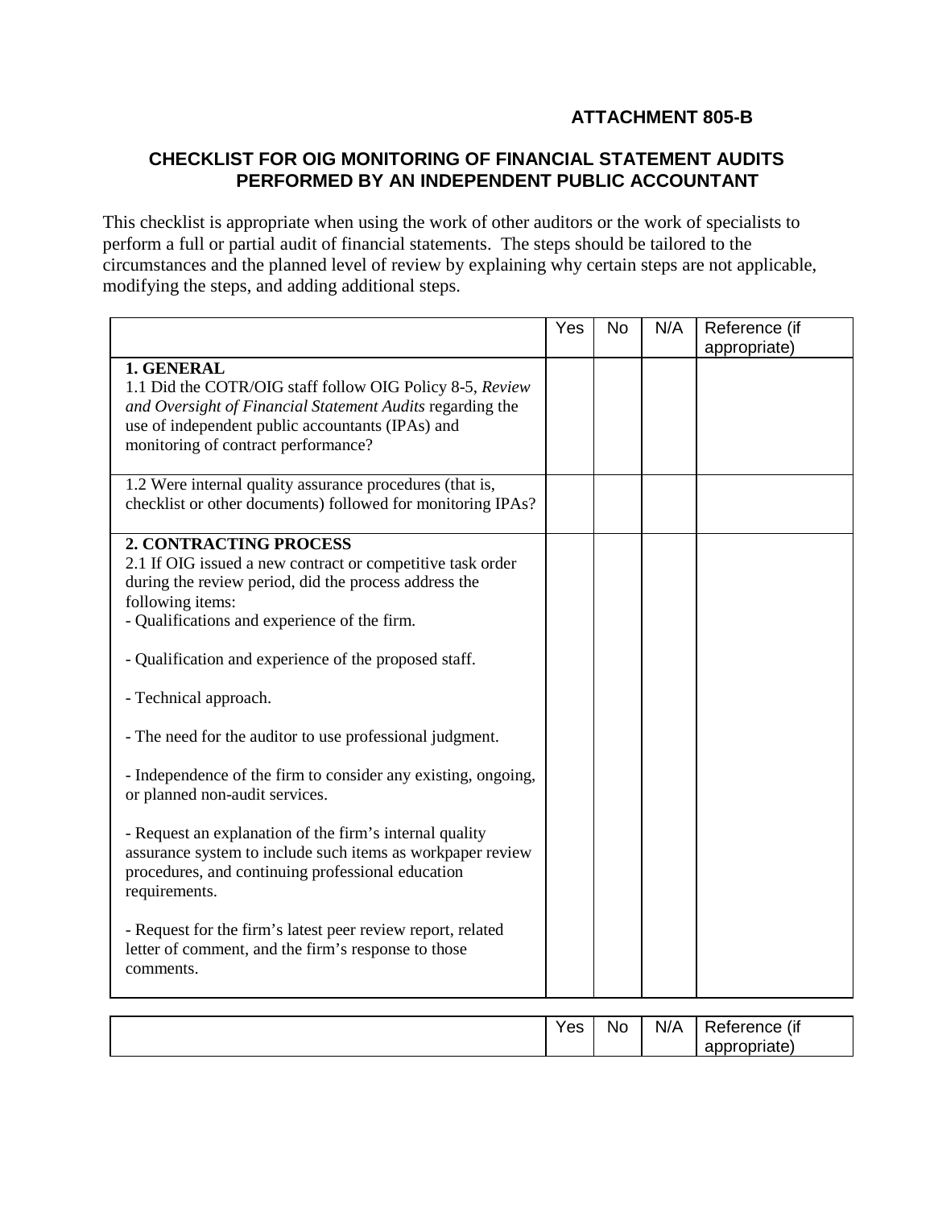**ATTACHMENT 805-B**

## CHECKLIST FOR OIG MONITORING OF FINANCIAL STATEMENT AUDITS PERFORMED BY AN INDEPENDENT PUBLIC ACCOUNTANT

This checklist is appropriate when using the work of other auditors or the work of specialists to perform a full or partial audit of financial statements. The steps should be tailored to the circumstances and the planned level of review by explaining why certain steps are not applicable, modifying the steps, and adding additional steps.

| | Yes | No | N/A | Reference (if appropriate) |
|---|---|---|---|---|
| **1. GENERAL**<br>1.1 Did the COTR/OIG staff follow OIG Policy 8-5, *Review and Oversight of Financial Statement Audits* regarding the use of independent public accountants (IPAs) and monitoring of contract performance? | | | | |
| 1.2 Were internal quality assurance procedures (that is, checklist or other documents) followed for monitoring IPAs? | | | | |
| **2. CONTRACTING PROCESS**<br>2.1 If OIG issued a new contract or competitive task order during the review period, did the process address the following items:<br>- Qualifications and experience of the firm.<br><br>- Qualification and experience of the proposed staff.<br><br>- Technical approach.<br><br>- The need for the auditor to use professional judgment.<br><br>- Independence of the firm to consider any existing, ongoing, or planned non-audit services.<br><br>- Request an explanation of the firm's internal quality assurance system to include such items as workpaper review procedures, and continuing professional education requirements.<br><br>- Request for the firm's latest peer review report, related letter of comment, and the firm's response to those comments. | | | | |

| | Yes | No | N/A | Reference (if appropriate) |
|---|---|---|---|---|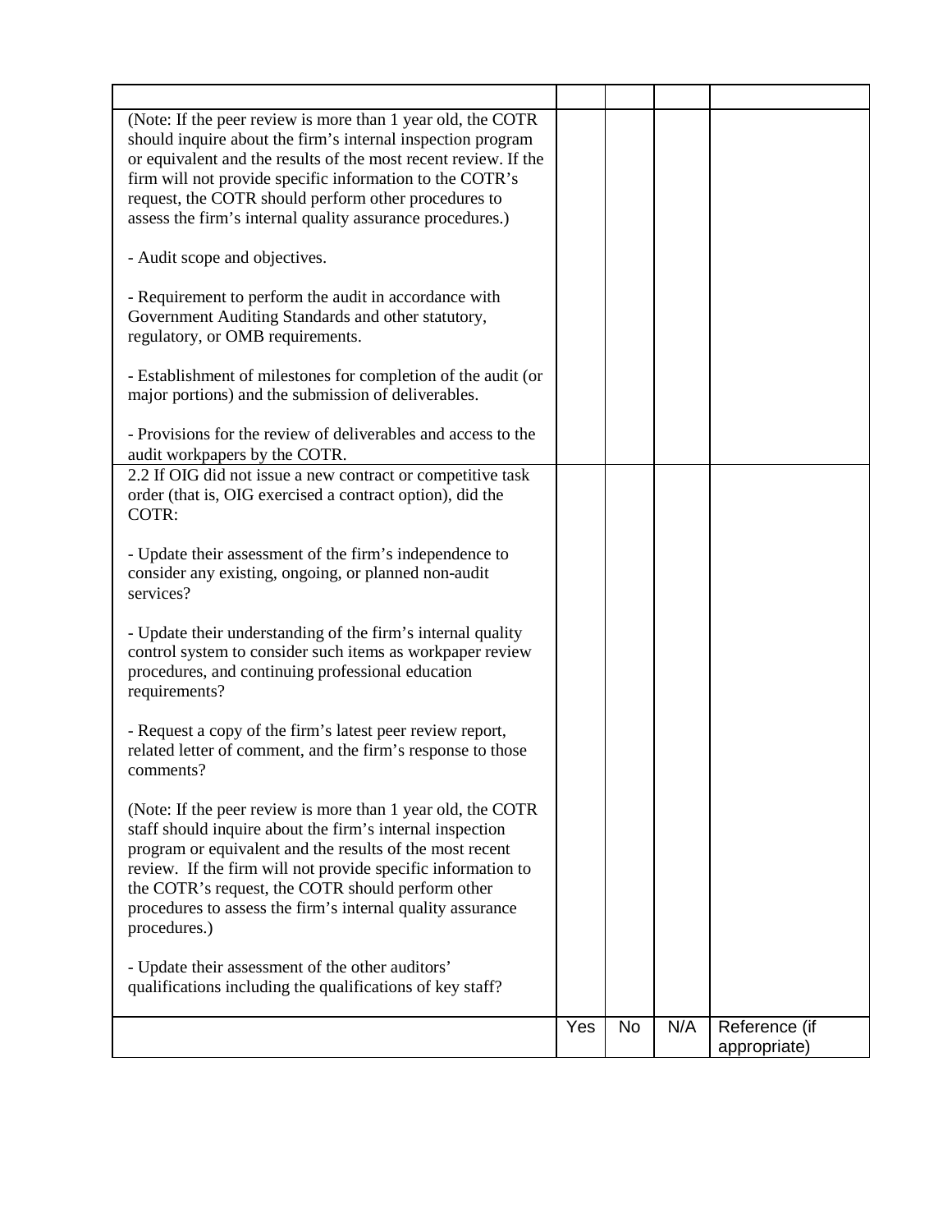| | | | | |
|---|---|---|---|---|
| (Note: If the peer review is more than 1 year old, the COTR should inquire about the firm's internal inspection program or equivalent and the results of the most recent review. If the firm will not provide specific information to the COTR's request, the COTR should perform other procedures to assess the firm's internal quality assurance procedures.)<br><br>- Audit scope and objectives.<br><br>- Requirement to perform the audit in accordance with Government Auditing Standards and other statutory, regulatory, or OMB requirements.<br><br>- Establishment of milestones for completion of the audit (or major portions) and the submission of deliverables.<br><br>- Provisions for the review of deliverables and access to the audit workpapers by the COTR. | | | | |
| 2.2 If OIG did not issue a new contract or competitive task order (that is, OIG exercised a contract option), did the COTR:<br><br>- Update their assessment of the firm's independence to consider any existing, ongoing, or planned non-audit services?<br><br>- Update their understanding of the firm's internal quality control system to consider such items as workpaper review procedures, and continuing professional education requirements?<br><br>- Request a copy of the firm's latest peer review report, related letter of comment, and the firm's response to those comments?<br><br>(Note: If the peer review is more than 1 year old, the COTR staff should inquire about the firm's internal inspection program or equivalent and the results of the most recent review. If the firm will not provide specific information to the COTR's request, the COTR should perform other procedures to assess the firm's internal quality assurance procedures.)<br><br>- Update their assessment of the other auditors' qualifications including the qualifications of key staff? | | | | |
| | Yes | No | N/A | Reference (if appropriate) |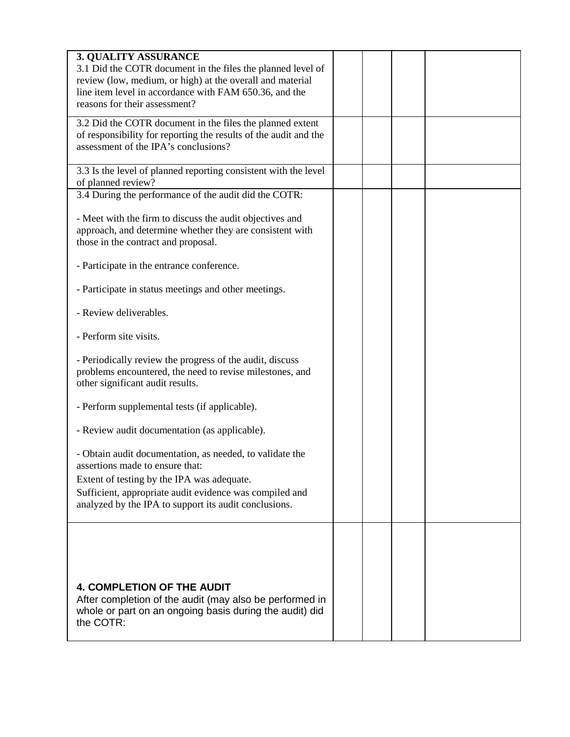| | | | | |
|---|---|---|---|---|
| **3. QUALITY ASSURANCE**<br>3.1 Did the COTR document in the files the planned level of review (low, medium, or high) at the overall and material line item level in accordance with FAM 650.36, and the reasons for their assessment? | | | | |
| 3.2 Did the COTR document in the files the planned extent of responsibility for reporting the results of the audit and the assessment of the IPA's conclusions? | | | | |
| 3.3 Is the level of planned reporting consistent with the level of planned review? | | | | |
| 3.4 During the performance of the audit did the COTR:<br><br>- Meet with the firm to discuss the audit objectives and approach, and determine whether they are consistent with those in the contract and proposal.<br><br>- Participate in the entrance conference.<br><br>- Participate in status meetings and other meetings.<br><br>- Review deliverables.<br><br>- Perform site visits.<br><br>- Periodically review the progress of the audit, discuss problems encountered, the need to revise milestones, and other significant audit results.<br><br>- Perform supplemental tests (if applicable).<br><br>- Review audit documentation (as applicable).<br><br>- Obtain audit documentation, as needed, to validate the assertions made to ensure that:<br>Extent of testing by the IPA was adequate.<br>Sufficient, appropriate audit evidence was compiled and analyzed by the IPA to support its audit conclusions. | | | | |
| **4. COMPLETION OF THE AUDIT**<br>After completion of the audit (may also be performed in whole or part on an ongoing basis during the audit) did the COTR: | | | | |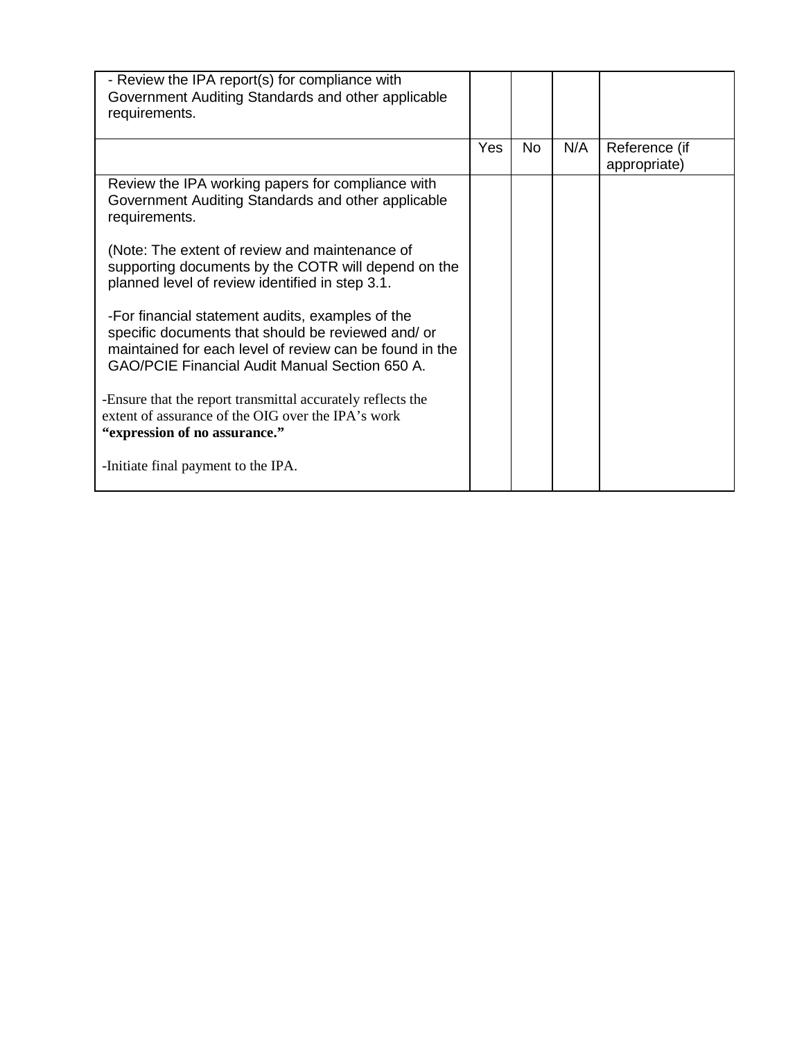| - Review the IPA report(s) for compliance with Government Auditing Standards and other applicable requirements. | | | | |
|---|---|---|---|---|
| | Yes | No | N/A | Reference (if appropriate) |
| Review the IPA working papers for compliance with Government Auditing Standards and other applicable requirements.<br><br>(Note: The extent of review and maintenance of supporting documents by the COTR will depend on the planned level of review identified in step 3.1.<br><br>-For financial statement audits, examples of the specific documents that should be reviewed and/ or maintained for each level of review can be found in the GAO/PCIE Financial Audit Manual Section 650 A.<br><br>-Ensure that the report transmittal accurately reflects the extent of assurance of the OIG over the IPA's work **"expression of no assurance."**<br><br>-Initiate final payment to the IPA. | | | | |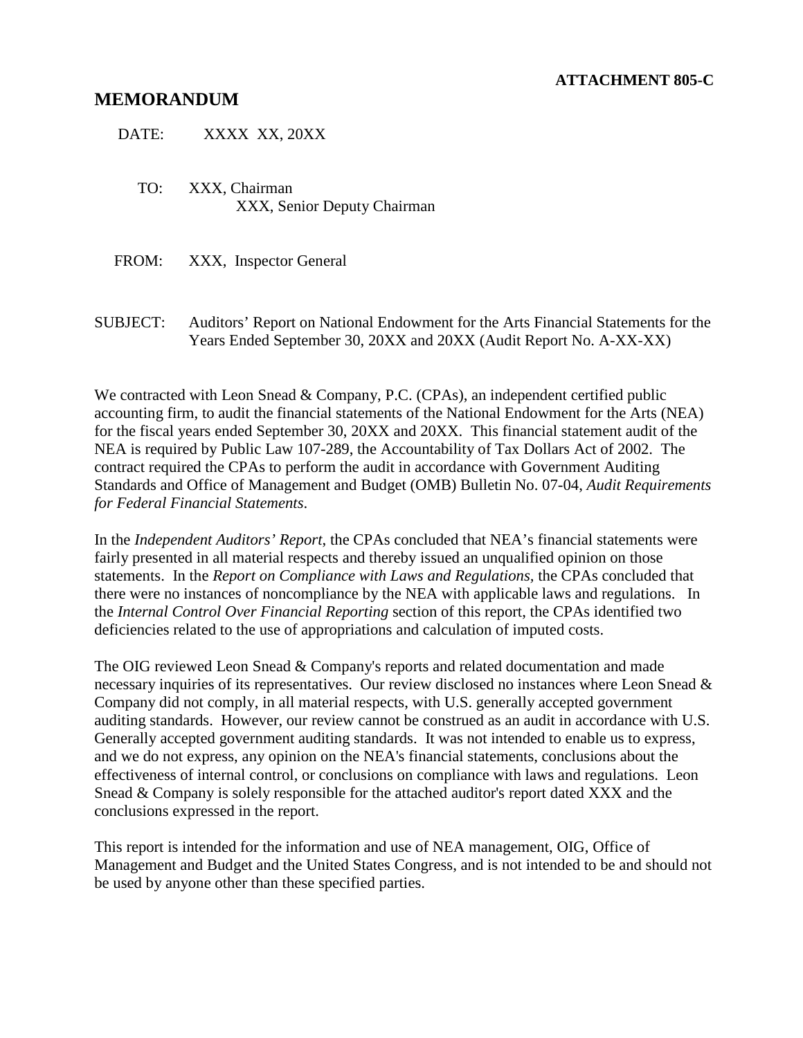**ATTACHMENT 805-C**

# MEMORANDUM

DATE: XXXX XX, 20XX

TO: XXX, Chairman
XXX, Senior Deputy Chairman

FROM: XXX, Inspector General

SUBJECT: Auditors' Report on National Endowment for the Arts Financial Statements for the Years Ended September 30, 20XX and 20XX (Audit Report No. A-XX-XX)

We contracted with Leon Snead & Company, P.C. (CPAs), an independent certified public accounting firm, to audit the financial statements of the National Endowment for the Arts (NEA) for the fiscal years ended September 30, 20XX and 20XX. This financial statement audit of the NEA is required by Public Law 107-289, the Accountability of Tax Dollars Act of 2002. The contract required the CPAs to perform the audit in accordance with Government Auditing Standards and Office of Management and Budget (OMB) Bulletin No. 07-04, *Audit Requirements for Federal Financial Statements*.

In the *Independent Auditors' Report*, the CPAs concluded that NEA's financial statements were fairly presented in all material respects and thereby issued an unqualified opinion on those statements. In the *Report on Compliance with Laws and Regulations*, the CPAs concluded that there were no instances of noncompliance by the NEA with applicable laws and regulations. In the *Internal Control Over Financial Reporting* section of this report, the CPAs identified two deficiencies related to the use of appropriations and calculation of imputed costs.

The OIG reviewed Leon Snead & Company's reports and related documentation and made necessary inquiries of its representatives. Our review disclosed no instances where Leon Snead & Company did not comply, in all material respects, with U.S. generally accepted government auditing standards. However, our review cannot be construed as an audit in accordance with U.S. Generally accepted government auditing standards. It was not intended to enable us to express, and we do not express, any opinion on the NEA's financial statements, conclusions about the effectiveness of internal control, or conclusions on compliance with laws and regulations. Leon Snead & Company is solely responsible for the attached auditor's report dated XXX and the conclusions expressed in the report.

This report is intended for the information and use of NEA management, OIG, Office of Management and Budget and the United States Congress, and is not intended to be and should not be used by anyone other than these specified parties.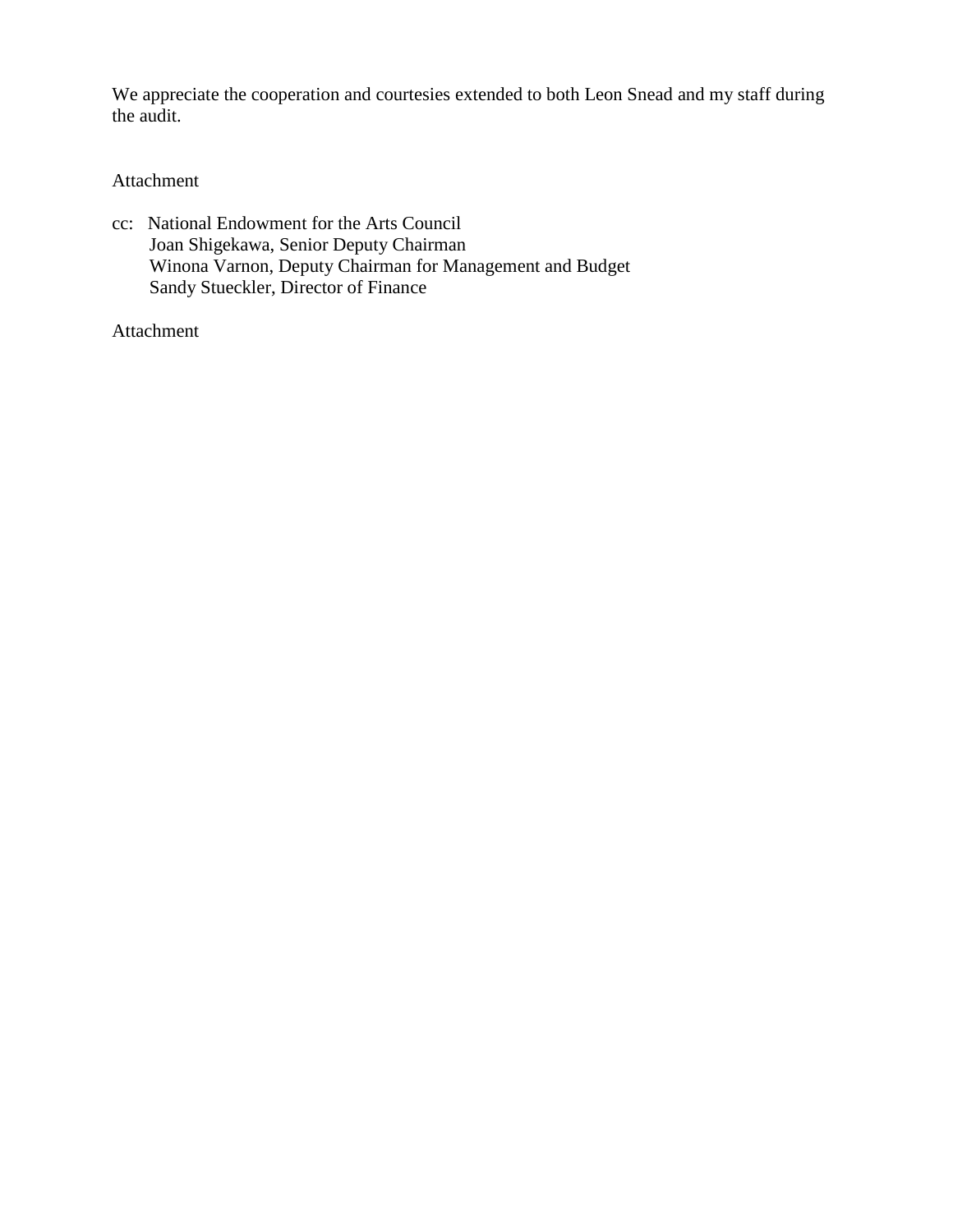We appreciate the cooperation and courtesies extended to both Leon Snead and my staff during the audit.

Attachment

cc: National Endowment for the Arts Council
Joan Shigekawa, Senior Deputy Chairman
Winona Varnon, Deputy Chairman for Management and Budget
Sandy Stueckler, Director of Finance

Attachment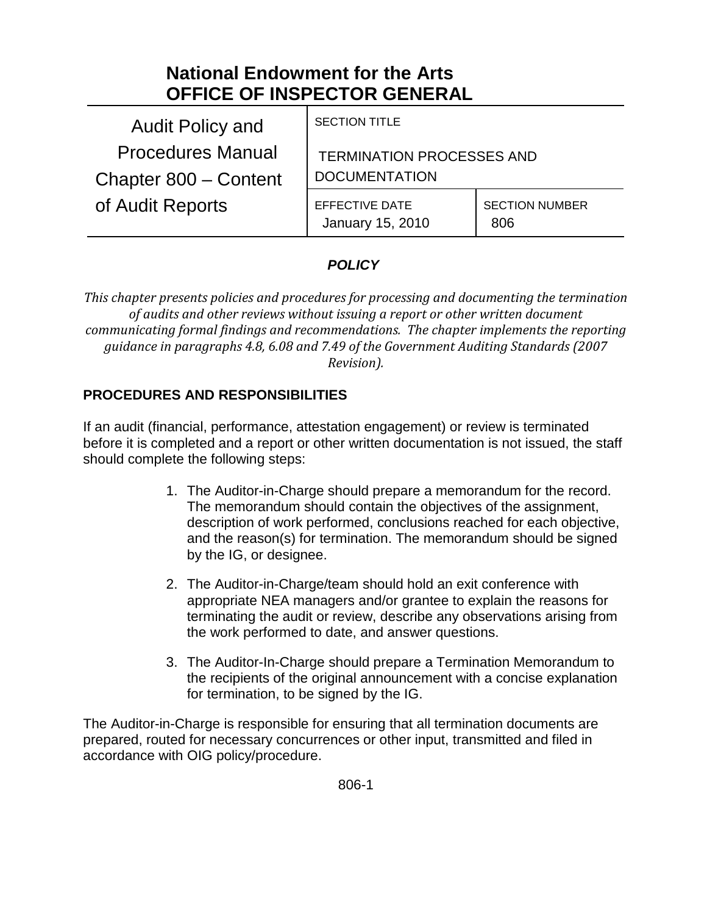# National Endowment for the Arts
# OFFICE OF INSPECTOR GENERAL

| Audit Policy and Procedures Manual Chapter 800 – Content of Audit Reports | SECTION TITLE<br>TERMINATION PROCESSES AND DOCUMENTATION | |
|---|---|---|
| | EFFECTIVE DATE<br>January 15, 2010 | SECTION NUMBER<br>806 |

## *POLICY*

*This chapter presents policies and procedures for processing and documenting the termination of audits and other reviews without issuing a report or other written document communicating formal findings and recommendations. The chapter implements the reporting guidance in paragraphs 4.8, 6.08 and 7.49 of the Government Auditing Standards (2007 Revision).*

## PROCEDURES AND RESPONSIBILITIES

If an audit (financial, performance, attestation engagement) or review is terminated before it is completed and a report or other written documentation is not issued, the staff should complete the following steps:

1. The Auditor-in-Charge should prepare a memorandum for the record. The memorandum should contain the objectives of the assignment, description of work performed, conclusions reached for each objective, and the reason(s) for termination. The memorandum should be signed by the IG, or designee.
2. The Auditor-in-Charge/team should hold an exit conference with appropriate NEA managers and/or grantee to explain the reasons for terminating the audit or review, describe any observations arising from the work performed to date, and answer questions.
3. The Auditor-In-Charge should prepare a Termination Memorandum to the recipients of the original announcement with a concise explanation for termination, to be signed by the IG.

The Auditor-in-Charge is responsible for ensuring that all termination documents are prepared, routed for necessary concurrences or other input, transmitted and filed in accordance with OIG policy/procedure.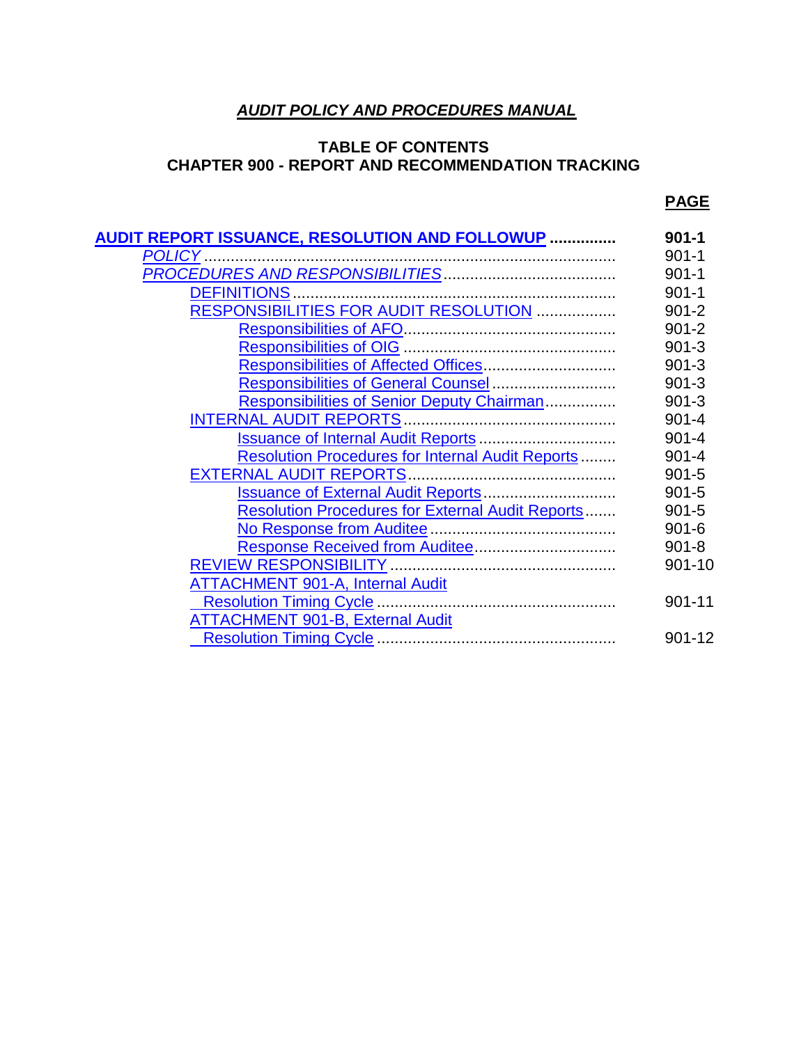# *AUDIT POLICY AND PROCEDURES MANUAL*

## TABLE OF CONTENTS
## CHAPTER 900 - REPORT AND RECOMMENDATION TRACKING

| | **PAGE** |
|---|---|
| **AUDIT REPORT ISSUANCE, RESOLUTION AND FOLLOWUP** | **901-1** |
| *POLICY* | 901-1 |
| *PROCEDURES AND RESPONSIBILITIES* | 901-1 |
| DEFINITIONS | 901-1 |
| RESPONSIBILITIES FOR AUDIT RESOLUTION | 901-2 |
| Responsibilities of AFO | 901-2 |
| Responsibilities of OIG | 901-3 |
| Responsibilities of Affected Offices | 901-3 |
| Responsibilities of General Counsel | 901-3 |
| Responsibilities of Senior Deputy Chairman | 901-3 |
| INTERNAL AUDIT REPORTS | 901-4 |
| Issuance of Internal Audit Reports | 901-4 |
| Resolution Procedures for Internal Audit Reports | 901-4 |
| EXTERNAL AUDIT REPORTS | 901-5 |
| Issuance of External Audit Reports | 901-5 |
| Resolution Procedures for External Audit Reports | 901-5 |
| No Response from Auditee | 901-6 |
| Response Received from Auditee | 901-8 |
| REVIEW RESPONSIBILITY | 901-10 |
| ATTACHMENT 901-A, Internal Audit Resolution Timing Cycle | 901-11 |
| ATTACHMENT 901-B, External Audit Resolution Timing Cycle | 901-12 |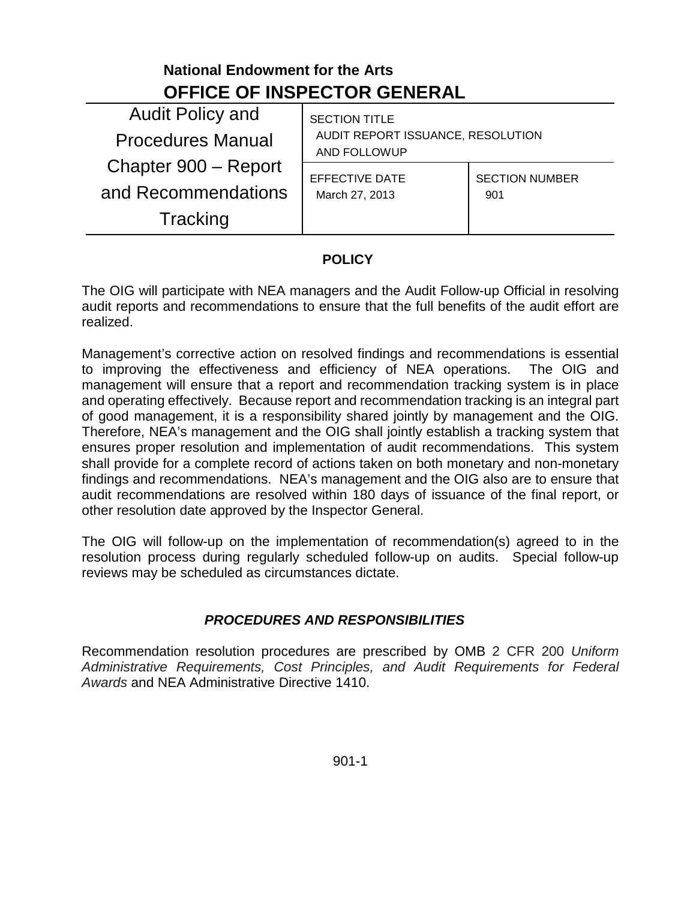**National Endowment for the Arts**

## OFFICE OF INSPECTOR GENERAL

| Audit Policy and Procedures Manual Chapter 900 – Report and Recommendations Tracking | SECTION TITLE AUDIT REPORT ISSUANCE, RESOLUTION AND FOLLOWUP | |
|---|---|---|
| | EFFECTIVE DATE March 27, 2013 | SECTION NUMBER 901 |

### POLICY

The OIG will participate with NEA managers and the Audit Follow-up Official in resolving audit reports and recommendations to ensure that the full benefits of the audit effort are realized.

Management's corrective action on resolved findings and recommendations is essential to improving the effectiveness and efficiency of NEA operations. The OIG and management will ensure that a report and recommendation tracking system is in place and operating effectively. Because report and recommendation tracking is an integral part of good management, it is a responsibility shared jointly by management and the OIG. Therefore, NEA's management and the OIG shall jointly establish a tracking system that ensures proper resolution and implementation of audit recommendations. This system shall provide for a complete record of actions taken on both monetary and non-monetary findings and recommendations. NEA's management and the OIG also are to ensure that audit recommendations are resolved within 180 days of issuance of the final report, or other resolution date approved by the Inspector General.

The OIG will follow-up on the implementation of recommendation(s) agreed to in the resolution process during regularly scheduled follow-up on audits. Special follow-up reviews may be scheduled as circumstances dictate.

### *PROCEDURES AND RESPONSIBILITIES*

Recommendation resolution procedures are prescribed by OMB 2 CFR 200 *Uniform Administrative Requirements, Cost Principles, and Audit Requirements for Federal Awards* and NEA Administrative Directive 1410.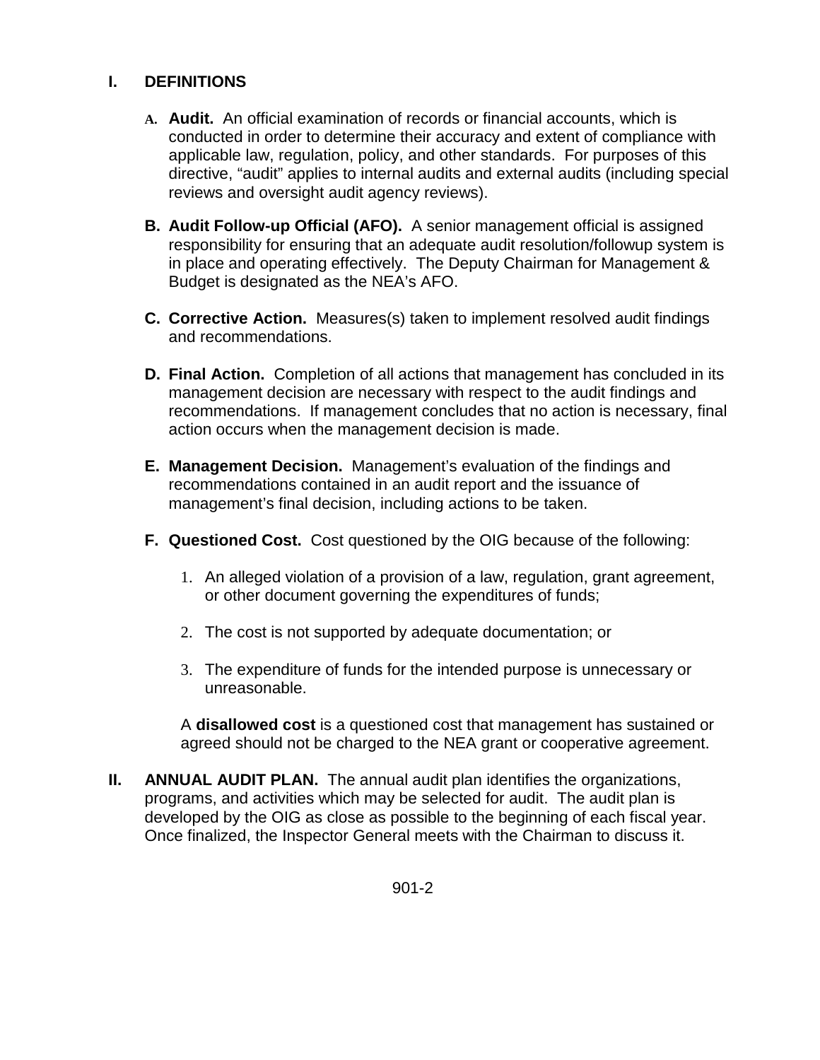## I. DEFINITIONS

**A. Audit.** An official examination of records or financial accounts, which is conducted in order to determine their accuracy and extent of compliance with applicable law, regulation, policy, and other standards. For purposes of this directive, "audit" applies to internal audits and external audits (including special reviews and oversight audit agency reviews).

**B. Audit Follow-up Official (AFO).** A senior management official is assigned responsibility for ensuring that an adequate audit resolution/followup system is in place and operating effectively. The Deputy Chairman for Management & Budget is designated as the NEA's AFO.

**C. Corrective Action.** Measures(s) taken to implement resolved audit findings and recommendations.

**D. Final Action.** Completion of all actions that management has concluded in its management decision are necessary with respect to the audit findings and recommendations. If management concludes that no action is necessary, final action occurs when the management decision is made.

**E. Management Decision.** Management's evaluation of the findings and recommendations contained in an audit report and the issuance of management's final decision, including actions to be taken.

**F. Questioned Cost.** Cost questioned by the OIG because of the following:

1. An alleged violation of a provision of a law, regulation, grant agreement, or other document governing the expenditures of funds;
2. The cost is not supported by adequate documentation; or
3. The expenditure of funds for the intended purpose is unnecessary or unreasonable.

A **disallowed cost** is a questioned cost that management has sustained or agreed should not be charged to the NEA grant or cooperative agreement.

## II. ANNUAL AUDIT PLAN.

The annual audit plan identifies the organizations, programs, and activities which may be selected for audit. The audit plan is developed by the OIG as close as possible to the beginning of each fiscal year. Once finalized, the Inspector General meets with the Chairman to discuss it.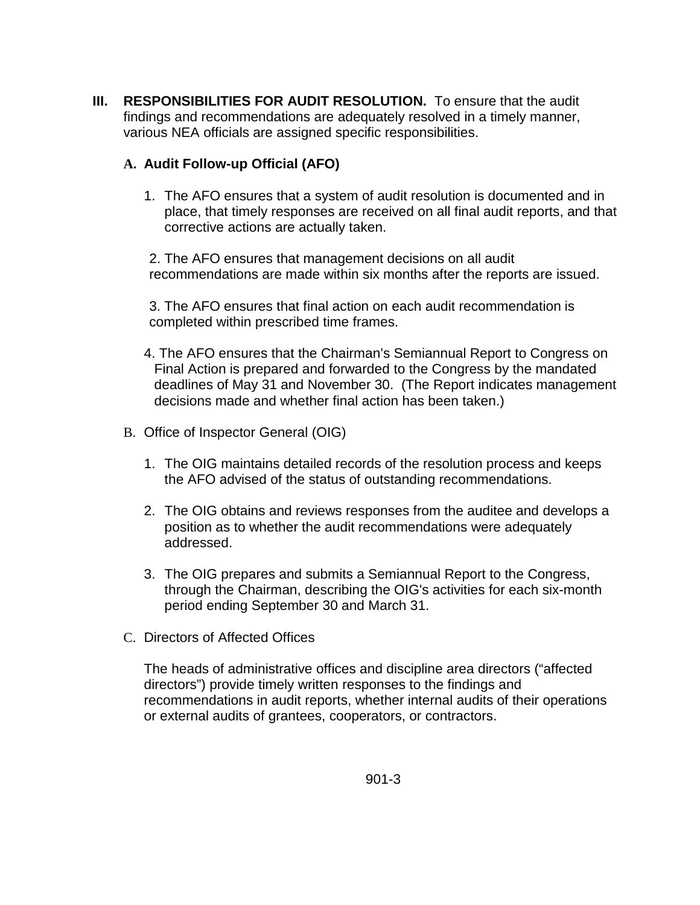**III. RESPONSIBILITIES FOR AUDIT RESOLUTION.** To ensure that the audit findings and recommendations are adequately resolved in a timely manner, various NEA officials are assigned specific responsibilities.

**A. Audit Follow-up Official (AFO)**

1. The AFO ensures that a system of audit resolution is documented and in place, that timely responses are received on all final audit reports, and that corrective actions are actually taken.

2. The AFO ensures that management decisions on all audit recommendations are made within six months after the reports are issued.

3. The AFO ensures that final action on each audit recommendation is completed within prescribed time frames.

4. The AFO ensures that the Chairman's Semiannual Report to Congress on Final Action is prepared and forwarded to the Congress by the mandated deadlines of May 31 and November 30. (The Report indicates management decisions made and whether final action has been taken.)

B. Office of Inspector General (OIG)

1. The OIG maintains detailed records of the resolution process and keeps the AFO advised of the status of outstanding recommendations.

2. The OIG obtains and reviews responses from the auditee and develops a position as to whether the audit recommendations were adequately addressed.

3. The OIG prepares and submits a Semiannual Report to the Congress, through the Chairman, describing the OIG's activities for each six-month period ending September 30 and March 31.

C. Directors of Affected Offices

The heads of administrative offices and discipline area directors ("affected directors") provide timely written responses to the findings and recommendations in audit reports, whether internal audits of their operations or external audits of grantees, cooperators, or contractors.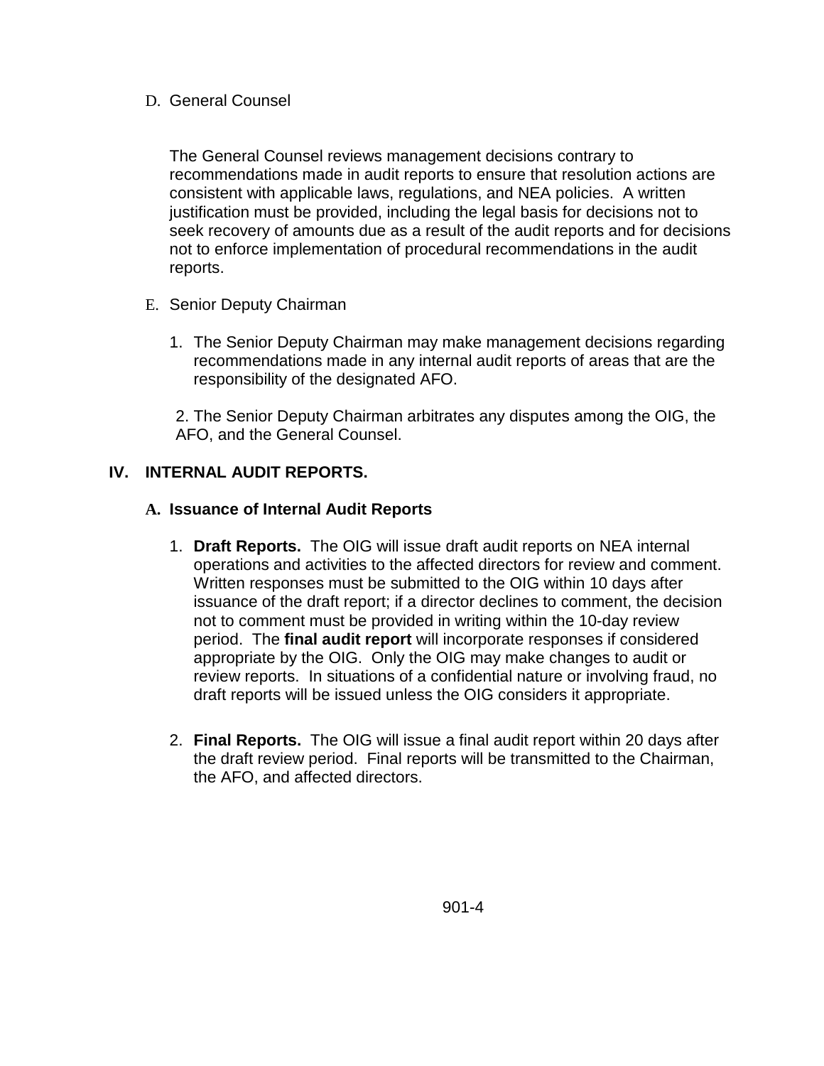D. General Counsel

The General Counsel reviews management decisions contrary to recommendations made in audit reports to ensure that resolution actions are consistent with applicable laws, regulations, and NEA policies. A written justification must be provided, including the legal basis for decisions not to seek recovery of amounts due as a result of the audit reports and for decisions not to enforce implementation of procedural recommendations in the audit reports.

E. Senior Deputy Chairman

1. The Senior Deputy Chairman may make management decisions regarding recommendations made in any internal audit reports of areas that are the responsibility of the designated AFO.

2. The Senior Deputy Chairman arbitrates any disputes among the OIG, the AFO, and the General Counsel.

## IV. INTERNAL AUDIT REPORTS.

### A. Issuance of Internal Audit Reports

1. **Draft Reports.** The OIG will issue draft audit reports on NEA internal operations and activities to the affected directors for review and comment. Written responses must be submitted to the OIG within 10 days after issuance of the draft report; if a director declines to comment, the decision not to comment must be provided in writing within the 10-day review period. The **final audit report** will incorporate responses if considered appropriate by the OIG. Only the OIG may make changes to audit or review reports. In situations of a confidential nature or involving fraud, no draft reports will be issued unless the OIG considers it appropriate.

2. **Final Reports.** The OIG will issue a final audit report within 20 days after the draft review period. Final reports will be transmitted to the Chairman, the AFO, and affected directors.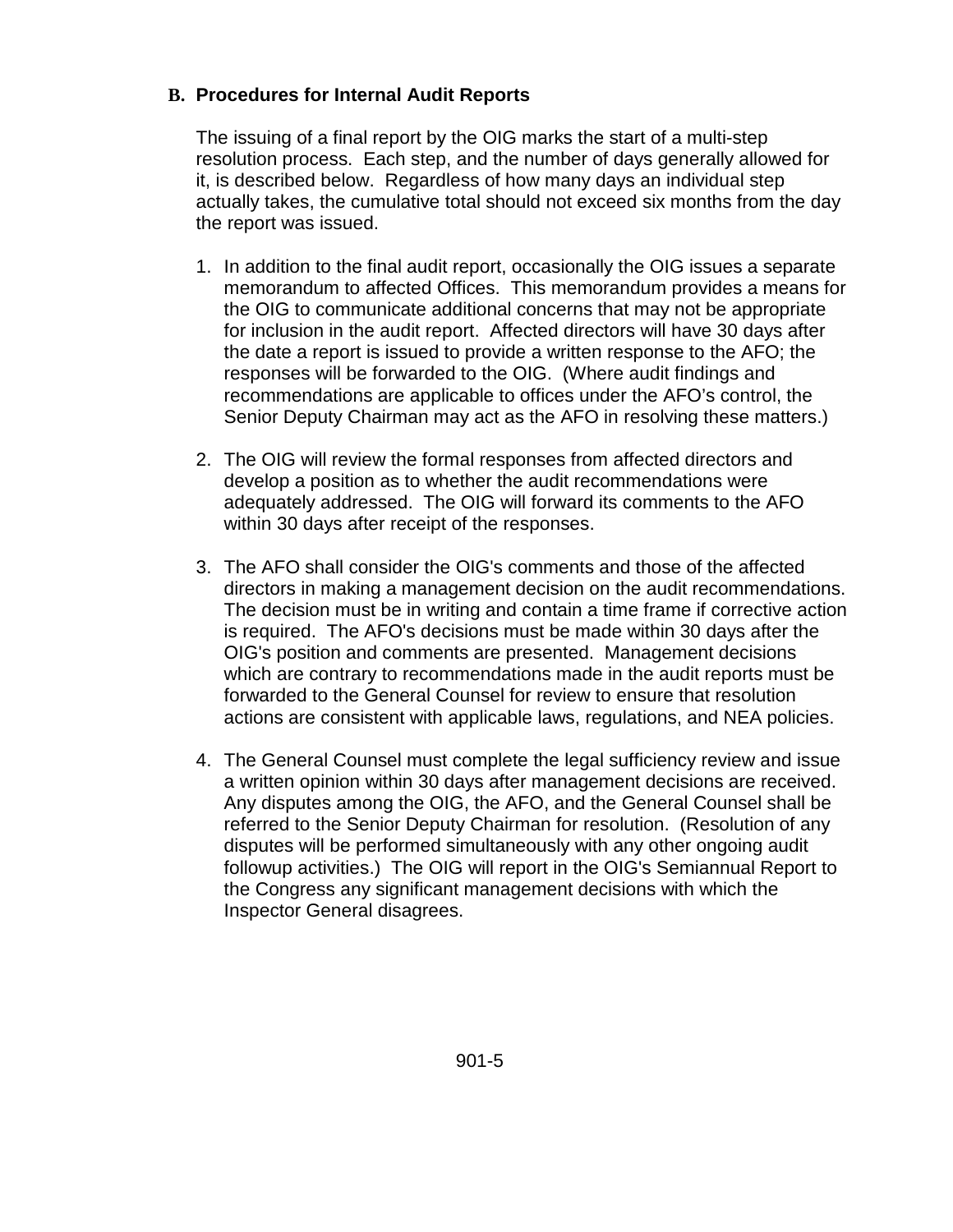### B. Procedures for Internal Audit Reports

The issuing of a final report by the OIG marks the start of a multi-step resolution process. Each step, and the number of days generally allowed for it, is described below. Regardless of how many days an individual step actually takes, the cumulative total should not exceed six months from the day the report was issued.

1. In addition to the final audit report, occasionally the OIG issues a separate memorandum to affected Offices. This memorandum provides a means for the OIG to communicate additional concerns that may not be appropriate for inclusion in the audit report. Affected directors will have 30 days after the date a report is issued to provide a written response to the AFO; the responses will be forwarded to the OIG. (Where audit findings and recommendations are applicable to offices under the AFO's control, the Senior Deputy Chairman may act as the AFO in resolving these matters.)

2. The OIG will review the formal responses from affected directors and develop a position as to whether the audit recommendations were adequately addressed. The OIG will forward its comments to the AFO within 30 days after receipt of the responses.

3. The AFO shall consider the OIG's comments and those of the affected directors in making a management decision on the audit recommendations. The decision must be in writing and contain a time frame if corrective action is required. The AFO's decisions must be made within 30 days after the OIG's position and comments are presented. Management decisions which are contrary to recommendations made in the audit reports must be forwarded to the General Counsel for review to ensure that resolution actions are consistent with applicable laws, regulations, and NEA policies.

4. The General Counsel must complete the legal sufficiency review and issue a written opinion within 30 days after management decisions are received. Any disputes among the OIG, the AFO, and the General Counsel shall be referred to the Senior Deputy Chairman for resolution. (Resolution of any disputes will be performed simultaneously with any other ongoing audit followup activities.) The OIG will report in the OIG's Semiannual Report to the Congress any significant management decisions with which the Inspector General disagrees.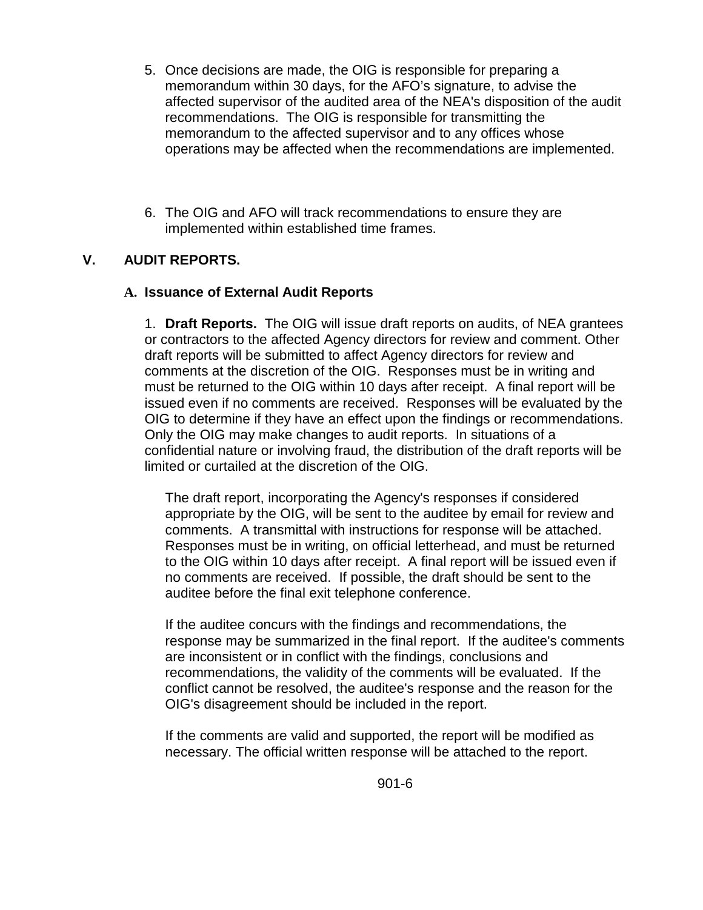5. Once decisions are made, the OIG is responsible for preparing a memorandum within 30 days, for the AFO's signature, to advise the affected supervisor of the audited area of the NEA's disposition of the audit recommendations. The OIG is responsible for transmitting the memorandum to the affected supervisor and to any offices whose operations may be affected when the recommendations are implemented.

6. The OIG and AFO will track recommendations to ensure they are implemented within established time frames.

## V. AUDIT REPORTS.

### A. Issuance of External Audit Reports

1. **Draft Reports.** The OIG will issue draft reports on audits, of NEA grantees or contractors to the affected Agency directors for review and comment. Other draft reports will be submitted to affect Agency directors for review and comments at the discretion of the OIG. Responses must be in writing and must be returned to the OIG within 10 days after receipt. A final report will be issued even if no comments are received. Responses will be evaluated by the OIG to determine if they have an effect upon the findings or recommendations. Only the OIG may make changes to audit reports. In situations of a confidential nature or involving fraud, the distribution of the draft reports will be limited or curtailed at the discretion of the OIG.

The draft report, incorporating the Agency's responses if considered appropriate by the OIG, will be sent to the auditee by email for review and comments. A transmittal with instructions for response will be attached. Responses must be in writing, on official letterhead, and must be returned to the OIG within 10 days after receipt. A final report will be issued even if no comments are received. If possible, the draft should be sent to the auditee before the final exit telephone conference.

If the auditee concurs with the findings and recommendations, the response may be summarized in the final report. If the auditee's comments are inconsistent or in conflict with the findings, conclusions and recommendations, the validity of the comments will be evaluated. If the conflict cannot be resolved, the auditee's response and the reason for the OIG's disagreement should be included in the report.

If the comments are valid and supported, the report will be modified as necessary. The official written response will be attached to the report.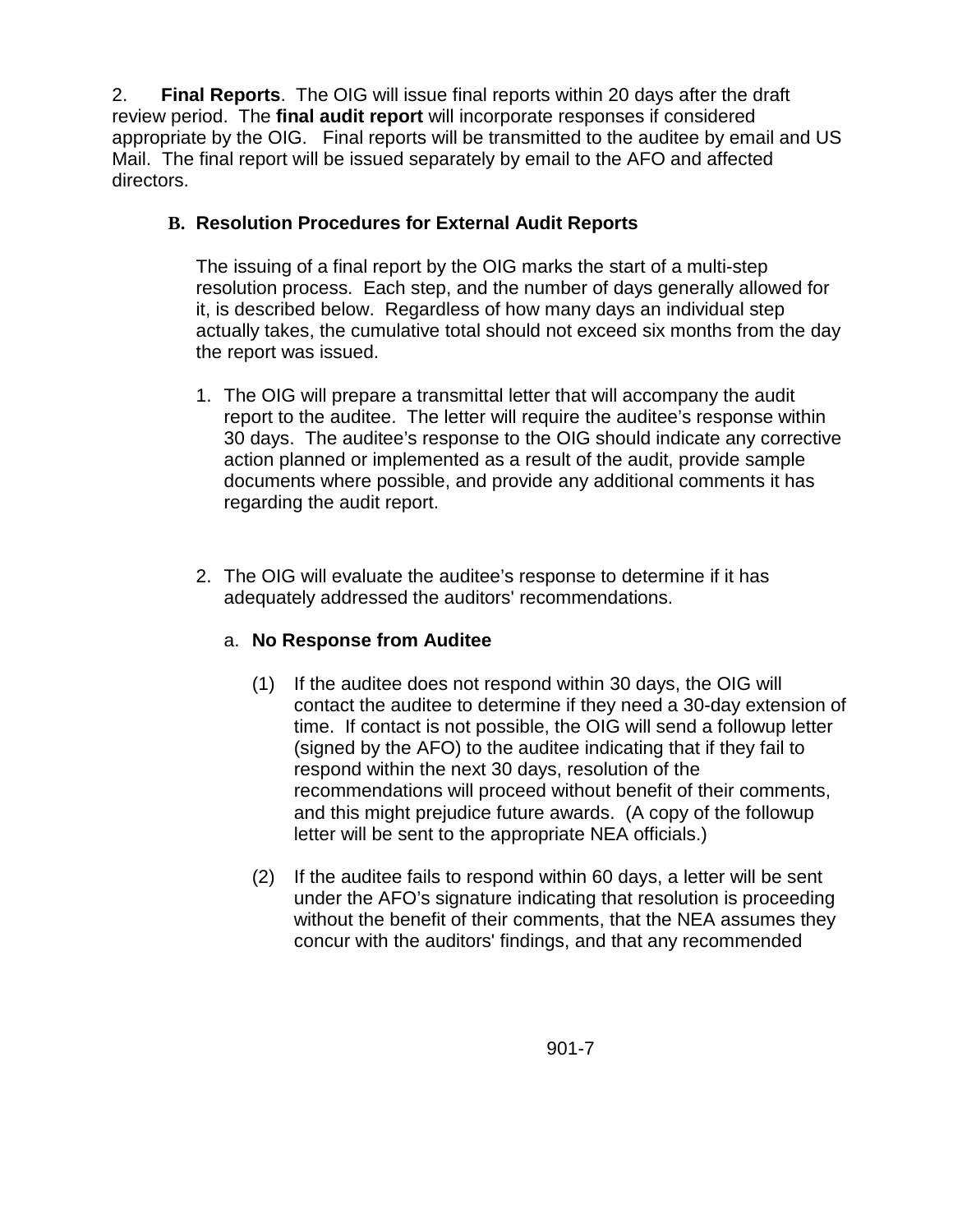2. **Final Reports**. The OIG will issue final reports within 20 days after the draft review period. The **final audit report** will incorporate responses if considered appropriate by the OIG. Final reports will be transmitted to the auditee by email and US Mail. The final report will be issued separately by email to the AFO and affected directors.

### B. Resolution Procedures for External Audit Reports

The issuing of a final report by the OIG marks the start of a multi-step resolution process. Each step, and the number of days generally allowed for it, is described below. Regardless of how many days an individual step actually takes, the cumulative total should not exceed six months from the day the report was issued.

1. The OIG will prepare a transmittal letter that will accompany the audit report to the auditee. The letter will require the auditee's response within 30 days. The auditee's response to the OIG should indicate any corrective action planned or implemented as a result of the audit, provide sample documents where possible, and provide any additional comments it has regarding the audit report.

2. The OIG will evaluate the auditee's response to determine if it has adequately addressed the auditors' recommendations.

   a. **No Response from Auditee**

      (1) If the auditee does not respond within 30 days, the OIG will contact the auditee to determine if they need a 30-day extension of time. If contact is not possible, the OIG will send a followup letter (signed by the AFO) to the auditee indicating that if they fail to respond within the next 30 days, resolution of the recommendations will proceed without benefit of their comments, and this might prejudice future awards. (A copy of the followup letter will be sent to the appropriate NEA officials.)

      (2) If the auditee fails to respond within 60 days, a letter will be sent under the AFO's signature indicating that resolution is proceeding without the benefit of their comments, that the NEA assumes they concur with the auditors' findings, and that any recommended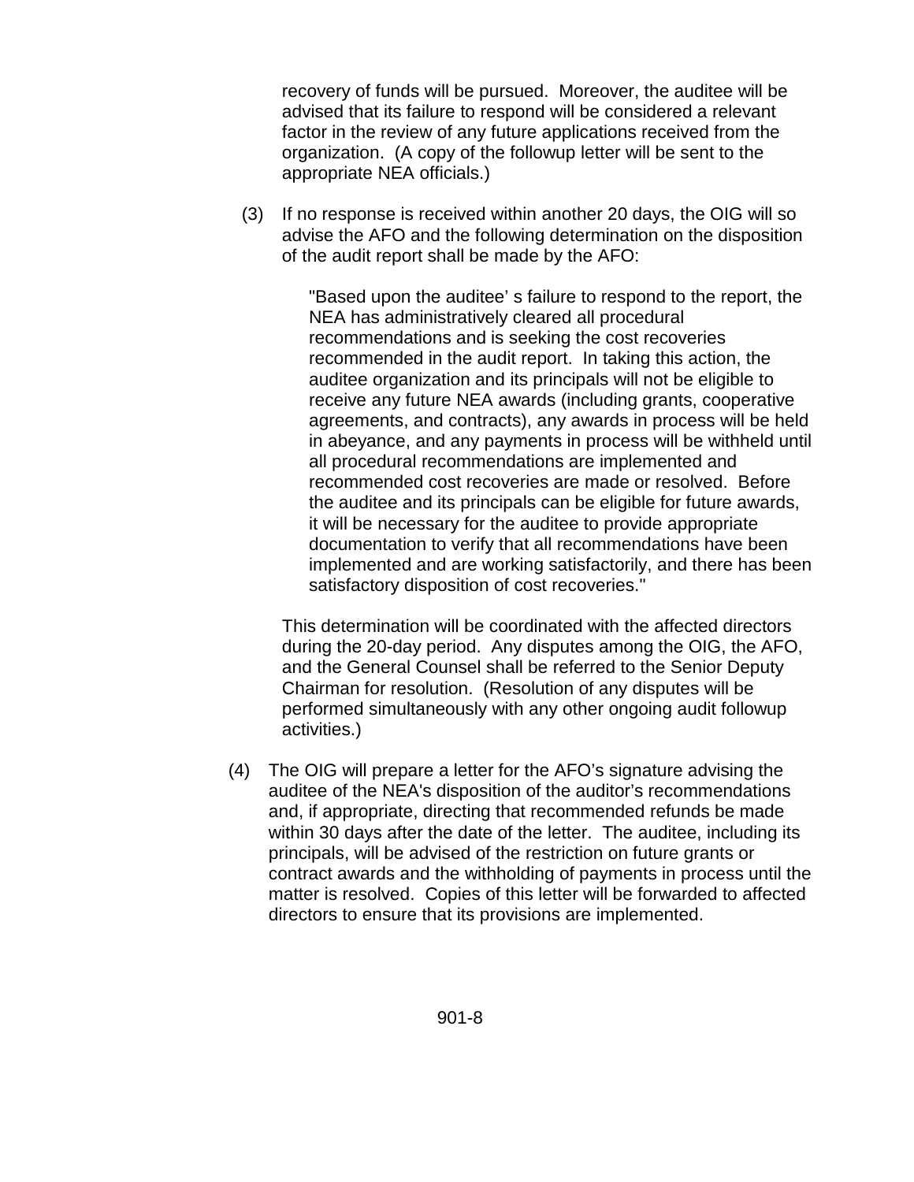recovery of funds will be pursued. Moreover, the auditee will be advised that its failure to respond will be considered a relevant factor in the review of any future applications received from the organization. (A copy of the followup letter will be sent to the appropriate NEA officials.)

(3) If no response is received within another 20 days, the OIG will so advise the AFO and the following determination on the disposition of the audit report shall be made by the AFO:

> "Based upon the auditee' s failure to respond to the report, the NEA has administratively cleared all procedural recommendations and is seeking the cost recoveries recommended in the audit report. In taking this action, the auditee organization and its principals will not be eligible to receive any future NEA awards (including grants, cooperative agreements, and contracts), any awards in process will be held in abeyance, and any payments in process will be withheld until all procedural recommendations are implemented and recommended cost recoveries are made or resolved. Before the auditee and its principals can be eligible for future awards, it will be necessary for the auditee to provide appropriate documentation to verify that all recommendations have been implemented and are working satisfactorily, and there has been satisfactory disposition of cost recoveries."

This determination will be coordinated with the affected directors during the 20-day period. Any disputes among the OIG, the AFO, and the General Counsel shall be referred to the Senior Deputy Chairman for resolution. (Resolution of any disputes will be performed simultaneously with any other ongoing audit followup activities.)

(4) The OIG will prepare a letter for the AFO's signature advising the auditee of the NEA's disposition of the auditor's recommendations and, if appropriate, directing that recommended refunds be made within 30 days after the date of the letter. The auditee, including its principals, will be advised of the restriction on future grants or contract awards and the withholding of payments in process until the matter is resolved. Copies of this letter will be forwarded to affected directors to ensure that its provisions are implemented.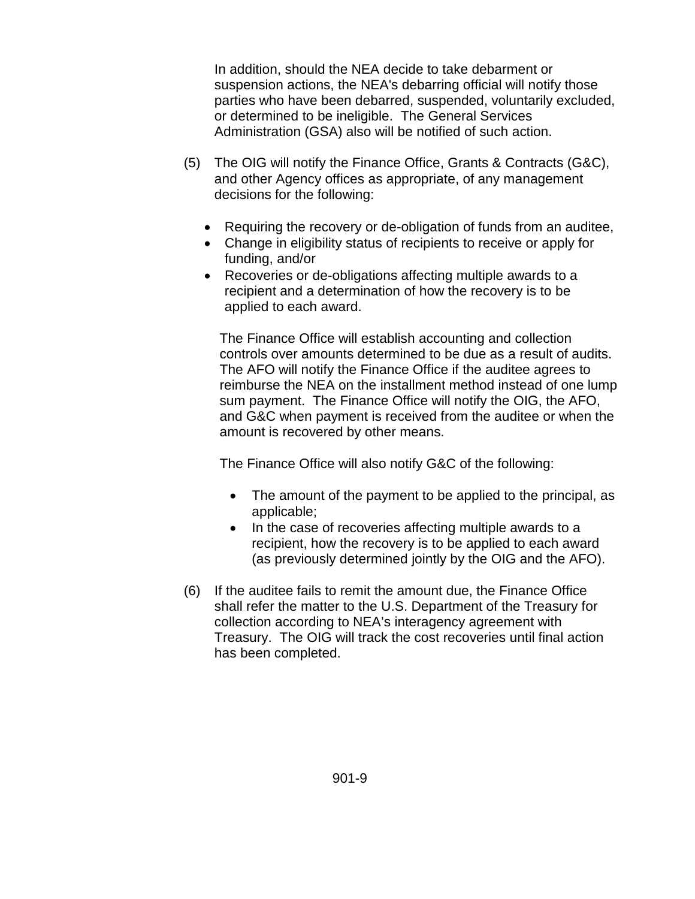In addition, should the NEA decide to take debarment or suspension actions, the NEA's debarring official will notify those parties who have been debarred, suspended, voluntarily excluded, or determined to be ineligible. The General Services Administration (GSA) also will be notified of such action.

(5) The OIG will notify the Finance Office, Grants & Contracts (G&C), and other Agency offices as appropriate, of any management decisions for the following:

- Requiring the recovery or de-obligation of funds from an auditee,
- Change in eligibility status of recipients to receive or apply for funding, and/or
- Recoveries or de-obligations affecting multiple awards to a recipient and a determination of how the recovery is to be applied to each award.

The Finance Office will establish accounting and collection controls over amounts determined to be due as a result of audits. The AFO will notify the Finance Office if the auditee agrees to reimburse the NEA on the installment method instead of one lump sum payment. The Finance Office will notify the OIG, the AFO, and G&C when payment is received from the auditee or when the amount is recovered by other means.

The Finance Office will also notify G&C of the following:

- The amount of the payment to be applied to the principal, as applicable;
- In the case of recoveries affecting multiple awards to a recipient, how the recovery is to be applied to each award (as previously determined jointly by the OIG and the AFO).

(6) If the auditee fails to remit the amount due, the Finance Office shall refer the matter to the U.S. Department of the Treasury for collection according to NEA's interagency agreement with Treasury. The OIG will track the cost recoveries until final action has been completed.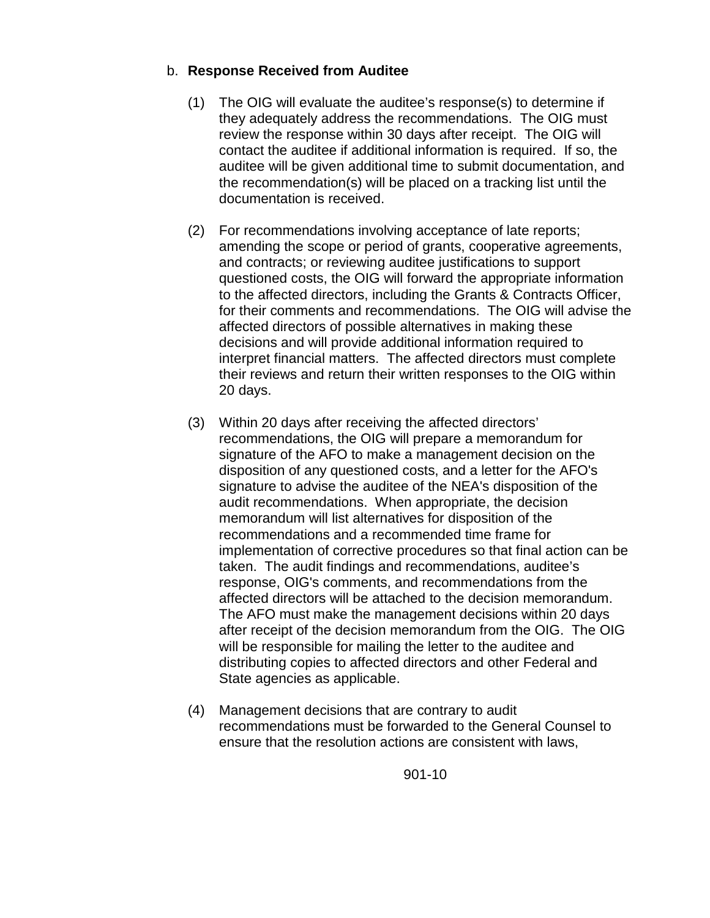b. **Response Received from Auditee**

(1) The OIG will evaluate the auditee's response(s) to determine if they adequately address the recommendations. The OIG must review the response within 30 days after receipt. The OIG will contact the auditee if additional information is required. If so, the auditee will be given additional time to submit documentation, and the recommendation(s) will be placed on a tracking list until the documentation is received.

(2) For recommendations involving acceptance of late reports; amending the scope or period of grants, cooperative agreements, and contracts; or reviewing auditee justifications to support questioned costs, the OIG will forward the appropriate information to the affected directors, including the Grants & Contracts Officer, for their comments and recommendations. The OIG will advise the affected directors of possible alternatives in making these decisions and will provide additional information required to interpret financial matters. The affected directors must complete their reviews and return their written responses to the OIG within 20 days.

(3) Within 20 days after receiving the affected directors' recommendations, the OIG will prepare a memorandum for signature of the AFO to make a management decision on the disposition of any questioned costs, and a letter for the AFO's signature to advise the auditee of the NEA's disposition of the audit recommendations. When appropriate, the decision memorandum will list alternatives for disposition of the recommendations and a recommended time frame for implementation of corrective procedures so that final action can be taken. The audit findings and recommendations, auditee's response, OIG's comments, and recommendations from the affected directors will be attached to the decision memorandum. The AFO must make the management decisions within 20 days after receipt of the decision memorandum from the OIG. The OIG will be responsible for mailing the letter to the auditee and distributing copies to affected directors and other Federal and State agencies as applicable.

(4) Management decisions that are contrary to audit recommendations must be forwarded to the General Counsel to ensure that the resolution actions are consistent with laws,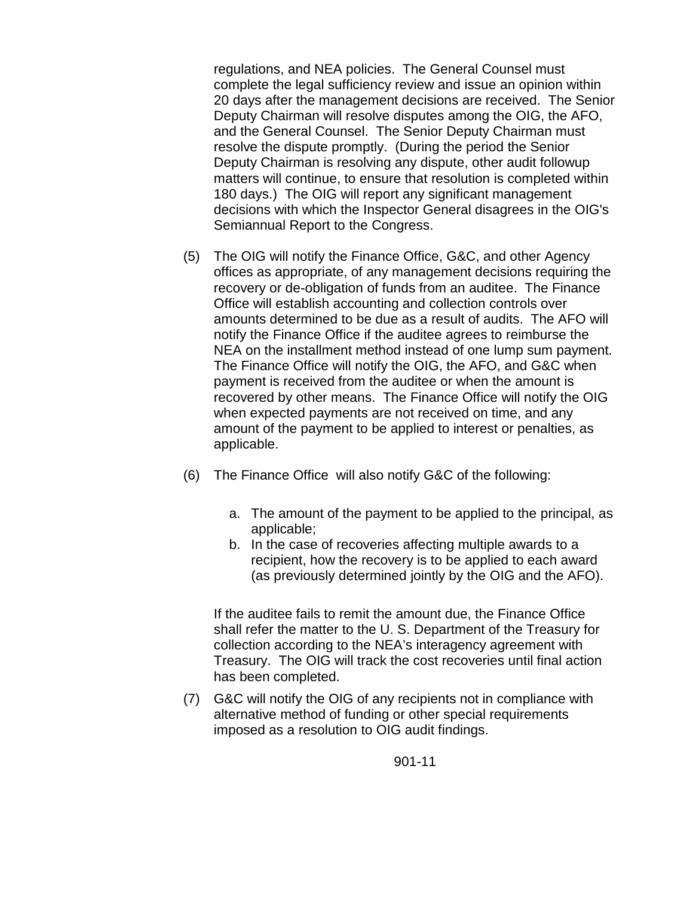regulations, and NEA policies. The General Counsel must complete the legal sufficiency review and issue an opinion within 20 days after the management decisions are received. The Senior Deputy Chairman will resolve disputes among the OIG, the AFO, and the General Counsel. The Senior Deputy Chairman must resolve the dispute promptly. (During the period the Senior Deputy Chairman is resolving any dispute, other audit followup matters will continue, to ensure that resolution is completed within 180 days.) The OIG will report any significant management decisions with which the Inspector General disagrees in the OIG's Semiannual Report to the Congress.

(5) The OIG will notify the Finance Office, G&C, and other Agency offices as appropriate, of any management decisions requiring the recovery or de-obligation of funds from an auditee. The Finance Office will establish accounting and collection controls over amounts determined to be due as a result of audits. The AFO will notify the Finance Office if the auditee agrees to reimburse the NEA on the installment method instead of one lump sum payment. The Finance Office will notify the OIG, the AFO, and G&C when payment is received from the auditee or when the amount is recovered by other means. The Finance Office will notify the OIG when expected payments are not received on time, and any amount of the payment to be applied to interest or penalties, as applicable.

(6) The Finance Office will also notify G&C of the following:

   a. The amount of the payment to be applied to the principal, as applicable;
   b. In the case of recoveries affecting multiple awards to a recipient, how the recovery is to be applied to each award (as previously determined jointly by the OIG and the AFO).

   If the auditee fails to remit the amount due, the Finance Office shall refer the matter to the U. S. Department of the Treasury for collection according to the NEA's interagency agreement with Treasury. The OIG will track the cost recoveries until final action has been completed.

(7) G&C will notify the OIG of any recipients not in compliance with alternative method of funding or other special requirements imposed as a resolution to OIG audit findings.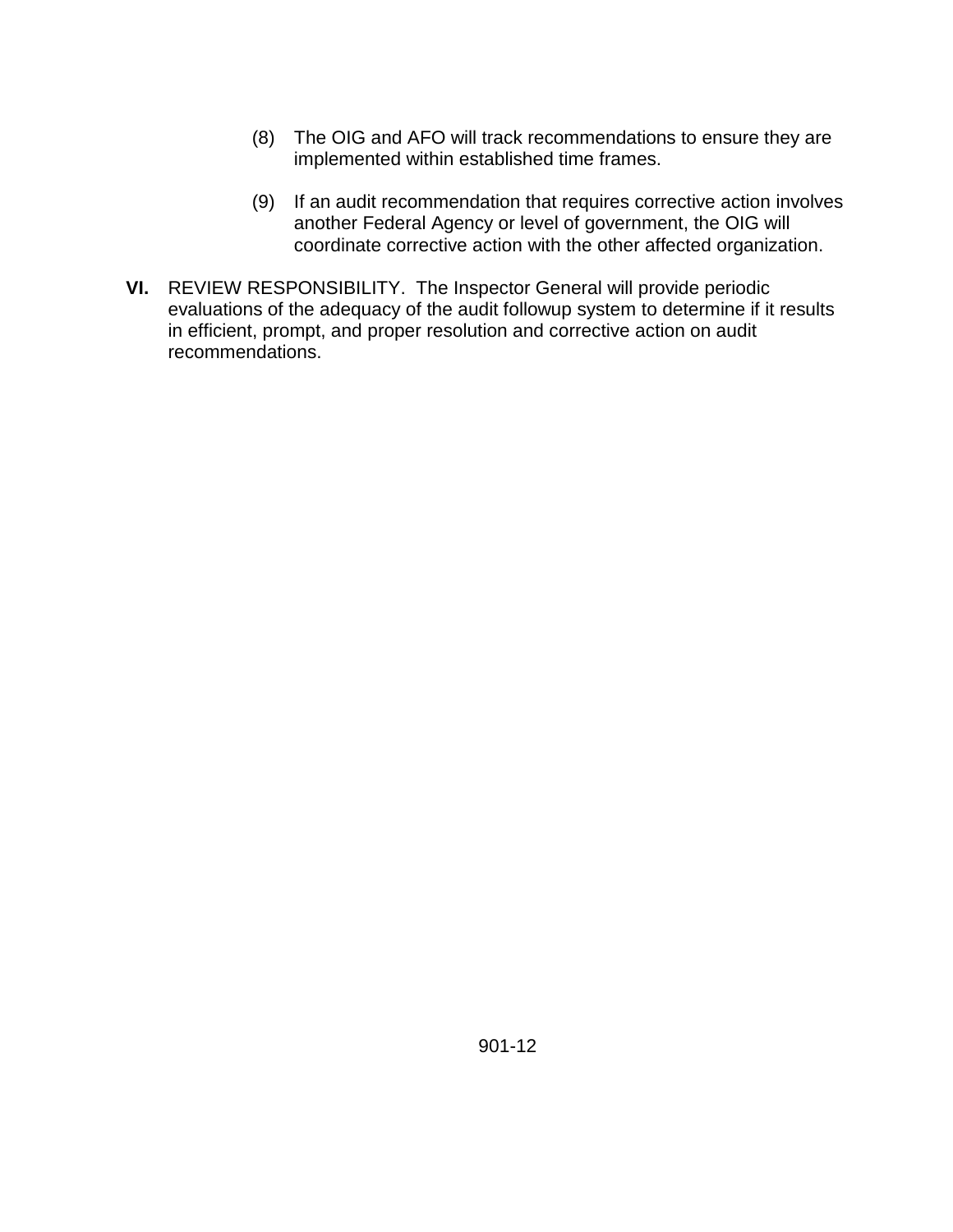(8) The OIG and AFO will track recommendations to ensure they are implemented within established time frames.

(9) If an audit recommendation that requires corrective action involves another Federal Agency or level of government, the OIG will coordinate corrective action with the other affected organization.

**VI.** REVIEW RESPONSIBILITY. The Inspector General will provide periodic evaluations of the adequacy of the audit followup system to determine if it results in efficient, prompt, and proper resolution and corrective action on audit recommendations.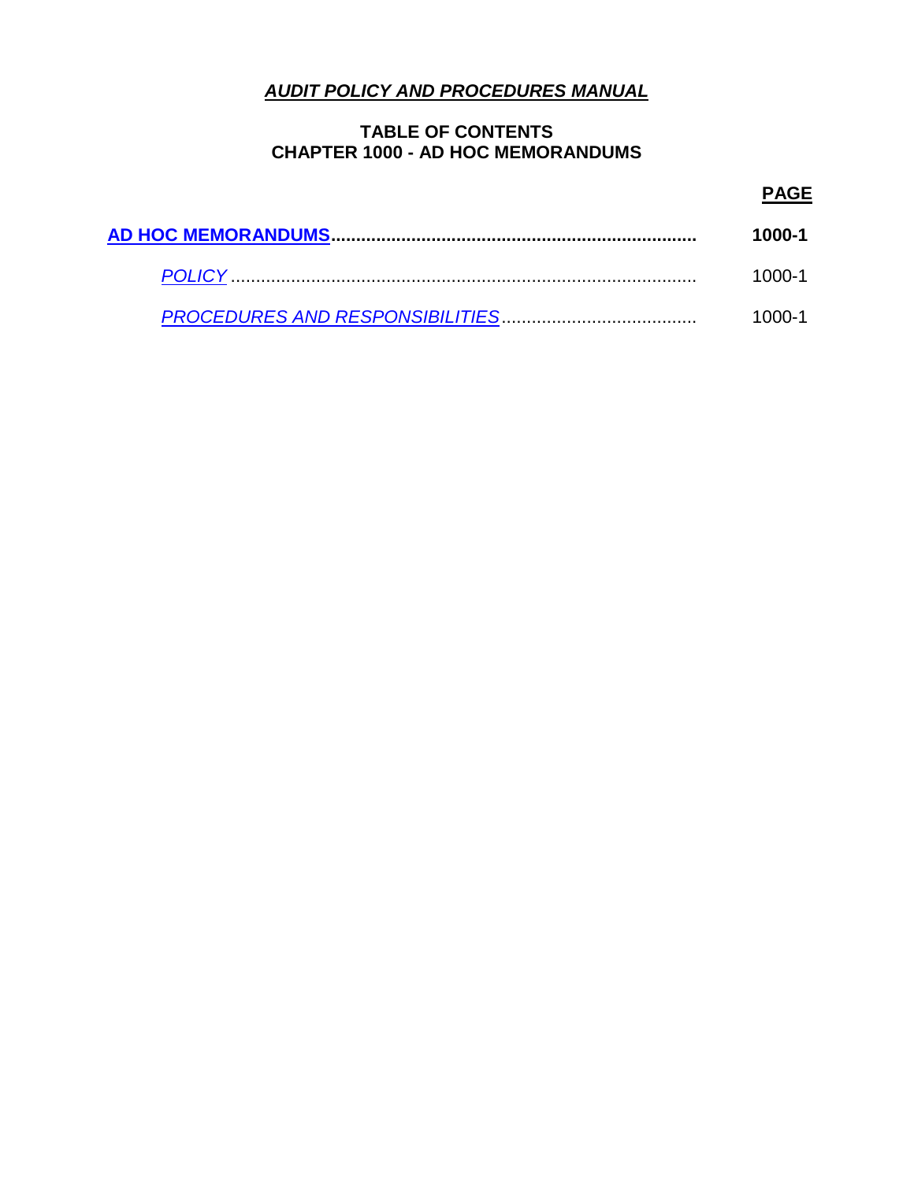***AUDIT POLICY AND PROCEDURES MANUAL***

**TABLE OF CONTENTS**
**CHAPTER 1000 - AD HOC MEMORANDUMS**

| | **PAGE** |
|---|---|
| **AD HOC MEMORANDUMS** | **1000-1** |
| *POLICY* | 1000-1 |
| *PROCEDURES AND RESPONSIBILITIES* | 1000-1 |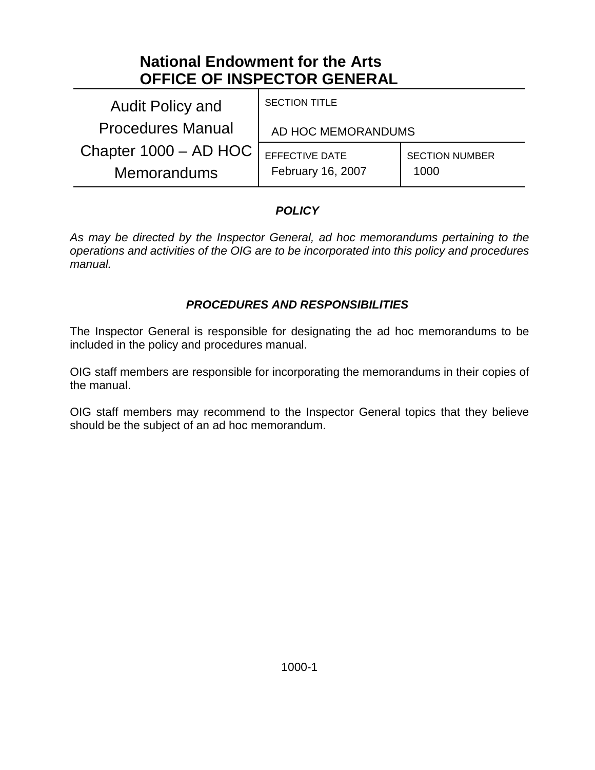# National Endowment for the Arts
# OFFICE OF INSPECTOR GENERAL

| Audit Policy and Procedures Manual Chapter 1000 – AD HOC Memorandums | SECTION TITLE<br>AD HOC MEMORANDUMS | |
|---|---|---|
| | EFFECTIVE DATE<br>February 16, 2007 | SECTION NUMBER<br>1000 |

### *POLICY*

*As may be directed by the Inspector General, ad hoc memorandums pertaining to the operations and activities of the OIG are to be incorporated into this policy and procedures manual.*

### *PROCEDURES AND RESPONSIBILITIES*

The Inspector General is responsible for designating the ad hoc memorandums to be included in the policy and procedures manual.

OIG staff members are responsible for incorporating the memorandums in their copies of the manual.

OIG staff members may recommend to the Inspector General topics that they believe should be the subject of an ad hoc memorandum.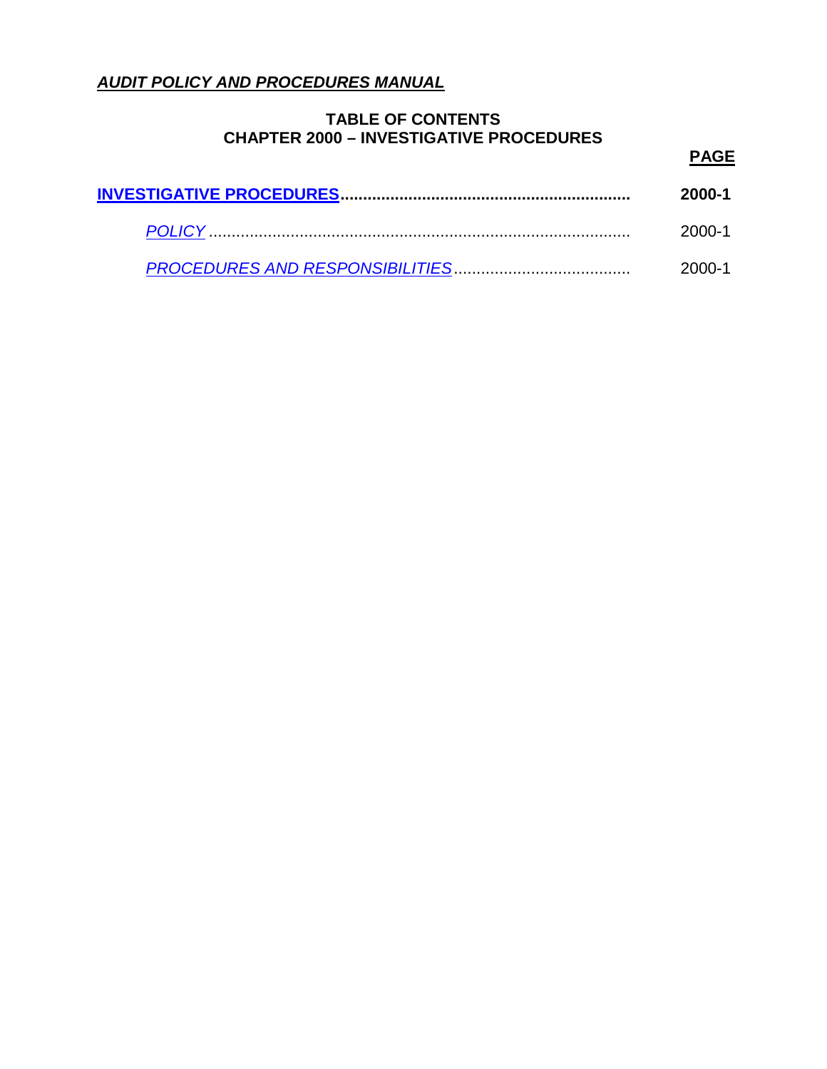***AUDIT POLICY AND PROCEDURES MANUAL***

**TABLE OF CONTENTS**
**CHAPTER 2000 – INVESTIGATIVE PROCEDURES**

| | **PAGE** |
|---|---|
| **INVESTIGATIVE PROCEDURES** | **2000-1** |
| *POLICY* | 2000-1 |
| *PROCEDURES AND RESPONSIBILITIES* | 2000-1 |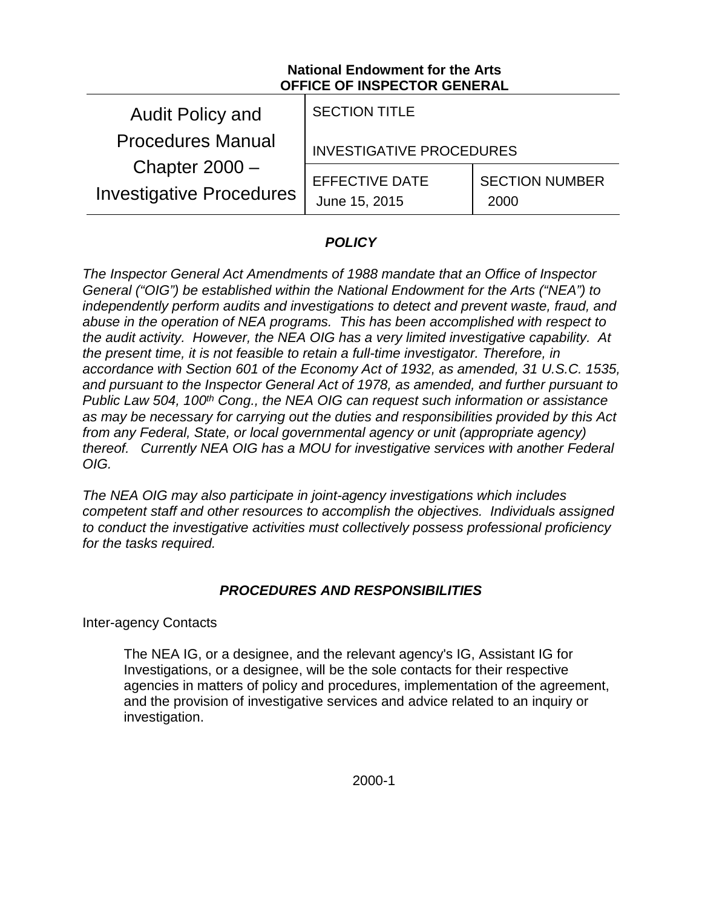**National Endowment for the Arts**
**OFFICE OF INSPECTOR GENERAL**

| Audit Policy and Procedures Manual Chapter 2000 – Investigative Procedures | SECTION TITLE<br><br>INVESTIGATIVE PROCEDURES | |
|---|---|---|
| | EFFECTIVE DATE<br>June 15, 2015 | SECTION NUMBER<br>2000 |

## *POLICY*

*The Inspector General Act Amendments of 1988 mandate that an Office of Inspector General ("OIG") be established within the National Endowment for the Arts ("NEA") to independently perform audits and investigations to detect and prevent waste, fraud, and abuse in the operation of NEA programs. This has been accomplished with respect to the audit activity. However, the NEA OIG has a very limited investigative capability. At the present time, it is not feasible to retain a full-time investigator. Therefore, in accordance with Section 601 of the Economy Act of 1932, as amended, 31 U.S.C. 1535, and pursuant to the Inspector General Act of 1978, as amended, and further pursuant to Public Law 504, 100th Cong., the NEA OIG can request such information or assistance as may be necessary for carrying out the duties and responsibilities provided by this Act from any Federal, State, or local governmental agency or unit (appropriate agency) thereof. Currently NEA OIG has a MOU for investigative services with another Federal OIG.*

*The NEA OIG may also participate in joint-agency investigations which includes competent staff and other resources to accomplish the objectives. Individuals assigned to conduct the investigative activities must collectively possess professional proficiency for the tasks required.*

## *PROCEDURES AND RESPONSIBILITIES*

Inter-agency Contacts

> The NEA IG, or a designee, and the relevant agency's IG, Assistant IG for Investigations, or a designee, will be the sole contacts for their respective agencies in matters of policy and procedures, implementation of the agreement, and the provision of investigative services and advice related to an inquiry or investigation.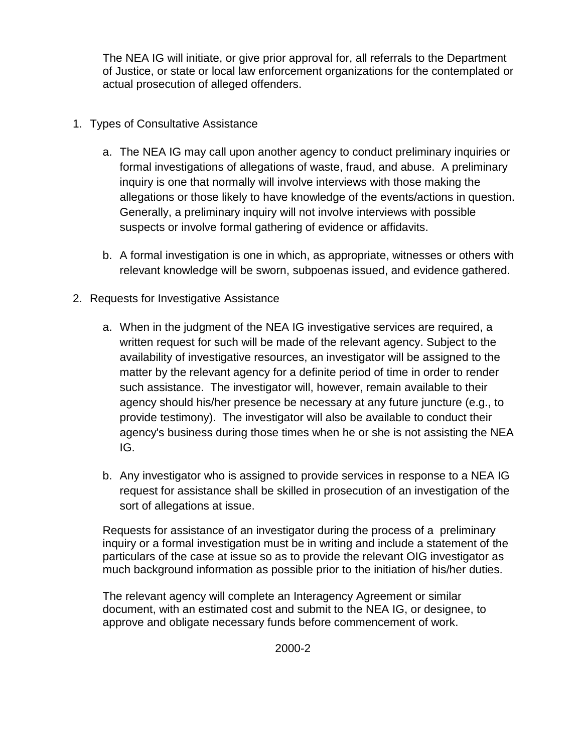The NEA IG will initiate, or give prior approval for, all referrals to the Department of Justice, or state or local law enforcement organizations for the contemplated or actual prosecution of alleged offenders.

1. Types of Consultative Assistance

   a. The NEA IG may call upon another agency to conduct preliminary inquiries or formal investigations of allegations of waste, fraud, and abuse. A preliminary inquiry is one that normally will involve interviews with those making the allegations or those likely to have knowledge of the events/actions in question. Generally, a preliminary inquiry will not involve interviews with possible suspects or involve formal gathering of evidence or affidavits.

   b. A formal investigation is one in which, as appropriate, witnesses or others with relevant knowledge will be sworn, subpoenas issued, and evidence gathered.

2. Requests for Investigative Assistance

   a. When in the judgment of the NEA IG investigative services are required, a written request for such will be made of the relevant agency. Subject to the availability of investigative resources, an investigator will be assigned to the matter by the relevant agency for a definite period of time in order to render such assistance. The investigator will, however, remain available to their agency should his/her presence be necessary at any future juncture (e.g., to provide testimony). The investigator will also be available to conduct their agency's business during those times when he or she is not assisting the NEA IG.

   b. Any investigator who is assigned to provide services in response to a NEA IG request for assistance shall be skilled in prosecution of an investigation of the sort of allegations at issue.

   Requests for assistance of an investigator during the process of a preliminary inquiry or a formal investigation must be in writing and include a statement of the particulars of the case at issue so as to provide the relevant OIG investigator as much background information as possible prior to the initiation of his/her duties.

   The relevant agency will complete an Interagency Agreement or similar document, with an estimated cost and submit to the NEA IG, or designee, to approve and obligate necessary funds before commencement of work.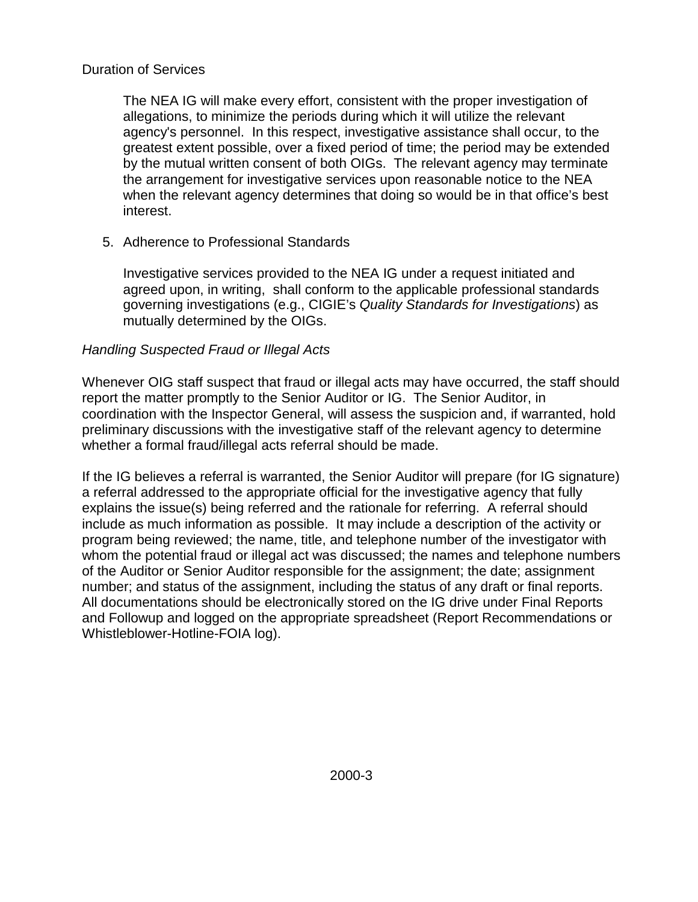Duration of Services

The NEA IG will make every effort, consistent with the proper investigation of allegations, to minimize the periods during which it will utilize the relevant agency's personnel. In this respect, investigative assistance shall occur, to the greatest extent possible, over a fixed period of time; the period may be extended by the mutual written consent of both OIGs. The relevant agency may terminate the arrangement for investigative services upon reasonable notice to the NEA when the relevant agency determines that doing so would be in that office's best interest.

5. Adherence to Professional Standards

   Investigative services provided to the NEA IG under a request initiated and agreed upon, in writing, shall conform to the applicable professional standards governing investigations (e.g., CIGIE's *Quality Standards for Investigations*) as mutually determined by the OIGs.

*Handling Suspected Fraud or Illegal Acts*

Whenever OIG staff suspect that fraud or illegal acts may have occurred, the staff should report the matter promptly to the Senior Auditor or IG. The Senior Auditor, in coordination with the Inspector General, will assess the suspicion and, if warranted, hold preliminary discussions with the investigative staff of the relevant agency to determine whether a formal fraud/illegal acts referral should be made.

If the IG believes a referral is warranted, the Senior Auditor will prepare (for IG signature) a referral addressed to the appropriate official for the investigative agency that fully explains the issue(s) being referred and the rationale for referring. A referral should include as much information as possible. It may include a description of the activity or program being reviewed; the name, title, and telephone number of the investigator with whom the potential fraud or illegal act was discussed; the names and telephone numbers of the Auditor or Senior Auditor responsible for the assignment; the date; assignment number; and status of the assignment, including the status of any draft or final reports. All documentations should be electronically stored on the IG drive under Final Reports and Followup and logged on the appropriate spreadsheet (Report Recommendations or Whistleblower-Hotline-FOIA log).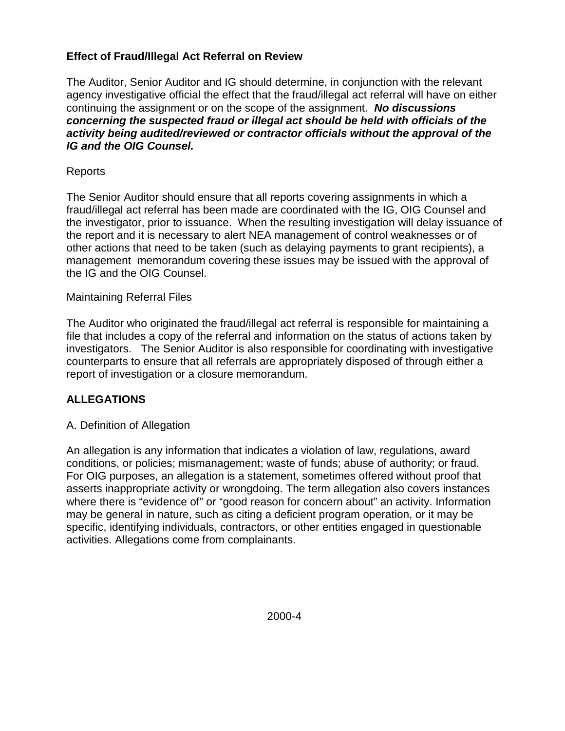**Effect of Fraud/Illegal Act Referral on Review**

The Auditor, Senior Auditor and IG should determine, in conjunction with the relevant agency investigative official the effect that the fraud/illegal act referral will have on either continuing the assignment or on the scope of the assignment. ***No discussions concerning the suspected fraud or illegal act should be held with officials of the activity being audited/reviewed or contractor officials without the approval of the IG and the OIG Counsel.***

Reports

The Senior Auditor should ensure that all reports covering assignments in which a fraud/illegal act referral has been made are coordinated with the IG, OIG Counsel and the investigator, prior to issuance. When the resulting investigation will delay issuance of the report and it is necessary to alert NEA management of control weaknesses or of other actions that need to be taken (such as delaying payments to grant recipients), a management memorandum covering these issues may be issued with the approval of the IG and the OIG Counsel.

Maintaining Referral Files

The Auditor who originated the fraud/illegal act referral is responsible for maintaining a file that includes a copy of the referral and information on the status of actions taken by investigators. The Senior Auditor is also responsible for coordinating with investigative counterparts to ensure that all referrals are appropriately disposed of through either a report of investigation or a closure memorandum.

**ALLEGATIONS**

A. Definition of Allegation

An allegation is any information that indicates a violation of law, regulations, award conditions, or policies; mismanagement; waste of funds; abuse of authority; or fraud. For OIG purposes, an allegation is a statement, sometimes offered without proof that asserts inappropriate activity or wrongdoing. The term allegation also covers instances where there is "evidence of" or "good reason for concern about" an activity. Information may be general in nature, such as citing a deficient program operation, or it may be specific, identifying individuals, contractors, or other entities engaged in questionable activities. Allegations come from complainants.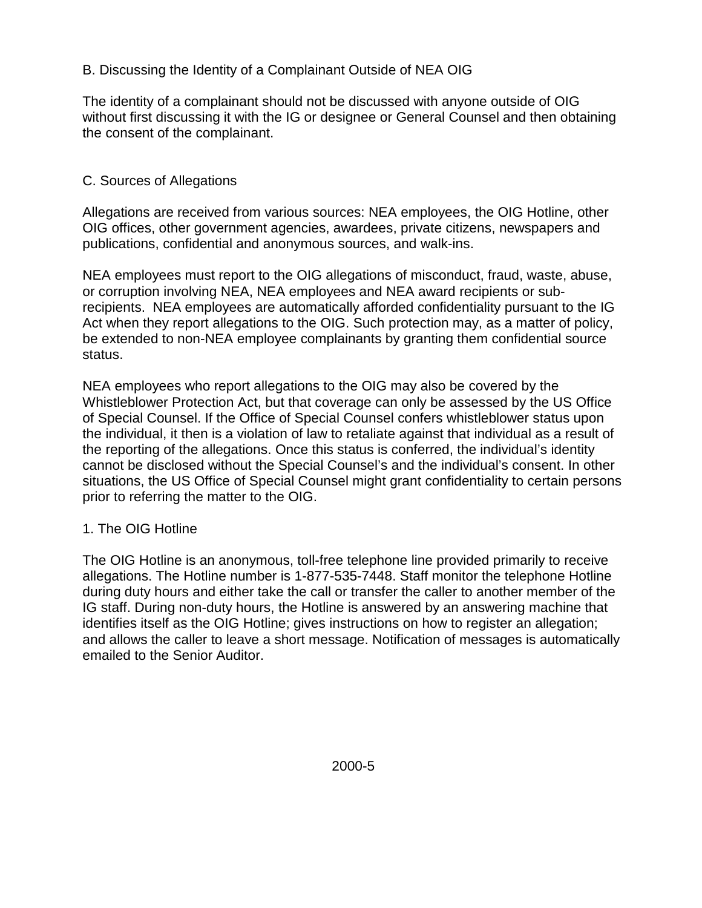## B. Discussing the Identity of a Complainant Outside of NEA OIG

The identity of a complainant should not be discussed with anyone outside of OIG without first discussing it with the IG or designee or General Counsel and then obtaining the consent of the complainant.

## C. Sources of Allegations

Allegations are received from various sources: NEA employees, the OIG Hotline, other OIG offices, other government agencies, awardees, private citizens, newspapers and publications, confidential and anonymous sources, and walk-ins.

NEA employees must report to the OIG allegations of misconduct, fraud, waste, abuse, or corruption involving NEA, NEA employees and NEA award recipients or sub-recipients. NEA employees are automatically afforded confidentiality pursuant to the IG Act when they report allegations to the OIG. Such protection may, as a matter of policy, be extended to non-NEA employee complainants by granting them confidential source status.

NEA employees who report allegations to the OIG may also be covered by the Whistleblower Protection Act, but that coverage can only be assessed by the US Office of Special Counsel. If the Office of Special Counsel confers whistleblower status upon the individual, it then is a violation of law to retaliate against that individual as a result of the reporting of the allegations. Once this status is conferred, the individual's identity cannot be disclosed without the Special Counsel's and the individual's consent. In other situations, the US Office of Special Counsel might grant confidentiality to certain persons prior to referring the matter to the OIG.

### 1. The OIG Hotline

The OIG Hotline is an anonymous, toll-free telephone line provided primarily to receive allegations. The Hotline number is 1-877-535-7448. Staff monitor the telephone Hotline during duty hours and either take the call or transfer the caller to another member of the IG staff. During non-duty hours, the Hotline is answered by an answering machine that identifies itself as the OIG Hotline; gives instructions on how to register an allegation; and allows the caller to leave a short message. Notification of messages is automatically emailed to the Senior Auditor.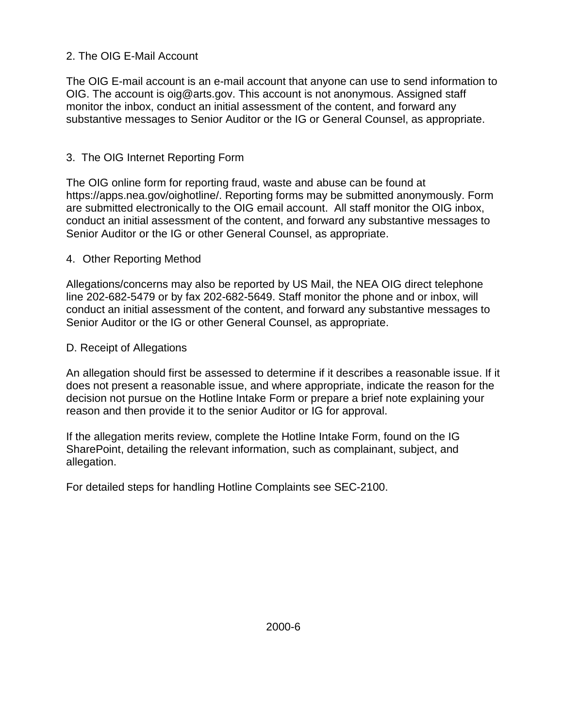### 2. The OIG E-Mail Account

The OIG E-mail account is an e-mail account that anyone can use to send information to OIG. The account is oig@arts.gov. This account is not anonymous. Assigned staff monitor the inbox, conduct an initial assessment of the content, and forward any substantive messages to Senior Auditor or the IG or General Counsel, as appropriate.

### 3. The OIG Internet Reporting Form

The OIG online form for reporting fraud, waste and abuse can be found at https://apps.nea.gov/oighotline/. Reporting forms may be submitted anonymously. Form are submitted electronically to the OIG email account. All staff monitor the OIG inbox, conduct an initial assessment of the content, and forward any substantive messages to Senior Auditor or the IG or other General Counsel, as appropriate.

### 4. Other Reporting Method

Allegations/concerns may also be reported by US Mail, the NEA OIG direct telephone line 202-682-5479 or by fax 202-682-5649. Staff monitor the phone and or inbox, will conduct an initial assessment of the content, and forward any substantive messages to Senior Auditor or the IG or other General Counsel, as appropriate.

## D. Receipt of Allegations

An allegation should first be assessed to determine if it describes a reasonable issue. If it does not present a reasonable issue, and where appropriate, indicate the reason for the decision not pursue on the Hotline Intake Form or prepare a brief note explaining your reason and then provide it to the senior Auditor or IG for approval.

If the allegation merits review, complete the Hotline Intake Form, found on the IG SharePoint, detailing the relevant information, such as complainant, subject, and allegation.

For detailed steps for handling Hotline Complaints see SEC-2100.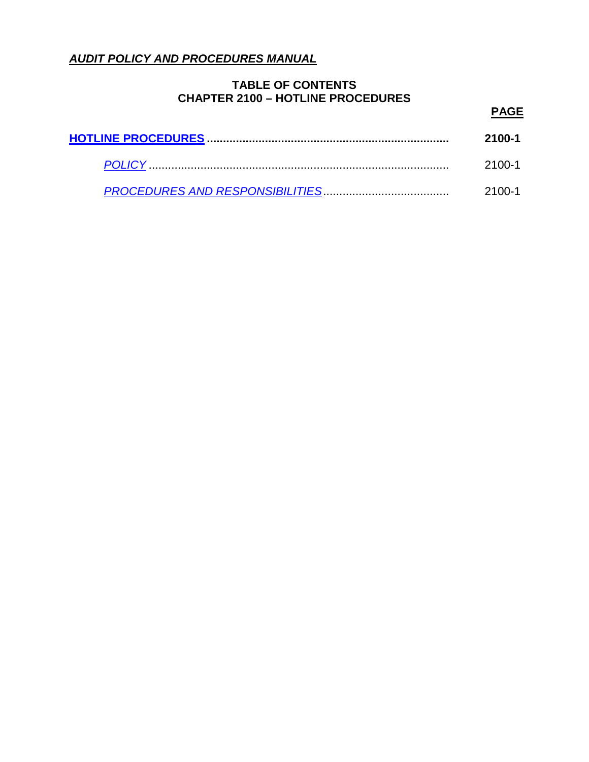***AUDIT POLICY AND PROCEDURES MANUAL***

**TABLE OF CONTENTS**
**CHAPTER 2100 – HOTLINE PROCEDURES**

| | **PAGE** |
|---|---|
| **HOTLINE PROCEDURES** | **2100-1** |
| *POLICY* | 2100-1 |
| *PROCEDURES AND RESPONSIBILITIES* | 2100-1 |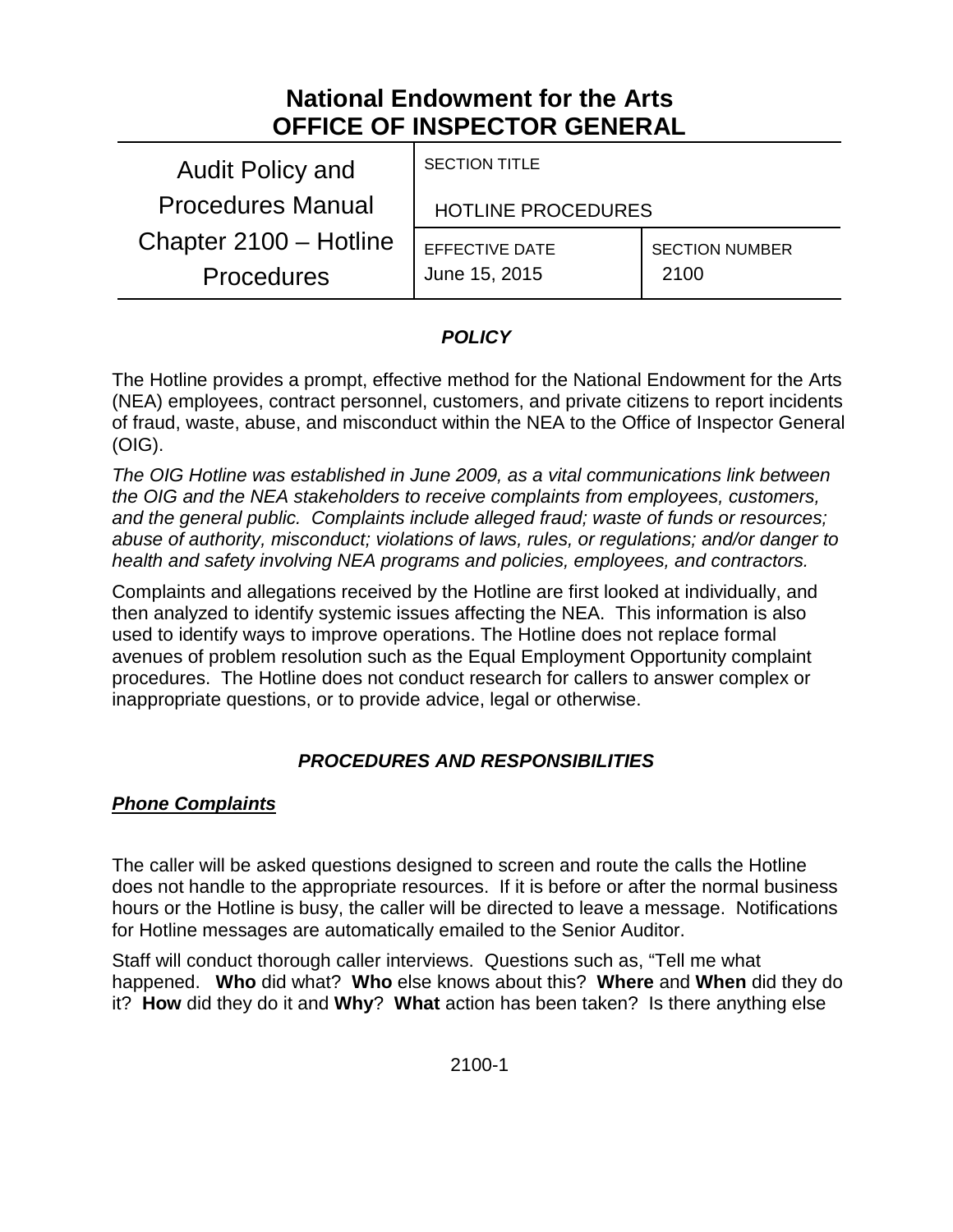# National Endowment for the Arts
# OFFICE OF INSPECTOR GENERAL

| Audit Policy and Procedures Manual Chapter 2100 – Hotline Procedures | SECTION TITLE HOTLINE PROCEDURES | |
|---|---|---|
| | EFFECTIVE DATE June 15, 2015 | SECTION NUMBER 2100 |

## *POLICY*

The Hotline provides a prompt, effective method for the National Endowment for the Arts (NEA) employees, contract personnel, customers, and private citizens to report incidents of fraud, waste, abuse, and misconduct within the NEA to the Office of Inspector General (OIG).

*The OIG Hotline was established in June 2009, as a vital communications link between the OIG and the NEA stakeholders to receive complaints from employees, customers, and the general public. Complaints include alleged fraud; waste of funds or resources; abuse of authority, misconduct; violations of laws, rules, or regulations; and/or danger to health and safety involving NEA programs and policies, employees, and contractors.*

Complaints and allegations received by the Hotline are first looked at individually, and then analyzed to identify systemic issues affecting the NEA. This information is also used to identify ways to improve operations. The Hotline does not replace formal avenues of problem resolution such as the Equal Employment Opportunity complaint procedures. The Hotline does not conduct research for callers to answer complex or inappropriate questions, or to provide advice, legal or otherwise.

## *PROCEDURES AND RESPONSIBILITIES*

### ***Phone Complaints***

The caller will be asked questions designed to screen and route the calls the Hotline does not handle to the appropriate resources. If it is before or after the normal business hours or the Hotline is busy, the caller will be directed to leave a message. Notifications for Hotline messages are automatically emailed to the Senior Auditor.

Staff will conduct thorough caller interviews. Questions such as, "Tell me what happened. **Who** did what? **Who** else knows about this? **Where** and **When** did they do it? **How** did they do it and **Why**? **What** action has been taken? Is there anything else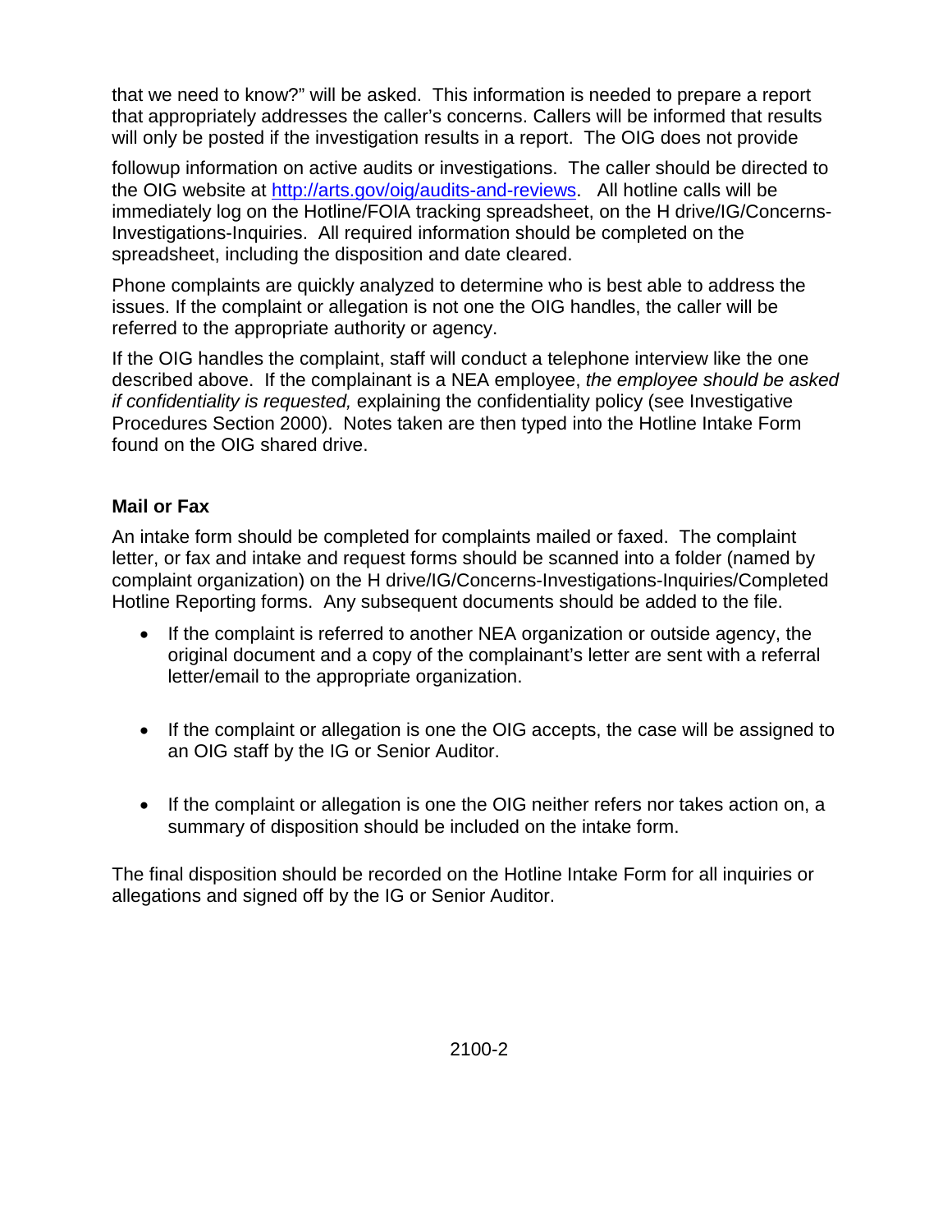that we need to know?" will be asked. This information is needed to prepare a report that appropriately addresses the caller's concerns. Callers will be informed that results will only be posted if the investigation results in a report. The OIG does not provide followup information on active audits or investigations. The caller should be directed to the OIG website at http://arts.gov/oig/audits-and-reviews. All hotline calls will be immediately log on the Hotline/FOIA tracking spreadsheet, on the H drive/IG/Concerns-Investigations-Inquiries. All required information should be completed on the spreadsheet, including the disposition and date cleared.

Phone complaints are quickly analyzed to determine who is best able to address the issues. If the complaint or allegation is not one the OIG handles, the caller will be referred to the appropriate authority or agency.

If the OIG handles the complaint, staff will conduct a telephone interview like the one described above. If the complainant is a NEA employee, *the employee should be asked if confidentiality is requested,* explaining the confidentiality policy (see Investigative Procedures Section 2000). Notes taken are then typed into the Hotline Intake Form found on the OIG shared drive.

**Mail or Fax**

An intake form should be completed for complaints mailed or faxed. The complaint letter, or fax and intake and request forms should be scanned into a folder (named by complaint organization) on the H drive/IG/Concerns-Investigations-Inquiries/Completed Hotline Reporting forms. Any subsequent documents should be added to the file.

- If the complaint is referred to another NEA organization or outside agency, the original document and a copy of the complainant's letter are sent with a referral letter/email to the appropriate organization.

- If the complaint or allegation is one the OIG accepts, the case will be assigned to an OIG staff by the IG or Senior Auditor.

- If the complaint or allegation is one the OIG neither refers nor takes action on, a summary of disposition should be included on the intake form.

The final disposition should be recorded on the Hotline Intake Form for all inquiries or allegations and signed off by the IG or Senior Auditor.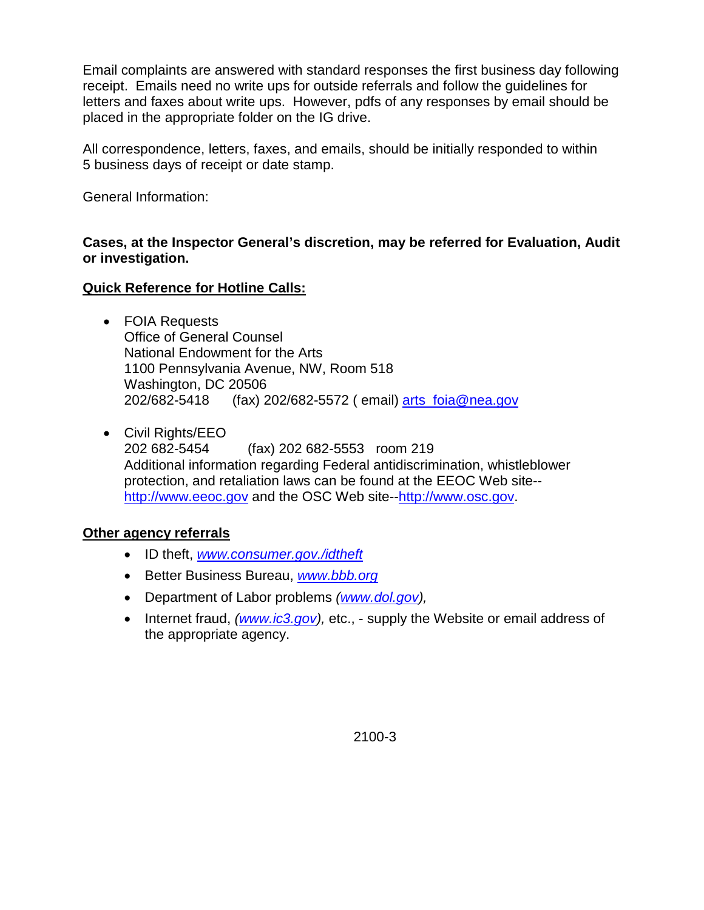Email complaints are answered with standard responses the first business day following receipt. Emails need no write ups for outside referrals and follow the guidelines for letters and faxes about write ups. However, pdfs of any responses by email should be placed in the appropriate folder on the IG drive.

All correspondence, letters, faxes, and emails, should be initially responded to within 5 business days of receipt or date stamp.

General Information:

**Cases, at the Inspector General's discretion, may be referred for Evaluation, Audit or investigation.**

**Quick Reference for Hotline Calls:**

- FOIA Requests
  Office of General Counsel
  National Endowment for the Arts
  1100 Pennsylvania Avenue, NW, Room 518
  Washington, DC 20506
  202/682-5418 (fax) 202/682-5572 ( email) arts_foia@nea.gov

- Civil Rights/EEO
  202 682-5454 (fax) 202 682-5553 room 219
  Additional information regarding Federal antidiscrimination, whistleblower protection, and retaliation laws can be found at the EEOC Web site--http://www.eeoc.gov and the OSC Web site--http://www.osc.gov.

**Other agency referrals**

- ID theft, *www.consumer.gov./idtheft*
- Better Business Bureau, *www.bbb.org*
- Department of Labor problems *(www.dol.gov),*
- Internet fraud, *(www.ic3.gov),* etc., - supply the Website or email address of the appropriate agency.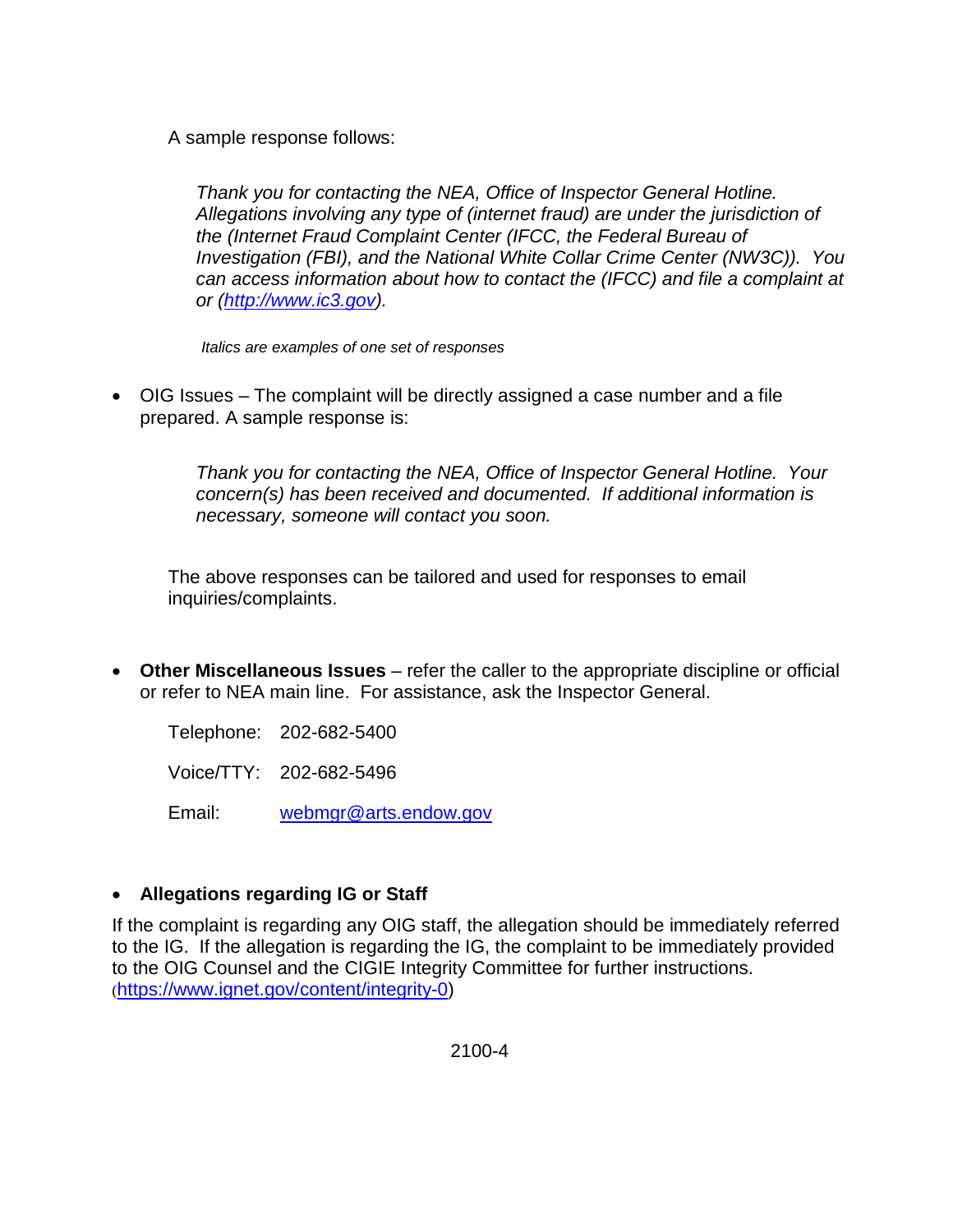A sample response follows:

> *Thank you for contacting the NEA, Office of Inspector General Hotline. Allegations involving any type of (internet fraud) are under the jurisdiction of the (Internet Fraud Complaint Center (IFCC, the Federal Bureau of Investigation (FBI), and the National White Collar Crime Center (NW3C)). You can access information about how to contact the (IFCC) and file a complaint at or ([http://www.ic3.gov](http://www.ic3.gov)).*
>
> *Italics are examples of one set of responses*

- OIG Issues – The complaint will be directly assigned a case number and a file prepared. A sample response is:

> *Thank you for contacting the NEA, Office of Inspector General Hotline. Your concern(s) has been received and documented. If additional information is necessary, someone will contact you soon.*

The above responses can be tailored and used for responses to email inquiries/complaints.

- **Other Miscellaneous Issues** – refer the caller to the appropriate discipline or official or refer to NEA main line. For assistance, ask the Inspector General.

  Telephone: 202-682-5400

  Voice/TTY: 202-682-5496

  Email: [webmgr@arts.endow.gov](mailto:webmgr@arts.endow.gov)

- **Allegations regarding IG or Staff**

If the complaint is regarding any OIG staff, the allegation should be immediately referred to the IG. If the allegation is regarding the IG, the complaint to be immediately provided to the OIG Counsel and the CIGIE Integrity Committee for further instructions. ([https://www.ignet.gov/content/integrity-0](https://www.ignet.gov/content/integrity-0))